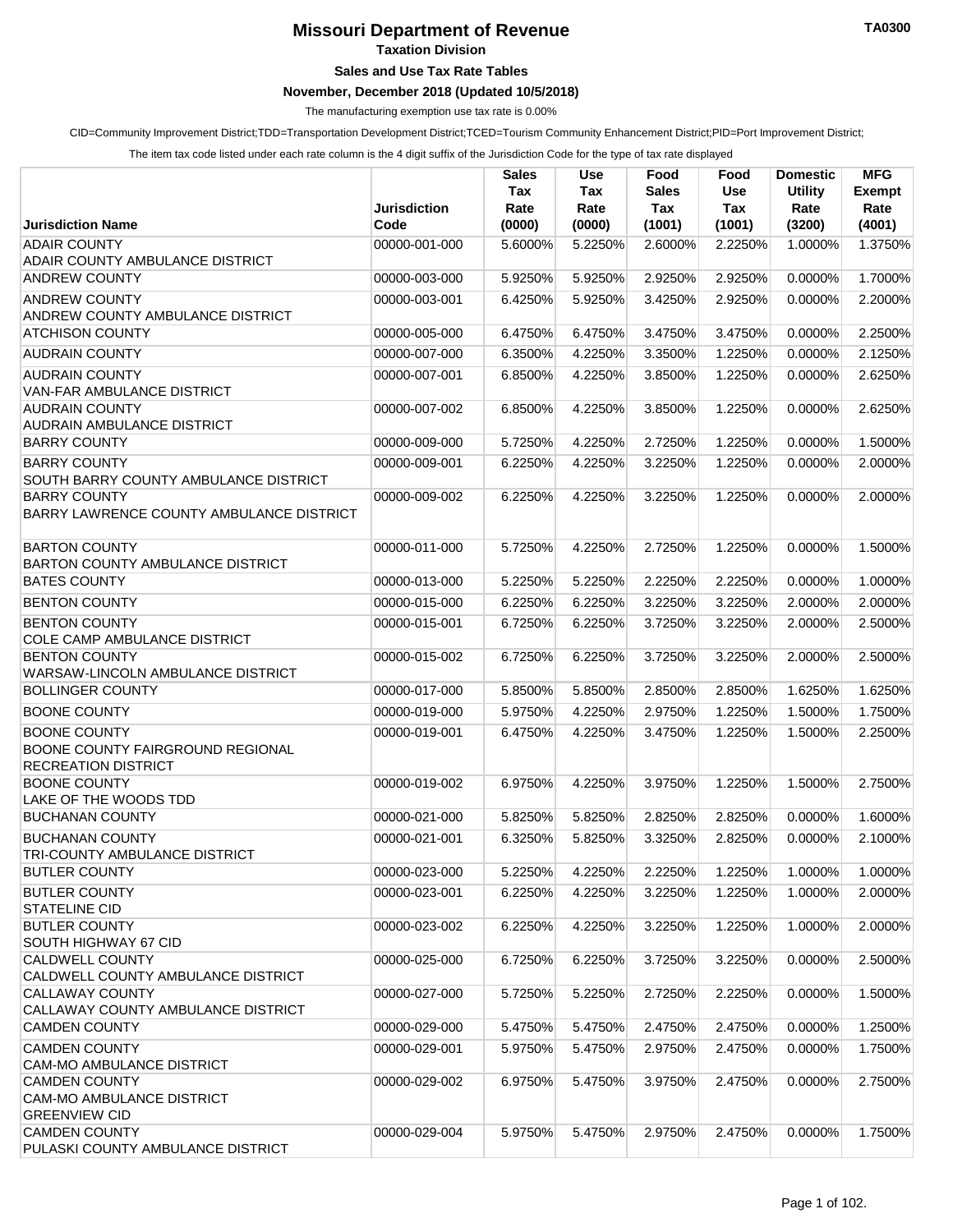# Missouri Department of Revenue

**Taxation Division**

**Sales and Use Tax Rate Tables**

**November, December 2018 (Updated 10/5/2018)**

The manufacturing exemption use tax rate is 0.00%

CID=Community Improvement District;TDD=Transportation Development District;TCED=Tourism Community Enhancement District;PID=Port Improvement District;

The item tax code listed under each rate column is the 4 digit suffix of the Jurisdiction Code for the type of tax rate displayed

| Jurisdiction Name | Jurisdiction Code | Sales Tax Rate (0000) | Use Tax Rate (0000) | Food Sales Tax (1001) | Food Use Tax (1001) | Domestic Utility Rate (3200) | MFG Exempt Rate (4001) |
|---|---|---|---|---|---|---|---|
| ADAIR COUNTY<br>ADAIR COUNTY AMBULANCE DISTRICT | 00000-001-000 | 5.6000% | 5.2250% | 2.6000% | 2.2250% | 1.0000% | 1.3750% |
| ANDREW COUNTY | 00000-003-000 | 5.9250% | 5.9250% | 2.9250% | 2.9250% | 0.0000% | 1.7000% |
| ANDREW COUNTY<br>ANDREW COUNTY AMBULANCE DISTRICT | 00000-003-001 | 6.4250% | 5.9250% | 3.4250% | 2.9250% | 0.0000% | 2.2000% |
| ATCHISON COUNTY | 00000-005-000 | 6.4750% | 6.4750% | 3.4750% | 3.4750% | 0.0000% | 2.2500% |
| AUDRAIN COUNTY | 00000-007-000 | 6.3500% | 4.2250% | 3.3500% | 1.2250% | 0.0000% | 2.1250% |
| AUDRAIN COUNTY<br>VAN-FAR AMBULANCE DISTRICT | 00000-007-001 | 6.8500% | 4.2250% | 3.8500% | 1.2250% | 0.0000% | 2.6250% |
| AUDRAIN COUNTY<br>AUDRAIN AMBULANCE DISTRICT | 00000-007-002 | 6.8500% | 4.2250% | 3.8500% | 1.2250% | 0.0000% | 2.6250% |
| BARRY COUNTY | 00000-009-000 | 5.7250% | 4.2250% | 2.7250% | 1.2250% | 0.0000% | 1.5000% |
| BARRY COUNTY<br>SOUTH BARRY COUNTY AMBULANCE DISTRICT | 00000-009-001 | 6.2250% | 4.2250% | 3.2250% | 1.2250% | 0.0000% | 2.0000% |
| BARRY COUNTY<br>BARRY LAWRENCE COUNTY AMBULANCE DISTRICT | 00000-009-002 | 6.2250% | 4.2250% | 3.2250% | 1.2250% | 0.0000% | 2.0000% |
| BARTON COUNTY<br>BARTON COUNTY AMBULANCE DISTRICT | 00000-011-000 | 5.7250% | 4.2250% | 2.7250% | 1.2250% | 0.0000% | 1.5000% |
| BATES COUNTY | 00000-013-000 | 5.2250% | 5.2250% | 2.2250% | 2.2250% | 0.0000% | 1.0000% |
| BENTON COUNTY | 00000-015-000 | 6.2250% | 6.2250% | 3.2250% | 3.2250% | 2.0000% | 2.0000% |
| BENTON COUNTY<br>COLE CAMP AMBULANCE DISTRICT | 00000-015-001 | 6.7250% | 6.2250% | 3.7250% | 3.2250% | 2.0000% | 2.5000% |
| BENTON COUNTY<br>WARSAW-LINCOLN AMBULANCE DISTRICT | 00000-015-002 | 6.7250% | 6.2250% | 3.7250% | 3.2250% | 2.0000% | 2.5000% |
| BOLLINGER COUNTY | 00000-017-000 | 5.8500% | 5.8500% | 2.8500% | 2.8500% | 1.6250% | 1.6250% |
| BOONE COUNTY | 00000-019-000 | 5.9750% | 4.2250% | 2.9750% | 1.2250% | 1.5000% | 1.7500% |
| BOONE COUNTY<br>BOONE COUNTY FAIRGROUND REGIONAL RECREATION DISTRICT | 00000-019-001 | 6.4750% | 4.2250% | 3.4750% | 1.2250% | 1.5000% | 2.2500% |
| BOONE COUNTY<br>LAKE OF THE WOODS TDD | 00000-019-002 | 6.9750% | 4.2250% | 3.9750% | 1.2250% | 1.5000% | 2.7500% |
| BUCHANAN COUNTY | 00000-021-000 | 5.8250% | 5.8250% | 2.8250% | 2.8250% | 0.0000% | 1.6000% |
| BUCHANAN COUNTY<br>TRI-COUNTY AMBULANCE DISTRICT | 00000-021-001 | 6.3250% | 5.8250% | 3.3250% | 2.8250% | 0.0000% | 2.1000% |
| BUTLER COUNTY | 00000-023-000 | 5.2250% | 4.2250% | 2.2250% | 1.2250% | 1.0000% | 1.0000% |
| BUTLER COUNTY<br>STATELINE CID | 00000-023-001 | 6.2250% | 4.2250% | 3.2250% | 1.2250% | 1.0000% | 2.0000% |
| BUTLER COUNTY<br>SOUTH HIGHWAY 67 CID | 00000-023-002 | 6.2250% | 4.2250% | 3.2250% | 1.2250% | 1.0000% | 2.0000% |
| CALDWELL COUNTY<br>CALDWELL COUNTY AMBULANCE DISTRICT | 00000-025-000 | 6.7250% | 6.2250% | 3.7250% | 3.2250% | 0.0000% | 2.5000% |
| CALLAWAY COUNTY<br>CALLAWAY COUNTY AMBULANCE DISTRICT | 00000-027-000 | 5.7250% | 5.2250% | 2.7250% | 2.2250% | 0.0000% | 1.5000% |
| CAMDEN COUNTY | 00000-029-000 | 5.4750% | 5.4750% | 2.4750% | 2.4750% | 0.0000% | 1.2500% |
| CAMDEN COUNTY<br>CAM-MO AMBULANCE DISTRICT | 00000-029-001 | 5.9750% | 5.4750% | 2.9750% | 2.4750% | 0.0000% | 1.7500% |
| CAMDEN COUNTY<br>CAM-MO AMBULANCE DISTRICT<br>GREENVIEW CID | 00000-029-002 | 6.9750% | 5.4750% | 3.9750% | 2.4750% | 0.0000% | 2.7500% |
| CAMDEN COUNTY<br>PULASKI COUNTY AMBULANCE DISTRICT | 00000-029-004 | 5.9750% | 5.4750% | 2.9750% | 2.4750% | 0.0000% | 1.7500% |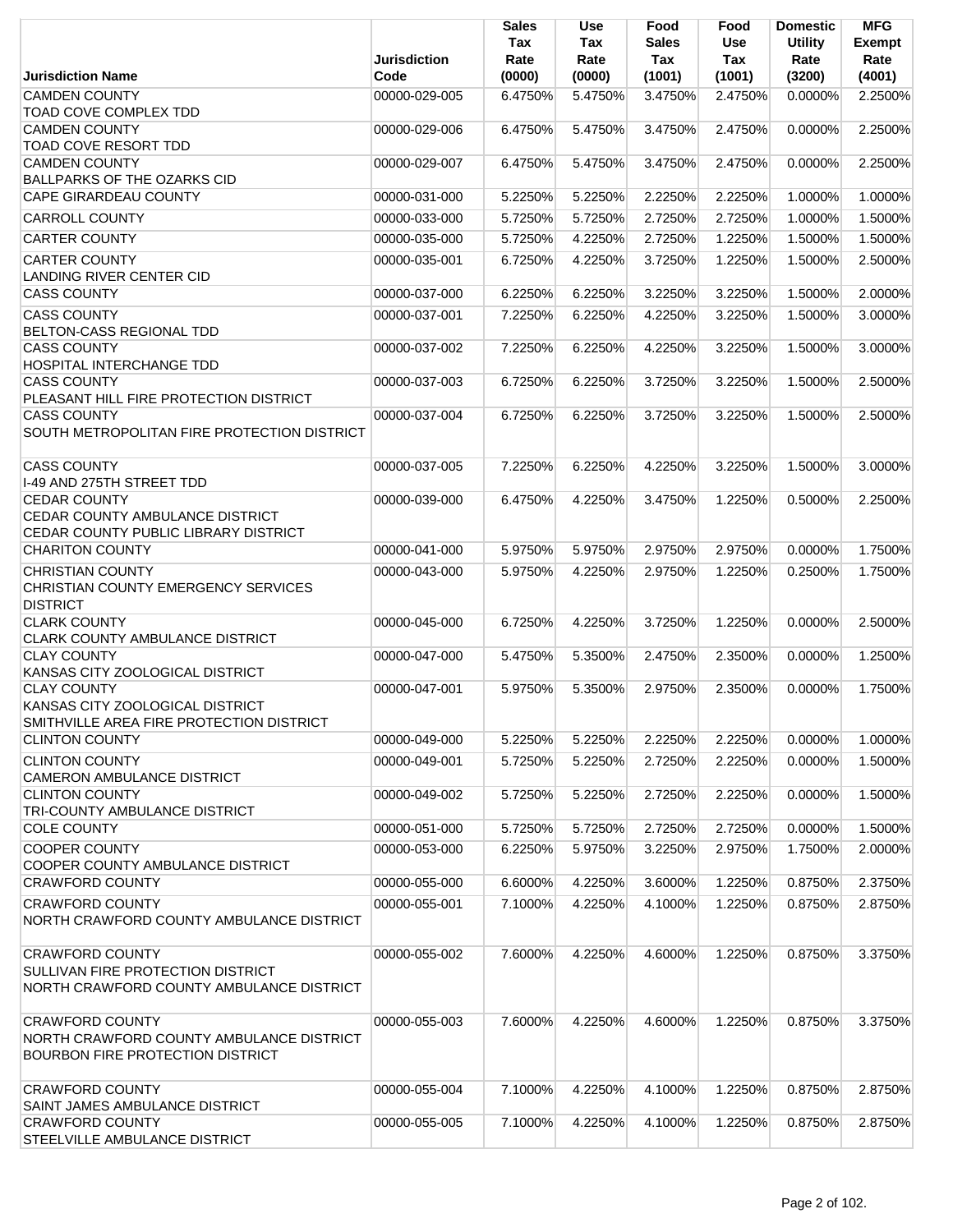| Jurisdiction Name | Jurisdiction Code | Sales Tax Rate (0000) | Use Tax Rate (0000) | Food Sales Tax (1001) | Food Use Tax (1001) | Domestic Utility Rate (3200) | MFG Exempt Rate (4001) |
|---|---|---|---|---|---|---|---|
| CAMDEN COUNTY<br>TOAD COVE COMPLEX TDD | 00000-029-005 | 6.4750% | 5.4750% | 3.4750% | 2.4750% | 0.0000% | 2.2500% |
| CAMDEN COUNTY<br>TOAD COVE RESORT TDD | 00000-029-006 | 6.4750% | 5.4750% | 3.4750% | 2.4750% | 0.0000% | 2.2500% |
| CAMDEN COUNTY<br>BALLPARKS OF THE OZARKS CID | 00000-029-007 | 6.4750% | 5.4750% | 3.4750% | 2.4750% | 0.0000% | 2.2500% |
| CAPE GIRARDEAU COUNTY | 00000-031-000 | 5.2250% | 5.2250% | 2.2250% | 2.2250% | 1.0000% | 1.0000% |
| CARROLL COUNTY | 00000-033-000 | 5.7250% | 5.7250% | 2.7250% | 2.7250% | 1.0000% | 1.5000% |
| CARTER COUNTY | 00000-035-000 | 5.7250% | 4.2250% | 2.7250% | 1.2250% | 1.5000% | 1.5000% |
| CARTER COUNTY<br>LANDING RIVER CENTER CID | 00000-035-001 | 6.7250% | 4.2250% | 3.7250% | 1.2250% | 1.5000% | 2.5000% |
| CASS COUNTY | 00000-037-000 | 6.2250% | 6.2250% | 3.2250% | 3.2250% | 1.5000% | 2.0000% |
| CASS COUNTY<br>BELTON-CASS REGIONAL TDD | 00000-037-001 | 7.2250% | 6.2250% | 4.2250% | 3.2250% | 1.5000% | 3.0000% |
| CASS COUNTY<br>HOSPITAL INTERCHANGE TDD | 00000-037-002 | 7.2250% | 6.2250% | 4.2250% | 3.2250% | 1.5000% | 3.0000% |
| CASS COUNTY<br>PLEASANT HILL FIRE PROTECTION DISTRICT | 00000-037-003 | 6.7250% | 6.2250% | 3.7250% | 3.2250% | 1.5000% | 2.5000% |
| CASS COUNTY<br>SOUTH METROPOLITAN FIRE PROTECTION DISTRICT | 00000-037-004 | 6.7250% | 6.2250% | 3.7250% | 3.2250% | 1.5000% | 2.5000% |
| CASS COUNTY<br>I-49 AND 275TH STREET TDD | 00000-037-005 | 7.2250% | 6.2250% | 4.2250% | 3.2250% | 1.5000% | 3.0000% |
| CEDAR COUNTY<br>CEDAR COUNTY AMBULANCE DISTRICT<br>CEDAR COUNTY PUBLIC LIBRARY DISTRICT | 00000-039-000 | 6.4750% | 4.2250% | 3.4750% | 1.2250% | 0.5000% | 2.2500% |
| CHARITON COUNTY | 00000-041-000 | 5.9750% | 5.9750% | 2.9750% | 2.9750% | 0.0000% | 1.7500% |
| CHRISTIAN COUNTY<br>CHRISTIAN COUNTY EMERGENCY SERVICES DISTRICT | 00000-043-000 | 5.9750% | 4.2250% | 2.9750% | 1.2250% | 0.2500% | 1.7500% |
| CLARK COUNTY<br>CLARK COUNTY AMBULANCE DISTRICT | 00000-045-000 | 6.7250% | 4.2250% | 3.7250% | 1.2250% | 0.0000% | 2.5000% |
| CLAY COUNTY<br>KANSAS CITY ZOOLOGICAL DISTRICT | 00000-047-000 | 5.4750% | 5.3500% | 2.4750% | 2.3500% | 0.0000% | 1.2500% |
| CLAY COUNTY<br>KANSAS CITY ZOOLOGICAL DISTRICT<br>SMITHVILLE AREA FIRE PROTECTION DISTRICT | 00000-047-001 | 5.9750% | 5.3500% | 2.9750% | 2.3500% | 0.0000% | 1.7500% |
| CLINTON COUNTY | 00000-049-000 | 5.2250% | 5.2250% | 2.2250% | 2.2250% | 0.0000% | 1.0000% |
| CLINTON COUNTY<br>CAMERON AMBULANCE DISTRICT | 00000-049-001 | 5.7250% | 5.2250% | 2.7250% | 2.2250% | 0.0000% | 1.5000% |
| CLINTON COUNTY<br>TRI-COUNTY AMBULANCE DISTRICT | 00000-049-002 | 5.7250% | 5.2250% | 2.7250% | 2.2250% | 0.0000% | 1.5000% |
| COLE COUNTY | 00000-051-000 | 5.7250% | 5.7250% | 2.7250% | 2.7250% | 0.0000% | 1.5000% |
| COOPER COUNTY<br>COOPER COUNTY AMBULANCE DISTRICT | 00000-053-000 | 6.2250% | 5.9750% | 3.2250% | 2.9750% | 1.7500% | 2.0000% |
| CRAWFORD COUNTY | 00000-055-000 | 6.6000% | 4.2250% | 3.6000% | 1.2250% | 0.8750% | 2.3750% |
| CRAWFORD COUNTY<br>NORTH CRAWFORD COUNTY AMBULANCE DISTRICT | 00000-055-001 | 7.1000% | 4.2250% | 4.1000% | 1.2250% | 0.8750% | 2.8750% |
| CRAWFORD COUNTY<br>SULLIVAN FIRE PROTECTION DISTRICT<br>NORTH CRAWFORD COUNTY AMBULANCE DISTRICT | 00000-055-002 | 7.6000% | 4.2250% | 4.6000% | 1.2250% | 0.8750% | 3.3750% |
| CRAWFORD COUNTY<br>NORTH CRAWFORD COUNTY AMBULANCE DISTRICT<br>BOURBON FIRE PROTECTION DISTRICT | 00000-055-003 | 7.6000% | 4.2250% | 4.6000% | 1.2250% | 0.8750% | 3.3750% |
| CRAWFORD COUNTY<br>SAINT JAMES AMBULANCE DISTRICT | 00000-055-004 | 7.1000% | 4.2250% | 4.1000% | 1.2250% | 0.8750% | 2.8750% |
| CRAWFORD COUNTY<br>STEELVILLE AMBULANCE DISTRICT | 00000-055-005 | 7.1000% | 4.2250% | 4.1000% | 1.2250% | 0.8750% | 2.8750% |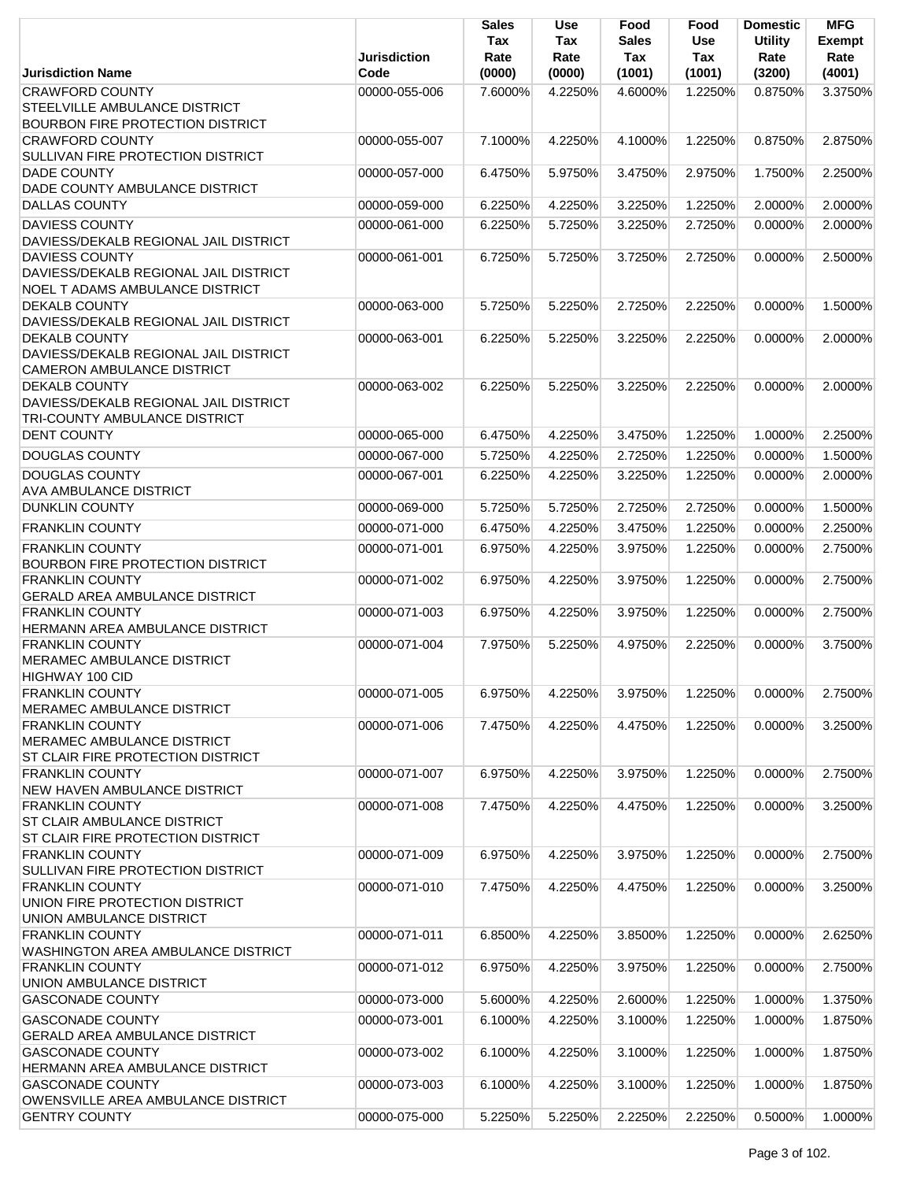| Jurisdiction Name | Jurisdiction Code | Sales Tax Rate (0000) | Use Tax Rate (0000) | Food Sales Tax (1001) | Food Use Tax (1001) | Domestic Utility Rate (3200) | MFG Exempt Rate (4001) |
|---|---|---|---|---|---|---|---|
| CRAWFORD COUNTY<br>STEELVILLE AMBULANCE DISTRICT<br>BOURBON FIRE PROTECTION DISTRICT | 00000-055-006 | 7.6000% | 4.2250% | 4.6000% | 1.2250% | 0.8750% | 3.3750% |
| CRAWFORD COUNTY<br>SULLIVAN FIRE PROTECTION DISTRICT | 00000-055-007 | 7.1000% | 4.2250% | 4.1000% | 1.2250% | 0.8750% | 2.8750% |
| DADE COUNTY<br>DADE COUNTY AMBULANCE DISTRICT | 00000-057-000 | 6.4750% | 5.9750% | 3.4750% | 2.9750% | 1.7500% | 2.2500% |
| DALLAS COUNTY | 00000-059-000 | 6.2250% | 4.2250% | 3.2250% | 1.2250% | 2.0000% | 2.0000% |
| DAVIESS COUNTY<br>DAVIESS/DEKALB REGIONAL JAIL DISTRICT | 00000-061-000 | 6.2250% | 5.7250% | 3.2250% | 2.7250% | 0.0000% | 2.0000% |
| DAVIESS COUNTY<br>DAVIESS/DEKALB REGIONAL JAIL DISTRICT<br>NOEL T ADAMS AMBULANCE DISTRICT | 00000-061-001 | 6.7250% | 5.7250% | 3.7250% | 2.7250% | 0.0000% | 2.5000% |
| DEKALB COUNTY<br>DAVIESS/DEKALB REGIONAL JAIL DISTRICT | 00000-063-000 | 5.7250% | 5.2250% | 2.7250% | 2.2250% | 0.0000% | 1.5000% |
| DEKALB COUNTY<br>DAVIESS/DEKALB REGIONAL JAIL DISTRICT<br>CAMERON AMBULANCE DISTRICT | 00000-063-001 | 6.2250% | 5.2250% | 3.2250% | 2.2250% | 0.0000% | 2.0000% |
| DEKALB COUNTY<br>DAVIESS/DEKALB REGIONAL JAIL DISTRICT<br>TRI-COUNTY AMBULANCE DISTRICT | 00000-063-002 | 6.2250% | 5.2250% | 3.2250% | 2.2250% | 0.0000% | 2.0000% |
| DENT COUNTY | 00000-065-000 | 6.4750% | 4.2250% | 3.4750% | 1.2250% | 1.0000% | 2.2500% |
| DOUGLAS COUNTY | 00000-067-000 | 5.7250% | 4.2250% | 2.7250% | 1.2250% | 0.0000% | 1.5000% |
| DOUGLAS COUNTY<br>AVA AMBULANCE DISTRICT | 00000-067-001 | 6.2250% | 4.2250% | 3.2250% | 1.2250% | 0.0000% | 2.0000% |
| DUNKLIN COUNTY | 00000-069-000 | 5.7250% | 5.7250% | 2.7250% | 2.7250% | 0.0000% | 1.5000% |
| FRANKLIN COUNTY | 00000-071-000 | 6.4750% | 4.2250% | 3.4750% | 1.2250% | 0.0000% | 2.2500% |
| FRANKLIN COUNTY<br>BOURBON FIRE PROTECTION DISTRICT | 00000-071-001 | 6.9750% | 4.2250% | 3.9750% | 1.2250% | 0.0000% | 2.7500% |
| FRANKLIN COUNTY<br>GERALD AREA AMBULANCE DISTRICT | 00000-071-002 | 6.9750% | 4.2250% | 3.9750% | 1.2250% | 0.0000% | 2.7500% |
| FRANKLIN COUNTY<br>HERMANN AREA AMBULANCE DISTRICT | 00000-071-003 | 6.9750% | 4.2250% | 3.9750% | 1.2250% | 0.0000% | 2.7500% |
| FRANKLIN COUNTY<br>MERAMEC AMBULANCE DISTRICT<br>HIGHWAY 100 CID | 00000-071-004 | 7.9750% | 5.2250% | 4.9750% | 2.2250% | 0.0000% | 3.7500% |
| FRANKLIN COUNTY<br>MERAMEC AMBULANCE DISTRICT | 00000-071-005 | 6.9750% | 4.2250% | 3.9750% | 1.2250% | 0.0000% | 2.7500% |
| FRANKLIN COUNTY<br>MERAMEC AMBULANCE DISTRICT<br>ST CLAIR FIRE PROTECTION DISTRICT | 00000-071-006 | 7.4750% | 4.2250% | 4.4750% | 1.2250% | 0.0000% | 3.2500% |
| FRANKLIN COUNTY<br>NEW HAVEN AMBULANCE DISTRICT | 00000-071-007 | 6.9750% | 4.2250% | 3.9750% | 1.2250% | 0.0000% | 2.7500% |
| FRANKLIN COUNTY<br>ST CLAIR AMBULANCE DISTRICT<br>ST CLAIR FIRE PROTECTION DISTRICT | 00000-071-008 | 7.4750% | 4.2250% | 4.4750% | 1.2250% | 0.0000% | 3.2500% |
| FRANKLIN COUNTY<br>SULLIVAN FIRE PROTECTION DISTRICT | 00000-071-009 | 6.9750% | 4.2250% | 3.9750% | 1.2250% | 0.0000% | 2.7500% |
| FRANKLIN COUNTY<br>UNION FIRE PROTECTION DISTRICT<br>UNION AMBULANCE DISTRICT | 00000-071-010 | 7.4750% | 4.2250% | 4.4750% | 1.2250% | 0.0000% | 3.2500% |
| FRANKLIN COUNTY<br>WASHINGTON AREA AMBULANCE DISTRICT | 00000-071-011 | 6.8500% | 4.2250% | 3.8500% | 1.2250% | 0.0000% | 2.6250% |
| FRANKLIN COUNTY<br>UNION AMBULANCE DISTRICT | 00000-071-012 | 6.9750% | 4.2250% | 3.9750% | 1.2250% | 0.0000% | 2.7500% |
| GASCONADE COUNTY | 00000-073-000 | 5.6000% | 4.2250% | 2.6000% | 1.2250% | 1.0000% | 1.3750% |
| GASCONADE COUNTY<br>GERALD AREA AMBULANCE DISTRICT | 00000-073-001 | 6.1000% | 4.2250% | 3.1000% | 1.2250% | 1.0000% | 1.8750% |
| GASCONADE COUNTY<br>HERMANN AREA AMBULANCE DISTRICT | 00000-073-002 | 6.1000% | 4.2250% | 3.1000% | 1.2250% | 1.0000% | 1.8750% |
| GASCONADE COUNTY<br>OWENSVILLE AREA AMBULANCE DISTRICT | 00000-073-003 | 6.1000% | 4.2250% | 3.1000% | 1.2250% | 1.0000% | 1.8750% |
| GENTRY COUNTY | 00000-075-000 | 5.2250% | 5.2250% | 2.2250% | 2.2250% | 0.5000% | 1.0000% |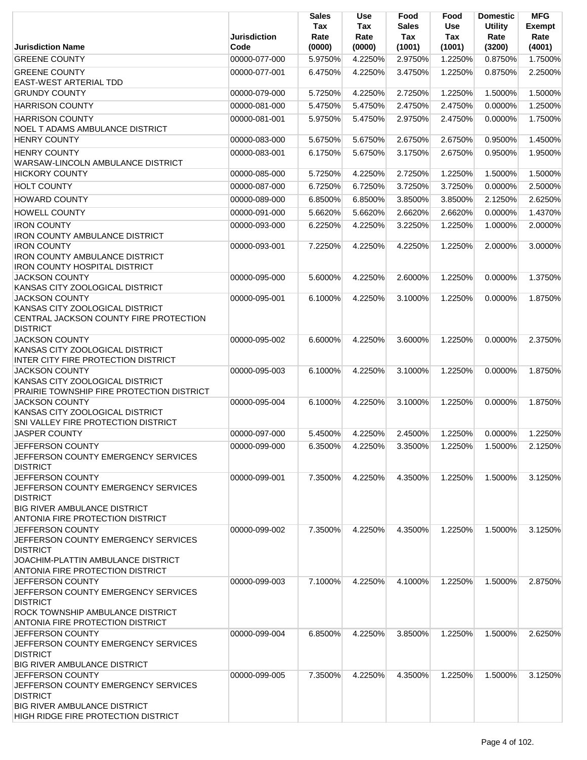| Jurisdiction Name | Jurisdiction Code | Sales Tax Rate (0000) | Use Tax Rate (0000) | Food Sales Tax (1001) | Food Use Tax (1001) | Domestic Utility Rate (3200) | MFG Exempt Rate (4001) |
|---|---|---|---|---|---|---|---|
| GREENE COUNTY | 00000-077-000 | 5.9750% | 4.2250% | 2.9750% | 1.2250% | 0.8750% | 1.7500% |
| GREENE COUNTY<br>EAST-WEST ARTERIAL TDD | 00000-077-001 | 6.4750% | 4.2250% | 3.4750% | 1.2250% | 0.8750% | 2.2500% |
| GRUNDY COUNTY | 00000-079-000 | 5.7250% | 4.2250% | 2.7250% | 1.2250% | 1.5000% | 1.5000% |
| HARRISON COUNTY | 00000-081-000 | 5.4750% | 5.4750% | 2.4750% | 2.4750% | 0.0000% | 1.2500% |
| HARRISON COUNTY<br>NOEL T ADAMS AMBULANCE DISTRICT | 00000-081-001 | 5.9750% | 5.4750% | 2.9750% | 2.4750% | 0.0000% | 1.7500% |
| HENRY COUNTY | 00000-083-000 | 5.6750% | 5.6750% | 2.6750% | 2.6750% | 0.9500% | 1.4500% |
| HENRY COUNTY<br>WARSAW-LINCOLN AMBULANCE DISTRICT | 00000-083-001 | 6.1750% | 5.6750% | 3.1750% | 2.6750% | 0.9500% | 1.9500% |
| HICKORY COUNTY | 00000-085-000 | 5.7250% | 4.2250% | 2.7250% | 1.2250% | 1.5000% | 1.5000% |
| HOLT COUNTY | 00000-087-000 | 6.7250% | 6.7250% | 3.7250% | 3.7250% | 0.0000% | 2.5000% |
| HOWARD COUNTY | 00000-089-000 | 6.8500% | 6.8500% | 3.8500% | 3.8500% | 2.1250% | 2.6250% |
| HOWELL COUNTY | 00000-091-000 | 5.6620% | 5.6620% | 2.6620% | 2.6620% | 0.0000% | 1.4370% |
| IRON COUNTY<br>IRON COUNTY AMBULANCE DISTRICT | 00000-093-000 | 6.2250% | 4.2250% | 3.2250% | 1.2250% | 1.0000% | 2.0000% |
| IRON COUNTY<br>IRON COUNTY AMBULANCE DISTRICT<br>IRON COUNTY HOSPITAL DISTRICT | 00000-093-001 | 7.2250% | 4.2250% | 4.2250% | 1.2250% | 2.0000% | 3.0000% |
| JACKSON COUNTY<br>KANSAS CITY ZOOLOGICAL DISTRICT | 00000-095-000 | 5.6000% | 4.2250% | 2.6000% | 1.2250% | 0.0000% | 1.3750% |
| JACKSON COUNTY<br>KANSAS CITY ZOOLOGICAL DISTRICT<br>CENTRAL JACKSON COUNTY FIRE PROTECTION DISTRICT | 00000-095-001 | 6.1000% | 4.2250% | 3.1000% | 1.2250% | 0.0000% | 1.8750% |
| JACKSON COUNTY<br>KANSAS CITY ZOOLOGICAL DISTRICT<br>INTER CITY FIRE PROTECTION DISTRICT | 00000-095-002 | 6.6000% | 4.2250% | 3.6000% | 1.2250% | 0.0000% | 2.3750% |
| JACKSON COUNTY<br>KANSAS CITY ZOOLOGICAL DISTRICT<br>PRAIRIE TOWNSHIP FIRE PROTECTION DISTRICT | 00000-095-003 | 6.1000% | 4.2250% | 3.1000% | 1.2250% | 0.0000% | 1.8750% |
| JACKSON COUNTY<br>KANSAS CITY ZOOLOGICAL DISTRICT<br>SNI VALLEY FIRE PROTECTION DISTRICT | 00000-095-004 | 6.1000% | 4.2250% | 3.1000% | 1.2250% | 0.0000% | 1.8750% |
| JASPER COUNTY | 00000-097-000 | 5.4500% | 4.2250% | 2.4500% | 1.2250% | 0.0000% | 1.2250% |
| JEFFERSON COUNTY<br>JEFFERSON COUNTY EMERGENCY SERVICES DISTRICT | 00000-099-000 | 6.3500% | 4.2250% | 3.3500% | 1.2250% | 1.5000% | 2.1250% |
| JEFFERSON COUNTY<br>JEFFERSON COUNTY EMERGENCY SERVICES DISTRICT<br>BIG RIVER AMBULANCE DISTRICT<br>ANTONIA FIRE PROTECTION DISTRICT | 00000-099-001 | 7.3500% | 4.2250% | 4.3500% | 1.2250% | 1.5000% | 3.1250% |
| JEFFERSON COUNTY<br>JEFFERSON COUNTY EMERGENCY SERVICES DISTRICT<br>JOACHIM-PLATTIN AMBULANCE DISTRICT<br>ANTONIA FIRE PROTECTION DISTRICT | 00000-099-002 | 7.3500% | 4.2250% | 4.3500% | 1.2250% | 1.5000% | 3.1250% |
| JEFFERSON COUNTY<br>JEFFERSON COUNTY EMERGENCY SERVICES DISTRICT<br>ROCK TOWNSHIP AMBULANCE DISTRICT<br>ANTONIA FIRE PROTECTION DISTRICT | 00000-099-003 | 7.1000% | 4.2250% | 4.1000% | 1.2250% | 1.5000% | 2.8750% |
| JEFFERSON COUNTY<br>JEFFERSON COUNTY EMERGENCY SERVICES DISTRICT<br>BIG RIVER AMBULANCE DISTRICT | 00000-099-004 | 6.8500% | 4.2250% | 3.8500% | 1.2250% | 1.5000% | 2.6250% |
| JEFFERSON COUNTY<br>JEFFERSON COUNTY EMERGENCY SERVICES DISTRICT<br>BIG RIVER AMBULANCE DISTRICT<br>HIGH RIDGE FIRE PROTECTION DISTRICT | 00000-099-005 | 7.3500% | 4.2250% | 4.3500% | 1.2250% | 1.5000% | 3.1250% |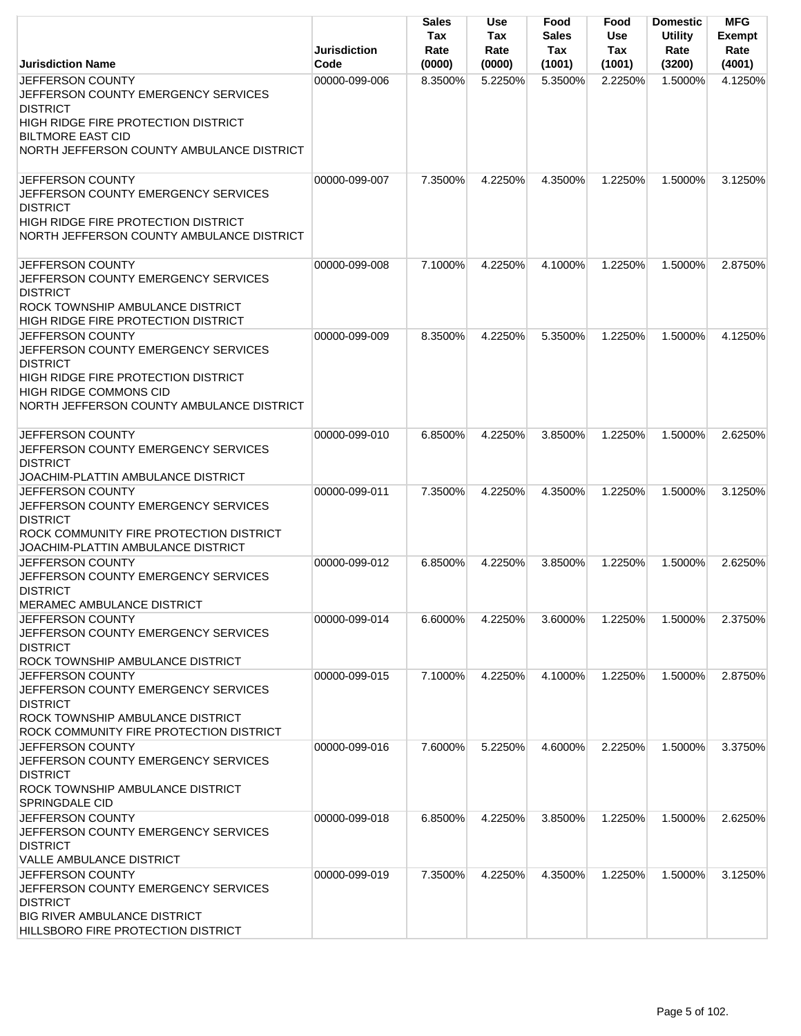| Jurisdiction Name | Jurisdiction Code | Sales Tax Rate (0000) | Use Tax Rate (0000) | Food Sales Tax (1001) | Food Use Tax (1001) | Domestic Utility Rate (3200) | MFG Exempt Rate (4001) |
|---|---|---|---|---|---|---|---|
| JEFFERSON COUNTY<br>JEFFERSON COUNTY EMERGENCY SERVICES DISTRICT<br>HIGH RIDGE FIRE PROTECTION DISTRICT<br>BILTMORE EAST CID<br>NORTH JEFFERSON COUNTY AMBULANCE DISTRICT | 00000-099-006 | 8.3500% | 5.2250% | 5.3500% | 2.2250% | 1.5000% | 4.1250% |
| JEFFERSON COUNTY<br>JEFFERSON COUNTY EMERGENCY SERVICES DISTRICT<br>HIGH RIDGE FIRE PROTECTION DISTRICT<br>NORTH JEFFERSON COUNTY AMBULANCE DISTRICT | 00000-099-007 | 7.3500% | 4.2250% | 4.3500% | 1.2250% | 1.5000% | 3.1250% |
| JEFFERSON COUNTY<br>JEFFERSON COUNTY EMERGENCY SERVICES DISTRICT<br>ROCK TOWNSHIP AMBULANCE DISTRICT<br>HIGH RIDGE FIRE PROTECTION DISTRICT | 00000-099-008 | 7.1000% | 4.2250% | 4.1000% | 1.2250% | 1.5000% | 2.8750% |
| JEFFERSON COUNTY<br>JEFFERSON COUNTY EMERGENCY SERVICES DISTRICT<br>HIGH RIDGE FIRE PROTECTION DISTRICT<br>HIGH RIDGE COMMONS CID<br>NORTH JEFFERSON COUNTY AMBULANCE DISTRICT | 00000-099-009 | 8.3500% | 4.2250% | 5.3500% | 1.2250% | 1.5000% | 4.1250% |
| JEFFERSON COUNTY<br>JEFFERSON COUNTY EMERGENCY SERVICES DISTRICT<br>JOACHIM-PLATTIN AMBULANCE DISTRICT | 00000-099-010 | 6.8500% | 4.2250% | 3.8500% | 1.2250% | 1.5000% | 2.6250% |
| JEFFERSON COUNTY<br>JEFFERSON COUNTY EMERGENCY SERVICES DISTRICT<br>ROCK COMMUNITY FIRE PROTECTION DISTRICT<br>JOACHIM-PLATTIN AMBULANCE DISTRICT | 00000-099-011 | 7.3500% | 4.2250% | 4.3500% | 1.2250% | 1.5000% | 3.1250% |
| JEFFERSON COUNTY<br>JEFFERSON COUNTY EMERGENCY SERVICES DISTRICT<br>MERAMEC AMBULANCE DISTRICT | 00000-099-012 | 6.8500% | 4.2250% | 3.8500% | 1.2250% | 1.5000% | 2.6250% |
| JEFFERSON COUNTY<br>JEFFERSON COUNTY EMERGENCY SERVICES DISTRICT<br>ROCK TOWNSHIP AMBULANCE DISTRICT | 00000-099-014 | 6.6000% | 4.2250% | 3.6000% | 1.2250% | 1.5000% | 2.3750% |
| JEFFERSON COUNTY<br>JEFFERSON COUNTY EMERGENCY SERVICES DISTRICT<br>ROCK TOWNSHIP AMBULANCE DISTRICT<br>ROCK COMMUNITY FIRE PROTECTION DISTRICT | 00000-099-015 | 7.1000% | 4.2250% | 4.1000% | 1.2250% | 1.5000% | 2.8750% |
| JEFFERSON COUNTY<br>JEFFERSON COUNTY EMERGENCY SERVICES DISTRICT<br>ROCK TOWNSHIP AMBULANCE DISTRICT<br>SPRINGDALE CID | 00000-099-016 | 7.6000% | 5.2250% | 4.6000% | 2.2250% | 1.5000% | 3.3750% |
| JEFFERSON COUNTY<br>JEFFERSON COUNTY EMERGENCY SERVICES DISTRICT<br>VALLE AMBULANCE DISTRICT | 00000-099-018 | 6.8500% | 4.2250% | 3.8500% | 1.2250% | 1.5000% | 2.6250% |
| JEFFERSON COUNTY<br>JEFFERSON COUNTY EMERGENCY SERVICES DISTRICT<br>BIG RIVER AMBULANCE DISTRICT<br>HILLSBORO FIRE PROTECTION DISTRICT | 00000-099-019 | 7.3500% | 4.2250% | 4.3500% | 1.2250% | 1.5000% | 3.1250% |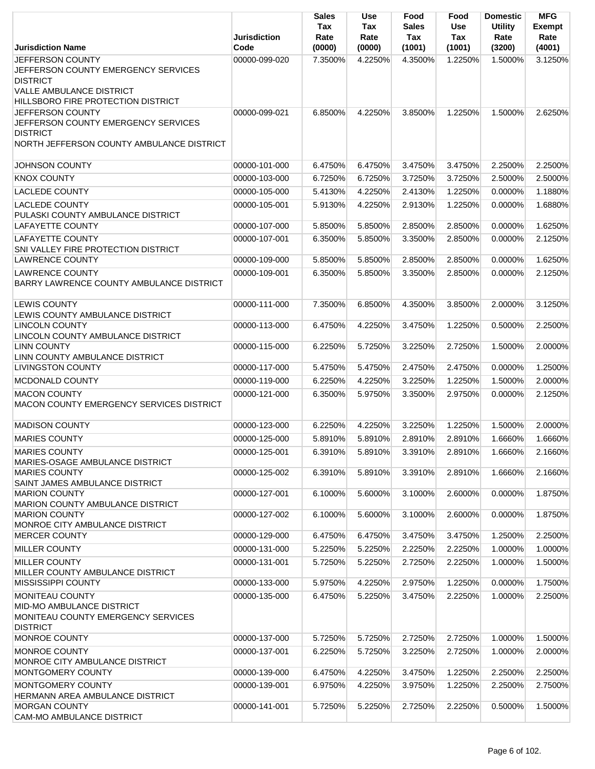| Jurisdiction Name | Jurisdiction Code | Sales Tax Rate (0000) | Use Tax Rate (0000) | Food Sales Tax (1001) | Food Use Tax (1001) | Domestic Utility Rate (3200) | MFG Exempt Rate (4001) |
|---|---|---|---|---|---|---|---|
| JEFFERSON COUNTY<br>JEFFERSON COUNTY EMERGENCY SERVICES DISTRICT<br>VALLE AMBULANCE DISTRICT<br>HILLSBORO FIRE PROTECTION DISTRICT | 00000-099-020 | 7.3500% | 4.2250% | 4.3500% | 1.2250% | 1.5000% | 3.1250% |
| JEFFERSON COUNTY<br>JEFFERSON COUNTY EMERGENCY SERVICES DISTRICT<br>NORTH JEFFERSON COUNTY AMBULANCE DISTRICT | 00000-099-021 | 6.8500% | 4.2250% | 3.8500% | 1.2250% | 1.5000% | 2.6250% |
| JOHNSON COUNTY | 00000-101-000 | 6.4750% | 6.4750% | 3.4750% | 3.4750% | 2.2500% | 2.2500% |
| KNOX COUNTY | 00000-103-000 | 6.7250% | 6.7250% | 3.7250% | 3.7250% | 2.5000% | 2.5000% |
| LACLEDE COUNTY | 00000-105-000 | 5.4130% | 4.2250% | 2.4130% | 1.2250% | 0.0000% | 1.1880% |
| LACLEDE COUNTY<br>PULASKI COUNTY AMBULANCE DISTRICT | 00000-105-001 | 5.9130% | 4.2250% | 2.9130% | 1.2250% | 0.0000% | 1.6880% |
| LAFAYETTE COUNTY | 00000-107-000 | 5.8500% | 5.8500% | 2.8500% | 2.8500% | 0.0000% | 1.6250% |
| LAFAYETTE COUNTY<br>SNI VALLEY FIRE PROTECTION DISTRICT | 00000-107-001 | 6.3500% | 5.8500% | 3.3500% | 2.8500% | 0.0000% | 2.1250% |
| LAWRENCE COUNTY | 00000-109-000 | 5.8500% | 5.8500% | 2.8500% | 2.8500% | 0.0000% | 1.6250% |
| LAWRENCE COUNTY<br>BARRY LAWRENCE COUNTY AMBULANCE DISTRICT | 00000-109-001 | 6.3500% | 5.8500% | 3.3500% | 2.8500% | 0.0000% | 2.1250% |
| LEWIS COUNTY<br>LEWIS COUNTY AMBULANCE DISTRICT | 00000-111-000 | 7.3500% | 6.8500% | 4.3500% | 3.8500% | 2.0000% | 3.1250% |
| LINCOLN COUNTY<br>LINCOLN COUNTY AMBULANCE DISTRICT | 00000-113-000 | 6.4750% | 4.2250% | 3.4750% | 1.2250% | 0.5000% | 2.2500% |
| LINN COUNTY<br>LINN COUNTY AMBULANCE DISTRICT | 00000-115-000 | 6.2250% | 5.7250% | 3.2250% | 2.7250% | 1.5000% | 2.0000% |
| LIVINGSTON COUNTY | 00000-117-000 | 5.4750% | 5.4750% | 2.4750% | 2.4750% | 0.0000% | 1.2500% |
| MCDONALD COUNTY | 00000-119-000 | 6.2250% | 4.2250% | 3.2250% | 1.2250% | 1.5000% | 2.0000% |
| MACON COUNTY<br>MACON COUNTY EMERGENCY SERVICES DISTRICT | 00000-121-000 | 6.3500% | 5.9750% | 3.3500% | 2.9750% | 0.0000% | 2.1250% |
| MADISON COUNTY | 00000-123-000 | 6.2250% | 4.2250% | 3.2250% | 1.2250% | 1.5000% | 2.0000% |
| MARIES COUNTY | 00000-125-000 | 5.8910% | 5.8910% | 2.8910% | 2.8910% | 1.6660% | 1.6660% |
| MARIES COUNTY<br>MARIES-OSAGE AMBULANCE DISTRICT | 00000-125-001 | 6.3910% | 5.8910% | 3.3910% | 2.8910% | 1.6660% | 2.1660% |
| MARIES COUNTY<br>SAINT JAMES AMBULANCE DISTRICT | 00000-125-002 | 6.3910% | 5.8910% | 3.3910% | 2.8910% | 1.6660% | 2.1660% |
| MARION COUNTY<br>MARION COUNTY AMBULANCE DISTRICT | 00000-127-001 | 6.1000% | 5.6000% | 3.1000% | 2.6000% | 0.0000% | 1.8750% |
| MARION COUNTY<br>MONROE CITY AMBULANCE DISTRICT | 00000-127-002 | 6.1000% | 5.6000% | 3.1000% | 2.6000% | 0.0000% | 1.8750% |
| MERCER COUNTY | 00000-129-000 | 6.4750% | 6.4750% | 3.4750% | 3.4750% | 1.2500% | 2.2500% |
| MILLER COUNTY | 00000-131-000 | 5.2250% | 5.2250% | 2.2250% | 2.2250% | 1.0000% | 1.0000% |
| MILLER COUNTY<br>MILLER COUNTY AMBULANCE DISTRICT | 00000-131-001 | 5.7250% | 5.2250% | 2.7250% | 2.2250% | 1.0000% | 1.5000% |
| MISSISSIPPI COUNTY | 00000-133-000 | 5.9750% | 4.2250% | 2.9750% | 1.2250% | 0.0000% | 1.7500% |
| MONITEAU COUNTY<br>MID-MO AMBULANCE DISTRICT<br>MONITEAU COUNTY EMERGENCY SERVICES DISTRICT | 00000-135-000 | 6.4750% | 5.2250% | 3.4750% | 2.2250% | 1.0000% | 2.2500% |
| MONROE COUNTY | 00000-137-000 | 5.7250% | 5.7250% | 2.7250% | 2.7250% | 1.0000% | 1.5000% |
| MONROE COUNTY<br>MONROE CITY AMBULANCE DISTRICT | 00000-137-001 | 6.2250% | 5.7250% | 3.2250% | 2.7250% | 1.0000% | 2.0000% |
| MONTGOMERY COUNTY | 00000-139-000 | 6.4750% | 4.2250% | 3.4750% | 1.2250% | 2.2500% | 2.2500% |
| MONTGOMERY COUNTY<br>HERMANN AREA AMBULANCE DISTRICT | 00000-139-001 | 6.9750% | 4.2250% | 3.9750% | 1.2250% | 2.2500% | 2.7500% |
| MORGAN COUNTY<br>CAM-MO AMBULANCE DISTRICT | 00000-141-001 | 5.7250% | 5.2250% | 2.7250% | 2.2250% | 0.5000% | 1.5000% |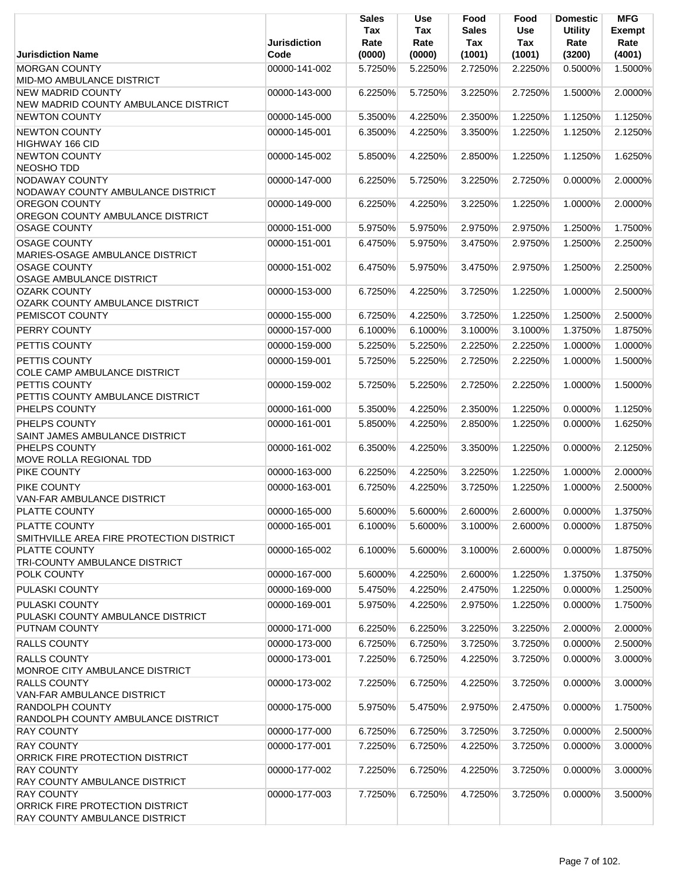| Jurisdiction Name | Jurisdiction Code | Sales Tax Rate (0000) | Use Tax Rate (0000) | Food Sales Tax (1001) | Food Use Tax (1001) | Domestic Utility Rate (3200) | MFG Exempt Rate (4001) |
|---|---|---|---|---|---|---|---|
| MORGAN COUNTY MID-MO AMBULANCE DISTRICT | 00000-141-002 | 5.7250% | 5.2250% | 2.7250% | 2.2250% | 0.5000% | 1.5000% |
| NEW MADRID COUNTY NEW MADRID COUNTY AMBULANCE DISTRICT | 00000-143-000 | 6.2250% | 5.7250% | 3.2250% | 2.7250% | 1.5000% | 2.0000% |
| NEWTON COUNTY | 00000-145-000 | 5.3500% | 4.2250% | 2.3500% | 1.2250% | 1.1250% | 1.1250% |
| NEWTON COUNTY HIGHWAY 166 CID | 00000-145-001 | 6.3500% | 4.2250% | 3.3500% | 1.2250% | 1.1250% | 2.1250% |
| NEWTON COUNTY NEOSHO TDD | 00000-145-002 | 5.8500% | 4.2250% | 2.8500% | 1.2250% | 1.1250% | 1.6250% |
| NODAWAY COUNTY NODAWAY COUNTY AMBULANCE DISTRICT | 00000-147-000 | 6.2250% | 5.7250% | 3.2250% | 2.7250% | 0.0000% | 2.0000% |
| OREGON COUNTY OREGON COUNTY AMBULANCE DISTRICT | 00000-149-000 | 6.2250% | 4.2250% | 3.2250% | 1.2250% | 1.0000% | 2.0000% |
| OSAGE COUNTY | 00000-151-000 | 5.9750% | 5.9750% | 2.9750% | 2.9750% | 1.2500% | 1.7500% |
| OSAGE COUNTY MARIES-OSAGE AMBULANCE DISTRICT | 00000-151-001 | 6.4750% | 5.9750% | 3.4750% | 2.9750% | 1.2500% | 2.2500% |
| OSAGE COUNTY OSAGE AMBULANCE DISTRICT | 00000-151-002 | 6.4750% | 5.9750% | 3.4750% | 2.9750% | 1.2500% | 2.2500% |
| OZARK COUNTY OZARK COUNTY AMBULANCE DISTRICT | 00000-153-000 | 6.7250% | 4.2250% | 3.7250% | 1.2250% | 1.0000% | 2.5000% |
| PEMISCOT COUNTY | 00000-155-000 | 6.7250% | 4.2250% | 3.7250% | 1.2250% | 1.2500% | 2.5000% |
| PERRY COUNTY | 00000-157-000 | 6.1000% | 6.1000% | 3.1000% | 3.1000% | 1.3750% | 1.8750% |
| PETTIS COUNTY | 00000-159-000 | 5.2250% | 5.2250% | 2.2250% | 2.2250% | 1.0000% | 1.0000% |
| PETTIS COUNTY COLE CAMP AMBULANCE DISTRICT | 00000-159-001 | 5.7250% | 5.2250% | 2.7250% | 2.2250% | 1.0000% | 1.5000% |
| PETTIS COUNTY PETTIS COUNTY AMBULANCE DISTRICT | 00000-159-002 | 5.7250% | 5.2250% | 2.7250% | 2.2250% | 1.0000% | 1.5000% |
| PHELPS COUNTY | 00000-161-000 | 5.3500% | 4.2250% | 2.3500% | 1.2250% | 0.0000% | 1.1250% |
| PHELPS COUNTY SAINT JAMES AMBULANCE DISTRICT | 00000-161-001 | 5.8500% | 4.2250% | 2.8500% | 1.2250% | 0.0000% | 1.6250% |
| PHELPS COUNTY MOVE ROLLA REGIONAL TDD | 00000-161-002 | 6.3500% | 4.2250% | 3.3500% | 1.2250% | 0.0000% | 2.1250% |
| PIKE COUNTY | 00000-163-000 | 6.2250% | 4.2250% | 3.2250% | 1.2250% | 1.0000% | 2.0000% |
| PIKE COUNTY VAN-FAR AMBULANCE DISTRICT | 00000-163-001 | 6.7250% | 4.2250% | 3.7250% | 1.2250% | 1.0000% | 2.5000% |
| PLATTE COUNTY | 00000-165-000 | 5.6000% | 5.6000% | 2.6000% | 2.6000% | 0.0000% | 1.3750% |
| PLATTE COUNTY SMITHVILLE AREA FIRE PROTECTION DISTRICT | 00000-165-001 | 6.1000% | 5.6000% | 3.1000% | 2.6000% | 0.0000% | 1.8750% |
| PLATTE COUNTY TRI-COUNTY AMBULANCE DISTRICT | 00000-165-002 | 6.1000% | 5.6000% | 3.1000% | 2.6000% | 0.0000% | 1.8750% |
| POLK COUNTY | 00000-167-000 | 5.6000% | 4.2250% | 2.6000% | 1.2250% | 1.3750% | 1.3750% |
| PULASKI COUNTY | 00000-169-000 | 5.4750% | 4.2250% | 2.4750% | 1.2250% | 0.0000% | 1.2500% |
| PULASKI COUNTY PULASKI COUNTY AMBULANCE DISTRICT | 00000-169-001 | 5.9750% | 4.2250% | 2.9750% | 1.2250% | 0.0000% | 1.7500% |
| PUTNAM COUNTY | 00000-171-000 | 6.2250% | 6.2250% | 3.2250% | 3.2250% | 2.0000% | 2.0000% |
| RALLS COUNTY | 00000-173-000 | 6.7250% | 6.7250% | 3.7250% | 3.7250% | 0.0000% | 2.5000% |
| RALLS COUNTY MONROE CITY AMBULANCE DISTRICT | 00000-173-001 | 7.2250% | 6.7250% | 4.2250% | 3.7250% | 0.0000% | 3.0000% |
| RALLS COUNTY VAN-FAR AMBULANCE DISTRICT | 00000-173-002 | 7.2250% | 6.7250% | 4.2250% | 3.7250% | 0.0000% | 3.0000% |
| RANDOLPH COUNTY RANDOLPH COUNTY AMBULANCE DISTRICT | 00000-175-000 | 5.9750% | 5.4750% | 2.9750% | 2.4750% | 0.0000% | 1.7500% |
| RAY COUNTY | 00000-177-000 | 6.7250% | 6.7250% | 3.7250% | 3.7250% | 0.0000% | 2.5000% |
| RAY COUNTY ORRICK FIRE PROTECTION DISTRICT | 00000-177-001 | 7.2250% | 6.7250% | 4.2250% | 3.7250% | 0.0000% | 3.0000% |
| RAY COUNTY RAY COUNTY AMBULANCE DISTRICT | 00000-177-002 | 7.2250% | 6.7250% | 4.2250% | 3.7250% | 0.0000% | 3.0000% |
| RAY COUNTY ORRICK FIRE PROTECTION DISTRICT RAY COUNTY AMBULANCE DISTRICT | 00000-177-003 | 7.7250% | 6.7250% | 4.7250% | 3.7250% | 0.0000% | 3.5000% |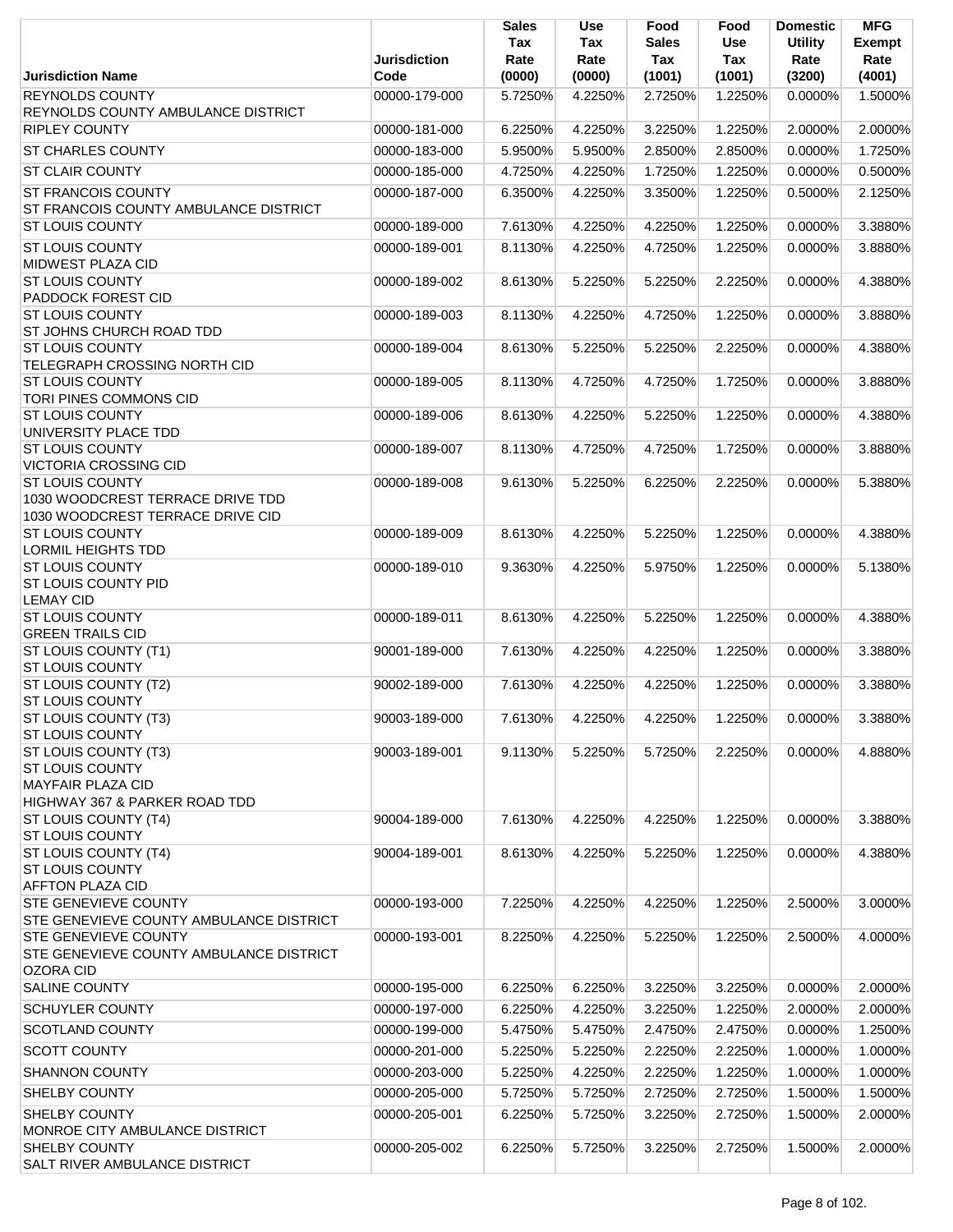| Jurisdiction Name | Jurisdiction Code | Sales Tax Rate (0000) | Use Tax Rate (0000) | Food Sales Tax (1001) | Food Use Tax (1001) | Domestic Utility Rate (3200) | MFG Exempt Rate (4001) |
|---|---|---|---|---|---|---|---|
| REYNOLDS COUNTY<br>REYNOLDS COUNTY AMBULANCE DISTRICT | 00000-179-000 | 5.7250% | 4.2250% | 2.7250% | 1.2250% | 0.0000% | 1.5000% |
| RIPLEY COUNTY | 00000-181-000 | 6.2250% | 4.2250% | 3.2250% | 1.2250% | 2.0000% | 2.0000% |
| ST CHARLES COUNTY | 00000-183-000 | 5.9500% | 5.9500% | 2.8500% | 2.8500% | 0.0000% | 1.7250% |
| ST CLAIR COUNTY | 00000-185-000 | 4.7250% | 4.2250% | 1.7250% | 1.2250% | 0.0000% | 0.5000% |
| ST FRANCOIS COUNTY<br>ST FRANCOIS COUNTY AMBULANCE DISTRICT | 00000-187-000 | 6.3500% | 4.2250% | 3.3500% | 1.2250% | 0.5000% | 2.1250% |
| ST LOUIS COUNTY | 00000-189-000 | 7.6130% | 4.2250% | 4.2250% | 1.2250% | 0.0000% | 3.3880% |
| ST LOUIS COUNTY<br>MIDWEST PLAZA CID | 00000-189-001 | 8.1130% | 4.2250% | 4.7250% | 1.2250% | 0.0000% | 3.8880% |
| ST LOUIS COUNTY<br>PADDOCK FOREST CID | 00000-189-002 | 8.6130% | 5.2250% | 5.2250% | 2.2250% | 0.0000% | 4.3880% |
| ST LOUIS COUNTY<br>ST JOHNS CHURCH ROAD TDD | 00000-189-003 | 8.1130% | 4.2250% | 4.7250% | 1.2250% | 0.0000% | 3.8880% |
| ST LOUIS COUNTY<br>TELEGRAPH CROSSING NORTH CID | 00000-189-004 | 8.6130% | 5.2250% | 5.2250% | 2.2250% | 0.0000% | 4.3880% |
| ST LOUIS COUNTY<br>TORI PINES COMMONS CID | 00000-189-005 | 8.1130% | 4.7250% | 4.7250% | 1.7250% | 0.0000% | 3.8880% |
| ST LOUIS COUNTY<br>UNIVERSITY PLACE TDD | 00000-189-006 | 8.6130% | 4.2250% | 5.2250% | 1.2250% | 0.0000% | 4.3880% |
| ST LOUIS COUNTY<br>VICTORIA CROSSING CID | 00000-189-007 | 8.1130% | 4.7250% | 4.7250% | 1.7250% | 0.0000% | 3.8880% |
| ST LOUIS COUNTY<br>1030 WOODCREST TERRACE DRIVE TDD<br>1030 WOODCREST TERRACE DRIVE CID | 00000-189-008 | 9.6130% | 5.2250% | 6.2250% | 2.2250% | 0.0000% | 5.3880% |
| ST LOUIS COUNTY<br>LORMIL HEIGHTS TDD | 00000-189-009 | 8.6130% | 4.2250% | 5.2250% | 1.2250% | 0.0000% | 4.3880% |
| ST LOUIS COUNTY<br>ST LOUIS COUNTY PID<br>LEMAY CID | 00000-189-010 | 9.3630% | 4.2250% | 5.9750% | 1.2250% | 0.0000% | 5.1380% |
| ST LOUIS COUNTY<br>GREEN TRAILS CID | 00000-189-011 | 8.6130% | 4.2250% | 5.2250% | 1.2250% | 0.0000% | 4.3880% |
| ST LOUIS COUNTY (T1)<br>ST LOUIS COUNTY | 90001-189-000 | 7.6130% | 4.2250% | 4.2250% | 1.2250% | 0.0000% | 3.3880% |
| ST LOUIS COUNTY (T2)<br>ST LOUIS COUNTY | 90002-189-000 | 7.6130% | 4.2250% | 4.2250% | 1.2250% | 0.0000% | 3.3880% |
| ST LOUIS COUNTY (T3)<br>ST LOUIS COUNTY | 90003-189-000 | 7.6130% | 4.2250% | 4.2250% | 1.2250% | 0.0000% | 3.3880% |
| ST LOUIS COUNTY (T3)<br>ST LOUIS COUNTY<br>MAYFAIR PLAZA CID<br>HIGHWAY 367 & PARKER ROAD TDD | 90003-189-001 | 9.1130% | 5.2250% | 5.7250% | 2.2250% | 0.0000% | 4.8880% |
| ST LOUIS COUNTY (T4)<br>ST LOUIS COUNTY | 90004-189-000 | 7.6130% | 4.2250% | 4.2250% | 1.2250% | 0.0000% | 3.3880% |
| ST LOUIS COUNTY (T4)<br>ST LOUIS COUNTY<br>AFFTON PLAZA CID | 90004-189-001 | 8.6130% | 4.2250% | 5.2250% | 1.2250% | 0.0000% | 4.3880% |
| STE GENEVIEVE COUNTY<br>STE GENEVIEVE COUNTY AMBULANCE DISTRICT | 00000-193-000 | 7.2250% | 4.2250% | 4.2250% | 1.2250% | 2.5000% | 3.0000% |
| STE GENEVIEVE COUNTY<br>STE GENEVIEVE COUNTY AMBULANCE DISTRICT<br>OZORA CID | 00000-193-001 | 8.2250% | 4.2250% | 5.2250% | 1.2250% | 2.5000% | 4.0000% |
| SALINE COUNTY | 00000-195-000 | 6.2250% | 6.2250% | 3.2250% | 3.2250% | 0.0000% | 2.0000% |
| SCHUYLER COUNTY | 00000-197-000 | 6.2250% | 4.2250% | 3.2250% | 1.2250% | 2.0000% | 2.0000% |
| SCOTLAND COUNTY | 00000-199-000 | 5.4750% | 5.4750% | 2.4750% | 2.4750% | 0.0000% | 1.2500% |
| SCOTT COUNTY | 00000-201-000 | 5.2250% | 5.2250% | 2.2250% | 2.2250% | 1.0000% | 1.0000% |
| SHANNON COUNTY | 00000-203-000 | 5.2250% | 4.2250% | 2.2250% | 1.2250% | 1.0000% | 1.0000% |
| SHELBY COUNTY | 00000-205-000 | 5.7250% | 5.7250% | 2.7250% | 2.7250% | 1.5000% | 1.5000% |
| SHELBY COUNTY<br>MONROE CITY AMBULANCE DISTRICT | 00000-205-001 | 6.2250% | 5.7250% | 3.2250% | 2.7250% | 1.5000% | 2.0000% |
| SHELBY COUNTY<br>SALT RIVER AMBULANCE DISTRICT | 00000-205-002 | 6.2250% | 5.7250% | 3.2250% | 2.7250% | 1.5000% | 2.0000% |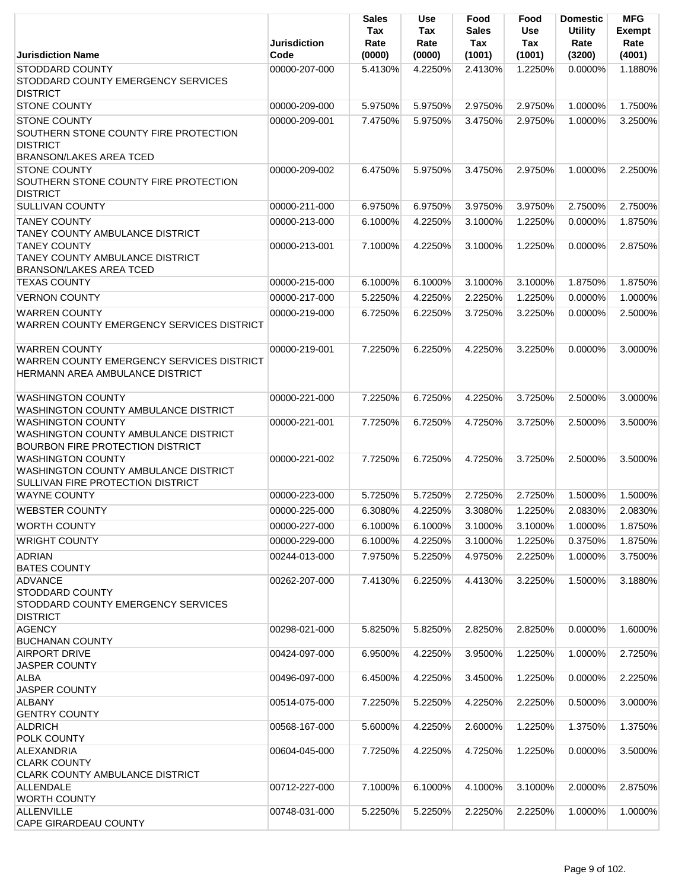| Jurisdiction Name | Jurisdiction Code | Sales Tax Rate (0000) | Use Tax Rate (0000) | Food Sales Tax (1001) | Food Use Tax (1001) | Domestic Utility Rate (3200) | MFG Exempt Rate (4001) |
|---|---|---|---|---|---|---|---|
| STODDARD COUNTY<br>STODDARD COUNTY EMERGENCY SERVICES DISTRICT | 00000-207-000 | 5.4130% | 4.2250% | 2.4130% | 1.2250% | 0.0000% | 1.1880% |
| STONE COUNTY | 00000-209-000 | 5.9750% | 5.9750% | 2.9750% | 2.9750% | 1.0000% | 1.7500% |
| STONE COUNTY<br>SOUTHERN STONE COUNTY FIRE PROTECTION DISTRICT<br>BRANSON/LAKES AREA TCED | 00000-209-001 | 7.4750% | 5.9750% | 3.4750% | 2.9750% | 1.0000% | 3.2500% |
| STONE COUNTY<br>SOUTHERN STONE COUNTY FIRE PROTECTION DISTRICT | 00000-209-002 | 6.4750% | 5.9750% | 3.4750% | 2.9750% | 1.0000% | 2.2500% |
| SULLIVAN COUNTY | 00000-211-000 | 6.9750% | 6.9750% | 3.9750% | 3.9750% | 2.7500% | 2.7500% |
| TANEY COUNTY<br>TANEY COUNTY AMBULANCE DISTRICT | 00000-213-000 | 6.1000% | 4.2250% | 3.1000% | 1.2250% | 0.0000% | 1.8750% |
| TANEY COUNTY<br>TANEY COUNTY AMBULANCE DISTRICT<br>BRANSON/LAKES AREA TCED | 00000-213-001 | 7.1000% | 4.2250% | 3.1000% | 1.2250% | 0.0000% | 2.8750% |
| TEXAS COUNTY | 00000-215-000 | 6.1000% | 6.1000% | 3.1000% | 3.1000% | 1.8750% | 1.8750% |
| VERNON COUNTY | 00000-217-000 | 5.2250% | 4.2250% | 2.2250% | 1.2250% | 0.0000% | 1.0000% |
| WARREN COUNTY<br>WARREN COUNTY EMERGENCY SERVICES DISTRICT | 00000-219-000 | 6.7250% | 6.2250% | 3.7250% | 3.2250% | 0.0000% | 2.5000% |
| WARREN COUNTY<br>WARREN COUNTY EMERGENCY SERVICES DISTRICT<br>HERMANN AREA AMBULANCE DISTRICT | 00000-219-001 | 7.2250% | 6.2250% | 4.2250% | 3.2250% | 0.0000% | 3.0000% |
| WASHINGTON COUNTY<br>WASHINGTON COUNTY AMBULANCE DISTRICT | 00000-221-000 | 7.2250% | 6.7250% | 4.2250% | 3.7250% | 2.5000% | 3.0000% |
| WASHINGTON COUNTY<br>WASHINGTON COUNTY AMBULANCE DISTRICT<br>BOURBON FIRE PROTECTION DISTRICT | 00000-221-001 | 7.7250% | 6.7250% | 4.7250% | 3.7250% | 2.5000% | 3.5000% |
| WASHINGTON COUNTY<br>WASHINGTON COUNTY AMBULANCE DISTRICT<br>SULLIVAN FIRE PROTECTION DISTRICT | 00000-221-002 | 7.7250% | 6.7250% | 4.7250% | 3.7250% | 2.5000% | 3.5000% |
| WAYNE COUNTY | 00000-223-000 | 5.7250% | 5.7250% | 2.7250% | 2.7250% | 1.5000% | 1.5000% |
| WEBSTER COUNTY | 00000-225-000 | 6.3080% | 4.2250% | 3.3080% | 1.2250% | 2.0830% | 2.0830% |
| WORTH COUNTY | 00000-227-000 | 6.1000% | 6.1000% | 3.1000% | 3.1000% | 1.0000% | 1.8750% |
| WRIGHT COUNTY | 00000-229-000 | 6.1000% | 4.2250% | 3.1000% | 1.2250% | 0.3750% | 1.8750% |
| ADRIAN<br>BATES COUNTY | 00244-013-000 | 7.9750% | 5.2250% | 4.9750% | 2.2250% | 1.0000% | 3.7500% |
| ADVANCE<br>STODDARD COUNTY<br>STODDARD COUNTY EMERGENCY SERVICES DISTRICT | 00262-207-000 | 7.4130% | 6.2250% | 4.4130% | 3.2250% | 1.5000% | 3.1880% |
| AGENCY<br>BUCHANAN COUNTY | 00298-021-000 | 5.8250% | 5.8250% | 2.8250% | 2.8250% | 0.0000% | 1.6000% |
| AIRPORT DRIVE<br>JASPER COUNTY | 00424-097-000 | 6.9500% | 4.2250% | 3.9500% | 1.2250% | 1.0000% | 2.7250% |
| ALBA<br>JASPER COUNTY | 00496-097-000 | 6.4500% | 4.2250% | 3.4500% | 1.2250% | 0.0000% | 2.2250% |
| ALBANY<br>GENTRY COUNTY | 00514-075-000 | 7.2250% | 5.2250% | 4.2250% | 2.2250% | 0.5000% | 3.0000% |
| ALDRICH<br>POLK COUNTY | 00568-167-000 | 5.6000% | 4.2250% | 2.6000% | 1.2250% | 1.3750% | 1.3750% |
| ALEXANDRIA<br>CLARK COUNTY<br>CLARK COUNTY AMBULANCE DISTRICT | 00604-045-000 | 7.7250% | 4.2250% | 4.7250% | 1.2250% | 0.0000% | 3.5000% |
| ALLENDALE<br>WORTH COUNTY | 00712-227-000 | 7.1000% | 6.1000% | 4.1000% | 3.1000% | 2.0000% | 2.8750% |
| ALLENVILLE<br>CAPE GIRARDEAU COUNTY | 00748-031-000 | 5.2250% | 5.2250% | 2.2250% | 2.2250% | 1.0000% | 1.0000% |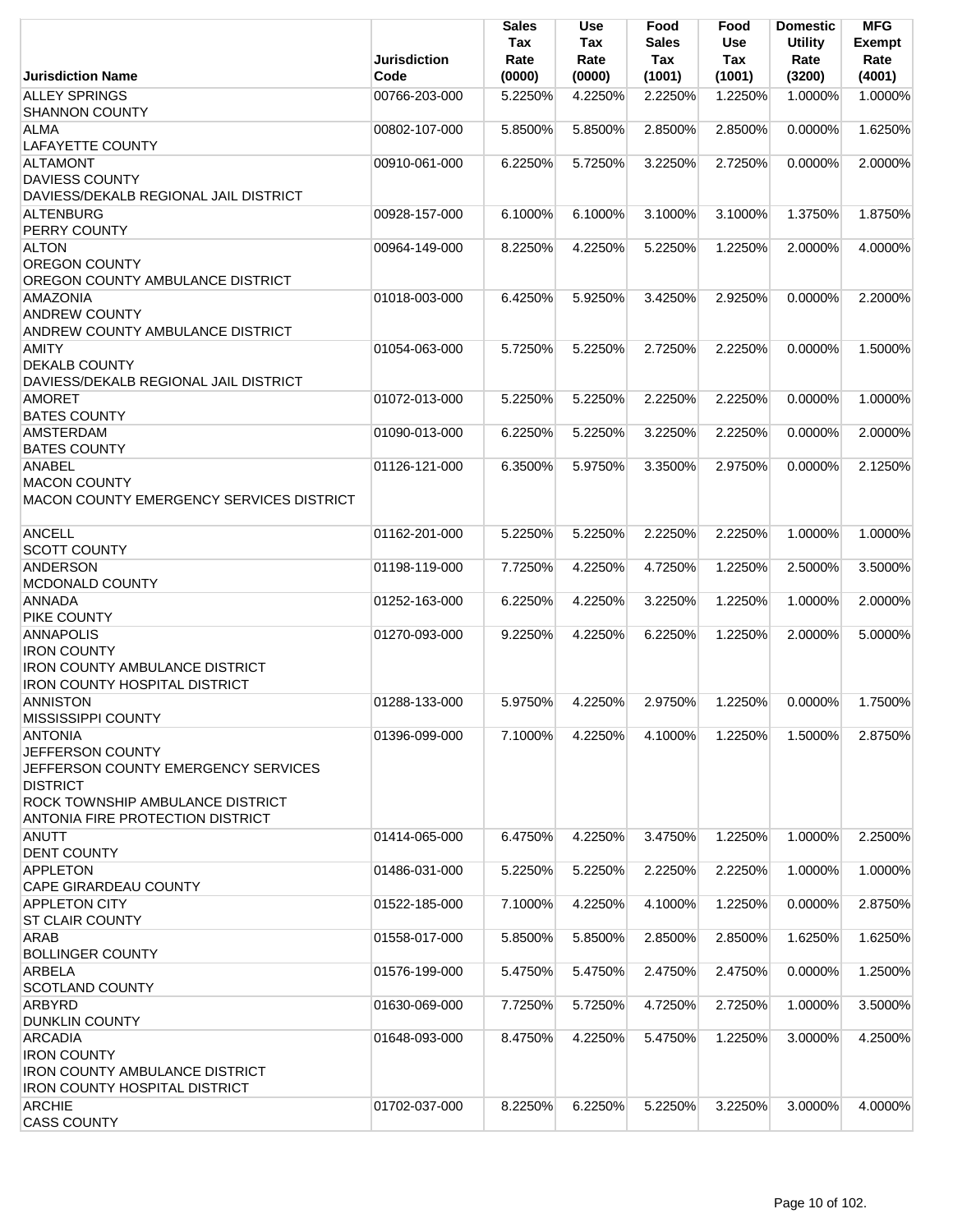| Jurisdiction Name | Jurisdiction Code | Sales Tax Rate (0000) | Use Tax Rate (0000) | Food Sales Tax (1001) | Food Use Tax (1001) | Domestic Utility Rate (3200) | MFG Exempt Rate (4001) |
|---|---|---|---|---|---|---|---|
| ALLEY SPRINGS<br>SHANNON COUNTY | 00766-203-000 | 5.2250% | 4.2250% | 2.2250% | 1.2250% | 1.0000% | 1.0000% |
| ALMA<br>LAFAYETTE COUNTY | 00802-107-000 | 5.8500% | 5.8500% | 2.8500% | 2.8500% | 0.0000% | 1.6250% |
| ALTAMONT<br>DAVIESS COUNTY<br>DAVIESS/DEKALB REGIONAL JAIL DISTRICT | 00910-061-000 | 6.2250% | 5.7250% | 3.2250% | 2.7250% | 0.0000% | 2.0000% |
| ALTENBURG<br>PERRY COUNTY | 00928-157-000 | 6.1000% | 6.1000% | 3.1000% | 3.1000% | 1.3750% | 1.8750% |
| ALTON<br>OREGON COUNTY<br>OREGON COUNTY AMBULANCE DISTRICT | 00964-149-000 | 8.2250% | 4.2250% | 5.2250% | 1.2250% | 2.0000% | 4.0000% |
| AMAZONIA<br>ANDREW COUNTY<br>ANDREW COUNTY AMBULANCE DISTRICT | 01018-003-000 | 6.4250% | 5.9250% | 3.4250% | 2.9250% | 0.0000% | 2.2000% |
| AMITY<br>DEKALB COUNTY<br>DAVIESS/DEKALB REGIONAL JAIL DISTRICT | 01054-063-000 | 5.7250% | 5.2250% | 2.7250% | 2.2250% | 0.0000% | 1.5000% |
| AMORET<br>BATES COUNTY | 01072-013-000 | 5.2250% | 5.2250% | 2.2250% | 2.2250% | 0.0000% | 1.0000% |
| AMSTERDAM<br>BATES COUNTY | 01090-013-000 | 6.2250% | 5.2250% | 3.2250% | 2.2250% | 0.0000% | 2.0000% |
| ANABEL<br>MACON COUNTY<br>MACON COUNTY EMERGENCY SERVICES DISTRICT | 01126-121-000 | 6.3500% | 5.9750% | 3.3500% | 2.9750% | 0.0000% | 2.1250% |
| ANCELL<br>SCOTT COUNTY | 01162-201-000 | 5.2250% | 5.2250% | 2.2250% | 2.2250% | 1.0000% | 1.0000% |
| ANDERSON<br>MCDONALD COUNTY | 01198-119-000 | 7.7250% | 4.2250% | 4.7250% | 1.2250% | 2.5000% | 3.5000% |
| ANNADA<br>PIKE COUNTY | 01252-163-000 | 6.2250% | 4.2250% | 3.2250% | 1.2250% | 1.0000% | 2.0000% |
| ANNAPOLIS<br>IRON COUNTY<br>IRON COUNTY AMBULANCE DISTRICT<br>IRON COUNTY HOSPITAL DISTRICT | 01270-093-000 | 9.2250% | 4.2250% | 6.2250% | 1.2250% | 2.0000% | 5.0000% |
| ANNISTON<br>MISSISSIPPI COUNTY | 01288-133-000 | 5.9750% | 4.2250% | 2.9750% | 1.2250% | 0.0000% | 1.7500% |
| ANTONIA<br>JEFFERSON COUNTY<br>JEFFERSON COUNTY EMERGENCY SERVICES DISTRICT<br>ROCK TOWNSHIP AMBULANCE DISTRICT<br>ANTONIA FIRE PROTECTION DISTRICT | 01396-099-000 | 7.1000% | 4.2250% | 4.1000% | 1.2250% | 1.5000% | 2.8750% |
| ANUTT<br>DENT COUNTY | 01414-065-000 | 6.4750% | 4.2250% | 3.4750% | 1.2250% | 1.0000% | 2.2500% |
| APPLETON<br>CAPE GIRARDEAU COUNTY | 01486-031-000 | 5.2250% | 5.2250% | 2.2250% | 2.2250% | 1.0000% | 1.0000% |
| APPLETON CITY<br>ST CLAIR COUNTY | 01522-185-000 | 7.1000% | 4.2250% | 4.1000% | 1.2250% | 0.0000% | 2.8750% |
| ARAB<br>BOLLINGER COUNTY | 01558-017-000 | 5.8500% | 5.8500% | 2.8500% | 2.8500% | 1.6250% | 1.6250% |
| ARBELA<br>SCOTLAND COUNTY | 01576-199-000 | 5.4750% | 5.4750% | 2.4750% | 2.4750% | 0.0000% | 1.2500% |
| ARBYRD<br>DUNKLIN COUNTY | 01630-069-000 | 7.7250% | 5.7250% | 4.7250% | 2.7250% | 1.0000% | 3.5000% |
| ARCADIA<br>IRON COUNTY<br>IRON COUNTY AMBULANCE DISTRICT<br>IRON COUNTY HOSPITAL DISTRICT | 01648-093-000 | 8.4750% | 4.2250% | 5.4750% | 1.2250% | 3.0000% | 4.2500% |
| ARCHIE<br>CASS COUNTY | 01702-037-000 | 8.2250% | 6.2250% | 5.2250% | 3.2250% | 3.0000% | 4.0000% |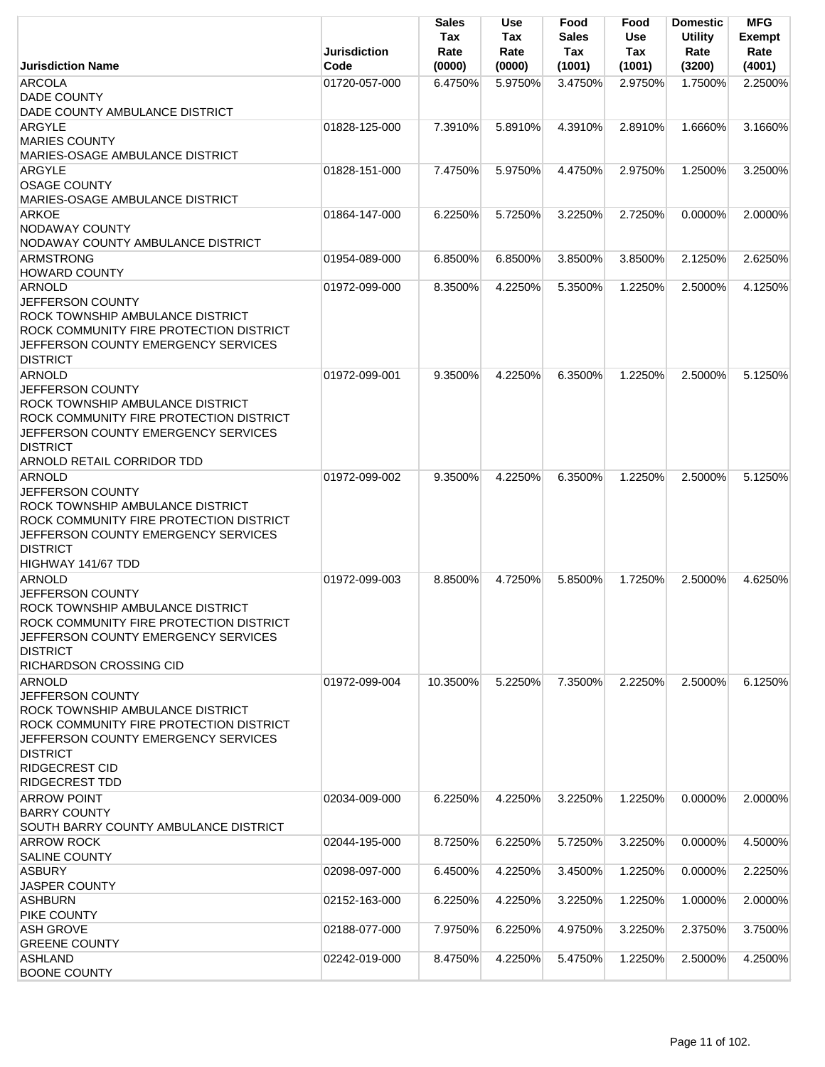| Jurisdiction Name | Jurisdiction Code | Sales Tax Rate (0000) | Use Tax Rate (0000) | Food Sales Tax (1001) | Food Use Tax (1001) | Domestic Utility Rate (3200) | MFG Exempt Rate (4001) |
|---|---|---|---|---|---|---|---|
| ARCOLA<br>DADE COUNTY<br>DADE COUNTY AMBULANCE DISTRICT | 01720-057-000 | 6.4750% | 5.9750% | 3.4750% | 2.9750% | 1.7500% | 2.2500% |
| ARGYLE<br>MARIES COUNTY<br>MARIES-OSAGE AMBULANCE DISTRICT | 01828-125-000 | 7.3910% | 5.8910% | 4.3910% | 2.8910% | 1.6660% | 3.1660% |
| ARGYLE<br>OSAGE COUNTY<br>MARIES-OSAGE AMBULANCE DISTRICT | 01828-151-000 | 7.4750% | 5.9750% | 4.4750% | 2.9750% | 1.2500% | 3.2500% |
| ARKOE<br>NODAWAY COUNTY<br>NODAWAY COUNTY AMBULANCE DISTRICT | 01864-147-000 | 6.2250% | 5.7250% | 3.2250% | 2.7250% | 0.0000% | 2.0000% |
| ARMSTRONG<br>HOWARD COUNTY | 01954-089-000 | 6.8500% | 6.8500% | 3.8500% | 3.8500% | 2.1250% | 2.6250% |
| ARNOLD<br>JEFFERSON COUNTY<br>ROCK TOWNSHIP AMBULANCE DISTRICT<br>ROCK COMMUNITY FIRE PROTECTION DISTRICT<br>JEFFERSON COUNTY EMERGENCY SERVICES DISTRICT | 01972-099-000 | 8.3500% | 4.2250% | 5.3500% | 1.2250% | 2.5000% | 4.1250% |
| ARNOLD<br>JEFFERSON COUNTY<br>ROCK TOWNSHIP AMBULANCE DISTRICT<br>ROCK COMMUNITY FIRE PROTECTION DISTRICT<br>JEFFERSON COUNTY EMERGENCY SERVICES DISTRICT<br>ARNOLD RETAIL CORRIDOR TDD | 01972-099-001 | 9.3500% | 4.2250% | 6.3500% | 1.2250% | 2.5000% | 5.1250% |
| ARNOLD<br>JEFFERSON COUNTY<br>ROCK TOWNSHIP AMBULANCE DISTRICT<br>ROCK COMMUNITY FIRE PROTECTION DISTRICT<br>JEFFERSON COUNTY EMERGENCY SERVICES DISTRICT<br>HIGHWAY 141/67 TDD | 01972-099-002 | 9.3500% | 4.2250% | 6.3500% | 1.2250% | 2.5000% | 5.1250% |
| ARNOLD<br>JEFFERSON COUNTY<br>ROCK TOWNSHIP AMBULANCE DISTRICT<br>ROCK COMMUNITY FIRE PROTECTION DISTRICT<br>JEFFERSON COUNTY EMERGENCY SERVICES DISTRICT<br>RICHARDSON CROSSING CID | 01972-099-003 | 8.8500% | 4.7250% | 5.8500% | 1.7250% | 2.5000% | 4.6250% |
| ARNOLD<br>JEFFERSON COUNTY<br>ROCK TOWNSHIP AMBULANCE DISTRICT<br>ROCK COMMUNITY FIRE PROTECTION DISTRICT<br>JEFFERSON COUNTY EMERGENCY SERVICES DISTRICT<br>RIDGECREST CID<br>RIDGECREST TDD | 01972-099-004 | 10.3500% | 5.2250% | 7.3500% | 2.2250% | 2.5000% | 6.1250% |
| ARROW POINT<br>BARRY COUNTY<br>SOUTH BARRY COUNTY AMBULANCE DISTRICT | 02034-009-000 | 6.2250% | 4.2250% | 3.2250% | 1.2250% | 0.0000% | 2.0000% |
| ARROW ROCK<br>SALINE COUNTY | 02044-195-000 | 8.7250% | 6.2250% | 5.7250% | 3.2250% | 0.0000% | 4.5000% |
| ASBURY<br>JASPER COUNTY | 02098-097-000 | 6.4500% | 4.2250% | 3.4500% | 1.2250% | 0.0000% | 2.2250% |
| ASHBURN<br>PIKE COUNTY | 02152-163-000 | 6.2250% | 4.2250% | 3.2250% | 1.2250% | 1.0000% | 2.0000% |
| ASH GROVE<br>GREENE COUNTY | 02188-077-000 | 7.9750% | 6.2250% | 4.9750% | 3.2250% | 2.3750% | 3.7500% |
| ASHLAND<br>BOONE COUNTY | 02242-019-000 | 8.4750% | 4.2250% | 5.4750% | 1.2250% | 2.5000% | 4.2500% |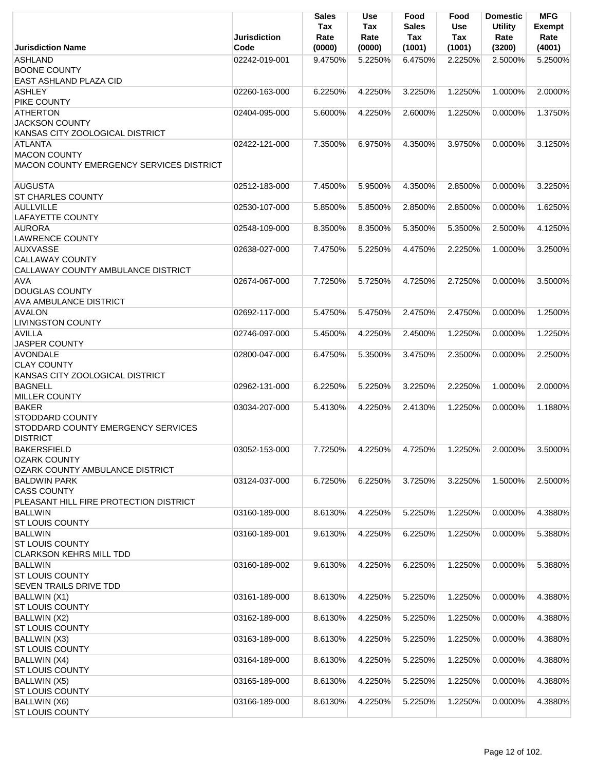| Jurisdiction Name | Jurisdiction Code | Sales Tax Rate (0000) | Use Tax Rate (0000) | Food Sales Tax (1001) | Food Use Tax (1001) | Domestic Utility Rate (3200) | MFG Exempt Rate (4001) |
|---|---|---|---|---|---|---|---|
| ASHLAND<br>BOONE COUNTY<br>EAST ASHLAND PLAZA CID | 02242-019-001 | 9.4750% | 5.2250% | 6.4750% | 2.2250% | 2.5000% | 5.2500% |
| ASHLEY<br>PIKE COUNTY | 02260-163-000 | 6.2250% | 4.2250% | 3.2250% | 1.2250% | 1.0000% | 2.0000% |
| ATHERTON<br>JACKSON COUNTY<br>KANSAS CITY ZOOLOGICAL DISTRICT | 02404-095-000 | 5.6000% | 4.2250% | 2.6000% | 1.2250% | 0.0000% | 1.3750% |
| ATLANTA<br>MACON COUNTY<br>MACON COUNTY EMERGENCY SERVICES DISTRICT | 02422-121-000 | 7.3500% | 6.9750% | 4.3500% | 3.9750% | 0.0000% | 3.1250% |
| AUGUSTA<br>ST CHARLES COUNTY | 02512-183-000 | 7.4500% | 5.9500% | 4.3500% | 2.8500% | 0.0000% | 3.2250% |
| AULLVILLE<br>LAFAYETTE COUNTY | 02530-107-000 | 5.8500% | 5.8500% | 2.8500% | 2.8500% | 0.0000% | 1.6250% |
| AURORA<br>LAWRENCE COUNTY | 02548-109-000 | 8.3500% | 8.3500% | 5.3500% | 5.3500% | 2.5000% | 4.1250% |
| AUXVASSE<br>CALLAWAY COUNTY<br>CALLAWAY COUNTY AMBULANCE DISTRICT | 02638-027-000 | 7.4750% | 5.2250% | 4.4750% | 2.2250% | 1.0000% | 3.2500% |
| AVA<br>DOUGLAS COUNTY<br>AVA AMBULANCE DISTRICT | 02674-067-000 | 7.7250% | 5.7250% | 4.7250% | 2.7250% | 0.0000% | 3.5000% |
| AVALON<br>LIVINGSTON COUNTY | 02692-117-000 | 5.4750% | 5.4750% | 2.4750% | 2.4750% | 0.0000% | 1.2500% |
| AVILLA<br>JASPER COUNTY | 02746-097-000 | 5.4500% | 4.2250% | 2.4500% | 1.2250% | 0.0000% | 1.2250% |
| AVONDALE<br>CLAY COUNTY<br>KANSAS CITY ZOOLOGICAL DISTRICT | 02800-047-000 | 6.4750% | 5.3500% | 3.4750% | 2.3500% | 0.0000% | 2.2500% |
| BAGNELL<br>MILLER COUNTY | 02962-131-000 | 6.2250% | 5.2250% | 3.2250% | 2.2250% | 1.0000% | 2.0000% |
| BAKER<br>STODDARD COUNTY<br>STODDARD COUNTY EMERGENCY SERVICES DISTRICT | 03034-207-000 | 5.4130% | 4.2250% | 2.4130% | 1.2250% | 0.0000% | 1.1880% |
| BAKERSFIELD<br>OZARK COUNTY<br>OZARK COUNTY AMBULANCE DISTRICT | 03052-153-000 | 7.7250% | 4.2250% | 4.7250% | 1.2250% | 2.0000% | 3.5000% |
| BALDWIN PARK<br>CASS COUNTY<br>PLEASANT HILL FIRE PROTECTION DISTRICT | 03124-037-000 | 6.7250% | 6.2250% | 3.7250% | 3.2250% | 1.5000% | 2.5000% |
| BALLWIN<br>ST LOUIS COUNTY | 03160-189-000 | 8.6130% | 4.2250% | 5.2250% | 1.2250% | 0.0000% | 4.3880% |
| BALLWIN<br>ST LOUIS COUNTY<br>CLARKSON KEHRS MILL TDD | 03160-189-001 | 9.6130% | 4.2250% | 6.2250% | 1.2250% | 0.0000% | 5.3880% |
| BALLWIN<br>ST LOUIS COUNTY<br>SEVEN TRAILS DRIVE TDD | 03160-189-002 | 9.6130% | 4.2250% | 6.2250% | 1.2250% | 0.0000% | 5.3880% |
| BALLWIN (X1)<br>ST LOUIS COUNTY | 03161-189-000 | 8.6130% | 4.2250% | 5.2250% | 1.2250% | 0.0000% | 4.3880% |
| BALLWIN (X2)<br>ST LOUIS COUNTY | 03162-189-000 | 8.6130% | 4.2250% | 5.2250% | 1.2250% | 0.0000% | 4.3880% |
| BALLWIN (X3)<br>ST LOUIS COUNTY | 03163-189-000 | 8.6130% | 4.2250% | 5.2250% | 1.2250% | 0.0000% | 4.3880% |
| BALLWIN (X4)<br>ST LOUIS COUNTY | 03164-189-000 | 8.6130% | 4.2250% | 5.2250% | 1.2250% | 0.0000% | 4.3880% |
| BALLWIN (X5)<br>ST LOUIS COUNTY | 03165-189-000 | 8.6130% | 4.2250% | 5.2250% | 1.2250% | 0.0000% | 4.3880% |
| BALLWIN (X6)<br>ST LOUIS COUNTY | 03166-189-000 | 8.6130% | 4.2250% | 5.2250% | 1.2250% | 0.0000% | 4.3880% |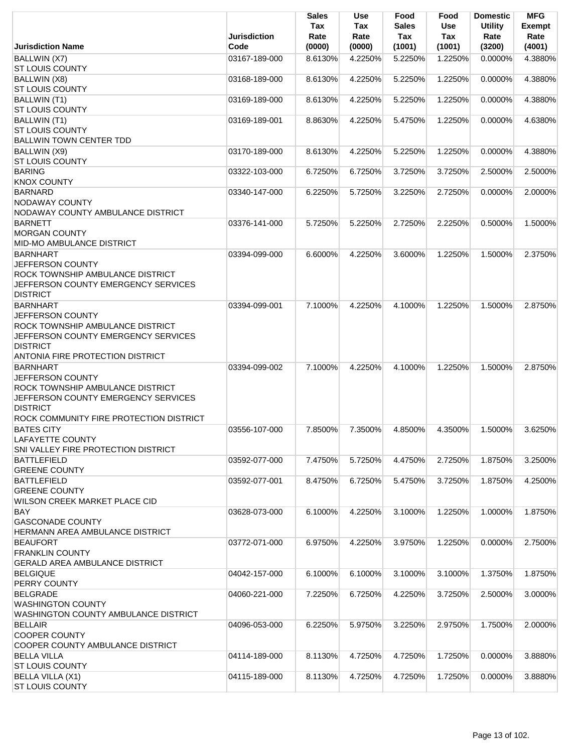| Jurisdiction Name | Jurisdiction Code | Sales Tax Rate (0000) | Use Tax Rate (0000) | Food Sales Tax (1001) | Food Use Tax (1001) | Domestic Utility Rate (3200) | MFG Exempt Rate (4001) |
|---|---|---|---|---|---|---|---|
| BALLWIN (X7)<br>ST LOUIS COUNTY | 03167-189-000 | 8.6130% | 4.2250% | 5.2250% | 1.2250% | 0.0000% | 4.3880% |
| BALLWIN (X8)<br>ST LOUIS COUNTY | 03168-189-000 | 8.6130% | 4.2250% | 5.2250% | 1.2250% | 0.0000% | 4.3880% |
| BALLWIN (T1)<br>ST LOUIS COUNTY | 03169-189-000 | 8.6130% | 4.2250% | 5.2250% | 1.2250% | 0.0000% | 4.3880% |
| BALLWIN (T1)<br>ST LOUIS COUNTY<br>BALLWIN TOWN CENTER TDD | 03169-189-001 | 8.8630% | 4.2250% | 5.4750% | 1.2250% | 0.0000% | 4.6380% |
| BALLWIN (X9)<br>ST LOUIS COUNTY | 03170-189-000 | 8.6130% | 4.2250% | 5.2250% | 1.2250% | 0.0000% | 4.3880% |
| BARING<br>KNOX COUNTY | 03322-103-000 | 6.7250% | 6.7250% | 3.7250% | 3.7250% | 2.5000% | 2.5000% |
| BARNARD<br>NODAWAY COUNTY<br>NODAWAY COUNTY AMBULANCE DISTRICT | 03340-147-000 | 6.2250% | 5.7250% | 3.2250% | 2.7250% | 0.0000% | 2.0000% |
| BARNETT<br>MORGAN COUNTY<br>MID-MO AMBULANCE DISTRICT | 03376-141-000 | 5.7250% | 5.2250% | 2.7250% | 2.2250% | 0.5000% | 1.5000% |
| BARNHART<br>JEFFERSON COUNTY<br>ROCK TOWNSHIP AMBULANCE DISTRICT<br>JEFFERSON COUNTY EMERGENCY SERVICES DISTRICT | 03394-099-000 | 6.6000% | 4.2250% | 3.6000% | 1.2250% | 1.5000% | 2.3750% |
| BARNHART<br>JEFFERSON COUNTY<br>ROCK TOWNSHIP AMBULANCE DISTRICT<br>JEFFERSON COUNTY EMERGENCY SERVICES DISTRICT<br>ANTONIA FIRE PROTECTION DISTRICT | 03394-099-001 | 7.1000% | 4.2250% | 4.1000% | 1.2250% | 1.5000% | 2.8750% |
| BARNHART<br>JEFFERSON COUNTY<br>ROCK TOWNSHIP AMBULANCE DISTRICT<br>JEFFERSON COUNTY EMERGENCY SERVICES DISTRICT<br>ROCK COMMUNITY FIRE PROTECTION DISTRICT | 03394-099-002 | 7.1000% | 4.2250% | 4.1000% | 1.2250% | 1.5000% | 2.8750% |
| BATES CITY<br>LAFAYETTE COUNTY<br>SNI VALLEY FIRE PROTECTION DISTRICT | 03556-107-000 | 7.8500% | 7.3500% | 4.8500% | 4.3500% | 1.5000% | 3.6250% |
| BATTLEFIELD<br>GREENE COUNTY | 03592-077-000 | 7.4750% | 5.7250% | 4.4750% | 2.7250% | 1.8750% | 3.2500% |
| BATTLEFIELD<br>GREENE COUNTY<br>WILSON CREEK MARKET PLACE CID | 03592-077-001 | 8.4750% | 6.7250% | 5.4750% | 3.7250% | 1.8750% | 4.2500% |
| BAY<br>GASCONADE COUNTY<br>HERMANN AREA AMBULANCE DISTRICT | 03628-073-000 | 6.1000% | 4.2250% | 3.1000% | 1.2250% | 1.0000% | 1.8750% |
| BEAUFORT<br>FRANKLIN COUNTY<br>GERALD AREA AMBULANCE DISTRICT | 03772-071-000 | 6.9750% | 4.2250% | 3.9750% | 1.2250% | 0.0000% | 2.7500% |
| BELGIQUE<br>PERRY COUNTY | 04042-157-000 | 6.1000% | 6.1000% | 3.1000% | 3.1000% | 1.3750% | 1.8750% |
| BELGRADE<br>WASHINGTON COUNTY<br>WASHINGTON COUNTY AMBULANCE DISTRICT | 04060-221-000 | 7.2250% | 6.7250% | 4.2250% | 3.7250% | 2.5000% | 3.0000% |
| BELLAIR<br>COOPER COUNTY<br>COOPER COUNTY AMBULANCE DISTRICT | 04096-053-000 | 6.2250% | 5.9750% | 3.2250% | 2.9750% | 1.7500% | 2.0000% |
| BELLA VILLA<br>ST LOUIS COUNTY | 04114-189-000 | 8.1130% | 4.7250% | 4.7250% | 1.7250% | 0.0000% | 3.8880% |
| BELLA VILLA (X1)<br>ST LOUIS COUNTY | 04115-189-000 | 8.1130% | 4.7250% | 4.7250% | 1.7250% | 0.0000% | 3.8880% |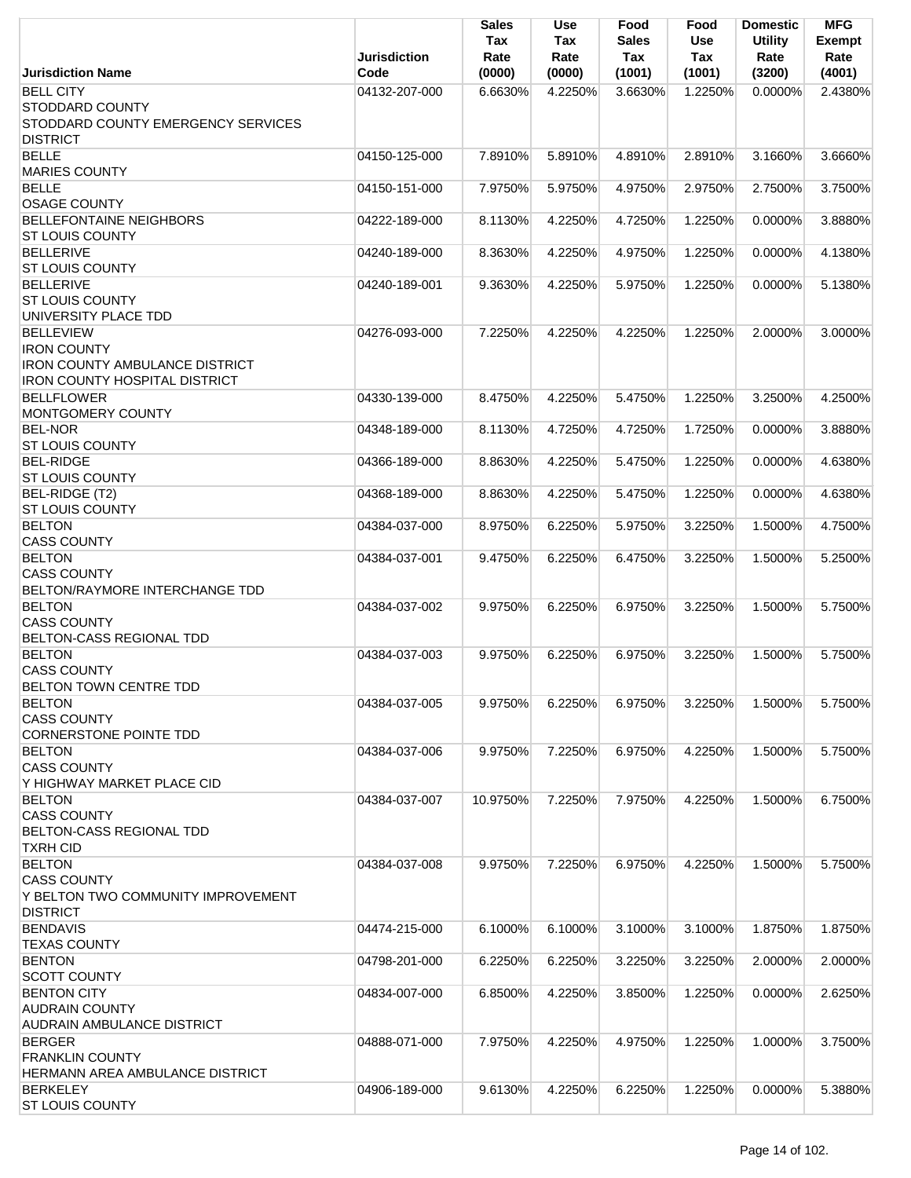| Jurisdiction Name | Jurisdiction Code | Sales Tax Rate (0000) | Use Tax Rate (0000) | Food Sales Tax (1001) | Food Use Tax (1001) | Domestic Utility Rate (3200) | MFG Exempt Rate (4001) |
|---|---|---|---|---|---|---|---|
| BELL CITY<br>STODDARD COUNTY<br>STODDARD COUNTY EMERGENCY SERVICES DISTRICT | 04132-207-000 | 6.6630% | 4.2250% | 3.6630% | 1.2250% | 0.0000% | 2.4380% |
| BELLE<br>MARIES COUNTY | 04150-125-000 | 7.8910% | 5.8910% | 4.8910% | 2.8910% | 3.1660% | 3.6660% |
| BELLE<br>OSAGE COUNTY | 04150-151-000 | 7.9750% | 5.9750% | 4.9750% | 2.9750% | 2.7500% | 3.7500% |
| BELLEFONTAINE NEIGHBORS<br>ST LOUIS COUNTY | 04222-189-000 | 8.1130% | 4.2250% | 4.7250% | 1.2250% | 0.0000% | 3.8880% |
| BELLERIVE<br>ST LOUIS COUNTY | 04240-189-000 | 8.3630% | 4.2250% | 4.9750% | 1.2250% | 0.0000% | 4.1380% |
| BELLERIVE<br>ST LOUIS COUNTY<br>UNIVERSITY PLACE TDD | 04240-189-001 | 9.3630% | 4.2250% | 5.9750% | 1.2250% | 0.0000% | 5.1380% |
| BELLEVIEW<br>IRON COUNTY<br>IRON COUNTY AMBULANCE DISTRICT<br>IRON COUNTY HOSPITAL DISTRICT | 04276-093-000 | 7.2250% | 4.2250% | 4.2250% | 1.2250% | 2.0000% | 3.0000% |
| BELLFLOWER<br>MONTGOMERY COUNTY | 04330-139-000 | 8.4750% | 4.2250% | 5.4750% | 1.2250% | 3.2500% | 4.2500% |
| BEL-NOR<br>ST LOUIS COUNTY | 04348-189-000 | 8.1130% | 4.7250% | 4.7250% | 1.7250% | 0.0000% | 3.8880% |
| BEL-RIDGE<br>ST LOUIS COUNTY | 04366-189-000 | 8.8630% | 4.2250% | 5.4750% | 1.2250% | 0.0000% | 4.6380% |
| BEL-RIDGE (T2)<br>ST LOUIS COUNTY | 04368-189-000 | 8.8630% | 4.2250% | 5.4750% | 1.2250% | 0.0000% | 4.6380% |
| BELTON<br>CASS COUNTY | 04384-037-000 | 8.9750% | 6.2250% | 5.9750% | 3.2250% | 1.5000% | 4.7500% |
| BELTON<br>CASS COUNTY<br>BELTON/RAYMORE INTERCHANGE TDD | 04384-037-001 | 9.4750% | 6.2250% | 6.4750% | 3.2250% | 1.5000% | 5.2500% |
| BELTON<br>CASS COUNTY<br>BELTON-CASS REGIONAL TDD | 04384-037-002 | 9.9750% | 6.2250% | 6.9750% | 3.2250% | 1.5000% | 5.7500% |
| BELTON<br>CASS COUNTY<br>BELTON TOWN CENTRE TDD | 04384-037-003 | 9.9750% | 6.2250% | 6.9750% | 3.2250% | 1.5000% | 5.7500% |
| BELTON<br>CASS COUNTY<br>CORNERSTONE POINTE TDD | 04384-037-005 | 9.9750% | 6.2250% | 6.9750% | 3.2250% | 1.5000% | 5.7500% |
| BELTON<br>CASS COUNTY<br>Y HIGHWAY MARKET PLACE CID | 04384-037-006 | 9.9750% | 7.2250% | 6.9750% | 4.2250% | 1.5000% | 5.7500% |
| BELTON<br>CASS COUNTY<br>BELTON-CASS REGIONAL TDD<br>TXRH CID | 04384-037-007 | 10.9750% | 7.2250% | 7.9750% | 4.2250% | 1.5000% | 6.7500% |
| BELTON<br>CASS COUNTY<br>Y BELTON TWO COMMUNITY IMPROVEMENT DISTRICT | 04384-037-008 | 9.9750% | 7.2250% | 6.9750% | 4.2250% | 1.5000% | 5.7500% |
| BENDAVIS<br>TEXAS COUNTY | 04474-215-000 | 6.1000% | 6.1000% | 3.1000% | 3.1000% | 1.8750% | 1.8750% |
| BENTON<br>SCOTT COUNTY | 04798-201-000 | 6.2250% | 6.2250% | 3.2250% | 3.2250% | 2.0000% | 2.0000% |
| BENTON CITY<br>AUDRAIN COUNTY<br>AUDRAIN AMBULANCE DISTRICT | 04834-007-000 | 6.8500% | 4.2250% | 3.8500% | 1.2250% | 0.0000% | 2.6250% |
| BERGER<br>FRANKLIN COUNTY<br>HERMANN AREA AMBULANCE DISTRICT | 04888-071-000 | 7.9750% | 4.2250% | 4.9750% | 1.2250% | 1.0000% | 3.7500% |
| BERKELEY<br>ST LOUIS COUNTY | 04906-189-000 | 9.6130% | 4.2250% | 6.2250% | 1.2250% | 0.0000% | 5.3880% |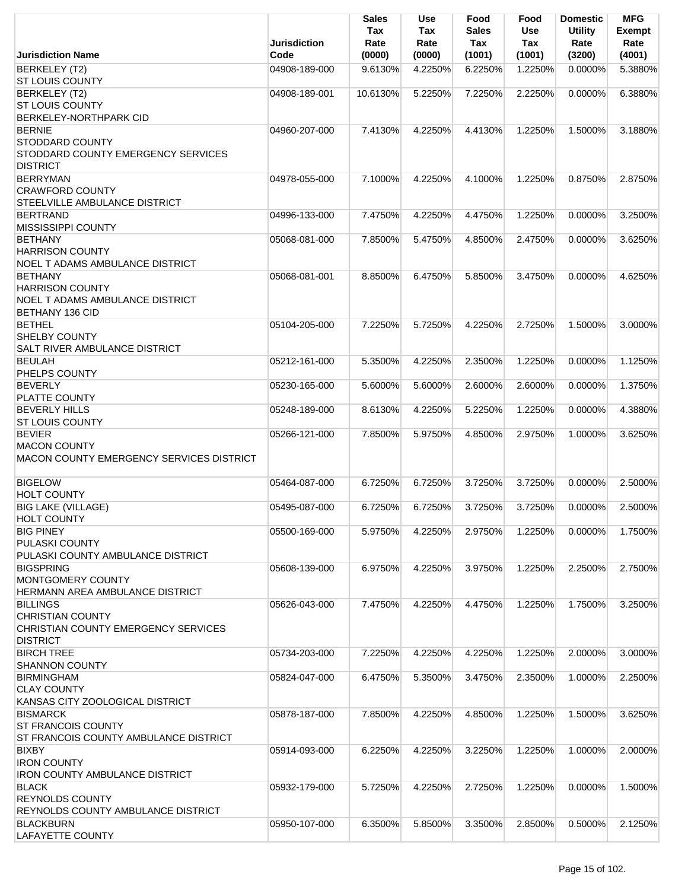| Jurisdiction Name | Jurisdiction Code | Sales Tax Rate (0000) | Use Tax Rate (0000) | Food Sales Tax (1001) | Food Use Tax (1001) | Domestic Utility Rate (3200) | MFG Exempt Rate (4001) |
|---|---|---|---|---|---|---|---|
| BERKELEY (T2)<br>ST LOUIS COUNTY | 04908-189-000 | 9.6130% | 4.2250% | 6.2250% | 1.2250% | 0.0000% | 5.3880% |
| BERKELEY (T2)<br>ST LOUIS COUNTY<br>BERKELEY-NORTHPARK CID | 04908-189-001 | 10.6130% | 5.2250% | 7.2250% | 2.2250% | 0.0000% | 6.3880% |
| BERNIE<br>STODDARD COUNTY<br>STODDARD COUNTY EMERGENCY SERVICES DISTRICT | 04960-207-000 | 7.4130% | 4.2250% | 4.4130% | 1.2250% | 1.5000% | 3.1880% |
| BERRYMAN<br>CRAWFORD COUNTY<br>STEELVILLE AMBULANCE DISTRICT | 04978-055-000 | 7.1000% | 4.2250% | 4.1000% | 1.2250% | 0.8750% | 2.8750% |
| BERTRAND<br>MISSISSIPPI COUNTY | 04996-133-000 | 7.4750% | 4.2250% | 4.4750% | 1.2250% | 0.0000% | 3.2500% |
| BETHANY<br>HARRISON COUNTY<br>NOEL T ADAMS AMBULANCE DISTRICT | 05068-081-000 | 7.8500% | 5.4750% | 4.8500% | 2.4750% | 0.0000% | 3.6250% |
| BETHANY<br>HARRISON COUNTY<br>NOEL T ADAMS AMBULANCE DISTRICT<br>BETHANY 136 CID | 05068-081-001 | 8.8500% | 6.4750% | 5.8500% | 3.4750% | 0.0000% | 4.6250% |
| BETHEL<br>SHELBY COUNTY<br>SALT RIVER AMBULANCE DISTRICT | 05104-205-000 | 7.2250% | 5.7250% | 4.2250% | 2.7250% | 1.5000% | 3.0000% |
| BEULAH<br>PHELPS COUNTY | 05212-161-000 | 5.3500% | 4.2250% | 2.3500% | 1.2250% | 0.0000% | 1.1250% |
| BEVERLY<br>PLATTE COUNTY | 05230-165-000 | 5.6000% | 5.6000% | 2.6000% | 2.6000% | 0.0000% | 1.3750% |
| BEVERLY HILLS<br>ST LOUIS COUNTY | 05248-189-000 | 8.6130% | 4.2250% | 5.2250% | 1.2250% | 0.0000% | 4.3880% |
| BEVIER<br>MACON COUNTY<br>MACON COUNTY EMERGENCY SERVICES DISTRICT | 05266-121-000 | 7.8500% | 5.9750% | 4.8500% | 2.9750% | 1.0000% | 3.6250% |
| BIGELOW<br>HOLT COUNTY | 05464-087-000 | 6.7250% | 6.7250% | 3.7250% | 3.7250% | 0.0000% | 2.5000% |
| BIG LAKE (VILLAGE)<br>HOLT COUNTY | 05495-087-000 | 6.7250% | 6.7250% | 3.7250% | 3.7250% | 0.0000% | 2.5000% |
| BIG PINEY<br>PULASKI COUNTY<br>PULASKI COUNTY AMBULANCE DISTRICT | 05500-169-000 | 5.9750% | 4.2250% | 2.9750% | 1.2250% | 0.0000% | 1.7500% |
| BIGSPRING<br>MONTGOMERY COUNTY<br>HERMANN AREA AMBULANCE DISTRICT | 05608-139-000 | 6.9750% | 4.2250% | 3.9750% | 1.2250% | 2.2500% | 2.7500% |
| BILLINGS<br>CHRISTIAN COUNTY<br>CHRISTIAN COUNTY EMERGENCY SERVICES DISTRICT | 05626-043-000 | 7.4750% | 4.2250% | 4.4750% | 1.2250% | 1.7500% | 3.2500% |
| BIRCH TREE<br>SHANNON COUNTY | 05734-203-000 | 7.2250% | 4.2250% | 4.2250% | 1.2250% | 2.0000% | 3.0000% |
| BIRMINGHAM<br>CLAY COUNTY<br>KANSAS CITY ZOOLOGICAL DISTRICT | 05824-047-000 | 6.4750% | 5.3500% | 3.4750% | 2.3500% | 1.0000% | 2.2500% |
| BISMARCK<br>ST FRANCOIS COUNTY<br>ST FRANCOIS COUNTY AMBULANCE DISTRICT | 05878-187-000 | 7.8500% | 4.2250% | 4.8500% | 1.2250% | 1.5000% | 3.6250% |
| BIXBY<br>IRON COUNTY<br>IRON COUNTY AMBULANCE DISTRICT | 05914-093-000 | 6.2250% | 4.2250% | 3.2250% | 1.2250% | 1.0000% | 2.0000% |
| BLACK<br>REYNOLDS COUNTY<br>REYNOLDS COUNTY AMBULANCE DISTRICT | 05932-179-000 | 5.7250% | 4.2250% | 2.7250% | 1.2250% | 0.0000% | 1.5000% |
| BLACKBURN<br>LAFAYETTE COUNTY | 05950-107-000 | 6.3500% | 5.8500% | 3.3500% | 2.8500% | 0.5000% | 2.1250% |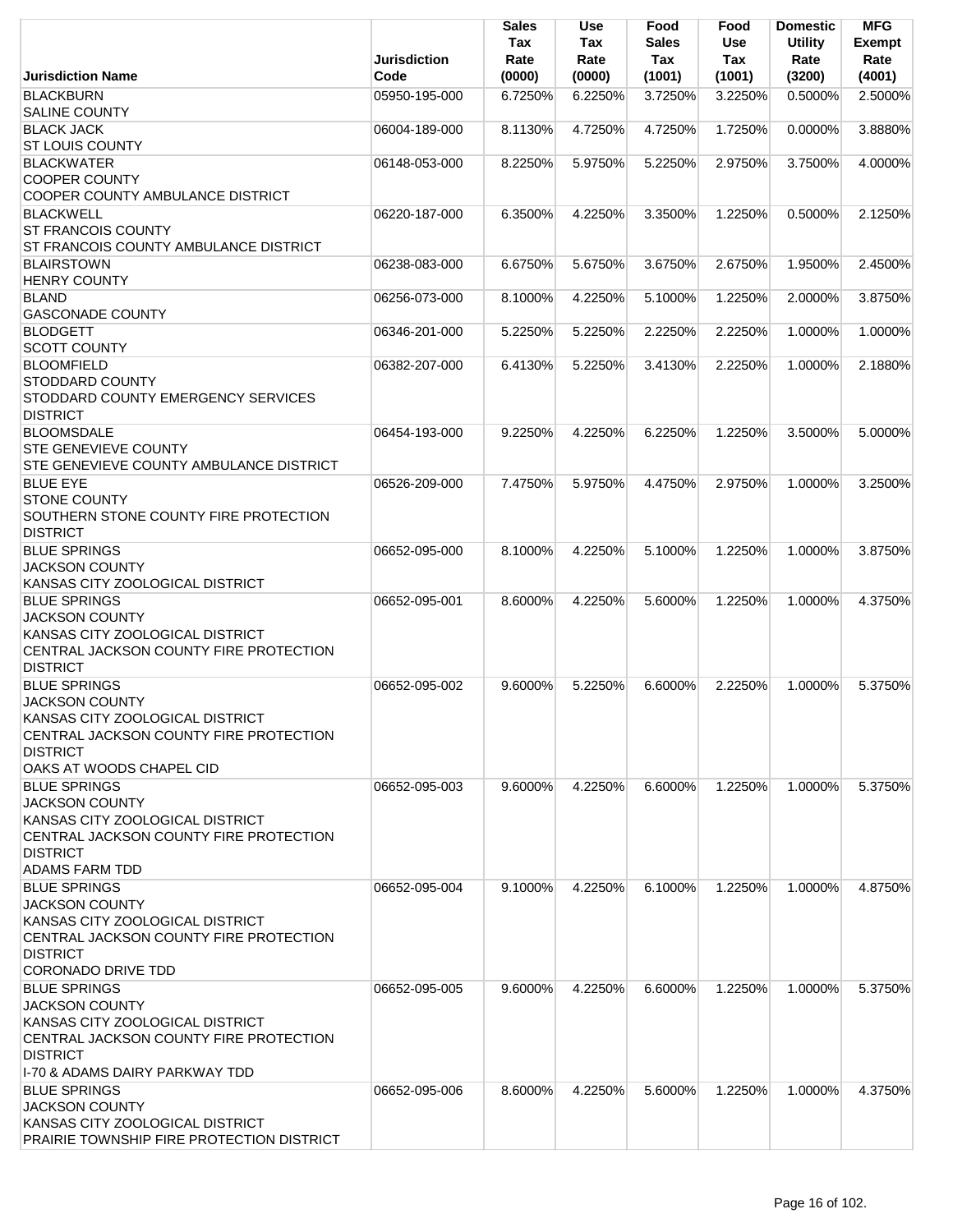| Jurisdiction Name | Jurisdiction Code | Sales Tax Rate (0000) | Use Tax Rate (0000) | Food Sales Tax (1001) | Food Use Tax (1001) | Domestic Utility Rate (3200) | MFG Exempt Rate (4001) |
|---|---|---|---|---|---|---|---|
| BLACKBURN<br>SALINE COUNTY | 05950-195-000 | 6.7250% | 6.2250% | 3.7250% | 3.2250% | 0.5000% | 2.5000% |
| BLACK JACK<br>ST LOUIS COUNTY | 06004-189-000 | 8.1130% | 4.7250% | 4.7250% | 1.7250% | 0.0000% | 3.8880% |
| BLACKWATER<br>COOPER COUNTY<br>COOPER COUNTY AMBULANCE DISTRICT | 06148-053-000 | 8.2250% | 5.9750% | 5.2250% | 2.9750% | 3.7500% | 4.0000% |
| BLACKWELL<br>ST FRANCOIS COUNTY<br>ST FRANCOIS COUNTY AMBULANCE DISTRICT | 06220-187-000 | 6.3500% | 4.2250% | 3.3500% | 1.2250% | 0.5000% | 2.1250% |
| BLAIRSTOWN<br>HENRY COUNTY | 06238-083-000 | 6.6750% | 5.6750% | 3.6750% | 2.6750% | 1.9500% | 2.4500% |
| BLAND<br>GASCONADE COUNTY | 06256-073-000 | 8.1000% | 4.2250% | 5.1000% | 1.2250% | 2.0000% | 3.8750% |
| BLODGETT<br>SCOTT COUNTY | 06346-201-000 | 5.2250% | 5.2250% | 2.2250% | 2.2250% | 1.0000% | 1.0000% |
| BLOOMFIELD<br>STODDARD COUNTY<br>STODDARD COUNTY EMERGENCY SERVICES DISTRICT | 06382-207-000 | 6.4130% | 5.2250% | 3.4130% | 2.2250% | 1.0000% | 2.1880% |
| BLOOMSDALE<br>STE GENEVIEVE COUNTY<br>STE GENEVIEVE COUNTY AMBULANCE DISTRICT | 06454-193-000 | 9.2250% | 4.2250% | 6.2250% | 1.2250% | 3.5000% | 5.0000% |
| BLUE EYE<br>STONE COUNTY<br>SOUTHERN STONE COUNTY FIRE PROTECTION DISTRICT | 06526-209-000 | 7.4750% | 5.9750% | 4.4750% | 2.9750% | 1.0000% | 3.2500% |
| BLUE SPRINGS<br>JACKSON COUNTY<br>KANSAS CITY ZOOLOGICAL DISTRICT | 06652-095-000 | 8.1000% | 4.2250% | 5.1000% | 1.2250% | 1.0000% | 3.8750% |
| BLUE SPRINGS<br>JACKSON COUNTY<br>KANSAS CITY ZOOLOGICAL DISTRICT<br>CENTRAL JACKSON COUNTY FIRE PROTECTION DISTRICT | 06652-095-001 | 8.6000% | 4.2250% | 5.6000% | 1.2250% | 1.0000% | 4.3750% |
| BLUE SPRINGS<br>JACKSON COUNTY<br>KANSAS CITY ZOOLOGICAL DISTRICT<br>CENTRAL JACKSON COUNTY FIRE PROTECTION DISTRICT<br>OAKS AT WOODS CHAPEL CID | 06652-095-002 | 9.6000% | 5.2250% | 6.6000% | 2.2250% | 1.0000% | 5.3750% |
| BLUE SPRINGS<br>JACKSON COUNTY<br>KANSAS CITY ZOOLOGICAL DISTRICT<br>CENTRAL JACKSON COUNTY FIRE PROTECTION DISTRICT<br>ADAMS FARM TDD | 06652-095-003 | 9.6000% | 4.2250% | 6.6000% | 1.2250% | 1.0000% | 5.3750% |
| BLUE SPRINGS<br>JACKSON COUNTY<br>KANSAS CITY ZOOLOGICAL DISTRICT<br>CENTRAL JACKSON COUNTY FIRE PROTECTION DISTRICT<br>CORONADO DRIVE TDD | 06652-095-004 | 9.1000% | 4.2250% | 6.1000% | 1.2250% | 1.0000% | 4.8750% |
| BLUE SPRINGS<br>JACKSON COUNTY<br>KANSAS CITY ZOOLOGICAL DISTRICT<br>CENTRAL JACKSON COUNTY FIRE PROTECTION DISTRICT<br>I-70 & ADAMS DAIRY PARKWAY TDD | 06652-095-005 | 9.6000% | 4.2250% | 6.6000% | 1.2250% | 1.0000% | 5.3750% |
| BLUE SPRINGS<br>JACKSON COUNTY<br>KANSAS CITY ZOOLOGICAL DISTRICT<br>PRAIRIE TOWNSHIP FIRE PROTECTION DISTRICT | 06652-095-006 | 8.6000% | 4.2250% | 5.6000% | 1.2250% | 1.0000% | 4.3750% |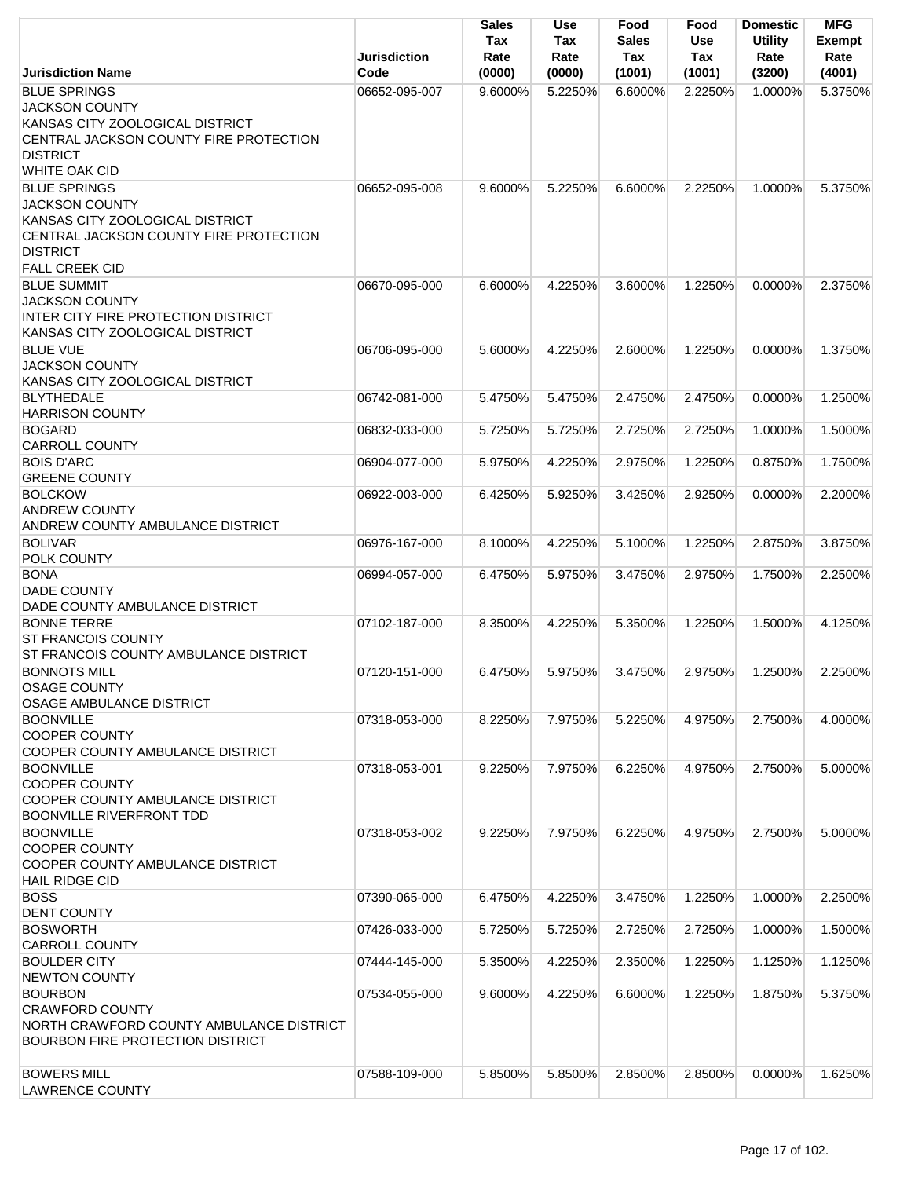| Jurisdiction Name | Jurisdiction Code | Sales Tax Rate (0000) | Use Tax Rate (0000) | Food Sales Tax (1001) | Food Use Tax (1001) | Domestic Utility Rate (3200) | MFG Exempt Rate (4001) |
|---|---|---|---|---|---|---|---|
| BLUE SPRINGS<br>JACKSON COUNTY<br>KANSAS CITY ZOOLOGICAL DISTRICT<br>CENTRAL JACKSON COUNTY FIRE PROTECTION DISTRICT<br>WHITE OAK CID | 06652-095-007 | 9.6000% | 5.2250% | 6.6000% | 2.2250% | 1.0000% | 5.3750% |
| BLUE SPRINGS<br>JACKSON COUNTY<br>KANSAS CITY ZOOLOGICAL DISTRICT<br>CENTRAL JACKSON COUNTY FIRE PROTECTION DISTRICT<br>FALL CREEK CID | 06652-095-008 | 9.6000% | 5.2250% | 6.6000% | 2.2250% | 1.0000% | 5.3750% |
| BLUE SUMMIT<br>JACKSON COUNTY<br>INTER CITY FIRE PROTECTION DISTRICT<br>KANSAS CITY ZOOLOGICAL DISTRICT | 06670-095-000 | 6.6000% | 4.2250% | 3.6000% | 1.2250% | 0.0000% | 2.3750% |
| BLUE VUE<br>JACKSON COUNTY<br>KANSAS CITY ZOOLOGICAL DISTRICT | 06706-095-000 | 5.6000% | 4.2250% | 2.6000% | 1.2250% | 0.0000% | 1.3750% |
| BLYTHEDALE<br>HARRISON COUNTY | 06742-081-000 | 5.4750% | 5.4750% | 2.4750% | 2.4750% | 0.0000% | 1.2500% |
| BOGARD<br>CARROLL COUNTY | 06832-033-000 | 5.7250% | 5.7250% | 2.7250% | 2.7250% | 1.0000% | 1.5000% |
| BOIS D'ARC<br>GREENE COUNTY | 06904-077-000 | 5.9750% | 4.2250% | 2.9750% | 1.2250% | 0.8750% | 1.7500% |
| BOLCKOW<br>ANDREW COUNTY<br>ANDREW COUNTY AMBULANCE DISTRICT | 06922-003-000 | 6.4250% | 5.9250% | 3.4250% | 2.9250% | 0.0000% | 2.2000% |
| BOLIVAR<br>POLK COUNTY | 06976-167-000 | 8.1000% | 4.2250% | 5.1000% | 1.2250% | 2.8750% | 3.8750% |
| BONA<br>DADE COUNTY<br>DADE COUNTY AMBULANCE DISTRICT | 06994-057-000 | 6.4750% | 5.9750% | 3.4750% | 2.9750% | 1.7500% | 2.2500% |
| BONNE TERRE<br>ST FRANCOIS COUNTY<br>ST FRANCOIS COUNTY AMBULANCE DISTRICT | 07102-187-000 | 8.3500% | 4.2250% | 5.3500% | 1.2250% | 1.5000% | 4.1250% |
| BONNOTS MILL<br>OSAGE COUNTY<br>OSAGE AMBULANCE DISTRICT | 07120-151-000 | 6.4750% | 5.9750% | 3.4750% | 2.9750% | 1.2500% | 2.2500% |
| BOONVILLE<br>COOPER COUNTY<br>COOPER COUNTY AMBULANCE DISTRICT | 07318-053-000 | 8.2250% | 7.9750% | 5.2250% | 4.9750% | 2.7500% | 4.0000% |
| BOONVILLE<br>COOPER COUNTY<br>COOPER COUNTY AMBULANCE DISTRICT<br>BOONVILLE RIVERFRONT TDD | 07318-053-001 | 9.2250% | 7.9750% | 6.2250% | 4.9750% | 2.7500% | 5.0000% |
| BOONVILLE<br>COOPER COUNTY<br>COOPER COUNTY AMBULANCE DISTRICT<br>HAIL RIDGE CID | 07318-053-002 | 9.2250% | 7.9750% | 6.2250% | 4.9750% | 2.7500% | 5.0000% |
| BOSS<br>DENT COUNTY | 07390-065-000 | 6.4750% | 4.2250% | 3.4750% | 1.2250% | 1.0000% | 2.2500% |
| BOSWORTH<br>CARROLL COUNTY | 07426-033-000 | 5.7250% | 5.7250% | 2.7250% | 2.7250% | 1.0000% | 1.5000% |
| BOULDER CITY<br>NEWTON COUNTY | 07444-145-000 | 5.3500% | 4.2250% | 2.3500% | 1.2250% | 1.1250% | 1.1250% |
| BOURBON<br>CRAWFORD COUNTY<br>NORTH CRAWFORD COUNTY AMBULANCE DISTRICT<br>BOURBON FIRE PROTECTION DISTRICT | 07534-055-000 | 9.6000% | 4.2250% | 6.6000% | 1.2250% | 1.8750% | 5.3750% |
| BOWERS MILL<br>LAWRENCE COUNTY | 07588-109-000 | 5.8500% | 5.8500% | 2.8500% | 2.8500% | 0.0000% | 1.6250% |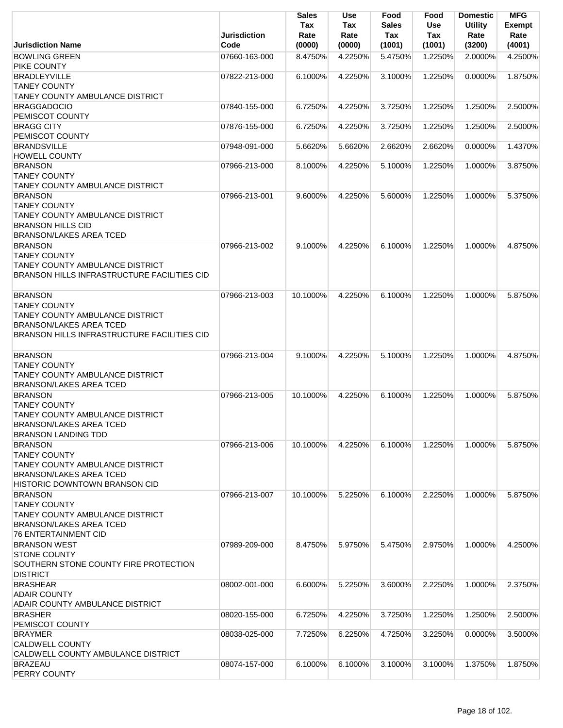| Jurisdiction Name | Jurisdiction Code | Sales Tax Rate (0000) | Use Tax Rate (0000) | Food Sales Tax (1001) | Food Use Tax (1001) | Domestic Utility Rate (3200) | MFG Exempt Rate (4001) |
|---|---|---|---|---|---|---|---|
| BOWLING GREEN<br>PIKE COUNTY | 07660-163-000 | 8.4750% | 4.2250% | 5.4750% | 1.2250% | 2.0000% | 4.2500% |
| BRADLEYVILLE<br>TANEY COUNTY<br>TANEY COUNTY AMBULANCE DISTRICT | 07822-213-000 | 6.1000% | 4.2250% | 3.1000% | 1.2250% | 0.0000% | 1.8750% |
| BRAGGADOCIO<br>PEMISCOT COUNTY | 07840-155-000 | 6.7250% | 4.2250% | 3.7250% | 1.2250% | 1.2500% | 2.5000% |
| BRAGG CITY<br>PEMISCOT COUNTY | 07876-155-000 | 6.7250% | 4.2250% | 3.7250% | 1.2250% | 1.2500% | 2.5000% |
| BRANDSVILLE<br>HOWELL COUNTY | 07948-091-000 | 5.6620% | 5.6620% | 2.6620% | 2.6620% | 0.0000% | 1.4370% |
| BRANSON<br>TANEY COUNTY<br>TANEY COUNTY AMBULANCE DISTRICT | 07966-213-000 | 8.1000% | 4.2250% | 5.1000% | 1.2250% | 1.0000% | 3.8750% |
| BRANSON<br>TANEY COUNTY<br>TANEY COUNTY AMBULANCE DISTRICT<br>BRANSON HILLS CID<br>BRANSON/LAKES AREA TCED | 07966-213-001 | 9.6000% | 4.2250% | 5.6000% | 1.2250% | 1.0000% | 5.3750% |
| BRANSON<br>TANEY COUNTY<br>TANEY COUNTY AMBULANCE DISTRICT<br>BRANSON HILLS INFRASTRUCTURE FACILITIES CID | 07966-213-002 | 9.1000% | 4.2250% | 6.1000% | 1.2250% | 1.0000% | 4.8750% |
| BRANSON<br>TANEY COUNTY<br>TANEY COUNTY AMBULANCE DISTRICT<br>BRANSON/LAKES AREA TCED<br>BRANSON HILLS INFRASTRUCTURE FACILITIES CID | 07966-213-003 | 10.1000% | 4.2250% | 6.1000% | 1.2250% | 1.0000% | 5.8750% |
| BRANSON<br>TANEY COUNTY<br>TANEY COUNTY AMBULANCE DISTRICT<br>BRANSON/LAKES AREA TCED | 07966-213-004 | 9.1000% | 4.2250% | 5.1000% | 1.2250% | 1.0000% | 4.8750% |
| BRANSON<br>TANEY COUNTY<br>TANEY COUNTY AMBULANCE DISTRICT<br>BRANSON/LAKES AREA TCED<br>BRANSON LANDING TDD | 07966-213-005 | 10.1000% | 4.2250% | 6.1000% | 1.2250% | 1.0000% | 5.8750% |
| BRANSON<br>TANEY COUNTY<br>TANEY COUNTY AMBULANCE DISTRICT<br>BRANSON/LAKES AREA TCED<br>HISTORIC DOWNTOWN BRANSON CID | 07966-213-006 | 10.1000% | 4.2250% | 6.1000% | 1.2250% | 1.0000% | 5.8750% |
| BRANSON<br>TANEY COUNTY<br>TANEY COUNTY AMBULANCE DISTRICT<br>BRANSON/LAKES AREA TCED<br>76 ENTERTAINMENT CID | 07966-213-007 | 10.1000% | 5.2250% | 6.1000% | 2.2250% | 1.0000% | 5.8750% |
| BRANSON WEST<br>STONE COUNTY<br>SOUTHERN STONE COUNTY FIRE PROTECTION DISTRICT | 07989-209-000 | 8.4750% | 5.9750% | 5.4750% | 2.9750% | 1.0000% | 4.2500% |
| BRASHEAR<br>ADAIR COUNTY<br>ADAIR COUNTY AMBULANCE DISTRICT | 08002-001-000 | 6.6000% | 5.2250% | 3.6000% | 2.2250% | 1.0000% | 2.3750% |
| BRASHER<br>PEMISCOT COUNTY | 08020-155-000 | 6.7250% | 4.2250% | 3.7250% | 1.2250% | 1.2500% | 2.5000% |
| BRAYMER<br>CALDWELL COUNTY<br>CALDWELL COUNTY AMBULANCE DISTRICT | 08038-025-000 | 7.7250% | 6.2250% | 4.7250% | 3.2250% | 0.0000% | 3.5000% |
| BRAZEAU<br>PERRY COUNTY | 08074-157-000 | 6.1000% | 6.1000% | 3.1000% | 3.1000% | 1.3750% | 1.8750% |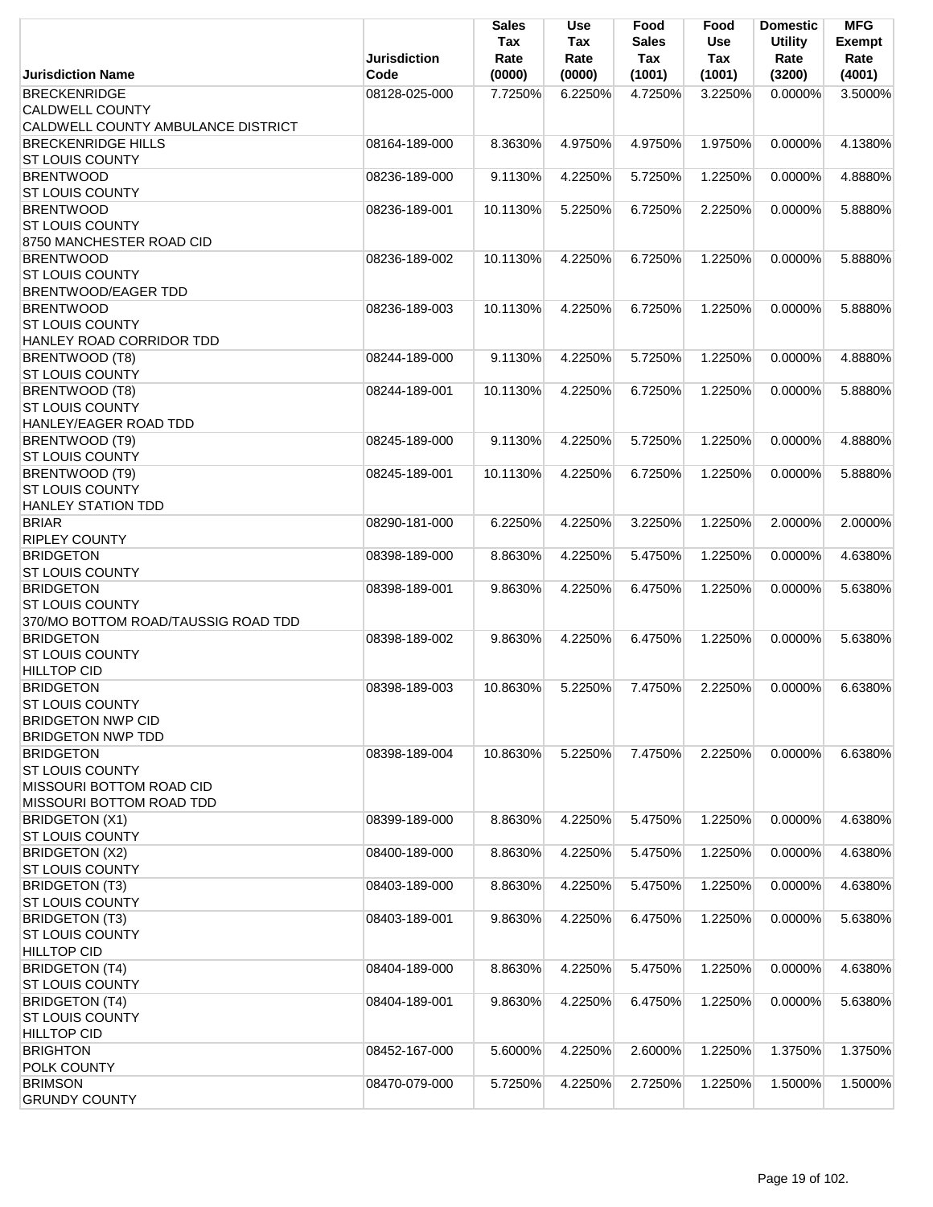| Jurisdiction Name | Jurisdiction Code | Sales Tax Rate (0000) | Use Tax Rate (0000) | Food Sales Tax (1001) | Food Use Tax (1001) | Domestic Utility Rate (3200) | MFG Exempt Rate (4001) |
|---|---|---|---|---|---|---|---|
| BRECKENRIDGE<br>CALDWELL COUNTY<br>CALDWELL COUNTY AMBULANCE DISTRICT | 08128-025-000 | 7.7250% | 6.2250% | 4.7250% | 3.2250% | 0.0000% | 3.5000% |
| BRECKENRIDGE HILLS<br>ST LOUIS COUNTY | 08164-189-000 | 8.3630% | 4.9750% | 4.9750% | 1.9750% | 0.0000% | 4.1380% |
| BRENTWOOD<br>ST LOUIS COUNTY | 08236-189-000 | 9.1130% | 4.2250% | 5.7250% | 1.2250% | 0.0000% | 4.8880% |
| BRENTWOOD<br>ST LOUIS COUNTY<br>8750 MANCHESTER ROAD CID | 08236-189-001 | 10.1130% | 5.2250% | 6.7250% | 2.2250% | 0.0000% | 5.8880% |
| BRENTWOOD<br>ST LOUIS COUNTY<br>BRENTWOOD/EAGER TDD | 08236-189-002 | 10.1130% | 4.2250% | 6.7250% | 1.2250% | 0.0000% | 5.8880% |
| BRENTWOOD<br>ST LOUIS COUNTY<br>HANLEY ROAD CORRIDOR TDD | 08236-189-003 | 10.1130% | 4.2250% | 6.7250% | 1.2250% | 0.0000% | 5.8880% |
| BRENTWOOD (T8)<br>ST LOUIS COUNTY | 08244-189-000 | 9.1130% | 4.2250% | 5.7250% | 1.2250% | 0.0000% | 4.8880% |
| BRENTWOOD (T8)<br>ST LOUIS COUNTY<br>HANLEY/EAGER ROAD TDD | 08244-189-001 | 10.1130% | 4.2250% | 6.7250% | 1.2250% | 0.0000% | 5.8880% |
| BRENTWOOD (T9)<br>ST LOUIS COUNTY | 08245-189-000 | 9.1130% | 4.2250% | 5.7250% | 1.2250% | 0.0000% | 4.8880% |
| BRENTWOOD (T9)<br>ST LOUIS COUNTY<br>HANLEY STATION TDD | 08245-189-001 | 10.1130% | 4.2250% | 6.7250% | 1.2250% | 0.0000% | 5.8880% |
| BRIAR<br>RIPLEY COUNTY | 08290-181-000 | 6.2250% | 4.2250% | 3.2250% | 1.2250% | 2.0000% | 2.0000% |
| BRIDGETON<br>ST LOUIS COUNTY | 08398-189-000 | 8.8630% | 4.2250% | 5.4750% | 1.2250% | 0.0000% | 4.6380% |
| BRIDGETON<br>ST LOUIS COUNTY<br>370/MO BOTTOM ROAD/TAUSSIG ROAD TDD | 08398-189-001 | 9.8630% | 4.2250% | 6.4750% | 1.2250% | 0.0000% | 5.6380% |
| BRIDGETON<br>ST LOUIS COUNTY<br>HILLTOP CID | 08398-189-002 | 9.8630% | 4.2250% | 6.4750% | 1.2250% | 0.0000% | 5.6380% |
| BRIDGETON<br>ST LOUIS COUNTY<br>BRIDGETON NWP CID<br>BRIDGETON NWP TDD | 08398-189-003 | 10.8630% | 5.2250% | 7.4750% | 2.2250% | 0.0000% | 6.6380% |
| BRIDGETON<br>ST LOUIS COUNTY<br>MISSOURI BOTTOM ROAD CID<br>MISSOURI BOTTOM ROAD TDD | 08398-189-004 | 10.8630% | 5.2250% | 7.4750% | 2.2250% | 0.0000% | 6.6380% |
| BRIDGETON (X1)<br>ST LOUIS COUNTY | 08399-189-000 | 8.8630% | 4.2250% | 5.4750% | 1.2250% | 0.0000% | 4.6380% |
| BRIDGETON (X2)<br>ST LOUIS COUNTY | 08400-189-000 | 8.8630% | 4.2250% | 5.4750% | 1.2250% | 0.0000% | 4.6380% |
| BRIDGETON (T3)<br>ST LOUIS COUNTY | 08403-189-000 | 8.8630% | 4.2250% | 5.4750% | 1.2250% | 0.0000% | 4.6380% |
| BRIDGETON (T3)<br>ST LOUIS COUNTY<br>HILLTOP CID | 08403-189-001 | 9.8630% | 4.2250% | 6.4750% | 1.2250% | 0.0000% | 5.6380% |
| BRIDGETON (T4)<br>ST LOUIS COUNTY | 08404-189-000 | 8.8630% | 4.2250% | 5.4750% | 1.2250% | 0.0000% | 4.6380% |
| BRIDGETON (T4)<br>ST LOUIS COUNTY<br>HILLTOP CID | 08404-189-001 | 9.8630% | 4.2250% | 6.4750% | 1.2250% | 0.0000% | 5.6380% |
| BRIGHTON<br>POLK COUNTY | 08452-167-000 | 5.6000% | 4.2250% | 2.6000% | 1.2250% | 1.3750% | 1.3750% |
| BRIMSON<br>GRUNDY COUNTY | 08470-079-000 | 5.7250% | 4.2250% | 2.7250% | 1.2250% | 1.5000% | 1.5000% |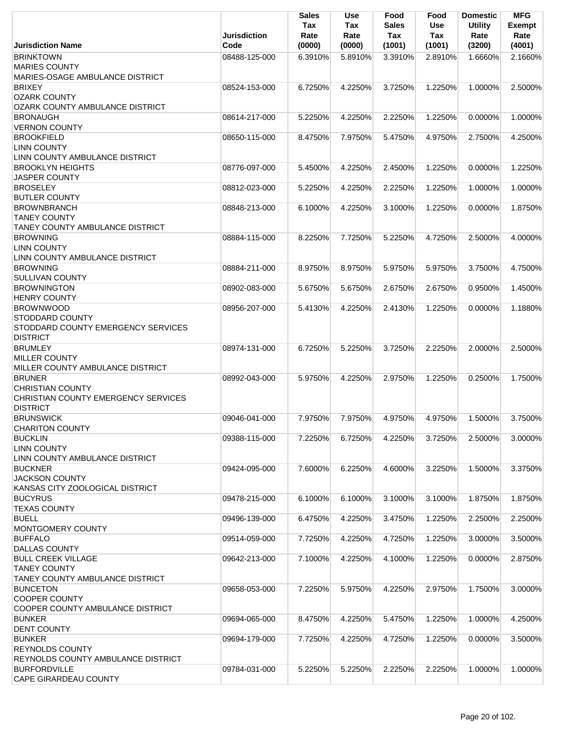| Jurisdiction Name | Jurisdiction Code | Sales Tax Rate (0000) | Use Tax Rate (0000) | Food Sales Tax (1001) | Food Use Tax (1001) | Domestic Utility Rate (3200) | MFG Exempt Rate (4001) |
|---|---|---|---|---|---|---|---|
| BRINKTOWN<br>MARIES COUNTY<br>MARIES-OSAGE AMBULANCE DISTRICT | 08488-125-000 | 6.3910% | 5.8910% | 3.3910% | 2.8910% | 1.6660% | 2.1660% |
| BRIXEY<br>OZARK COUNTY<br>OZARK COUNTY AMBULANCE DISTRICT | 08524-153-000 | 6.7250% | 4.2250% | 3.7250% | 1.2250% | 1.0000% | 2.5000% |
| BRONAUGH<br>VERNON COUNTY | 08614-217-000 | 5.2250% | 4.2250% | 2.2250% | 1.2250% | 0.0000% | 1.0000% |
| BROOKFIELD<br>LINN COUNTY<br>LINN COUNTY AMBULANCE DISTRICT | 08650-115-000 | 8.4750% | 7.9750% | 5.4750% | 4.9750% | 2.7500% | 4.2500% |
| BROOKLYN HEIGHTS<br>JASPER COUNTY | 08776-097-000 | 5.4500% | 4.2250% | 2.4500% | 1.2250% | 0.0000% | 1.2250% |
| BROSELEY<br>BUTLER COUNTY | 08812-023-000 | 5.2250% | 4.2250% | 2.2250% | 1.2250% | 1.0000% | 1.0000% |
| BROWNBRANCH<br>TANEY COUNTY<br>TANEY COUNTY AMBULANCE DISTRICT | 08848-213-000 | 6.1000% | 4.2250% | 3.1000% | 1.2250% | 0.0000% | 1.8750% |
| BROWNING<br>LINN COUNTY<br>LINN COUNTY AMBULANCE DISTRICT | 08884-115-000 | 8.2250% | 7.7250% | 5.2250% | 4.7250% | 2.5000% | 4.0000% |
| BROWNING<br>SULLIVAN COUNTY | 08884-211-000 | 8.9750% | 8.9750% | 5.9750% | 5.9750% | 3.7500% | 4.7500% |
| BROWNINGTON<br>HENRY COUNTY | 08902-083-000 | 5.6750% | 5.6750% | 2.6750% | 2.6750% | 0.9500% | 1.4500% |
| BROWNWOOD<br>STODDARD COUNTY<br>STODDARD COUNTY EMERGENCY SERVICES DISTRICT | 08956-207-000 | 5.4130% | 4.2250% | 2.4130% | 1.2250% | 0.0000% | 1.1880% |
| BRUMLEY<br>MILLER COUNTY<br>MILLER COUNTY AMBULANCE DISTRICT | 08974-131-000 | 6.7250% | 5.2250% | 3.7250% | 2.2250% | 2.0000% | 2.5000% |
| BRUNER<br>CHRISTIAN COUNTY<br>CHRISTIAN COUNTY EMERGENCY SERVICES DISTRICT | 08992-043-000 | 5.9750% | 4.2250% | 2.9750% | 1.2250% | 0.2500% | 1.7500% |
| BRUNSWICK<br>CHARITON COUNTY | 09046-041-000 | 7.9750% | 7.9750% | 4.9750% | 4.9750% | 1.5000% | 3.7500% |
| BUCKLIN<br>LINN COUNTY<br>LINN COUNTY AMBULANCE DISTRICT | 09388-115-000 | 7.2250% | 6.7250% | 4.2250% | 3.7250% | 2.5000% | 3.0000% |
| BUCKNER<br>JACKSON COUNTY<br>KANSAS CITY ZOOLOGICAL DISTRICT | 09424-095-000 | 7.6000% | 6.2250% | 4.6000% | 3.2250% | 1.5000% | 3.3750% |
| BUCYRUS<br>TEXAS COUNTY | 09478-215-000 | 6.1000% | 6.1000% | 3.1000% | 3.1000% | 1.8750% | 1.8750% |
| BUELL<br>MONTGOMERY COUNTY | 09496-139-000 | 6.4750% | 4.2250% | 3.4750% | 1.2250% | 2.2500% | 2.2500% |
| BUFFALO<br>DALLAS COUNTY | 09514-059-000 | 7.7250% | 4.2250% | 4.7250% | 1.2250% | 3.0000% | 3.5000% |
| BULL CREEK VILLAGE<br>TANEY COUNTY<br>TANEY COUNTY AMBULANCE DISTRICT | 09642-213-000 | 7.1000% | 4.2250% | 4.1000% | 1.2250% | 0.0000% | 2.8750% |
| BUNCETON<br>COOPER COUNTY<br>COOPER COUNTY AMBULANCE DISTRICT | 09658-053-000 | 7.2250% | 5.9750% | 4.2250% | 2.9750% | 1.7500% | 3.0000% |
| BUNKER<br>DENT COUNTY | 09694-065-000 | 8.4750% | 4.2250% | 5.4750% | 1.2250% | 1.0000% | 4.2500% |
| BUNKER<br>REYNOLDS COUNTY<br>REYNOLDS COUNTY AMBULANCE DISTRICT | 09694-179-000 | 7.7250% | 4.2250% | 4.7250% | 1.2250% | 0.0000% | 3.5000% |
| BURFORDVILLE<br>CAPE GIRARDEAU COUNTY | 09784-031-000 | 5.2250% | 5.2250% | 2.2250% | 2.2250% | 1.0000% | 1.0000% |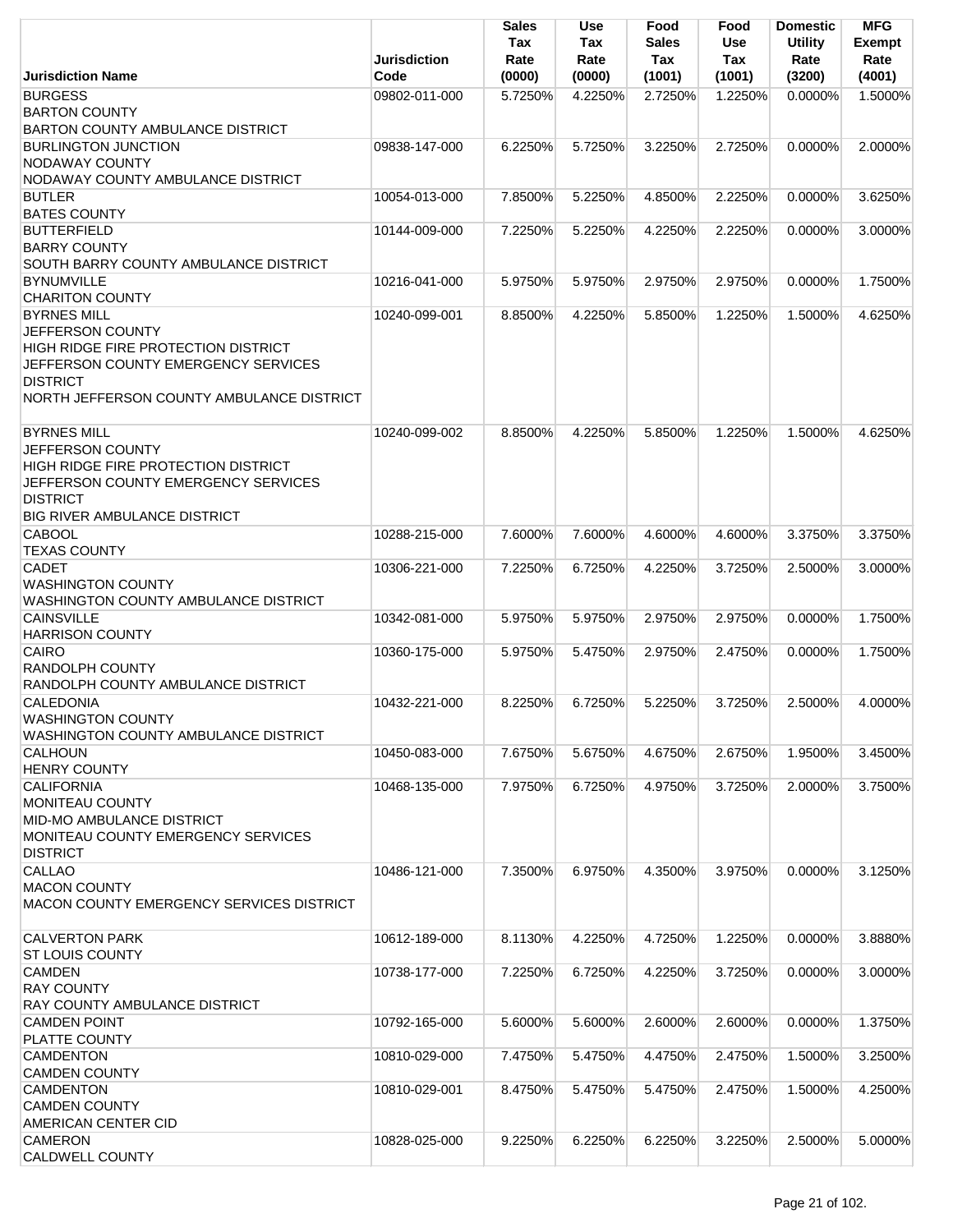| Jurisdiction Name | Jurisdiction Code | Sales Tax Rate (0000) | Use Tax Rate (0000) | Food Sales Tax (1001) | Food Use Tax (1001) | Domestic Utility Rate (3200) | MFG Exempt Rate (4001) |
|---|---|---|---|---|---|---|---|
| BURGESS<br>BARTON COUNTY<br>BARTON COUNTY AMBULANCE DISTRICT | 09802-011-000 | 5.7250% | 4.2250% | 2.7250% | 1.2250% | 0.0000% | 1.5000% |
| BURLINGTON JUNCTION<br>NODAWAY COUNTY<br>NODAWAY COUNTY AMBULANCE DISTRICT | 09838-147-000 | 6.2250% | 5.7250% | 3.2250% | 2.7250% | 0.0000% | 2.0000% |
| BUTLER<br>BATES COUNTY | 10054-013-000 | 7.8500% | 5.2250% | 4.8500% | 2.2250% | 0.0000% | 3.6250% |
| BUTTERFIELD<br>BARRY COUNTY<br>SOUTH BARRY COUNTY AMBULANCE DISTRICT | 10144-009-000 | 7.2250% | 5.2250% | 4.2250% | 2.2250% | 0.0000% | 3.0000% |
| BYNUMVILLE<br>CHARITON COUNTY | 10216-041-000 | 5.9750% | 5.9750% | 2.9750% | 2.9750% | 0.0000% | 1.7500% |
| BYRNES MILL<br>JEFFERSON COUNTY<br>HIGH RIDGE FIRE PROTECTION DISTRICT<br>JEFFERSON COUNTY EMERGENCY SERVICES DISTRICT<br>NORTH JEFFERSON COUNTY AMBULANCE DISTRICT | 10240-099-001 | 8.8500% | 4.2250% | 5.8500% | 1.2250% | 1.5000% | 4.6250% |
| BYRNES MILL<br>JEFFERSON COUNTY<br>HIGH RIDGE FIRE PROTECTION DISTRICT<br>JEFFERSON COUNTY EMERGENCY SERVICES DISTRICT<br>BIG RIVER AMBULANCE DISTRICT | 10240-099-002 | 8.8500% | 4.2250% | 5.8500% | 1.2250% | 1.5000% | 4.6250% |
| CABOOL<br>TEXAS COUNTY | 10288-215-000 | 7.6000% | 7.6000% | 4.6000% | 4.6000% | 3.3750% | 3.3750% |
| CADET<br>WASHINGTON COUNTY<br>WASHINGTON COUNTY AMBULANCE DISTRICT | 10306-221-000 | 7.2250% | 6.7250% | 4.2250% | 3.7250% | 2.5000% | 3.0000% |
| CAINSVILLE<br>HARRISON COUNTY | 10342-081-000 | 5.9750% | 5.9750% | 2.9750% | 2.9750% | 0.0000% | 1.7500% |
| CAIRO<br>RANDOLPH COUNTY<br>RANDOLPH COUNTY AMBULANCE DISTRICT | 10360-175-000 | 5.9750% | 5.4750% | 2.9750% | 2.4750% | 0.0000% | 1.7500% |
| CALEDONIA<br>WASHINGTON COUNTY<br>WASHINGTON COUNTY AMBULANCE DISTRICT | 10432-221-000 | 8.2250% | 6.7250% | 5.2250% | 3.7250% | 2.5000% | 4.0000% |
| CALHOUN<br>HENRY COUNTY | 10450-083-000 | 7.6750% | 5.6750% | 4.6750% | 2.6750% | 1.9500% | 3.4500% |
| CALIFORNIA<br>MONITEAU COUNTY<br>MID-MO AMBULANCE DISTRICT<br>MONITEAU COUNTY EMERGENCY SERVICES DISTRICT | 10468-135-000 | 7.9750% | 6.7250% | 4.9750% | 3.7250% | 2.0000% | 3.7500% |
| CALLAO<br>MACON COUNTY<br>MACON COUNTY EMERGENCY SERVICES DISTRICT | 10486-121-000 | 7.3500% | 6.9750% | 4.3500% | 3.9750% | 0.0000% | 3.1250% |
| CALVERTON PARK<br>ST LOUIS COUNTY | 10612-189-000 | 8.1130% | 4.2250% | 4.7250% | 1.2250% | 0.0000% | 3.8880% |
| CAMDEN<br>RAY COUNTY<br>RAY COUNTY AMBULANCE DISTRICT | 10738-177-000 | 7.2250% | 6.7250% | 4.2250% | 3.7250% | 0.0000% | 3.0000% |
| CAMDEN POINT<br>PLATTE COUNTY | 10792-165-000 | 5.6000% | 5.6000% | 2.6000% | 2.6000% | 0.0000% | 1.3750% |
| CAMDENTON<br>CAMDEN COUNTY | 10810-029-000 | 7.4750% | 5.4750% | 4.4750% | 2.4750% | 1.5000% | 3.2500% |
| CAMDENTON<br>CAMDEN COUNTY<br>AMERICAN CENTER CID | 10810-029-001 | 8.4750% | 5.4750% | 5.4750% | 2.4750% | 1.5000% | 4.2500% |
| CAMERON<br>CALDWELL COUNTY | 10828-025-000 | 9.2250% | 6.2250% | 6.2250% | 3.2250% | 2.5000% | 5.0000% |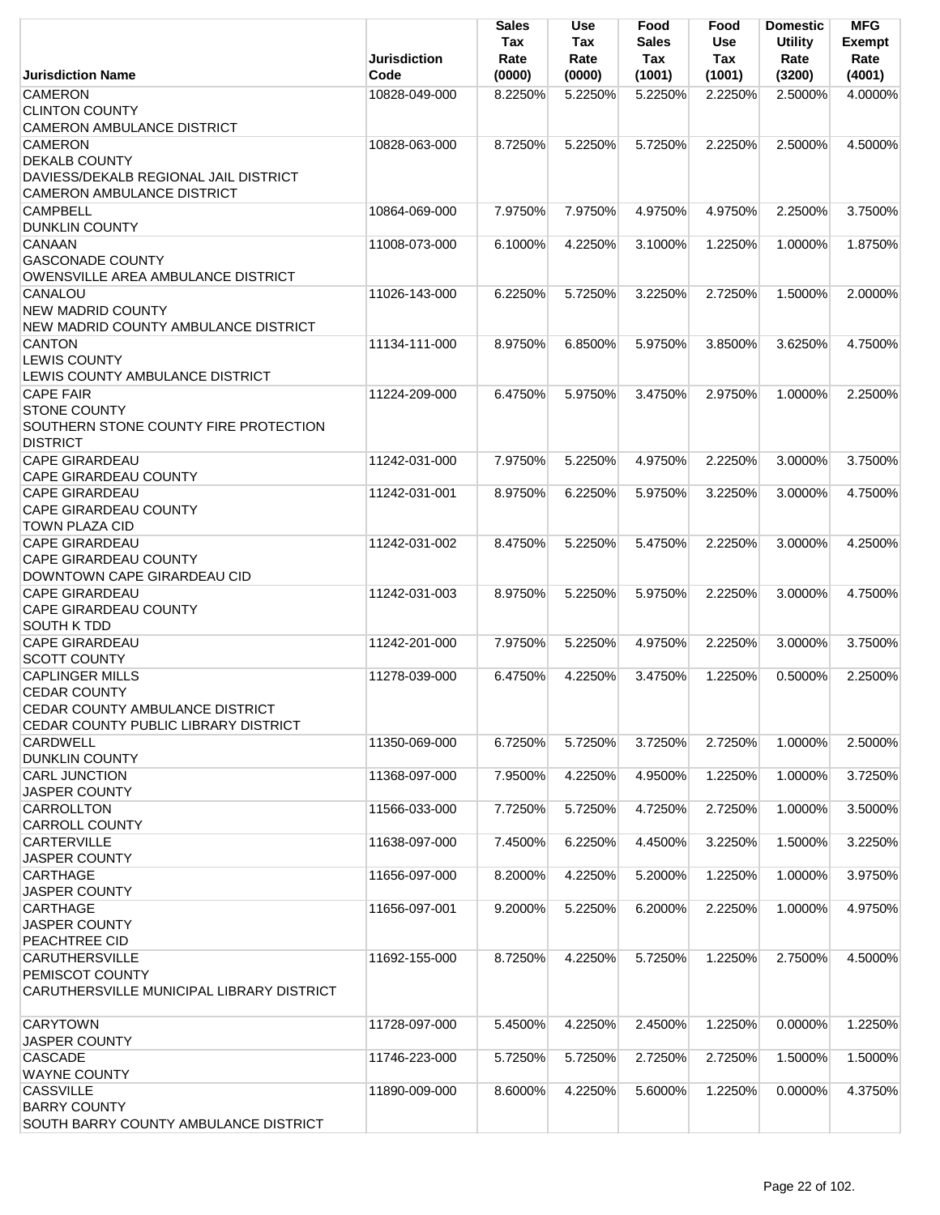| Jurisdiction Name | Jurisdiction Code | Sales Tax Rate (0000) | Use Tax Rate (0000) | Food Sales Tax (1001) | Food Use Tax (1001) | Domestic Utility Rate (3200) | MFG Exempt Rate (4001) |
|---|---|---|---|---|---|---|---|
| CAMERON<br>CLINTON COUNTY<br>CAMERON AMBULANCE DISTRICT | 10828-049-000 | 8.2250% | 5.2250% | 5.2250% | 2.2250% | 2.5000% | 4.0000% |
| CAMERON<br>DEKALB COUNTY<br>DAVIESS/DEKALB REGIONAL JAIL DISTRICT<br>CAMERON AMBULANCE DISTRICT | 10828-063-000 | 8.7250% | 5.2250% | 5.7250% | 2.2250% | 2.5000% | 4.5000% |
| CAMPBELL<br>DUNKLIN COUNTY | 10864-069-000 | 7.9750% | 7.9750% | 4.9750% | 4.9750% | 2.2500% | 3.7500% |
| CANAAN<br>GASCONADE COUNTY<br>OWENSVILLE AREA AMBULANCE DISTRICT | 11008-073-000 | 6.1000% | 4.2250% | 3.1000% | 1.2250% | 1.0000% | 1.8750% |
| CANALOU<br>NEW MADRID COUNTY<br>NEW MADRID COUNTY AMBULANCE DISTRICT | 11026-143-000 | 6.2250% | 5.7250% | 3.2250% | 2.7250% | 1.5000% | 2.0000% |
| CANTON<br>LEWIS COUNTY<br>LEWIS COUNTY AMBULANCE DISTRICT | 11134-111-000 | 8.9750% | 6.8500% | 5.9750% | 3.8500% | 3.6250% | 4.7500% |
| CAPE FAIR<br>STONE COUNTY<br>SOUTHERN STONE COUNTY FIRE PROTECTION DISTRICT | 11224-209-000 | 6.4750% | 5.9750% | 3.4750% | 2.9750% | 1.0000% | 2.2500% |
| CAPE GIRARDEAU<br>CAPE GIRARDEAU COUNTY | 11242-031-000 | 7.9750% | 5.2250% | 4.9750% | 2.2250% | 3.0000% | 3.7500% |
| CAPE GIRARDEAU<br>CAPE GIRARDEAU COUNTY<br>TOWN PLAZA CID | 11242-031-001 | 8.9750% | 6.2250% | 5.9750% | 3.2250% | 3.0000% | 4.7500% |
| CAPE GIRARDEAU<br>CAPE GIRARDEAU COUNTY<br>DOWNTOWN CAPE GIRARDEAU CID | 11242-031-002 | 8.4750% | 5.2250% | 5.4750% | 2.2250% | 3.0000% | 4.2500% |
| CAPE GIRARDEAU<br>CAPE GIRARDEAU COUNTY<br>SOUTH K TDD | 11242-031-003 | 8.9750% | 5.2250% | 5.9750% | 2.2250% | 3.0000% | 4.7500% |
| CAPE GIRARDEAU<br>SCOTT COUNTY | 11242-201-000 | 7.9750% | 5.2250% | 4.9750% | 2.2250% | 3.0000% | 3.7500% |
| CAPLINGER MILLS<br>CEDAR COUNTY<br>CEDAR COUNTY AMBULANCE DISTRICT<br>CEDAR COUNTY PUBLIC LIBRARY DISTRICT | 11278-039-000 | 6.4750% | 4.2250% | 3.4750% | 1.2250% | 0.5000% | 2.2500% |
| CARDWELL<br>DUNKLIN COUNTY | 11350-069-000 | 6.7250% | 5.7250% | 3.7250% | 2.7250% | 1.0000% | 2.5000% |
| CARL JUNCTION<br>JASPER COUNTY | 11368-097-000 | 7.9500% | 4.2250% | 4.9500% | 1.2250% | 1.0000% | 3.7250% |
| CARROLLTON<br>CARROLL COUNTY | 11566-033-000 | 7.7250% | 5.7250% | 4.7250% | 2.7250% | 1.0000% | 3.5000% |
| CARTERVILLE<br>JASPER COUNTY | 11638-097-000 | 7.4500% | 6.2250% | 4.4500% | 3.2250% | 1.5000% | 3.2250% |
| CARTHAGE<br>JASPER COUNTY | 11656-097-000 | 8.2000% | 4.2250% | 5.2000% | 1.2250% | 1.0000% | 3.9750% |
| CARTHAGE<br>JASPER COUNTY<br>PEACHTREE CID | 11656-097-001 | 9.2000% | 5.2250% | 6.2000% | 2.2250% | 1.0000% | 4.9750% |
| CARUTHERSVILLE<br>PEMISCOT COUNTY<br>CARUTHERSVILLE MUNICIPAL LIBRARY DISTRICT | 11692-155-000 | 8.7250% | 4.2250% | 5.7250% | 1.2250% | 2.7500% | 4.5000% |
| CARYTOWN<br>JASPER COUNTY | 11728-097-000 | 5.4500% | 4.2250% | 2.4500% | 1.2250% | 0.0000% | 1.2250% |
| CASCADE<br>WAYNE COUNTY | 11746-223-000 | 5.7250% | 5.7250% | 2.7250% | 2.7250% | 1.5000% | 1.5000% |
| CASSVILLE<br>BARRY COUNTY<br>SOUTH BARRY COUNTY AMBULANCE DISTRICT | 11890-009-000 | 8.6000% | 4.2250% | 5.6000% | 1.2250% | 0.0000% | 4.3750% |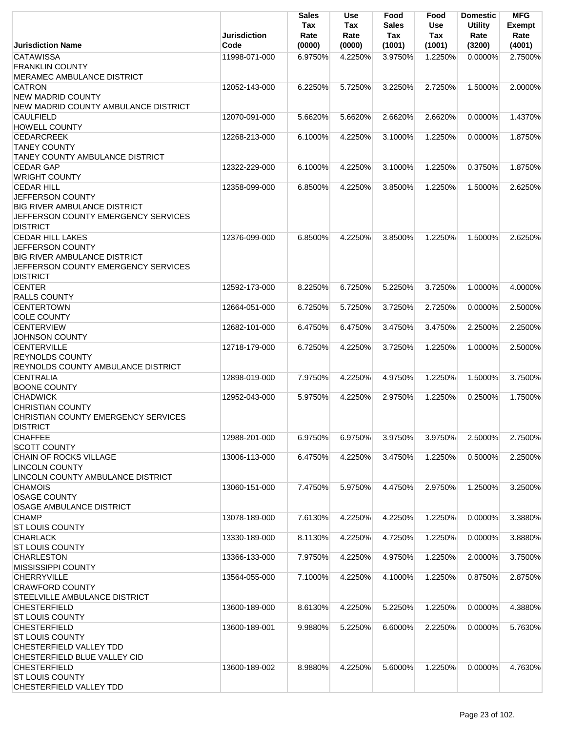| Jurisdiction Name | Jurisdiction Code | Sales Tax Rate (0000) | Use Tax Rate (0000) | Food Sales Tax (1001) | Food Use Tax (1001) | Domestic Utility Rate (3200) | MFG Exempt Rate (4001) |
|---|---|---|---|---|---|---|---|
| CATAWISSA<br>FRANKLIN COUNTY<br>MERAMEC AMBULANCE DISTRICT | 11998-071-000 | 6.9750% | 4.2250% | 3.9750% | 1.2250% | 0.0000% | 2.7500% |
| CATRON<br>NEW MADRID COUNTY<br>NEW MADRID COUNTY AMBULANCE DISTRICT | 12052-143-000 | 6.2250% | 5.7250% | 3.2250% | 2.7250% | 1.5000% | 2.0000% |
| CAULFIELD<br>HOWELL COUNTY | 12070-091-000 | 5.6620% | 5.6620% | 2.6620% | 2.6620% | 0.0000% | 1.4370% |
| CEDARCREEK<br>TANEY COUNTY<br>TANEY COUNTY AMBULANCE DISTRICT | 12268-213-000 | 6.1000% | 4.2250% | 3.1000% | 1.2250% | 0.0000% | 1.8750% |
| CEDAR GAP<br>WRIGHT COUNTY | 12322-229-000 | 6.1000% | 4.2250% | 3.1000% | 1.2250% | 0.3750% | 1.8750% |
| CEDAR HILL<br>JEFFERSON COUNTY<br>BIG RIVER AMBULANCE DISTRICT<br>JEFFERSON COUNTY EMERGENCY SERVICES DISTRICT | 12358-099-000 | 6.8500% | 4.2250% | 3.8500% | 1.2250% | 1.5000% | 2.6250% |
| CEDAR HILL LAKES<br>JEFFERSON COUNTY<br>BIG RIVER AMBULANCE DISTRICT<br>JEFFERSON COUNTY EMERGENCY SERVICES DISTRICT | 12376-099-000 | 6.8500% | 4.2250% | 3.8500% | 1.2250% | 1.5000% | 2.6250% |
| CENTER<br>RALLS COUNTY | 12592-173-000 | 8.2250% | 6.7250% | 5.2250% | 3.7250% | 1.0000% | 4.0000% |
| CENTERTOWN<br>COLE COUNTY | 12664-051-000 | 6.7250% | 5.7250% | 3.7250% | 2.7250% | 0.0000% | 2.5000% |
| CENTERVIEW<br>JOHNSON COUNTY | 12682-101-000 | 6.4750% | 6.4750% | 3.4750% | 3.4750% | 2.2500% | 2.2500% |
| CENTERVILLE<br>REYNOLDS COUNTY<br>REYNOLDS COUNTY AMBULANCE DISTRICT | 12718-179-000 | 6.7250% | 4.2250% | 3.7250% | 1.2250% | 1.0000% | 2.5000% |
| CENTRALIA<br>BOONE COUNTY | 12898-019-000 | 7.9750% | 4.2250% | 4.9750% | 1.2250% | 1.5000% | 3.7500% |
| CHADWICK<br>CHRISTIAN COUNTY<br>CHRISTIAN COUNTY EMERGENCY SERVICES DISTRICT | 12952-043-000 | 5.9750% | 4.2250% | 2.9750% | 1.2250% | 0.2500% | 1.7500% |
| CHAFFEE<br>SCOTT COUNTY | 12988-201-000 | 6.9750% | 6.9750% | 3.9750% | 3.9750% | 2.5000% | 2.7500% |
| CHAIN OF ROCKS VILLAGE<br>LINCOLN COUNTY<br>LINCOLN COUNTY AMBULANCE DISTRICT | 13006-113-000 | 6.4750% | 4.2250% | 3.4750% | 1.2250% | 0.5000% | 2.2500% |
| CHAMOIS<br>OSAGE COUNTY<br>OSAGE AMBULANCE DISTRICT | 13060-151-000 | 7.4750% | 5.9750% | 4.4750% | 2.9750% | 1.2500% | 3.2500% |
| CHAMP<br>ST LOUIS COUNTY | 13078-189-000 | 7.6130% | 4.2250% | 4.2250% | 1.2250% | 0.0000% | 3.3880% |
| CHARLACK<br>ST LOUIS COUNTY | 13330-189-000 | 8.1130% | 4.2250% | 4.7250% | 1.2250% | 0.0000% | 3.8880% |
| CHARLESTON<br>MISSISSIPPI COUNTY | 13366-133-000 | 7.9750% | 4.2250% | 4.9750% | 1.2250% | 2.0000% | 3.7500% |
| CHERRYVILLE<br>CRAWFORD COUNTY<br>STEELVILLE AMBULANCE DISTRICT | 13564-055-000 | 7.1000% | 4.2250% | 4.1000% | 1.2250% | 0.8750% | 2.8750% |
| CHESTERFIELD<br>ST LOUIS COUNTY | 13600-189-000 | 8.6130% | 4.2250% | 5.2250% | 1.2250% | 0.0000% | 4.3880% |
| CHESTERFIELD<br>ST LOUIS COUNTY<br>CHESTERFIELD VALLEY TDD<br>CHESTERFIELD BLUE VALLEY CID | 13600-189-001 | 9.9880% | 5.2250% | 6.6000% | 2.2250% | 0.0000% | 5.7630% |
| CHESTERFIELD<br>ST LOUIS COUNTY<br>CHESTERFIELD VALLEY TDD | 13600-189-002 | 8.9880% | 4.2250% | 5.6000% | 1.2250% | 0.0000% | 4.7630% |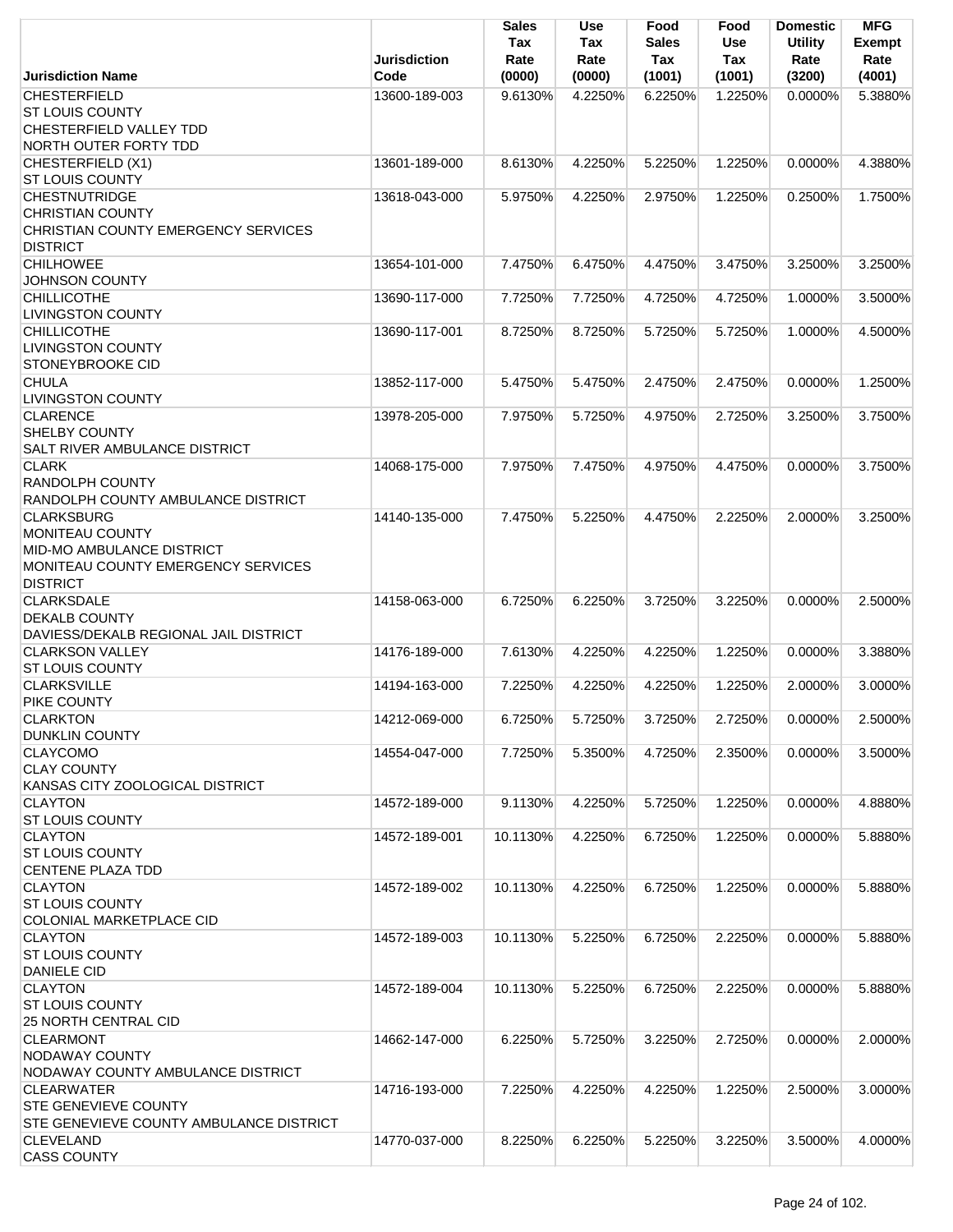| Jurisdiction Name | Jurisdiction Code | Sales Tax Rate (0000) | Use Tax Rate (0000) | Food Sales Tax (1001) | Food Use Tax (1001) | Domestic Utility Rate (3200) | MFG Exempt Rate (4001) |
|---|---|---|---|---|---|---|---|
| CHESTERFIELD<br>ST LOUIS COUNTY<br>CHESTERFIELD VALLEY TDD<br>NORTH OUTER FORTY TDD | 13600-189-003 | 9.6130% | 4.2250% | 6.2250% | 1.2250% | 0.0000% | 5.3880% |
| CHESTERFIELD (X1)<br>ST LOUIS COUNTY | 13601-189-000 | 8.6130% | 4.2250% | 5.2250% | 1.2250% | 0.0000% | 4.3880% |
| CHESTNUTRIDGE<br>CHRISTIAN COUNTY<br>CHRISTIAN COUNTY EMERGENCY SERVICES DISTRICT | 13618-043-000 | 5.9750% | 4.2250% | 2.9750% | 1.2250% | 0.2500% | 1.7500% |
| CHILHOWEE<br>JOHNSON COUNTY | 13654-101-000 | 7.4750% | 6.4750% | 4.4750% | 3.4750% | 3.2500% | 3.2500% |
| CHILLICOTHE<br>LIVINGSTON COUNTY | 13690-117-000 | 7.7250% | 7.7250% | 4.7250% | 4.7250% | 1.0000% | 3.5000% |
| CHILLICOTHE<br>LIVINGSTON COUNTY<br>STONEYBROOKE CID | 13690-117-001 | 8.7250% | 8.7250% | 5.7250% | 5.7250% | 1.0000% | 4.5000% |
| CHULA<br>LIVINGSTON COUNTY | 13852-117-000 | 5.4750% | 5.4750% | 2.4750% | 2.4750% | 0.0000% | 1.2500% |
| CLARENCE<br>SHELBY COUNTY<br>SALT RIVER AMBULANCE DISTRICT | 13978-205-000 | 7.9750% | 5.7250% | 4.9750% | 2.7250% | 3.2500% | 3.7500% |
| CLARK<br>RANDOLPH COUNTY<br>RANDOLPH COUNTY AMBULANCE DISTRICT | 14068-175-000 | 7.9750% | 7.4750% | 4.9750% | 4.4750% | 0.0000% | 3.7500% |
| CLARKSBURG<br>MONITEAU COUNTY<br>MID-MO AMBULANCE DISTRICT<br>MONITEAU COUNTY EMERGENCY SERVICES DISTRICT | 14140-135-000 | 7.4750% | 5.2250% | 4.4750% | 2.2250% | 2.0000% | 3.2500% |
| CLARKSDALE<br>DEKALB COUNTY<br>DAVIESS/DEKALB REGIONAL JAIL DISTRICT | 14158-063-000 | 6.7250% | 6.2250% | 3.7250% | 3.2250% | 0.0000% | 2.5000% |
| CLARKSON VALLEY<br>ST LOUIS COUNTY | 14176-189-000 | 7.6130% | 4.2250% | 4.2250% | 1.2250% | 0.0000% | 3.3880% |
| CLARKSVILLE<br>PIKE COUNTY | 14194-163-000 | 7.2250% | 4.2250% | 4.2250% | 1.2250% | 2.0000% | 3.0000% |
| CLARKTON<br>DUNKLIN COUNTY | 14212-069-000 | 6.7250% | 5.7250% | 3.7250% | 2.7250% | 0.0000% | 2.5000% |
| CLAYCOMO<br>CLAY COUNTY<br>KANSAS CITY ZOOLOGICAL DISTRICT | 14554-047-000 | 7.7250% | 5.3500% | 4.7250% | 2.3500% | 0.0000% | 3.5000% |
| CLAYTON<br>ST LOUIS COUNTY | 14572-189-000 | 9.1130% | 4.2250% | 5.7250% | 1.2250% | 0.0000% | 4.8880% |
| CLAYTON<br>ST LOUIS COUNTY<br>CENTENE PLAZA TDD | 14572-189-001 | 10.1130% | 4.2250% | 6.7250% | 1.2250% | 0.0000% | 5.8880% |
| CLAYTON<br>ST LOUIS COUNTY<br>COLONIAL MARKETPLACE CID | 14572-189-002 | 10.1130% | 4.2250% | 6.7250% | 1.2250% | 0.0000% | 5.8880% |
| CLAYTON<br>ST LOUIS COUNTY<br>DANIELE CID | 14572-189-003 | 10.1130% | 5.2250% | 6.7250% | 2.2250% | 0.0000% | 5.8880% |
| CLAYTON<br>ST LOUIS COUNTY<br>25 NORTH CENTRAL CID | 14572-189-004 | 10.1130% | 5.2250% | 6.7250% | 2.2250% | 0.0000% | 5.8880% |
| CLEARMONT<br>NODAWAY COUNTY<br>NODAWAY COUNTY AMBULANCE DISTRICT | 14662-147-000 | 6.2250% | 5.7250% | 3.2250% | 2.7250% | 0.0000% | 2.0000% |
| CLEARWATER<br>STE GENEVIEVE COUNTY<br>STE GENEVIEVE COUNTY AMBULANCE DISTRICT | 14716-193-000 | 7.2250% | 4.2250% | 4.2250% | 1.2250% | 2.5000% | 3.0000% |
| CLEVELAND<br>CASS COUNTY | 14770-037-000 | 8.2250% | 6.2250% | 5.2250% | 3.2250% | 3.5000% | 4.0000% |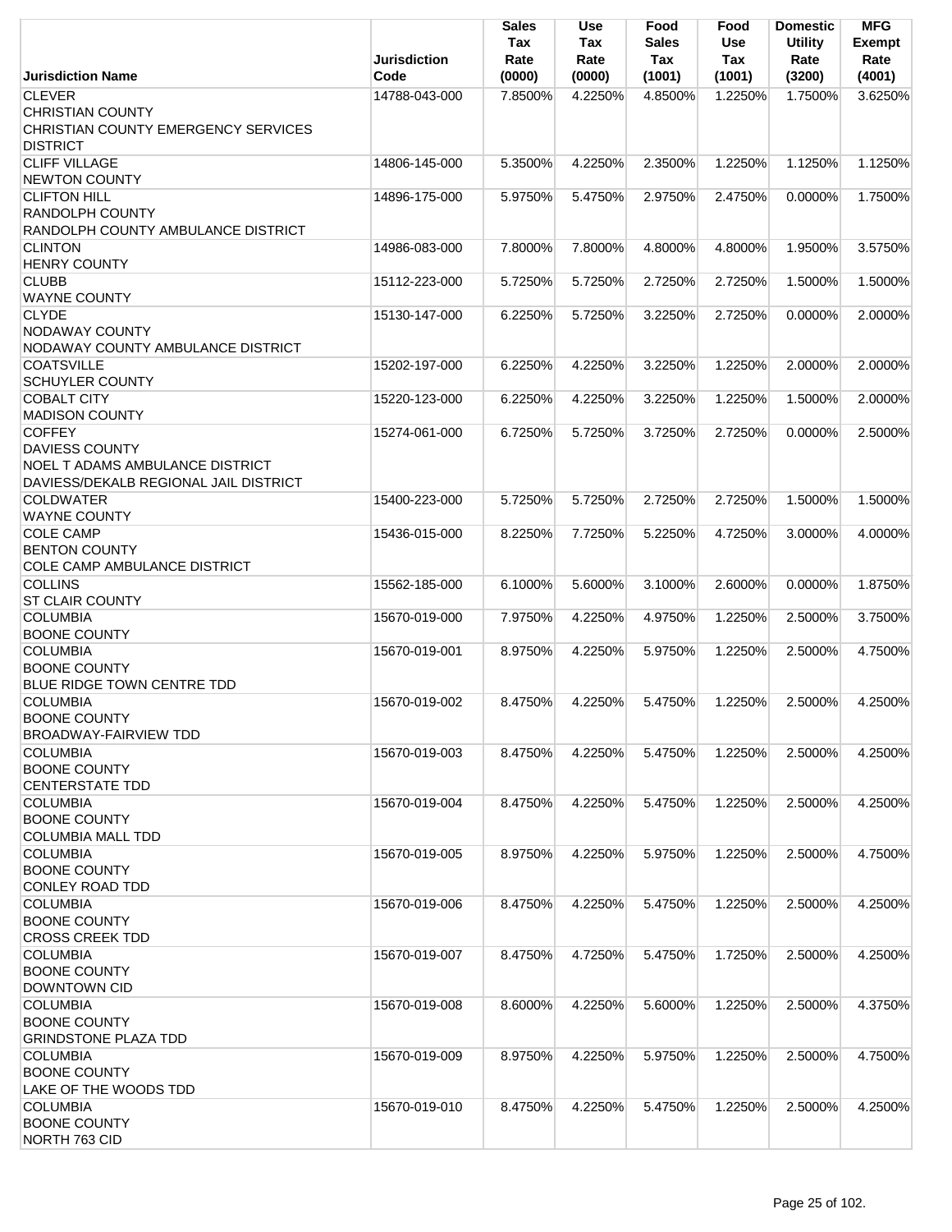| Jurisdiction Name | Jurisdiction Code | Sales Tax Rate (0000) | Use Tax Rate (0000) | Food Sales Tax (1001) | Food Use Tax (1001) | Domestic Utility Rate (3200) | MFG Exempt Rate (4001) |
|---|---|---|---|---|---|---|---|
| CLEVER<br>CHRISTIAN COUNTY<br>CHRISTIAN COUNTY EMERGENCY SERVICES DISTRICT | 14788-043-000 | 7.8500% | 4.2250% | 4.8500% | 1.2250% | 1.7500% | 3.6250% |
| CLIFF VILLAGE<br>NEWTON COUNTY | 14806-145-000 | 5.3500% | 4.2250% | 2.3500% | 1.2250% | 1.1250% | 1.1250% |
| CLIFTON HILL<br>RANDOLPH COUNTY<br>RANDOLPH COUNTY AMBULANCE DISTRICT | 14896-175-000 | 5.9750% | 5.4750% | 2.9750% | 2.4750% | 0.0000% | 1.7500% |
| CLINTON<br>HENRY COUNTY | 14986-083-000 | 7.8000% | 7.8000% | 4.8000% | 4.8000% | 1.9500% | 3.5750% |
| CLUBB<br>WAYNE COUNTY | 15112-223-000 | 5.7250% | 5.7250% | 2.7250% | 2.7250% | 1.5000% | 1.5000% |
| CLYDE<br>NODAWAY COUNTY<br>NODAWAY COUNTY AMBULANCE DISTRICT | 15130-147-000 | 6.2250% | 5.7250% | 3.2250% | 2.7250% | 0.0000% | 2.0000% |
| COATSVILLE<br>SCHUYLER COUNTY | 15202-197-000 | 6.2250% | 4.2250% | 3.2250% | 1.2250% | 2.0000% | 2.0000% |
| COBALT CITY<br>MADISON COUNTY | 15220-123-000 | 6.2250% | 4.2250% | 3.2250% | 1.2250% | 1.5000% | 2.0000% |
| COFFEY<br>DAVIESS COUNTY<br>NOEL T ADAMS AMBULANCE DISTRICT<br>DAVIESS/DEKALB REGIONAL JAIL DISTRICT | 15274-061-000 | 6.7250% | 5.7250% | 3.7250% | 2.7250% | 0.0000% | 2.5000% |
| COLDWATER<br>WAYNE COUNTY | 15400-223-000 | 5.7250% | 5.7250% | 2.7250% | 2.7250% | 1.5000% | 1.5000% |
| COLE CAMP<br>BENTON COUNTY<br>COLE CAMP AMBULANCE DISTRICT | 15436-015-000 | 8.2250% | 7.7250% | 5.2250% | 4.7250% | 3.0000% | 4.0000% |
| COLLINS<br>ST CLAIR COUNTY | 15562-185-000 | 6.1000% | 5.6000% | 3.1000% | 2.6000% | 0.0000% | 1.8750% |
| COLUMBIA<br>BOONE COUNTY | 15670-019-000 | 7.9750% | 4.2250% | 4.9750% | 1.2250% | 2.5000% | 3.7500% |
| COLUMBIA<br>BOONE COUNTY<br>BLUE RIDGE TOWN CENTRE TDD | 15670-019-001 | 8.9750% | 4.2250% | 5.9750% | 1.2250% | 2.5000% | 4.7500% |
| COLUMBIA<br>BOONE COUNTY<br>BROADWAY-FAIRVIEW TDD | 15670-019-002 | 8.4750% | 4.2250% | 5.4750% | 1.2250% | 2.5000% | 4.2500% |
| COLUMBIA<br>BOONE COUNTY<br>CENTERSTATE TDD | 15670-019-003 | 8.4750% | 4.2250% | 5.4750% | 1.2250% | 2.5000% | 4.2500% |
| COLUMBIA<br>BOONE COUNTY<br>COLUMBIA MALL TDD | 15670-019-004 | 8.4750% | 4.2250% | 5.4750% | 1.2250% | 2.5000% | 4.2500% |
| COLUMBIA<br>BOONE COUNTY<br>CONLEY ROAD TDD | 15670-019-005 | 8.9750% | 4.2250% | 5.9750% | 1.2250% | 2.5000% | 4.7500% |
| COLUMBIA<br>BOONE COUNTY<br>CROSS CREEK TDD | 15670-019-006 | 8.4750% | 4.2250% | 5.4750% | 1.2250% | 2.5000% | 4.2500% |
| COLUMBIA<br>BOONE COUNTY<br>DOWNTOWN CID | 15670-019-007 | 8.4750% | 4.7250% | 5.4750% | 1.7250% | 2.5000% | 4.2500% |
| COLUMBIA<br>BOONE COUNTY<br>GRINDSTONE PLAZA TDD | 15670-019-008 | 8.6000% | 4.2250% | 5.6000% | 1.2250% | 2.5000% | 4.3750% |
| COLUMBIA<br>BOONE COUNTY<br>LAKE OF THE WOODS TDD | 15670-019-009 | 8.9750% | 4.2250% | 5.9750% | 1.2250% | 2.5000% | 4.7500% |
| COLUMBIA<br>BOONE COUNTY<br>NORTH 763 CID | 15670-019-010 | 8.4750% | 4.2250% | 5.4750% | 1.2250% | 2.5000% | 4.2500% |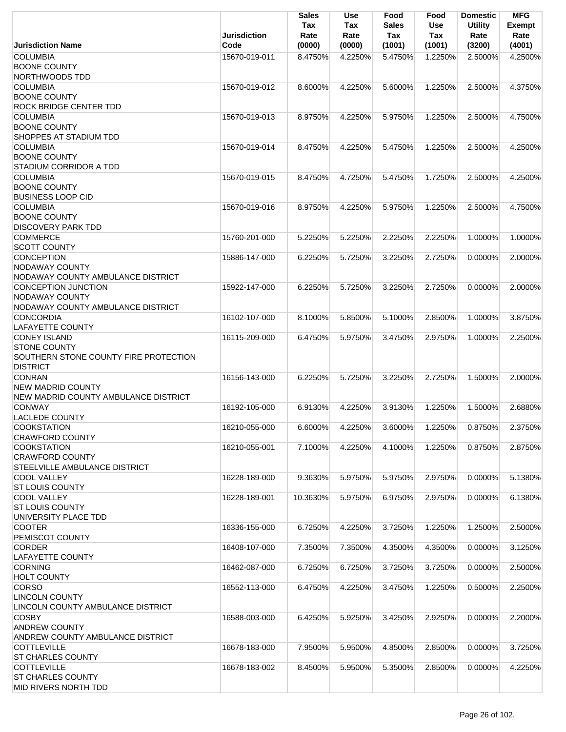| Jurisdiction Name | Jurisdiction Code | Sales Tax Rate (0000) | Use Tax Rate (0000) | Food Sales Tax (1001) | Food Use Tax (1001) | Domestic Utility Rate (3200) | MFG Exempt Rate (4001) |
|---|---|---|---|---|---|---|---|
| COLUMBIA<br>BOONE COUNTY<br>NORTHWOODS TDD | 15670-019-011 | 8.4750% | 4.2250% | 5.4750% | 1.2250% | 2.5000% | 4.2500% |
| COLUMBIA<br>BOONE COUNTY<br>ROCK BRIDGE CENTER TDD | 15670-019-012 | 8.6000% | 4.2250% | 5.6000% | 1.2250% | 2.5000% | 4.3750% |
| COLUMBIA<br>BOONE COUNTY<br>SHOPPES AT STADIUM TDD | 15670-019-013 | 8.9750% | 4.2250% | 5.9750% | 1.2250% | 2.5000% | 4.7500% |
| COLUMBIA<br>BOONE COUNTY<br>STADIUM CORRIDOR A TDD | 15670-019-014 | 8.4750% | 4.2250% | 5.4750% | 1.2250% | 2.5000% | 4.2500% |
| COLUMBIA<br>BOONE COUNTY<br>BUSINESS LOOP CID | 15670-019-015 | 8.4750% | 4.7250% | 5.4750% | 1.7250% | 2.5000% | 4.2500% |
| COLUMBIA<br>BOONE COUNTY<br>DISCOVERY PARK TDD | 15670-019-016 | 8.9750% | 4.2250% | 5.9750% | 1.2250% | 2.5000% | 4.7500% |
| COMMERCE<br>SCOTT COUNTY | 15760-201-000 | 5.2250% | 5.2250% | 2.2250% | 2.2250% | 1.0000% | 1.0000% |
| CONCEPTION<br>NODAWAY COUNTY<br>NODAWAY COUNTY AMBULANCE DISTRICT | 15886-147-000 | 6.2250% | 5.7250% | 3.2250% | 2.7250% | 0.0000% | 2.0000% |
| CONCEPTION JUNCTION<br>NODAWAY COUNTY<br>NODAWAY COUNTY AMBULANCE DISTRICT | 15922-147-000 | 6.2250% | 5.7250% | 3.2250% | 2.7250% | 0.0000% | 2.0000% |
| CONCORDIA<br>LAFAYETTE COUNTY | 16102-107-000 | 8.1000% | 5.8500% | 5.1000% | 2.8500% | 1.0000% | 3.8750% |
| CONEY ISLAND<br>STONE COUNTY<br>SOUTHERN STONE COUNTY FIRE PROTECTION DISTRICT | 16115-209-000 | 6.4750% | 5.9750% | 3.4750% | 2.9750% | 1.0000% | 2.2500% |
| CONRAN<br>NEW MADRID COUNTY<br>NEW MADRID COUNTY AMBULANCE DISTRICT | 16156-143-000 | 6.2250% | 5.7250% | 3.2250% | 2.7250% | 1.5000% | 2.0000% |
| CONWAY<br>LACLEDE COUNTY | 16192-105-000 | 6.9130% | 4.2250% | 3.9130% | 1.2250% | 1.5000% | 2.6880% |
| COOKSTATION<br>CRAWFORD COUNTY | 16210-055-000 | 6.6000% | 4.2250% | 3.6000% | 1.2250% | 0.8750% | 2.3750% |
| COOKSTATION<br>CRAWFORD COUNTY<br>STEELVILLE AMBULANCE DISTRICT | 16210-055-001 | 7.1000% | 4.2250% | 4.1000% | 1.2250% | 0.8750% | 2.8750% |
| COOL VALLEY<br>ST LOUIS COUNTY | 16228-189-000 | 9.3630% | 5.9750% | 5.9750% | 2.9750% | 0.0000% | 5.1380% |
| COOL VALLEY<br>ST LOUIS COUNTY<br>UNIVERSITY PLACE TDD | 16228-189-001 | 10.3630% | 5.9750% | 6.9750% | 2.9750% | 0.0000% | 6.1380% |
| COOTER<br>PEMISCOT COUNTY | 16336-155-000 | 6.7250% | 4.2250% | 3.7250% | 1.2250% | 1.2500% | 2.5000% |
| CORDER<br>LAFAYETTE COUNTY | 16408-107-000 | 7.3500% | 7.3500% | 4.3500% | 4.3500% | 0.0000% | 3.1250% |
| CORNING<br>HOLT COUNTY | 16462-087-000 | 6.7250% | 6.7250% | 3.7250% | 3.7250% | 0.0000% | 2.5000% |
| CORSO<br>LINCOLN COUNTY<br>LINCOLN COUNTY AMBULANCE DISTRICT | 16552-113-000 | 6.4750% | 4.2250% | 3.4750% | 1.2250% | 0.5000% | 2.2500% |
| COSBY<br>ANDREW COUNTY<br>ANDREW COUNTY AMBULANCE DISTRICT | 16588-003-000 | 6.4250% | 5.9250% | 3.4250% | 2.9250% | 0.0000% | 2.2000% |
| COTTLEVILLE<br>ST CHARLES COUNTY | 16678-183-000 | 7.9500% | 5.9500% | 4.8500% | 2.8500% | 0.0000% | 3.7250% |
| COTTLEVILLE<br>ST CHARLES COUNTY<br>MID RIVERS NORTH TDD | 16678-183-002 | 8.4500% | 5.9500% | 5.3500% | 2.8500% | 0.0000% | 4.2250% |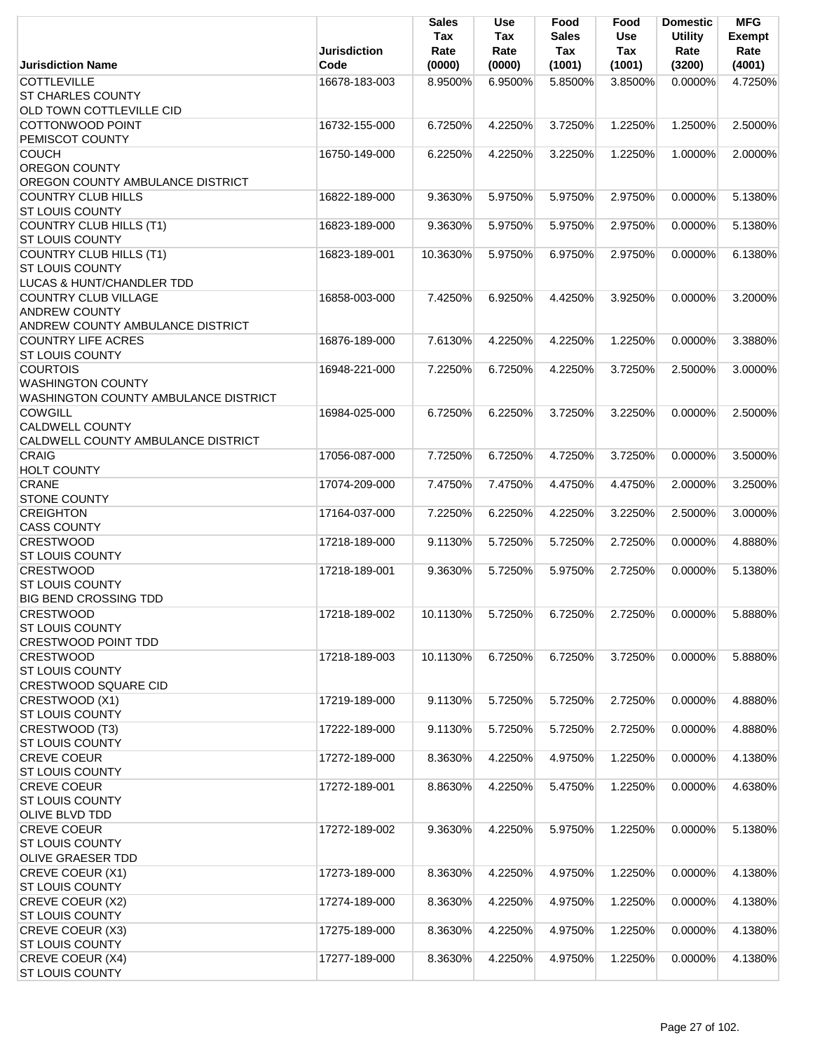| Jurisdiction Name | Jurisdiction Code | Sales Tax Rate (0000) | Use Tax Rate (0000) | Food Sales Tax (1001) | Food Use Tax (1001) | Domestic Utility Rate (3200) | MFG Exempt Rate (4001) |
|---|---|---|---|---|---|---|---|
| COTTLEVILLE<br>ST CHARLES COUNTY<br>OLD TOWN COTTLEVILLE CID | 16678-183-003 | 8.9500% | 6.9500% | 5.8500% | 3.8500% | 0.0000% | 4.7250% |
| COTTONWOOD POINT<br>PEMISCOT COUNTY | 16732-155-000 | 6.7250% | 4.2250% | 3.7250% | 1.2250% | 1.2500% | 2.5000% |
| COUCH<br>OREGON COUNTY<br>OREGON COUNTY AMBULANCE DISTRICT | 16750-149-000 | 6.2250% | 4.2250% | 3.2250% | 1.2250% | 1.0000% | 2.0000% |
| COUNTRY CLUB HILLS<br>ST LOUIS COUNTY | 16822-189-000 | 9.3630% | 5.9750% | 5.9750% | 2.9750% | 0.0000% | 5.1380% |
| COUNTRY CLUB HILLS (T1)<br>ST LOUIS COUNTY | 16823-189-000 | 9.3630% | 5.9750% | 5.9750% | 2.9750% | 0.0000% | 5.1380% |
| COUNTRY CLUB HILLS (T1)<br>ST LOUIS COUNTY<br>LUCAS & HUNT/CHANDLER TDD | 16823-189-001 | 10.3630% | 5.9750% | 6.9750% | 2.9750% | 0.0000% | 6.1380% |
| COUNTRY CLUB VILLAGE<br>ANDREW COUNTY<br>ANDREW COUNTY AMBULANCE DISTRICT | 16858-003-000 | 7.4250% | 6.9250% | 4.4250% | 3.9250% | 0.0000% | 3.2000% |
| COUNTRY LIFE ACRES<br>ST LOUIS COUNTY | 16876-189-000 | 7.6130% | 4.2250% | 4.2250% | 1.2250% | 0.0000% | 3.3880% |
| COURTOIS<br>WASHINGTON COUNTY<br>WASHINGTON COUNTY AMBULANCE DISTRICT | 16948-221-000 | 7.2250% | 6.7250% | 4.2250% | 3.7250% | 2.5000% | 3.0000% |
| COWGILL<br>CALDWELL COUNTY<br>CALDWELL COUNTY AMBULANCE DISTRICT | 16984-025-000 | 6.7250% | 6.2250% | 3.7250% | 3.2250% | 0.0000% | 2.5000% |
| CRAIG<br>HOLT COUNTY | 17056-087-000 | 7.7250% | 6.7250% | 4.7250% | 3.7250% | 0.0000% | 3.5000% |
| CRANE<br>STONE COUNTY | 17074-209-000 | 7.4750% | 7.4750% | 4.4750% | 4.4750% | 2.0000% | 3.2500% |
| CREIGHTON<br>CASS COUNTY | 17164-037-000 | 7.2250% | 6.2250% | 4.2250% | 3.2250% | 2.5000% | 3.0000% |
| CRESTWOOD<br>ST LOUIS COUNTY | 17218-189-000 | 9.1130% | 5.7250% | 5.7250% | 2.7250% | 0.0000% | 4.8880% |
| CRESTWOOD<br>ST LOUIS COUNTY<br>BIG BEND CROSSING TDD | 17218-189-001 | 9.3630% | 5.7250% | 5.9750% | 2.7250% | 0.0000% | 5.1380% |
| CRESTWOOD<br>ST LOUIS COUNTY<br>CRESTWOOD POINT TDD | 17218-189-002 | 10.1130% | 5.7250% | 6.7250% | 2.7250% | 0.0000% | 5.8880% |
| CRESTWOOD<br>ST LOUIS COUNTY<br>CRESTWOOD SQUARE CID | 17218-189-003 | 10.1130% | 6.7250% | 6.7250% | 3.7250% | 0.0000% | 5.8880% |
| CRESTWOOD (X1)<br>ST LOUIS COUNTY | 17219-189-000 | 9.1130% | 5.7250% | 5.7250% | 2.7250% | 0.0000% | 4.8880% |
| CRESTWOOD (T3)<br>ST LOUIS COUNTY | 17222-189-000 | 9.1130% | 5.7250% | 5.7250% | 2.7250% | 0.0000% | 4.8880% |
| CREVE COEUR<br>ST LOUIS COUNTY | 17272-189-000 | 8.3630% | 4.2250% | 4.9750% | 1.2250% | 0.0000% | 4.1380% |
| CREVE COEUR<br>ST LOUIS COUNTY<br>OLIVE BLVD TDD | 17272-189-001 | 8.8630% | 4.2250% | 5.4750% | 1.2250% | 0.0000% | 4.6380% |
| CREVE COEUR<br>ST LOUIS COUNTY<br>OLIVE GRAESER TDD | 17272-189-002 | 9.3630% | 4.2250% | 5.9750% | 1.2250% | 0.0000% | 5.1380% |
| CREVE COEUR (X1)<br>ST LOUIS COUNTY | 17273-189-000 | 8.3630% | 4.2250% | 4.9750% | 1.2250% | 0.0000% | 4.1380% |
| CREVE COEUR (X2)<br>ST LOUIS COUNTY | 17274-189-000 | 8.3630% | 4.2250% | 4.9750% | 1.2250% | 0.0000% | 4.1380% |
| CREVE COEUR (X3)<br>ST LOUIS COUNTY | 17275-189-000 | 8.3630% | 4.2250% | 4.9750% | 1.2250% | 0.0000% | 4.1380% |
| CREVE COEUR (X4)<br>ST LOUIS COUNTY | 17277-189-000 | 8.3630% | 4.2250% | 4.9750% | 1.2250% | 0.0000% | 4.1380% |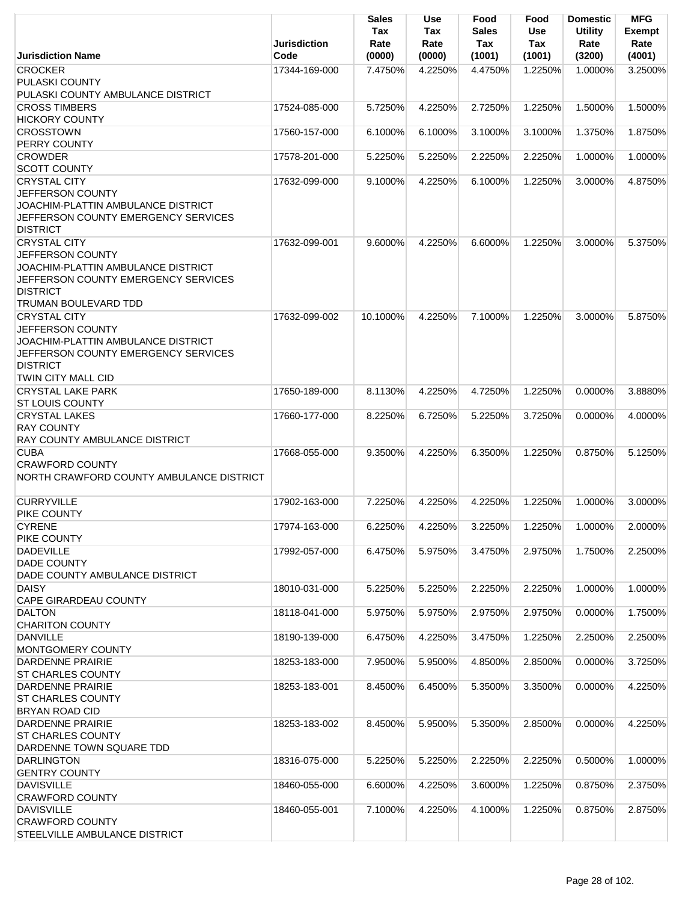| Jurisdiction Name | Jurisdiction Code | Sales Tax Rate (0000) | Use Tax Rate (0000) | Food Sales Tax (1001) | Food Use Tax (1001) | Domestic Utility Rate (3200) | MFG Exempt Rate (4001) |
|---|---|---|---|---|---|---|---|
| CROCKER<br>PULASKI COUNTY<br>PULASKI COUNTY AMBULANCE DISTRICT | 17344-169-000 | 7.4750% | 4.2250% | 4.4750% | 1.2250% | 1.0000% | 3.2500% |
| CROSS TIMBERS<br>HICKORY COUNTY | 17524-085-000 | 5.7250% | 4.2250% | 2.7250% | 1.2250% | 1.5000% | 1.5000% |
| CROSSTOWN<br>PERRY COUNTY | 17560-157-000 | 6.1000% | 6.1000% | 3.1000% | 3.1000% | 1.3750% | 1.8750% |
| CROWDER<br>SCOTT COUNTY | 17578-201-000 | 5.2250% | 5.2250% | 2.2250% | 2.2250% | 1.0000% | 1.0000% |
| CRYSTAL CITY<br>JEFFERSON COUNTY<br>JOACHIM-PLATTIN AMBULANCE DISTRICT<br>JEFFERSON COUNTY EMERGENCY SERVICES DISTRICT | 17632-099-000 | 9.1000% | 4.2250% | 6.1000% | 1.2250% | 3.0000% | 4.8750% |
| CRYSTAL CITY<br>JEFFERSON COUNTY<br>JOACHIM-PLATTIN AMBULANCE DISTRICT<br>JEFFERSON COUNTY EMERGENCY SERVICES DISTRICT<br>TRUMAN BOULEVARD TDD | 17632-099-001 | 9.6000% | 4.2250% | 6.6000% | 1.2250% | 3.0000% | 5.3750% |
| CRYSTAL CITY<br>JEFFERSON COUNTY<br>JOACHIM-PLATTIN AMBULANCE DISTRICT<br>JEFFERSON COUNTY EMERGENCY SERVICES DISTRICT<br>TWIN CITY MALL CID | 17632-099-002 | 10.1000% | 4.2250% | 7.1000% | 1.2250% | 3.0000% | 5.8750% |
| CRYSTAL LAKE PARK<br>ST LOUIS COUNTY | 17650-189-000 | 8.1130% | 4.2250% | 4.7250% | 1.2250% | 0.0000% | 3.8880% |
| CRYSTAL LAKES<br>RAY COUNTY<br>RAY COUNTY AMBULANCE DISTRICT | 17660-177-000 | 8.2250% | 6.7250% | 5.2250% | 3.7250% | 0.0000% | 4.0000% |
| CUBA<br>CRAWFORD COUNTY<br>NORTH CRAWFORD COUNTY AMBULANCE DISTRICT | 17668-055-000 | 9.3500% | 4.2250% | 6.3500% | 1.2250% | 0.8750% | 5.1250% |
| CURRYVILLE<br>PIKE COUNTY | 17902-163-000 | 7.2250% | 4.2250% | 4.2250% | 1.2250% | 1.0000% | 3.0000% |
| CYRENE<br>PIKE COUNTY | 17974-163-000 | 6.2250% | 4.2250% | 3.2250% | 1.2250% | 1.0000% | 2.0000% |
| DADEVILLE<br>DADE COUNTY<br>DADE COUNTY AMBULANCE DISTRICT | 17992-057-000 | 6.4750% | 5.9750% | 3.4750% | 2.9750% | 1.7500% | 2.2500% |
| DAISY<br>CAPE GIRARDEAU COUNTY | 18010-031-000 | 5.2250% | 5.2250% | 2.2250% | 2.2250% | 1.0000% | 1.0000% |
| DALTON<br>CHARITON COUNTY | 18118-041-000 | 5.9750% | 5.9750% | 2.9750% | 2.9750% | 0.0000% | 1.7500% |
| DANVILLE<br>MONTGOMERY COUNTY | 18190-139-000 | 6.4750% | 4.2250% | 3.4750% | 1.2250% | 2.2500% | 2.2500% |
| DARDENNE PRAIRIE<br>ST CHARLES COUNTY | 18253-183-000 | 7.9500% | 5.9500% | 4.8500% | 2.8500% | 0.0000% | 3.7250% |
| DARDENNE PRAIRIE<br>ST CHARLES COUNTY<br>BRYAN ROAD CID | 18253-183-001 | 8.4500% | 6.4500% | 5.3500% | 3.3500% | 0.0000% | 4.2250% |
| DARDENNE PRAIRIE<br>ST CHARLES COUNTY<br>DARDENNE TOWN SQUARE TDD | 18253-183-002 | 8.4500% | 5.9500% | 5.3500% | 2.8500% | 0.0000% | 4.2250% |
| DARLINGTON<br>GENTRY COUNTY | 18316-075-000 | 5.2250% | 5.2250% | 2.2250% | 2.2250% | 0.5000% | 1.0000% |
| DAVISVILLE<br>CRAWFORD COUNTY | 18460-055-000 | 6.6000% | 4.2250% | 3.6000% | 1.2250% | 0.8750% | 2.3750% |
| DAVISVILLE<br>CRAWFORD COUNTY<br>STEELVILLE AMBULANCE DISTRICT | 18460-055-001 | 7.1000% | 4.2250% | 4.1000% | 1.2250% | 0.8750% | 2.8750% |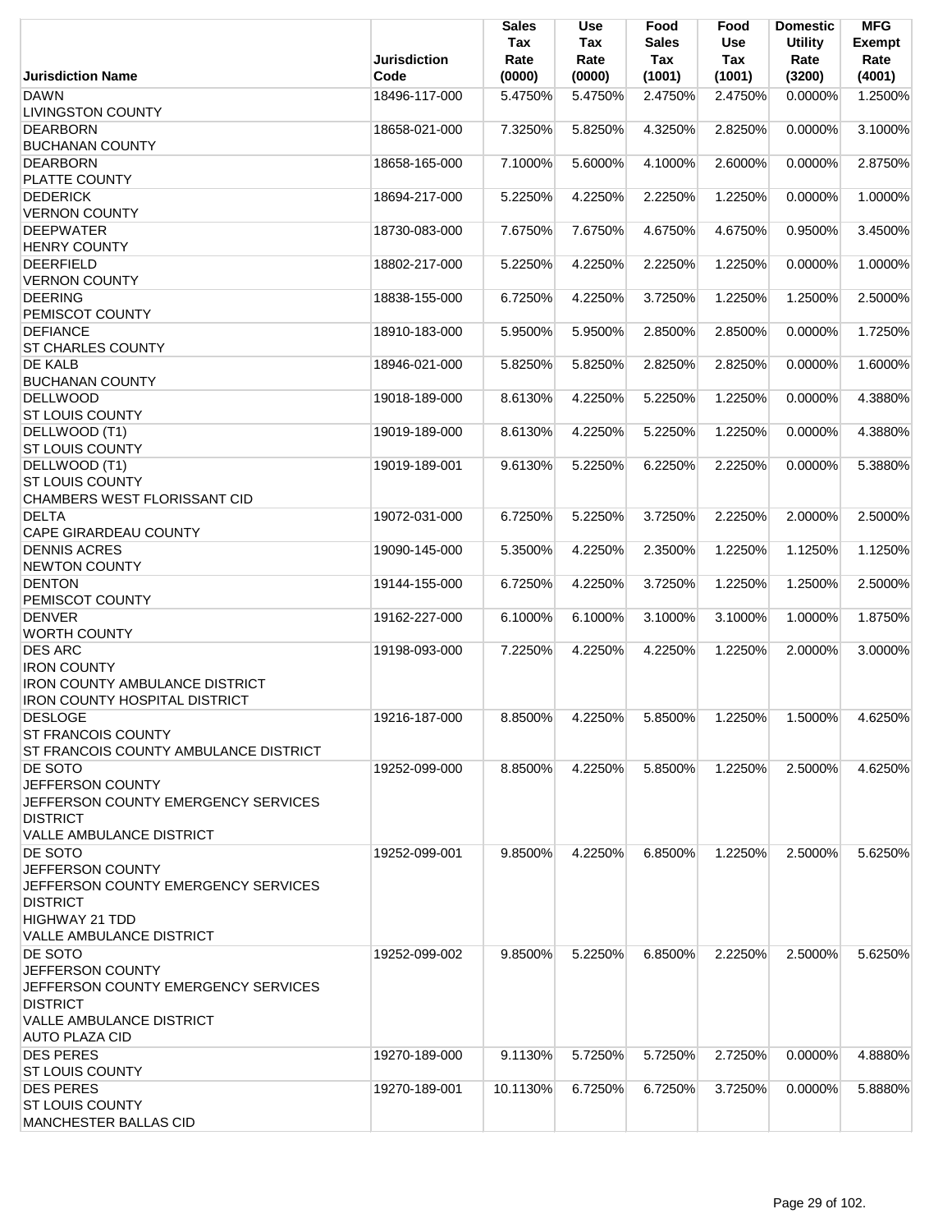| Jurisdiction Name | Jurisdiction Code | Sales Tax Rate (0000) | Use Tax Rate (0000) | Food Sales Tax (1001) | Food Use Tax (1001) | Domestic Utility Rate (3200) | MFG Exempt Rate (4001) |
|---|---|---|---|---|---|---|---|
| DAWN<br>LIVINGSTON COUNTY | 18496-117-000 | 5.4750% | 5.4750% | 2.4750% | 2.4750% | 0.0000% | 1.2500% |
| DEARBORN<br>BUCHANAN COUNTY | 18658-021-000 | 7.3250% | 5.8250% | 4.3250% | 2.8250% | 0.0000% | 3.1000% |
| DEARBORN<br>PLATTE COUNTY | 18658-165-000 | 7.1000% | 5.6000% | 4.1000% | 2.6000% | 0.0000% | 2.8750% |
| DEDERICK<br>VERNON COUNTY | 18694-217-000 | 5.2250% | 4.2250% | 2.2250% | 1.2250% | 0.0000% | 1.0000% |
| DEEPWATER<br>HENRY COUNTY | 18730-083-000 | 7.6750% | 7.6750% | 4.6750% | 4.6750% | 0.9500% | 3.4500% |
| DEERFIELD<br>VERNON COUNTY | 18802-217-000 | 5.2250% | 4.2250% | 2.2250% | 1.2250% | 0.0000% | 1.0000% |
| DEERING<br>PEMISCOT COUNTY | 18838-155-000 | 6.7250% | 4.2250% | 3.7250% | 1.2250% | 1.2500% | 2.5000% |
| DEFIANCE<br>ST CHARLES COUNTY | 18910-183-000 | 5.9500% | 5.9500% | 2.8500% | 2.8500% | 0.0000% | 1.7250% |
| DE KALB<br>BUCHANAN COUNTY | 18946-021-000 | 5.8250% | 5.8250% | 2.8250% | 2.8250% | 0.0000% | 1.6000% |
| DELLWOOD<br>ST LOUIS COUNTY | 19018-189-000 | 8.6130% | 4.2250% | 5.2250% | 1.2250% | 0.0000% | 4.3880% |
| DELLWOOD (T1)<br>ST LOUIS COUNTY | 19019-189-000 | 8.6130% | 4.2250% | 5.2250% | 1.2250% | 0.0000% | 4.3880% |
| DELLWOOD (T1)<br>ST LOUIS COUNTY<br>CHAMBERS WEST FLORISSANT CID | 19019-189-001 | 9.6130% | 5.2250% | 6.2250% | 2.2250% | 0.0000% | 5.3880% |
| DELTA<br>CAPE GIRARDEAU COUNTY | 19072-031-000 | 6.7250% | 5.2250% | 3.7250% | 2.2250% | 2.0000% | 2.5000% |
| DENNIS ACRES<br>NEWTON COUNTY | 19090-145-000 | 5.3500% | 4.2250% | 2.3500% | 1.2250% | 1.1250% | 1.1250% |
| DENTON<br>PEMISCOT COUNTY | 19144-155-000 | 6.7250% | 4.2250% | 3.7250% | 1.2250% | 1.2500% | 2.5000% |
| DENVER<br>WORTH COUNTY | 19162-227-000 | 6.1000% | 6.1000% | 3.1000% | 3.1000% | 1.0000% | 1.8750% |
| DES ARC<br>IRON COUNTY<br>IRON COUNTY AMBULANCE DISTRICT<br>IRON COUNTY HOSPITAL DISTRICT | 19198-093-000 | 7.2250% | 4.2250% | 4.2250% | 1.2250% | 2.0000% | 3.0000% |
| DESLOGE<br>ST FRANCOIS COUNTY<br>ST FRANCOIS COUNTY AMBULANCE DISTRICT | 19216-187-000 | 8.8500% | 4.2250% | 5.8500% | 1.2250% | 1.5000% | 4.6250% |
| DE SOTO<br>JEFFERSON COUNTY<br>JEFFERSON COUNTY EMERGENCY SERVICES DISTRICT<br>VALLE AMBULANCE DISTRICT | 19252-099-000 | 8.8500% | 4.2250% | 5.8500% | 1.2250% | 2.5000% | 4.6250% |
| DE SOTO<br>JEFFERSON COUNTY<br>JEFFERSON COUNTY EMERGENCY SERVICES DISTRICT<br>HIGHWAY 21 TDD<br>VALLE AMBULANCE DISTRICT | 19252-099-001 | 9.8500% | 4.2250% | 6.8500% | 1.2250% | 2.5000% | 5.6250% |
| DE SOTO<br>JEFFERSON COUNTY<br>JEFFERSON COUNTY EMERGENCY SERVICES DISTRICT<br>VALLE AMBULANCE DISTRICT<br>AUTO PLAZA CID | 19252-099-002 | 9.8500% | 5.2250% | 6.8500% | 2.2250% | 2.5000% | 5.6250% |
| DES PERES<br>ST LOUIS COUNTY | 19270-189-000 | 9.1130% | 5.7250% | 5.7250% | 2.7250% | 0.0000% | 4.8880% |
| DES PERES<br>ST LOUIS COUNTY<br>MANCHESTER BALLAS CID | 19270-189-001 | 10.1130% | 6.7250% | 6.7250% | 3.7250% | 0.0000% | 5.8880% |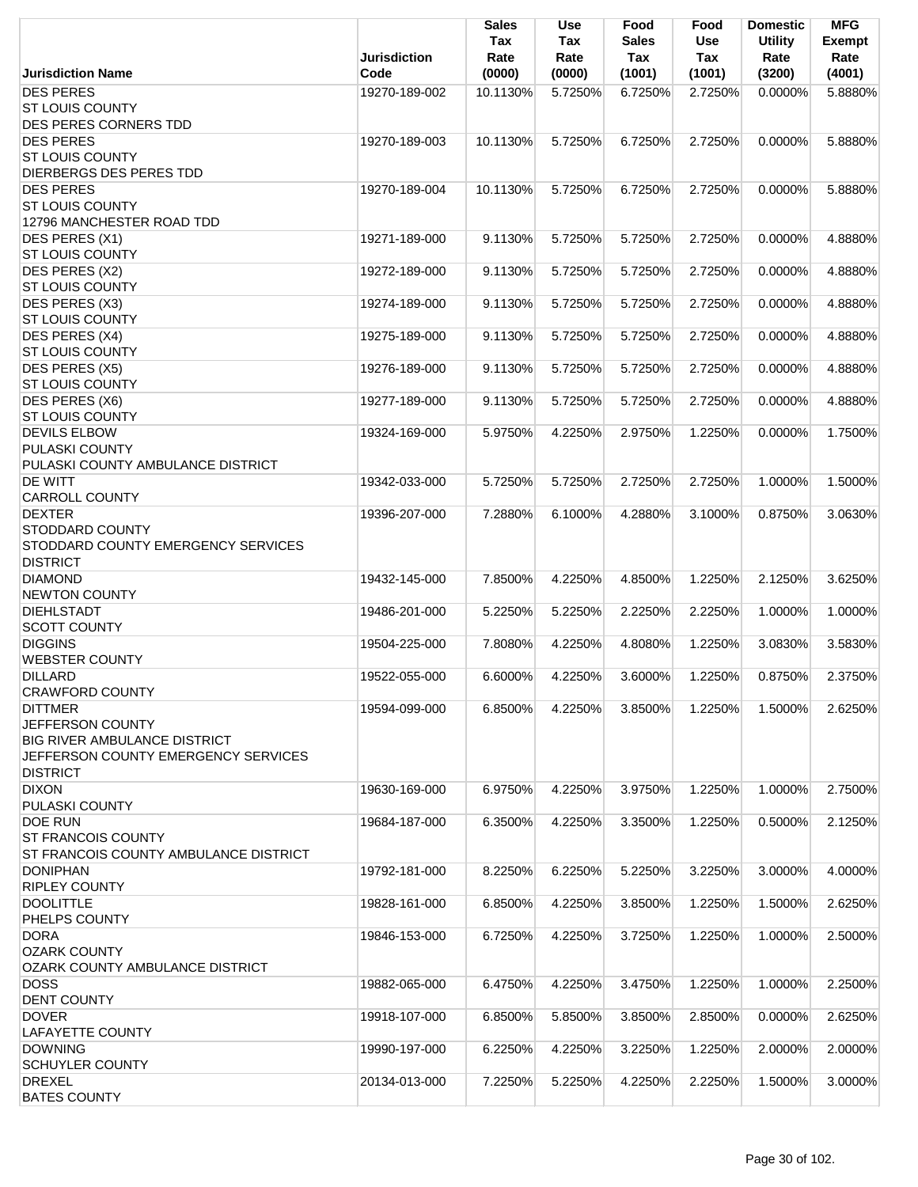| Jurisdiction Name | Jurisdiction Code | Sales Tax Rate (0000) | Use Tax Rate (0000) | Food Sales Tax (1001) | Food Use Tax (1001) | Domestic Utility Rate (3200) | MFG Exempt Rate (4001) |
|---|---|---|---|---|---|---|---|
| DES PERES<br>ST LOUIS COUNTY<br>DES PERES CORNERS TDD | 19270-189-002 | 10.1130% | 5.7250% | 6.7250% | 2.7250% | 0.0000% | 5.8880% |
| DES PERES<br>ST LOUIS COUNTY<br>DIERBERGS DES PERES TDD | 19270-189-003 | 10.1130% | 5.7250% | 6.7250% | 2.7250% | 0.0000% | 5.8880% |
| DES PERES<br>ST LOUIS COUNTY<br>12796 MANCHESTER ROAD TDD | 19270-189-004 | 10.1130% | 5.7250% | 6.7250% | 2.7250% | 0.0000% | 5.8880% |
| DES PERES (X1)<br>ST LOUIS COUNTY | 19271-189-000 | 9.1130% | 5.7250% | 5.7250% | 2.7250% | 0.0000% | 4.8880% |
| DES PERES (X2)<br>ST LOUIS COUNTY | 19272-189-000 | 9.1130% | 5.7250% | 5.7250% | 2.7250% | 0.0000% | 4.8880% |
| DES PERES (X3)<br>ST LOUIS COUNTY | 19274-189-000 | 9.1130% | 5.7250% | 5.7250% | 2.7250% | 0.0000% | 4.8880% |
| DES PERES (X4)<br>ST LOUIS COUNTY | 19275-189-000 | 9.1130% | 5.7250% | 5.7250% | 2.7250% | 0.0000% | 4.8880% |
| DES PERES (X5)<br>ST LOUIS COUNTY | 19276-189-000 | 9.1130% | 5.7250% | 5.7250% | 2.7250% | 0.0000% | 4.8880% |
| DES PERES (X6)<br>ST LOUIS COUNTY | 19277-189-000 | 9.1130% | 5.7250% | 5.7250% | 2.7250% | 0.0000% | 4.8880% |
| DEVILS ELBOW<br>PULASKI COUNTY<br>PULASKI COUNTY AMBULANCE DISTRICT | 19324-169-000 | 5.9750% | 4.2250% | 2.9750% | 1.2250% | 0.0000% | 1.7500% |
| DE WITT<br>CARROLL COUNTY | 19342-033-000 | 5.7250% | 5.7250% | 2.7250% | 2.7250% | 1.0000% | 1.5000% |
| DEXTER<br>STODDARD COUNTY<br>STODDARD COUNTY EMERGENCY SERVICES DISTRICT | 19396-207-000 | 7.2880% | 6.1000% | 4.2880% | 3.1000% | 0.8750% | 3.0630% |
| DIAMOND<br>NEWTON COUNTY | 19432-145-000 | 7.8500% | 4.2250% | 4.8500% | 1.2250% | 2.1250% | 3.6250% |
| DIEHLSTADT<br>SCOTT COUNTY | 19486-201-000 | 5.2250% | 5.2250% | 2.2250% | 2.2250% | 1.0000% | 1.0000% |
| DIGGINS<br>WEBSTER COUNTY | 19504-225-000 | 7.8080% | 4.2250% | 4.8080% | 1.2250% | 3.0830% | 3.5830% |
| DILLARD<br>CRAWFORD COUNTY | 19522-055-000 | 6.6000% | 4.2250% | 3.6000% | 1.2250% | 0.8750% | 2.3750% |
| DITTMER<br>JEFFERSON COUNTY<br>BIG RIVER AMBULANCE DISTRICT<br>JEFFERSON COUNTY EMERGENCY SERVICES DISTRICT | 19594-099-000 | 6.8500% | 4.2250% | 3.8500% | 1.2250% | 1.5000% | 2.6250% |
| DIXON<br>PULASKI COUNTY | 19630-169-000 | 6.9750% | 4.2250% | 3.9750% | 1.2250% | 1.0000% | 2.7500% |
| DOE RUN<br>ST FRANCOIS COUNTY<br>ST FRANCOIS COUNTY AMBULANCE DISTRICT | 19684-187-000 | 6.3500% | 4.2250% | 3.3500% | 1.2250% | 0.5000% | 2.1250% |
| DONIPHAN<br>RIPLEY COUNTY | 19792-181-000 | 8.2250% | 6.2250% | 5.2250% | 3.2250% | 3.0000% | 4.0000% |
| DOOLITTLE<br>PHELPS COUNTY | 19828-161-000 | 6.8500% | 4.2250% | 3.8500% | 1.2250% | 1.5000% | 2.6250% |
| DORA<br>OZARK COUNTY<br>OZARK COUNTY AMBULANCE DISTRICT | 19846-153-000 | 6.7250% | 4.2250% | 3.7250% | 1.2250% | 1.0000% | 2.5000% |
| DOSS<br>DENT COUNTY | 19882-065-000 | 6.4750% | 4.2250% | 3.4750% | 1.2250% | 1.0000% | 2.2500% |
| DOVER<br>LAFAYETTE COUNTY | 19918-107-000 | 6.8500% | 5.8500% | 3.8500% | 2.8500% | 0.0000% | 2.6250% |
| DOWNING<br>SCHUYLER COUNTY | 19990-197-000 | 6.2250% | 4.2250% | 3.2250% | 1.2250% | 2.0000% | 2.0000% |
| DREXEL<br>BATES COUNTY | 20134-013-000 | 7.2250% | 5.2250% | 4.2250% | 2.2250% | 1.5000% | 3.0000% |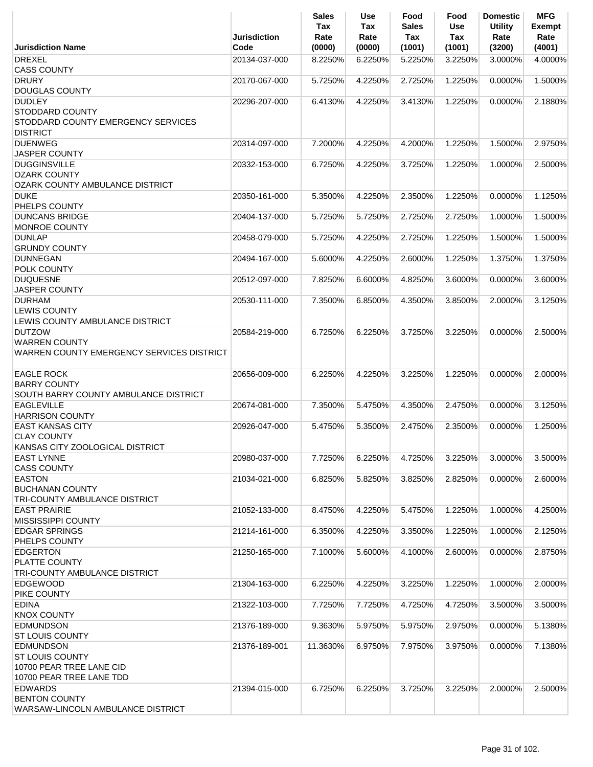| Jurisdiction Name | Jurisdiction Code | Sales Tax Rate (0000) | Use Tax Rate (0000) | Food Sales Tax (1001) | Food Use Tax (1001) | Domestic Utility Rate (3200) | MFG Exempt Rate (4001) |
|---|---|---|---|---|---|---|---|
| DREXEL<br>CASS COUNTY | 20134-037-000 | 8.2250% | 6.2250% | 5.2250% | 3.2250% | 3.0000% | 4.0000% |
| DRURY<br>DOUGLAS COUNTY | 20170-067-000 | 5.7250% | 4.2250% | 2.7250% | 1.2250% | 0.0000% | 1.5000% |
| DUDLEY<br>STODDARD COUNTY<br>STODDARD COUNTY EMERGENCY SERVICES DISTRICT | 20296-207-000 | 6.4130% | 4.2250% | 3.4130% | 1.2250% | 0.0000% | 2.1880% |
| DUENWEG<br>JASPER COUNTY | 20314-097-000 | 7.2000% | 4.2250% | 4.2000% | 1.2250% | 1.5000% | 2.9750% |
| DUGGINSVILLE<br>OZARK COUNTY<br>OZARK COUNTY AMBULANCE DISTRICT | 20332-153-000 | 6.7250% | 4.2250% | 3.7250% | 1.2250% | 1.0000% | 2.5000% |
| DUKE<br>PHELPS COUNTY | 20350-161-000 | 5.3500% | 4.2250% | 2.3500% | 1.2250% | 0.0000% | 1.1250% |
| DUNCANS BRIDGE<br>MONROE COUNTY | 20404-137-000 | 5.7250% | 5.7250% | 2.7250% | 2.7250% | 1.0000% | 1.5000% |
| DUNLAP<br>GRUNDY COUNTY | 20458-079-000 | 5.7250% | 4.2250% | 2.7250% | 1.2250% | 1.5000% | 1.5000% |
| DUNNEGAN<br>POLK COUNTY | 20494-167-000 | 5.6000% | 4.2250% | 2.6000% | 1.2250% | 1.3750% | 1.3750% |
| DUQUESNE<br>JASPER COUNTY | 20512-097-000 | 7.8250% | 6.6000% | 4.8250% | 3.6000% | 0.0000% | 3.6000% |
| DURHAM<br>LEWIS COUNTY<br>LEWIS COUNTY AMBULANCE DISTRICT | 20530-111-000 | 7.3500% | 6.8500% | 4.3500% | 3.8500% | 2.0000% | 3.1250% |
| DUTZOW<br>WARREN COUNTY<br>WARREN COUNTY EMERGENCY SERVICES DISTRICT | 20584-219-000 | 6.7250% | 6.2250% | 3.7250% | 3.2250% | 0.0000% | 2.5000% |
| EAGLE ROCK<br>BARRY COUNTY<br>SOUTH BARRY COUNTY AMBULANCE DISTRICT | 20656-009-000 | 6.2250% | 4.2250% | 3.2250% | 1.2250% | 0.0000% | 2.0000% |
| EAGLEVILLE<br>HARRISON COUNTY | 20674-081-000 | 7.3500% | 5.4750% | 4.3500% | 2.4750% | 0.0000% | 3.1250% |
| EAST KANSAS CITY<br>CLAY COUNTY<br>KANSAS CITY ZOOLOGICAL DISTRICT | 20926-047-000 | 5.4750% | 5.3500% | 2.4750% | 2.3500% | 0.0000% | 1.2500% |
| EAST LYNNE<br>CASS COUNTY | 20980-037-000 | 7.7250% | 6.2250% | 4.7250% | 3.2250% | 3.0000% | 3.5000% |
| EASTON<br>BUCHANAN COUNTY<br>TRI-COUNTY AMBULANCE DISTRICT | 21034-021-000 | 6.8250% | 5.8250% | 3.8250% | 2.8250% | 0.0000% | 2.6000% |
| EAST PRAIRIE<br>MISSISSIPPI COUNTY | 21052-133-000 | 8.4750% | 4.2250% | 5.4750% | 1.2250% | 1.0000% | 4.2500% |
| EDGAR SPRINGS<br>PHELPS COUNTY | 21214-161-000 | 6.3500% | 4.2250% | 3.3500% | 1.2250% | 1.0000% | 2.1250% |
| EDGERTON<br>PLATTE COUNTY<br>TRI-COUNTY AMBULANCE DISTRICT | 21250-165-000 | 7.1000% | 5.6000% | 4.1000% | 2.6000% | 0.0000% | 2.8750% |
| EDGEWOOD<br>PIKE COUNTY | 21304-163-000 | 6.2250% | 4.2250% | 3.2250% | 1.2250% | 1.0000% | 2.0000% |
| EDINA<br>KNOX COUNTY | 21322-103-000 | 7.7250% | 7.7250% | 4.7250% | 4.7250% | 3.5000% | 3.5000% |
| EDMUNDSON<br>ST LOUIS COUNTY | 21376-189-000 | 9.3630% | 5.9750% | 5.9750% | 2.9750% | 0.0000% | 5.1380% |
| EDMUNDSON<br>ST LOUIS COUNTY<br>10700 PEAR TREE LANE CID<br>10700 PEAR TREE LANE TDD | 21376-189-001 | 11.3630% | 6.9750% | 7.9750% | 3.9750% | 0.0000% | 7.1380% |
| EDWARDS<br>BENTON COUNTY<br>WARSAW-LINCOLN AMBULANCE DISTRICT | 21394-015-000 | 6.7250% | 6.2250% | 3.7250% | 3.2250% | 2.0000% | 2.5000% |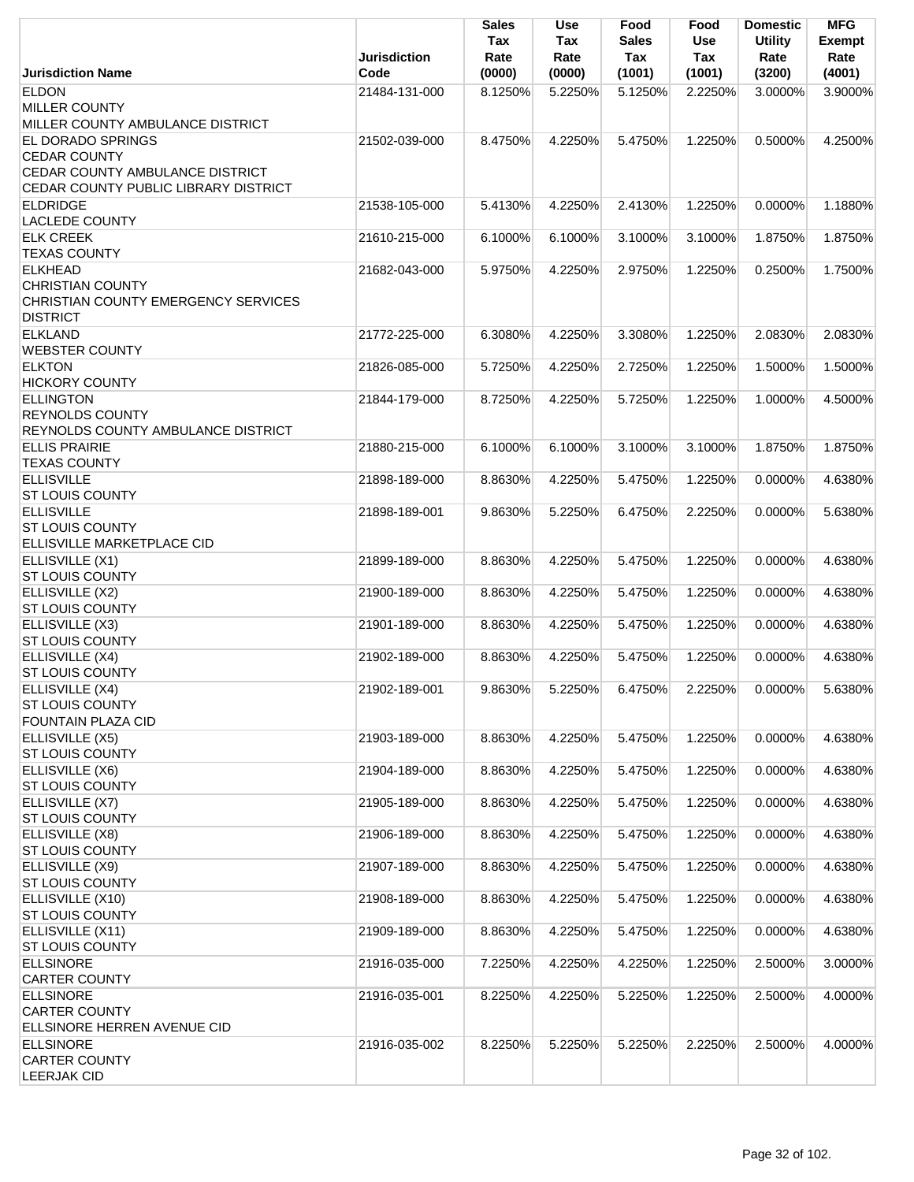| Jurisdiction Name | Jurisdiction Code | Sales Tax Rate (0000) | Use Tax Rate (0000) | Food Sales Tax (1001) | Food Use Tax (1001) | Domestic Utility Rate (3200) | MFG Exempt Rate (4001) |
|---|---|---|---|---|---|---|---|
| ELDON<br>MILLER COUNTY<br>MILLER COUNTY AMBULANCE DISTRICT | 21484-131-000 | 8.1250% | 5.2250% | 5.1250% | 2.2250% | 3.0000% | 3.9000% |
| EL DORADO SPRINGS<br>CEDAR COUNTY<br>CEDAR COUNTY AMBULANCE DISTRICT<br>CEDAR COUNTY PUBLIC LIBRARY DISTRICT | 21502-039-000 | 8.4750% | 4.2250% | 5.4750% | 1.2250% | 0.5000% | 4.2500% |
| ELDRIDGE<br>LACLEDE COUNTY | 21538-105-000 | 5.4130% | 4.2250% | 2.4130% | 1.2250% | 0.0000% | 1.1880% |
| ELK CREEK<br>TEXAS COUNTY | 21610-215-000 | 6.1000% | 6.1000% | 3.1000% | 3.1000% | 1.8750% | 1.8750% |
| ELKHEAD<br>CHRISTIAN COUNTY<br>CHRISTIAN COUNTY EMERGENCY SERVICES DISTRICT | 21682-043-000 | 5.9750% | 4.2250% | 2.9750% | 1.2250% | 0.2500% | 1.7500% |
| ELKLAND<br>WEBSTER COUNTY | 21772-225-000 | 6.3080% | 4.2250% | 3.3080% | 1.2250% | 2.0830% | 2.0830% |
| ELKTON<br>HICKORY COUNTY | 21826-085-000 | 5.7250% | 4.2250% | 2.7250% | 1.2250% | 1.5000% | 1.5000% |
| ELLINGTON<br>REYNOLDS COUNTY<br>REYNOLDS COUNTY AMBULANCE DISTRICT | 21844-179-000 | 8.7250% | 4.2250% | 5.7250% | 1.2250% | 1.0000% | 4.5000% |
| ELLIS PRAIRIE<br>TEXAS COUNTY | 21880-215-000 | 6.1000% | 6.1000% | 3.1000% | 3.1000% | 1.8750% | 1.8750% |
| ELLISVILLE<br>ST LOUIS COUNTY | 21898-189-000 | 8.8630% | 4.2250% | 5.4750% | 1.2250% | 0.0000% | 4.6380% |
| ELLISVILLE<br>ST LOUIS COUNTY<br>ELLISVILLE MARKETPLACE CID | 21898-189-001 | 9.8630% | 5.2250% | 6.4750% | 2.2250% | 0.0000% | 5.6380% |
| ELLISVILLE (X1)<br>ST LOUIS COUNTY | 21899-189-000 | 8.8630% | 4.2250% | 5.4750% | 1.2250% | 0.0000% | 4.6380% |
| ELLISVILLE (X2)<br>ST LOUIS COUNTY | 21900-189-000 | 8.8630% | 4.2250% | 5.4750% | 1.2250% | 0.0000% | 4.6380% |
| ELLISVILLE (X3)<br>ST LOUIS COUNTY | 21901-189-000 | 8.8630% | 4.2250% | 5.4750% | 1.2250% | 0.0000% | 4.6380% |
| ELLISVILLE (X4)<br>ST LOUIS COUNTY | 21902-189-000 | 8.8630% | 4.2250% | 5.4750% | 1.2250% | 0.0000% | 4.6380% |
| ELLISVILLE (X4)<br>ST LOUIS COUNTY<br>FOUNTAIN PLAZA CID | 21902-189-001 | 9.8630% | 5.2250% | 6.4750% | 2.2250% | 0.0000% | 5.6380% |
| ELLISVILLE (X5)<br>ST LOUIS COUNTY | 21903-189-000 | 8.8630% | 4.2250% | 5.4750% | 1.2250% | 0.0000% | 4.6380% |
| ELLISVILLE (X6)<br>ST LOUIS COUNTY | 21904-189-000 | 8.8630% | 4.2250% | 5.4750% | 1.2250% | 0.0000% | 4.6380% |
| ELLISVILLE (X7)<br>ST LOUIS COUNTY | 21905-189-000 | 8.8630% | 4.2250% | 5.4750% | 1.2250% | 0.0000% | 4.6380% |
| ELLISVILLE (X8)<br>ST LOUIS COUNTY | 21906-189-000 | 8.8630% | 4.2250% | 5.4750% | 1.2250% | 0.0000% | 4.6380% |
| ELLISVILLE (X9)<br>ST LOUIS COUNTY | 21907-189-000 | 8.8630% | 4.2250% | 5.4750% | 1.2250% | 0.0000% | 4.6380% |
| ELLISVILLE (X10)<br>ST LOUIS COUNTY | 21908-189-000 | 8.8630% | 4.2250% | 5.4750% | 1.2250% | 0.0000% | 4.6380% |
| ELLISVILLE (X11)<br>ST LOUIS COUNTY | 21909-189-000 | 8.8630% | 4.2250% | 5.4750% | 1.2250% | 0.0000% | 4.6380% |
| ELLSINORE<br>CARTER COUNTY | 21916-035-000 | 7.2250% | 4.2250% | 4.2250% | 1.2250% | 2.5000% | 3.0000% |
| ELLSINORE<br>CARTER COUNTY<br>ELLSINORE HERREN AVENUE CID | 21916-035-001 | 8.2250% | 4.2250% | 5.2250% | 1.2250% | 2.5000% | 4.0000% |
| ELLSINORE<br>CARTER COUNTY<br>LEERJAK CID | 21916-035-002 | 8.2250% | 5.2250% | 5.2250% | 2.2250% | 2.5000% | 4.0000% |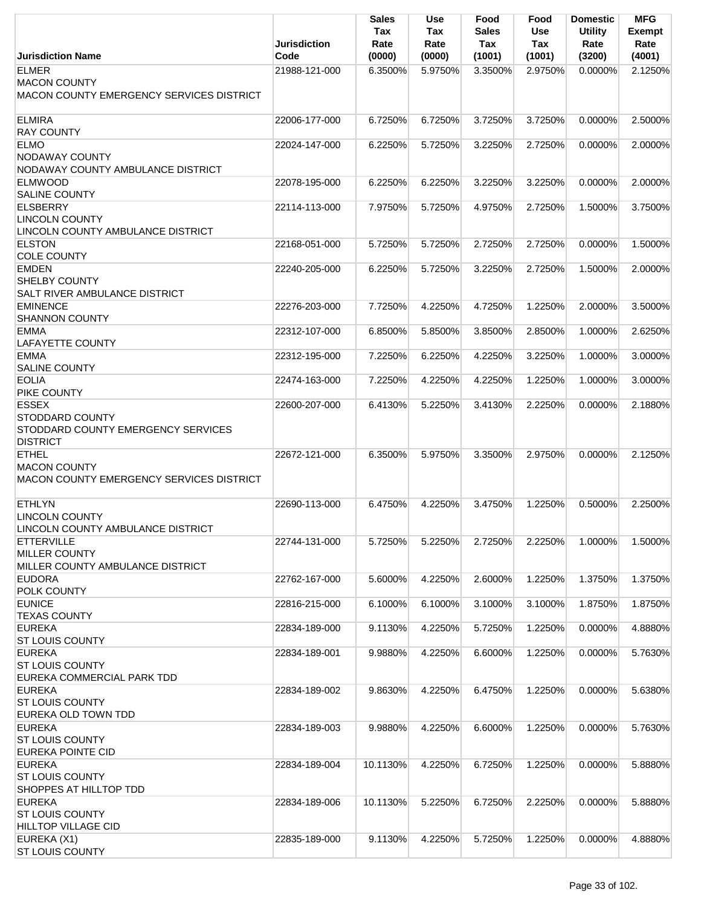| Jurisdiction Name | Jurisdiction Code | Sales Tax Rate (0000) | Use Tax Rate (0000) | Food Sales Tax (1001) | Food Use Tax (1001) | Domestic Utility Rate (3200) | MFG Exempt Rate (4001) |
|---|---|---|---|---|---|---|---|
| ELMER<br>MACON COUNTY<br>MACON COUNTY EMERGENCY SERVICES DISTRICT | 21988-121-000 | 6.3500% | 5.9750% | 3.3500% | 2.9750% | 0.0000% | 2.1250% |
| ELMIRA<br>RAY COUNTY | 22006-177-000 | 6.7250% | 6.7250% | 3.7250% | 3.7250% | 0.0000% | 2.5000% |
| ELMO<br>NODAWAY COUNTY<br>NODAWAY COUNTY AMBULANCE DISTRICT | 22024-147-000 | 6.2250% | 5.7250% | 3.2250% | 2.7250% | 0.0000% | 2.0000% |
| ELMWOOD<br>SALINE COUNTY | 22078-195-000 | 6.2250% | 6.2250% | 3.2250% | 3.2250% | 0.0000% | 2.0000% |
| ELSBERRY<br>LINCOLN COUNTY<br>LINCOLN COUNTY AMBULANCE DISTRICT | 22114-113-000 | 7.9750% | 5.7250% | 4.9750% | 2.7250% | 1.5000% | 3.7500% |
| ELSTON<br>COLE COUNTY | 22168-051-000 | 5.7250% | 5.7250% | 2.7250% | 2.7250% | 0.0000% | 1.5000% |
| EMDEN<br>SHELBY COUNTY<br>SALT RIVER AMBULANCE DISTRICT | 22240-205-000 | 6.2250% | 5.7250% | 3.2250% | 2.7250% | 1.5000% | 2.0000% |
| EMINENCE<br>SHANNON COUNTY | 22276-203-000 | 7.7250% | 4.2250% | 4.7250% | 1.2250% | 2.0000% | 3.5000% |
| EMMA<br>LAFAYETTE COUNTY | 22312-107-000 | 6.8500% | 5.8500% | 3.8500% | 2.8500% | 1.0000% | 2.6250% |
| EMMA<br>SALINE COUNTY | 22312-195-000 | 7.2250% | 6.2250% | 4.2250% | 3.2250% | 1.0000% | 3.0000% |
| EOLIA<br>PIKE COUNTY | 22474-163-000 | 7.2250% | 4.2250% | 4.2250% | 1.2250% | 1.0000% | 3.0000% |
| ESSEX<br>STODDARD COUNTY<br>STODDARD COUNTY EMERGENCY SERVICES DISTRICT | 22600-207-000 | 6.4130% | 5.2250% | 3.4130% | 2.2250% | 0.0000% | 2.1880% |
| ETHEL<br>MACON COUNTY<br>MACON COUNTY EMERGENCY SERVICES DISTRICT | 22672-121-000 | 6.3500% | 5.9750% | 3.3500% | 2.9750% | 0.0000% | 2.1250% |
| ETHLYN<br>LINCOLN COUNTY<br>LINCOLN COUNTY AMBULANCE DISTRICT | 22690-113-000 | 6.4750% | 4.2250% | 3.4750% | 1.2250% | 0.5000% | 2.2500% |
| ETTERVILLE<br>MILLER COUNTY<br>MILLER COUNTY AMBULANCE DISTRICT | 22744-131-000 | 5.7250% | 5.2250% | 2.7250% | 2.2250% | 1.0000% | 1.5000% |
| EUDORA<br>POLK COUNTY | 22762-167-000 | 5.6000% | 4.2250% | 2.6000% | 1.2250% | 1.3750% | 1.3750% |
| EUNICE<br>TEXAS COUNTY | 22816-215-000 | 6.1000% | 6.1000% | 3.1000% | 3.1000% | 1.8750% | 1.8750% |
| EUREKA<br>ST LOUIS COUNTY | 22834-189-000 | 9.1130% | 4.2250% | 5.7250% | 1.2250% | 0.0000% | 4.8880% |
| EUREKA<br>ST LOUIS COUNTY<br>EUREKA COMMERCIAL PARK TDD | 22834-189-001 | 9.9880% | 4.2250% | 6.6000% | 1.2250% | 0.0000% | 5.7630% |
| EUREKA<br>ST LOUIS COUNTY<br>EUREKA OLD TOWN TDD | 22834-189-002 | 9.8630% | 4.2250% | 6.4750% | 1.2250% | 0.0000% | 5.6380% |
| EUREKA<br>ST LOUIS COUNTY<br>EUREKA POINTE CID | 22834-189-003 | 9.9880% | 4.2250% | 6.6000% | 1.2250% | 0.0000% | 5.7630% |
| EUREKA<br>ST LOUIS COUNTY<br>SHOPPES AT HILLTOP TDD | 22834-189-004 | 10.1130% | 4.2250% | 6.7250% | 1.2250% | 0.0000% | 5.8880% |
| EUREKA<br>ST LOUIS COUNTY<br>HILLTOP VILLAGE CID | 22834-189-006 | 10.1130% | 5.2250% | 6.7250% | 2.2250% | 0.0000% | 5.8880% |
| EUREKA (X1)<br>ST LOUIS COUNTY | 22835-189-000 | 9.1130% | 4.2250% | 5.7250% | 1.2250% | 0.0000% | 4.8880% |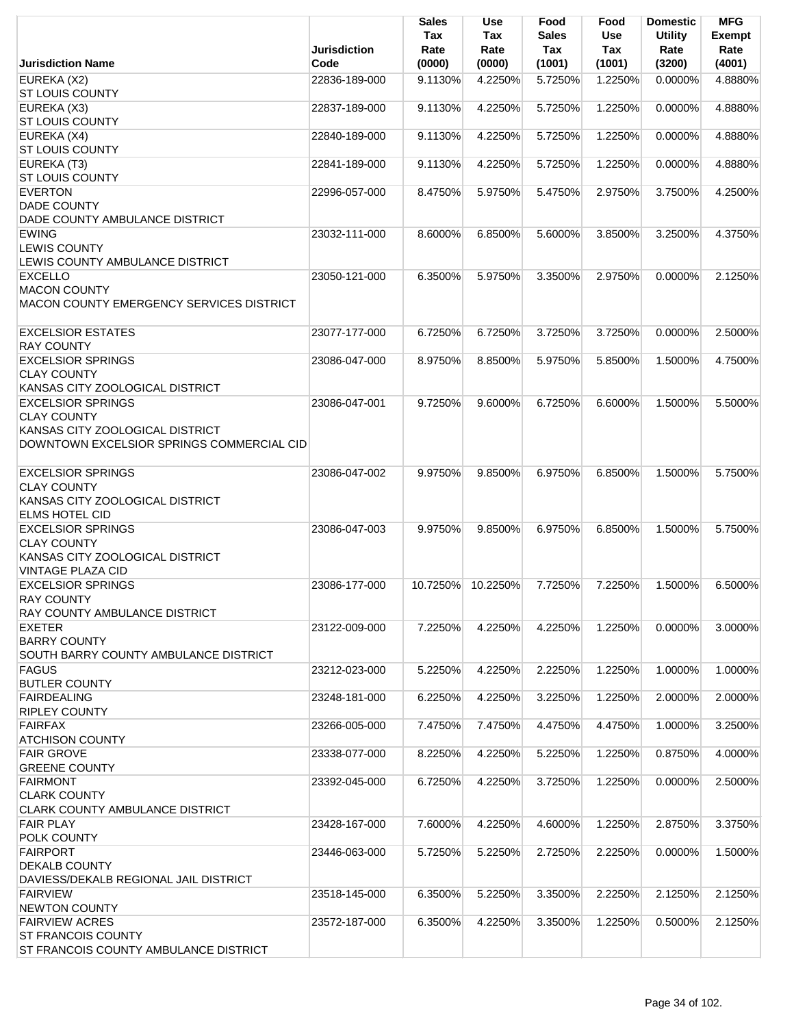| Jurisdiction Name | Jurisdiction Code | Sales Tax Rate (0000) | Use Tax Rate (0000) | Food Sales Tax (1001) | Food Use Tax (1001) | Domestic Utility Rate (3200) | MFG Exempt Rate (4001) |
|---|---|---|---|---|---|---|---|
| EUREKA (X2)<br>ST LOUIS COUNTY | 22836-189-000 | 9.1130% | 4.2250% | 5.7250% | 1.2250% | 0.0000% | 4.8880% |
| EUREKA (X3)<br>ST LOUIS COUNTY | 22837-189-000 | 9.1130% | 4.2250% | 5.7250% | 1.2250% | 0.0000% | 4.8880% |
| EUREKA (X4)<br>ST LOUIS COUNTY | 22840-189-000 | 9.1130% | 4.2250% | 5.7250% | 1.2250% | 0.0000% | 4.8880% |
| EUREKA (T3)<br>ST LOUIS COUNTY | 22841-189-000 | 9.1130% | 4.2250% | 5.7250% | 1.2250% | 0.0000% | 4.8880% |
| EVERTON<br>DADE COUNTY<br>DADE COUNTY AMBULANCE DISTRICT | 22996-057-000 | 8.4750% | 5.9750% | 5.4750% | 2.9750% | 3.7500% | 4.2500% |
| EWING<br>LEWIS COUNTY<br>LEWIS COUNTY AMBULANCE DISTRICT | 23032-111-000 | 8.6000% | 6.8500% | 5.6000% | 3.8500% | 3.2500% | 4.3750% |
| EXCELLO<br>MACON COUNTY<br>MACON COUNTY EMERGENCY SERVICES DISTRICT | 23050-121-000 | 6.3500% | 5.9750% | 3.3500% | 2.9750% | 0.0000% | 2.1250% |
| EXCELSIOR ESTATES<br>RAY COUNTY | 23077-177-000 | 6.7250% | 6.7250% | 3.7250% | 3.7250% | 0.0000% | 2.5000% |
| EXCELSIOR SPRINGS<br>CLAY COUNTY<br>KANSAS CITY ZOOLOGICAL DISTRICT | 23086-047-000 | 8.9750% | 8.8500% | 5.9750% | 5.8500% | 1.5000% | 4.7500% |
| EXCELSIOR SPRINGS<br>CLAY COUNTY<br>KANSAS CITY ZOOLOGICAL DISTRICT<br>DOWNTOWN EXCELSIOR SPRINGS COMMERCIAL CID | 23086-047-001 | 9.7250% | 9.6000% | 6.7250% | 6.6000% | 1.5000% | 5.5000% |
| EXCELSIOR SPRINGS<br>CLAY COUNTY<br>KANSAS CITY ZOOLOGICAL DISTRICT<br>ELMS HOTEL CID | 23086-047-002 | 9.9750% | 9.8500% | 6.9750% | 6.8500% | 1.5000% | 5.7500% |
| EXCELSIOR SPRINGS<br>CLAY COUNTY<br>KANSAS CITY ZOOLOGICAL DISTRICT<br>VINTAGE PLAZA CID | 23086-047-003 | 9.9750% | 9.8500% | 6.9750% | 6.8500% | 1.5000% | 5.7500% |
| EXCELSIOR SPRINGS<br>RAY COUNTY<br>RAY COUNTY AMBULANCE DISTRICT | 23086-177-000 | 10.7250% | 10.2250% | 7.7250% | 7.2250% | 1.5000% | 6.5000% |
| EXETER<br>BARRY COUNTY<br>SOUTH BARRY COUNTY AMBULANCE DISTRICT | 23122-009-000 | 7.2250% | 4.2250% | 4.2250% | 1.2250% | 0.0000% | 3.0000% |
| FAGUS<br>BUTLER COUNTY | 23212-023-000 | 5.2250% | 4.2250% | 2.2250% | 1.2250% | 1.0000% | 1.0000% |
| FAIRDEALING<br>RIPLEY COUNTY | 23248-181-000 | 6.2250% | 4.2250% | 3.2250% | 1.2250% | 2.0000% | 2.0000% |
| FAIRFAX<br>ATCHISON COUNTY | 23266-005-000 | 7.4750% | 7.4750% | 4.4750% | 4.4750% | 1.0000% | 3.2500% |
| FAIR GROVE<br>GREENE COUNTY | 23338-077-000 | 8.2250% | 4.2250% | 5.2250% | 1.2250% | 0.8750% | 4.0000% |
| FAIRMONT<br>CLARK COUNTY<br>CLARK COUNTY AMBULANCE DISTRICT | 23392-045-000 | 6.7250% | 4.2250% | 3.7250% | 1.2250% | 0.0000% | 2.5000% |
| FAIR PLAY<br>POLK COUNTY | 23428-167-000 | 7.6000% | 4.2250% | 4.6000% | 1.2250% | 2.8750% | 3.3750% |
| FAIRPORT<br>DEKALB COUNTY<br>DAVIESS/DEKALB REGIONAL JAIL DISTRICT | 23446-063-000 | 5.7250% | 5.2250% | 2.7250% | 2.2250% | 0.0000% | 1.5000% |
| FAIRVIEW<br>NEWTON COUNTY | 23518-145-000 | 6.3500% | 5.2250% | 3.3500% | 2.2250% | 2.1250% | 2.1250% |
| FAIRVIEW ACRES<br>ST FRANCOIS COUNTY<br>ST FRANCOIS COUNTY AMBULANCE DISTRICT | 23572-187-000 | 6.3500% | 4.2250% | 3.3500% | 1.2250% | 0.5000% | 2.1250% |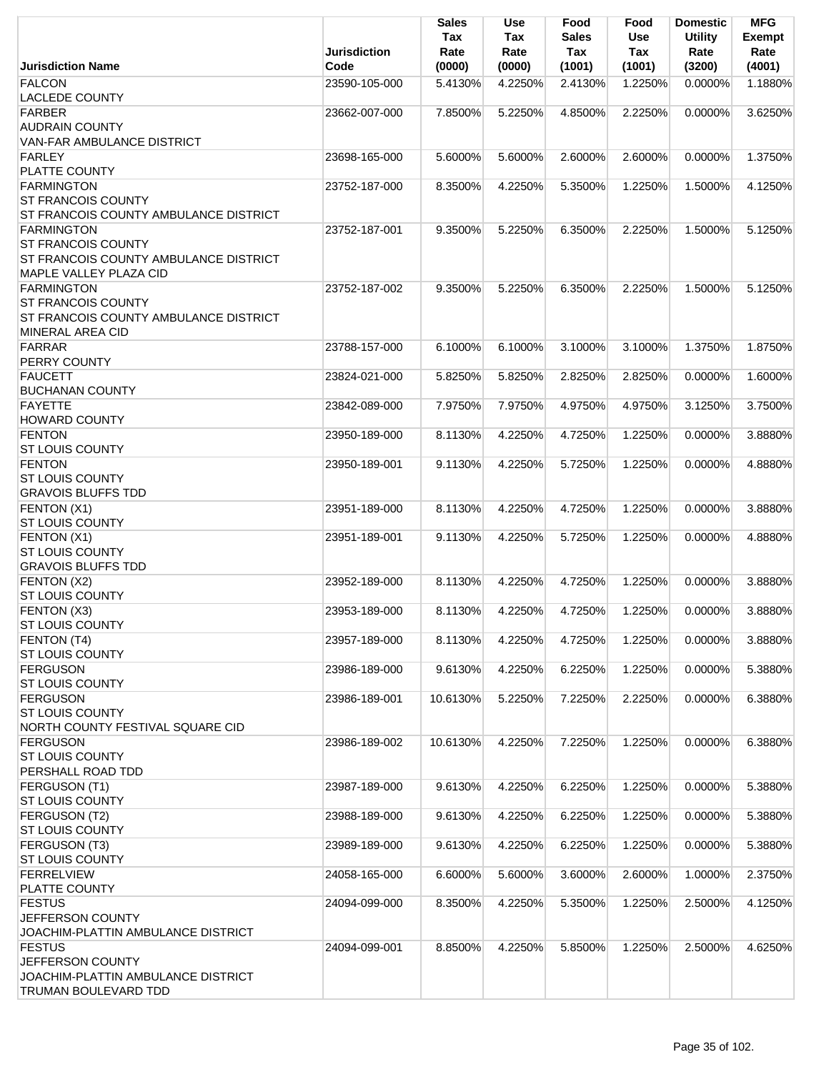| Jurisdiction Name | Jurisdiction Code | Sales Tax Rate (0000) | Use Tax Rate (0000) | Food Sales Tax (1001) | Food Use Tax (1001) | Domestic Utility Rate (3200) | MFG Exempt Rate (4001) |
|---|---|---|---|---|---|---|---|
| FALCON<br>LACLEDE COUNTY | 23590-105-000 | 5.4130% | 4.2250% | 2.4130% | 1.2250% | 0.0000% | 1.1880% |
| FARBER<br>AUDRAIN COUNTY<br>VAN-FAR AMBULANCE DISTRICT | 23662-007-000 | 7.8500% | 5.2250% | 4.8500% | 2.2250% | 0.0000% | 3.6250% |
| FARLEY<br>PLATTE COUNTY | 23698-165-000 | 5.6000% | 5.6000% | 2.6000% | 2.6000% | 0.0000% | 1.3750% |
| FARMINGTON<br>ST FRANCOIS COUNTY<br>ST FRANCOIS COUNTY AMBULANCE DISTRICT | 23752-187-000 | 8.3500% | 4.2250% | 5.3500% | 1.2250% | 1.5000% | 4.1250% |
| FARMINGTON<br>ST FRANCOIS COUNTY<br>ST FRANCOIS COUNTY AMBULANCE DISTRICT<br>MAPLE VALLEY PLAZA CID | 23752-187-001 | 9.3500% | 5.2250% | 6.3500% | 2.2250% | 1.5000% | 5.1250% |
| FARMINGTON<br>ST FRANCOIS COUNTY<br>ST FRANCOIS COUNTY AMBULANCE DISTRICT<br>MINERAL AREA CID | 23752-187-002 | 9.3500% | 5.2250% | 6.3500% | 2.2250% | 1.5000% | 5.1250% |
| FARRAR<br>PERRY COUNTY | 23788-157-000 | 6.1000% | 6.1000% | 3.1000% | 3.1000% | 1.3750% | 1.8750% |
| FAUCETT<br>BUCHANAN COUNTY | 23824-021-000 | 5.8250% | 5.8250% | 2.8250% | 2.8250% | 0.0000% | 1.6000% |
| FAYETTE<br>HOWARD COUNTY | 23842-089-000 | 7.9750% | 7.9750% | 4.9750% | 4.9750% | 3.1250% | 3.7500% |
| FENTON<br>ST LOUIS COUNTY | 23950-189-000 | 8.1130% | 4.2250% | 4.7250% | 1.2250% | 0.0000% | 3.8880% |
| FENTON<br>ST LOUIS COUNTY<br>GRAVOIS BLUFFS TDD | 23950-189-001 | 9.1130% | 4.2250% | 5.7250% | 1.2250% | 0.0000% | 4.8880% |
| FENTON (X1)<br>ST LOUIS COUNTY | 23951-189-000 | 8.1130% | 4.2250% | 4.7250% | 1.2250% | 0.0000% | 3.8880% |
| FENTON (X1)<br>ST LOUIS COUNTY<br>GRAVOIS BLUFFS TDD | 23951-189-001 | 9.1130% | 4.2250% | 5.7250% | 1.2250% | 0.0000% | 4.8880% |
| FENTON (X2)<br>ST LOUIS COUNTY | 23952-189-000 | 8.1130% | 4.2250% | 4.7250% | 1.2250% | 0.0000% | 3.8880% |
| FENTON (X3)<br>ST LOUIS COUNTY | 23953-189-000 | 8.1130% | 4.2250% | 4.7250% | 1.2250% | 0.0000% | 3.8880% |
| FENTON (T4)<br>ST LOUIS COUNTY | 23957-189-000 | 8.1130% | 4.2250% | 4.7250% | 1.2250% | 0.0000% | 3.8880% |
| FERGUSON<br>ST LOUIS COUNTY | 23986-189-000 | 9.6130% | 4.2250% | 6.2250% | 1.2250% | 0.0000% | 5.3880% |
| FERGUSON<br>ST LOUIS COUNTY<br>NORTH COUNTY FESTIVAL SQUARE CID | 23986-189-001 | 10.6130% | 5.2250% | 7.2250% | 2.2250% | 0.0000% | 6.3880% |
| FERGUSON<br>ST LOUIS COUNTY<br>PERSHALL ROAD TDD | 23986-189-002 | 10.6130% | 4.2250% | 7.2250% | 1.2250% | 0.0000% | 6.3880% |
| FERGUSON (T1)<br>ST LOUIS COUNTY | 23987-189-000 | 9.6130% | 4.2250% | 6.2250% | 1.2250% | 0.0000% | 5.3880% |
| FERGUSON (T2)<br>ST LOUIS COUNTY | 23988-189-000 | 9.6130% | 4.2250% | 6.2250% | 1.2250% | 0.0000% | 5.3880% |
| FERGUSON (T3)<br>ST LOUIS COUNTY | 23989-189-000 | 9.6130% | 4.2250% | 6.2250% | 1.2250% | 0.0000% | 5.3880% |
| FERRELVIEW<br>PLATTE COUNTY | 24058-165-000 | 6.6000% | 5.6000% | 3.6000% | 2.6000% | 1.0000% | 2.3750% |
| FESTUS<br>JEFFERSON COUNTY<br>JOACHIM-PLATTIN AMBULANCE DISTRICT | 24094-099-000 | 8.3500% | 4.2250% | 5.3500% | 1.2250% | 2.5000% | 4.1250% |
| FESTUS<br>JEFFERSON COUNTY<br>JOACHIM-PLATTIN AMBULANCE DISTRICT<br>TRUMAN BOULEVARD TDD | 24094-099-001 | 8.8500% | 4.2250% | 5.8500% | 1.2250% | 2.5000% | 4.6250% |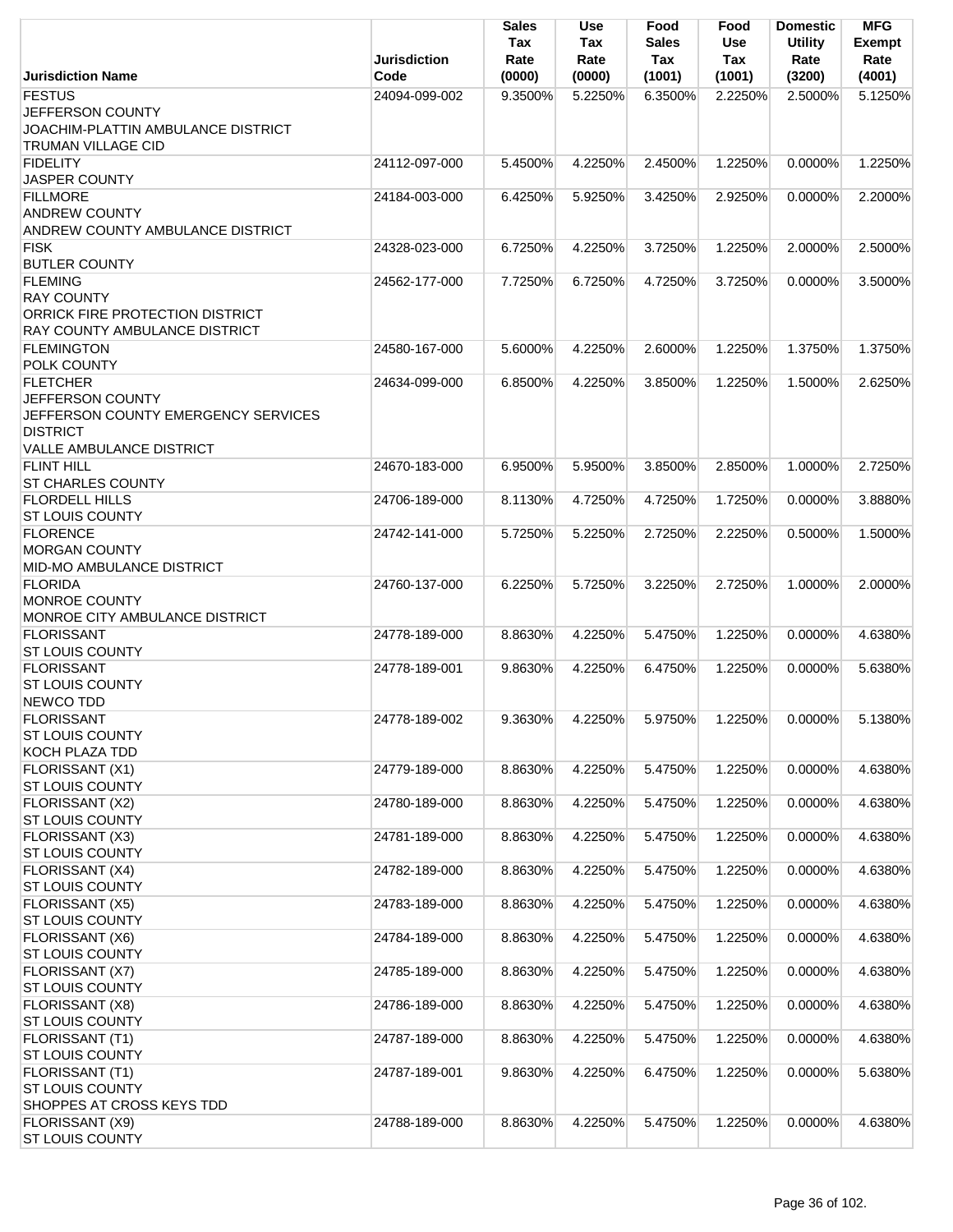| Jurisdiction Name | Jurisdiction Code | Sales Tax Rate (0000) | Use Tax Rate (0000) | Food Sales Tax (1001) | Food Use Tax (1001) | Domestic Utility Rate (3200) | MFG Exempt Rate (4001) |
|---|---|---|---|---|---|---|---|
| FESTUS<br>JEFFERSON COUNTY<br>JOACHIM-PLATTIN AMBULANCE DISTRICT<br>TRUMAN VILLAGE CID | 24094-099-002 | 9.3500% | 5.2250% | 6.3500% | 2.2250% | 2.5000% | 5.1250% |
| FIDELITY<br>JASPER COUNTY | 24112-097-000 | 5.4500% | 4.2250% | 2.4500% | 1.2250% | 0.0000% | 1.2250% |
| FILLMORE<br>ANDREW COUNTY<br>ANDREW COUNTY AMBULANCE DISTRICT | 24184-003-000 | 6.4250% | 5.9250% | 3.4250% | 2.9250% | 0.0000% | 2.2000% |
| FISK<br>BUTLER COUNTY | 24328-023-000 | 6.7250% | 4.2250% | 3.7250% | 1.2250% | 2.0000% | 2.5000% |
| FLEMING<br>RAY COUNTY<br>ORRICK FIRE PROTECTION DISTRICT<br>RAY COUNTY AMBULANCE DISTRICT | 24562-177-000 | 7.7250% | 6.7250% | 4.7250% | 3.7250% | 0.0000% | 3.5000% |
| FLEMINGTON<br>POLK COUNTY | 24580-167-000 | 5.6000% | 4.2250% | 2.6000% | 1.2250% | 1.3750% | 1.3750% |
| FLETCHER<br>JEFFERSON COUNTY<br>JEFFERSON COUNTY EMERGENCY SERVICES DISTRICT<br>VALLE AMBULANCE DISTRICT | 24634-099-000 | 6.8500% | 4.2250% | 3.8500% | 1.2250% | 1.5000% | 2.6250% |
| FLINT HILL<br>ST CHARLES COUNTY | 24670-183-000 | 6.9500% | 5.9500% | 3.8500% | 2.8500% | 1.0000% | 2.7250% |
| FLORDELL HILLS<br>ST LOUIS COUNTY | 24706-189-000 | 8.1130% | 4.7250% | 4.7250% | 1.7250% | 0.0000% | 3.8880% |
| FLORENCE<br>MORGAN COUNTY<br>MID-MO AMBULANCE DISTRICT | 24742-141-000 | 5.7250% | 5.2250% | 2.7250% | 2.2250% | 0.5000% | 1.5000% |
| FLORIDA<br>MONROE COUNTY<br>MONROE CITY AMBULANCE DISTRICT | 24760-137-000 | 6.2250% | 5.7250% | 3.2250% | 2.7250% | 1.0000% | 2.0000% |
| FLORISSANT<br>ST LOUIS COUNTY | 24778-189-000 | 8.8630% | 4.2250% | 5.4750% | 1.2250% | 0.0000% | 4.6380% |
| FLORISSANT<br>ST LOUIS COUNTY<br>NEWCO TDD | 24778-189-001 | 9.8630% | 4.2250% | 6.4750% | 1.2250% | 0.0000% | 5.6380% |
| FLORISSANT<br>ST LOUIS COUNTY<br>KOCH PLAZA TDD | 24778-189-002 | 9.3630% | 4.2250% | 5.9750% | 1.2250% | 0.0000% | 5.1380% |
| FLORISSANT (X1)<br>ST LOUIS COUNTY | 24779-189-000 | 8.8630% | 4.2250% | 5.4750% | 1.2250% | 0.0000% | 4.6380% |
| FLORISSANT (X2)<br>ST LOUIS COUNTY | 24780-189-000 | 8.8630% | 4.2250% | 5.4750% | 1.2250% | 0.0000% | 4.6380% |
| FLORISSANT (X3)<br>ST LOUIS COUNTY | 24781-189-000 | 8.8630% | 4.2250% | 5.4750% | 1.2250% | 0.0000% | 4.6380% |
| FLORISSANT (X4)<br>ST LOUIS COUNTY | 24782-189-000 | 8.8630% | 4.2250% | 5.4750% | 1.2250% | 0.0000% | 4.6380% |
| FLORISSANT (X5)<br>ST LOUIS COUNTY | 24783-189-000 | 8.8630% | 4.2250% | 5.4750% | 1.2250% | 0.0000% | 4.6380% |
| FLORISSANT (X6)<br>ST LOUIS COUNTY | 24784-189-000 | 8.8630% | 4.2250% | 5.4750% | 1.2250% | 0.0000% | 4.6380% |
| FLORISSANT (X7)<br>ST LOUIS COUNTY | 24785-189-000 | 8.8630% | 4.2250% | 5.4750% | 1.2250% | 0.0000% | 4.6380% |
| FLORISSANT (X8)<br>ST LOUIS COUNTY | 24786-189-000 | 8.8630% | 4.2250% | 5.4750% | 1.2250% | 0.0000% | 4.6380% |
| FLORISSANT (T1)<br>ST LOUIS COUNTY | 24787-189-000 | 8.8630% | 4.2250% | 5.4750% | 1.2250% | 0.0000% | 4.6380% |
| FLORISSANT (T1)<br>ST LOUIS COUNTY<br>SHOPPES AT CROSS KEYS TDD | 24787-189-001 | 9.8630% | 4.2250% | 6.4750% | 1.2250% | 0.0000% | 5.6380% |
| FLORISSANT (X9)<br>ST LOUIS COUNTY | 24788-189-000 | 8.8630% | 4.2250% | 5.4750% | 1.2250% | 0.0000% | 4.6380% |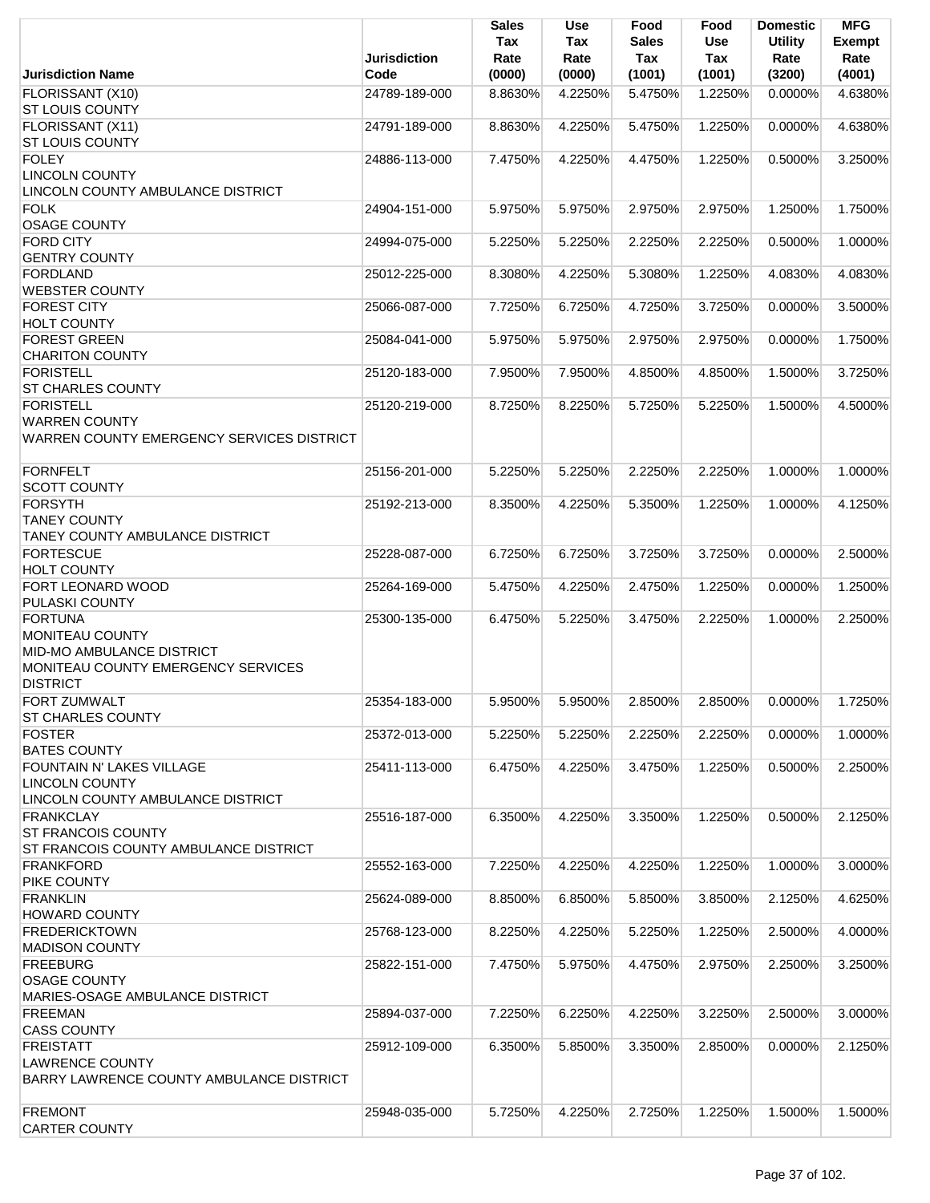| Jurisdiction Name | Jurisdiction Code | Sales Tax Rate (0000) | Use Tax Rate (0000) | Food Sales Tax (1001) | Food Use Tax (1001) | Domestic Utility Rate (3200) | MFG Exempt Rate (4001) |
|---|---|---|---|---|---|---|---|
| FLORISSANT (X10)<br>ST LOUIS COUNTY | 24789-189-000 | 8.8630% | 4.2250% | 5.4750% | 1.2250% | 0.0000% | 4.6380% |
| FLORISSANT (X11)<br>ST LOUIS COUNTY | 24791-189-000 | 8.8630% | 4.2250% | 5.4750% | 1.2250% | 0.0000% | 4.6380% |
| FOLEY<br>LINCOLN COUNTY<br>LINCOLN COUNTY AMBULANCE DISTRICT | 24886-113-000 | 7.4750% | 4.2250% | 4.4750% | 1.2250% | 0.5000% | 3.2500% |
| FOLK<br>OSAGE COUNTY | 24904-151-000 | 5.9750% | 5.9750% | 2.9750% | 2.9750% | 1.2500% | 1.7500% |
| FORD CITY<br>GENTRY COUNTY | 24994-075-000 | 5.2250% | 5.2250% | 2.2250% | 2.2250% | 0.5000% | 1.0000% |
| FORDLAND<br>WEBSTER COUNTY | 25012-225-000 | 8.3080% | 4.2250% | 5.3080% | 1.2250% | 4.0830% | 4.0830% |
| FOREST CITY<br>HOLT COUNTY | 25066-087-000 | 7.7250% | 6.7250% | 4.7250% | 3.7250% | 0.0000% | 3.5000% |
| FOREST GREEN<br>CHARITON COUNTY | 25084-041-000 | 5.9750% | 5.9750% | 2.9750% | 2.9750% | 0.0000% | 1.7500% |
| FORISTELL<br>ST CHARLES COUNTY | 25120-183-000 | 7.9500% | 7.9500% | 4.8500% | 4.8500% | 1.5000% | 3.7250% |
| FORISTELL<br>WARREN COUNTY<br>WARREN COUNTY EMERGENCY SERVICES DISTRICT | 25120-219-000 | 8.7250% | 8.2250% | 5.7250% | 5.2250% | 1.5000% | 4.5000% |
| FORNFELT<br>SCOTT COUNTY | 25156-201-000 | 5.2250% | 5.2250% | 2.2250% | 2.2250% | 1.0000% | 1.0000% |
| FORSYTH<br>TANEY COUNTY<br>TANEY COUNTY AMBULANCE DISTRICT | 25192-213-000 | 8.3500% | 4.2250% | 5.3500% | 1.2250% | 1.0000% | 4.1250% |
| FORTESCUE<br>HOLT COUNTY | 25228-087-000 | 6.7250% | 6.7250% | 3.7250% | 3.7250% | 0.0000% | 2.5000% |
| FORT LEONARD WOOD<br>PULASKI COUNTY | 25264-169-000 | 5.4750% | 4.2250% | 2.4750% | 1.2250% | 0.0000% | 1.2500% |
| FORTUNA<br>MONITEAU COUNTY<br>MID-MO AMBULANCE DISTRICT<br>MONITEAU COUNTY EMERGENCY SERVICES DISTRICT | 25300-135-000 | 6.4750% | 5.2250% | 3.4750% | 2.2250% | 1.0000% | 2.2500% |
| FORT ZUMWALT<br>ST CHARLES COUNTY | 25354-183-000 | 5.9500% | 5.9500% | 2.8500% | 2.8500% | 0.0000% | 1.7250% |
| FOSTER<br>BATES COUNTY | 25372-013-000 | 5.2250% | 5.2250% | 2.2250% | 2.2250% | 0.0000% | 1.0000% |
| FOUNTAIN N' LAKES VILLAGE<br>LINCOLN COUNTY<br>LINCOLN COUNTY AMBULANCE DISTRICT | 25411-113-000 | 6.4750% | 4.2250% | 3.4750% | 1.2250% | 0.5000% | 2.2500% |
| FRANKCLAY<br>ST FRANCOIS COUNTY<br>ST FRANCOIS COUNTY AMBULANCE DISTRICT | 25516-187-000 | 6.3500% | 4.2250% | 3.3500% | 1.2250% | 0.5000% | 2.1250% |
| FRANKFORD<br>PIKE COUNTY | 25552-163-000 | 7.2250% | 4.2250% | 4.2250% | 1.2250% | 1.0000% | 3.0000% |
| FRANKLIN<br>HOWARD COUNTY | 25624-089-000 | 8.8500% | 6.8500% | 5.8500% | 3.8500% | 2.1250% | 4.6250% |
| FREDERICKTOWN<br>MADISON COUNTY | 25768-123-000 | 8.2250% | 4.2250% | 5.2250% | 1.2250% | 2.5000% | 4.0000% |
| FREEBURG<br>OSAGE COUNTY<br>MARIES-OSAGE AMBULANCE DISTRICT | 25822-151-000 | 7.4750% | 5.9750% | 4.4750% | 2.9750% | 2.2500% | 3.2500% |
| FREEMAN<br>CASS COUNTY | 25894-037-000 | 7.2250% | 6.2250% | 4.2250% | 3.2250% | 2.5000% | 3.0000% |
| FREISTATT<br>LAWRENCE COUNTY<br>BARRY LAWRENCE COUNTY AMBULANCE DISTRICT | 25912-109-000 | 6.3500% | 5.8500% | 3.3500% | 2.8500% | 0.0000% | 2.1250% |
| FREMONT<br>CARTER COUNTY | 25948-035-000 | 5.7250% | 4.2250% | 2.7250% | 1.2250% | 1.5000% | 1.5000% |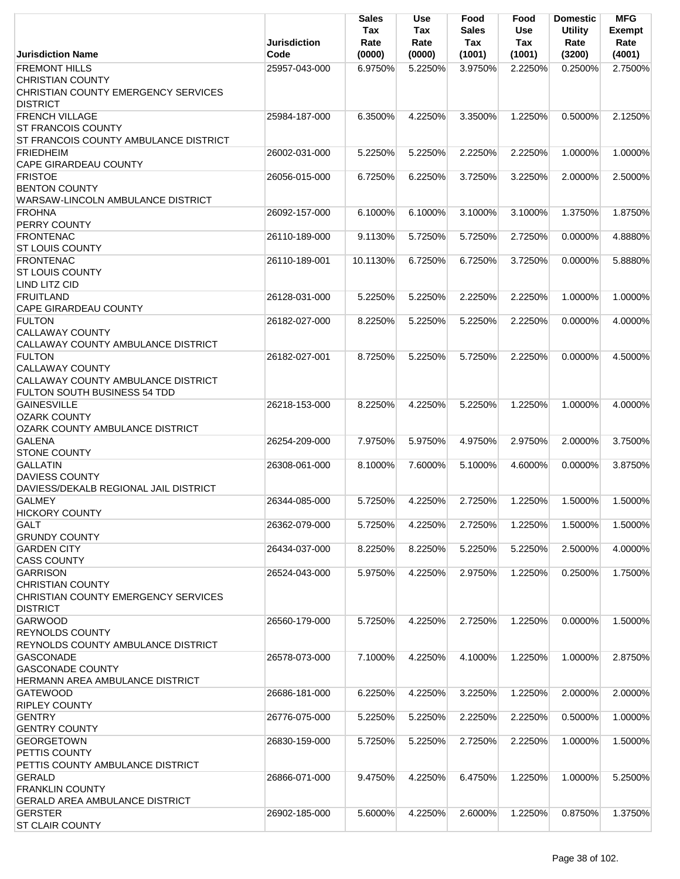| Jurisdiction Name | Jurisdiction Code | Sales Tax Rate (0000) | Use Tax Rate (0000) | Food Sales Tax (1001) | Food Use Tax (1001) | Domestic Utility Rate (3200) | MFG Exempt Rate (4001) |
|---|---|---|---|---|---|---|---|
| FREMONT HILLS<br>CHRISTIAN COUNTY<br>CHRISTIAN COUNTY EMERGENCY SERVICES DISTRICT | 25957-043-000 | 6.9750% | 5.2250% | 3.9750% | 2.2250% | 0.2500% | 2.7500% |
| FRENCH VILLAGE<br>ST FRANCOIS COUNTY<br>ST FRANCOIS COUNTY AMBULANCE DISTRICT | 25984-187-000 | 6.3500% | 4.2250% | 3.3500% | 1.2250% | 0.5000% | 2.1250% |
| FRIEDHEIM<br>CAPE GIRARDEAU COUNTY | 26002-031-000 | 5.2250% | 5.2250% | 2.2250% | 2.2250% | 1.0000% | 1.0000% |
| FRISTOE<br>BENTON COUNTY<br>WARSAW-LINCOLN AMBULANCE DISTRICT | 26056-015-000 | 6.7250% | 6.2250% | 3.7250% | 3.2250% | 2.0000% | 2.5000% |
| FROHNA<br>PERRY COUNTY | 26092-157-000 | 6.1000% | 6.1000% | 3.1000% | 3.1000% | 1.3750% | 1.8750% |
| FRONTENAC<br>ST LOUIS COUNTY | 26110-189-000 | 9.1130% | 5.7250% | 5.7250% | 2.7250% | 0.0000% | 4.8880% |
| FRONTENAC<br>ST LOUIS COUNTY<br>LIND LITZ CID | 26110-189-001 | 10.1130% | 6.7250% | 6.7250% | 3.7250% | 0.0000% | 5.8880% |
| FRUITLAND<br>CAPE GIRARDEAU COUNTY | 26128-031-000 | 5.2250% | 5.2250% | 2.2250% | 2.2250% | 1.0000% | 1.0000% |
| FULTON<br>CALLAWAY COUNTY<br>CALLAWAY COUNTY AMBULANCE DISTRICT | 26182-027-000 | 8.2250% | 5.2250% | 5.2250% | 2.2250% | 0.0000% | 4.0000% |
| FULTON<br>CALLAWAY COUNTY<br>CALLAWAY COUNTY AMBULANCE DISTRICT<br>FULTON SOUTH BUSINESS 54 TDD | 26182-027-001 | 8.7250% | 5.2250% | 5.7250% | 2.2250% | 0.0000% | 4.5000% |
| GAINESVILLE<br>OZARK COUNTY<br>OZARK COUNTY AMBULANCE DISTRICT | 26218-153-000 | 8.2250% | 4.2250% | 5.2250% | 1.2250% | 1.0000% | 4.0000% |
| GALENA<br>STONE COUNTY | 26254-209-000 | 7.9750% | 5.9750% | 4.9750% | 2.9750% | 2.0000% | 3.7500% |
| GALLATIN<br>DAVIESS COUNTY<br>DAVIESS/DEKALB REGIONAL JAIL DISTRICT | 26308-061-000 | 8.1000% | 7.6000% | 5.1000% | 4.6000% | 0.0000% | 3.8750% |
| GALMEY<br>HICKORY COUNTY | 26344-085-000 | 5.7250% | 4.2250% | 2.7250% | 1.2250% | 1.5000% | 1.5000% |
| GALT<br>GRUNDY COUNTY | 26362-079-000 | 5.7250% | 4.2250% | 2.7250% | 1.2250% | 1.5000% | 1.5000% |
| GARDEN CITY<br>CASS COUNTY | 26434-037-000 | 8.2250% | 8.2250% | 5.2250% | 5.2250% | 2.5000% | 4.0000% |
| GARRISON<br>CHRISTIAN COUNTY<br>CHRISTIAN COUNTY EMERGENCY SERVICES DISTRICT | 26524-043-000 | 5.9750% | 4.2250% | 2.9750% | 1.2250% | 0.2500% | 1.7500% |
| GARWOOD<br>REYNOLDS COUNTY<br>REYNOLDS COUNTY AMBULANCE DISTRICT | 26560-179-000 | 5.7250% | 4.2250% | 2.7250% | 1.2250% | 0.0000% | 1.5000% |
| GASCONADE<br>GASCONADE COUNTY<br>HERMANN AREA AMBULANCE DISTRICT | 26578-073-000 | 7.1000% | 4.2250% | 4.1000% | 1.2250% | 1.0000% | 2.8750% |
| GATEWOOD<br>RIPLEY COUNTY | 26686-181-000 | 6.2250% | 4.2250% | 3.2250% | 1.2250% | 2.0000% | 2.0000% |
| GENTRY<br>GENTRY COUNTY | 26776-075-000 | 5.2250% | 5.2250% | 2.2250% | 2.2250% | 0.5000% | 1.0000% |
| GEORGETOWN<br>PETTIS COUNTY<br>PETTIS COUNTY AMBULANCE DISTRICT | 26830-159-000 | 5.7250% | 5.2250% | 2.7250% | 2.2250% | 1.0000% | 1.5000% |
| GERALD<br>FRANKLIN COUNTY<br>GERALD AREA AMBULANCE DISTRICT | 26866-071-000 | 9.4750% | 4.2250% | 6.4750% | 1.2250% | 1.0000% | 5.2500% |
| GERSTER<br>ST CLAIR COUNTY | 26902-185-000 | 5.6000% | 4.2250% | 2.6000% | 1.2250% | 0.8750% | 1.3750% |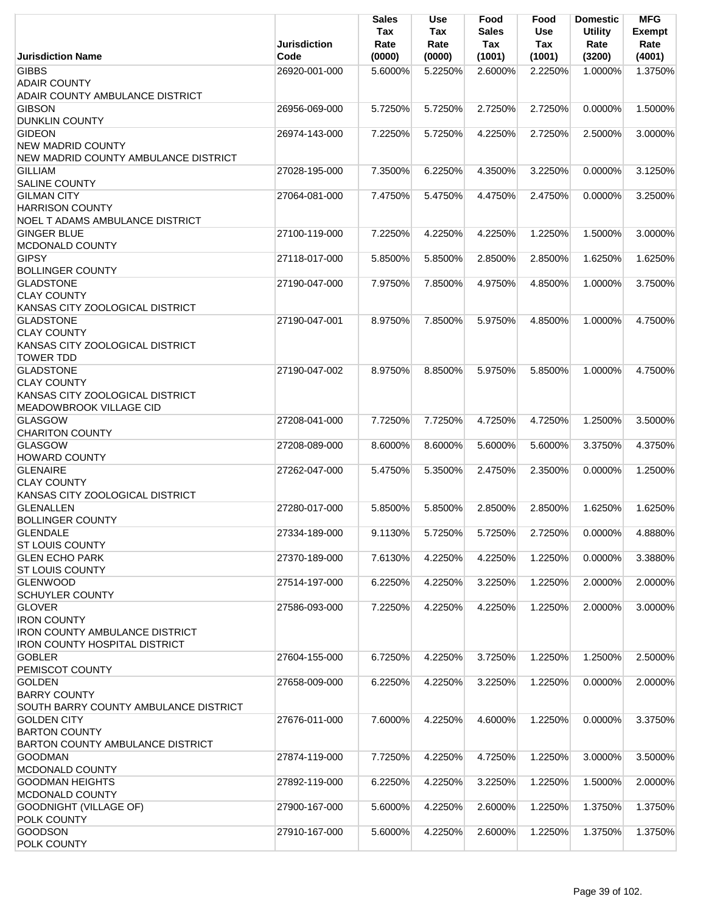| Jurisdiction Name | Jurisdiction Code | Sales Tax Rate (0000) | Use Tax Rate (0000) | Food Sales Tax (1001) | Food Use Tax (1001) | Domestic Utility Rate (3200) | MFG Exempt Rate (4001) |
|---|---|---|---|---|---|---|---|
| GIBBS<br>ADAIR COUNTY<br>ADAIR COUNTY AMBULANCE DISTRICT | 26920-001-000 | 5.6000% | 5.2250% | 2.6000% | 2.2250% | 1.0000% | 1.3750% |
| GIBSON<br>DUNKLIN COUNTY | 26956-069-000 | 5.7250% | 5.7250% | 2.7250% | 2.7250% | 0.0000% | 1.5000% |
| GIDEON<br>NEW MADRID COUNTY<br>NEW MADRID COUNTY AMBULANCE DISTRICT | 26974-143-000 | 7.2250% | 5.7250% | 4.2250% | 2.7250% | 2.5000% | 3.0000% |
| GILLIAM<br>SALINE COUNTY | 27028-195-000 | 7.3500% | 6.2250% | 4.3500% | 3.2250% | 0.0000% | 3.1250% |
| GILMAN CITY<br>HARRISON COUNTY<br>NOEL T ADAMS AMBULANCE DISTRICT | 27064-081-000 | 7.4750% | 5.4750% | 4.4750% | 2.4750% | 0.0000% | 3.2500% |
| GINGER BLUE<br>MCDONALD COUNTY | 27100-119-000 | 7.2250% | 4.2250% | 4.2250% | 1.2250% | 1.5000% | 3.0000% |
| GIPSY<br>BOLLINGER COUNTY | 27118-017-000 | 5.8500% | 5.8500% | 2.8500% | 2.8500% | 1.6250% | 1.6250% |
| GLADSTONE<br>CLAY COUNTY<br>KANSAS CITY ZOOLOGICAL DISTRICT | 27190-047-000 | 7.9750% | 7.8500% | 4.9750% | 4.8500% | 1.0000% | 3.7500% |
| GLADSTONE<br>CLAY COUNTY<br>KANSAS CITY ZOOLOGICAL DISTRICT<br>TOWER TDD | 27190-047-001 | 8.9750% | 7.8500% | 5.9750% | 4.8500% | 1.0000% | 4.7500% |
| GLADSTONE<br>CLAY COUNTY<br>KANSAS CITY ZOOLOGICAL DISTRICT<br>MEADOWBROOK VILLAGE CID | 27190-047-002 | 8.9750% | 8.8500% | 5.9750% | 5.8500% | 1.0000% | 4.7500% |
| GLASGOW<br>CHARITON COUNTY | 27208-041-000 | 7.7250% | 7.7250% | 4.7250% | 4.7250% | 1.2500% | 3.5000% |
| GLASGOW<br>HOWARD COUNTY | 27208-089-000 | 8.6000% | 8.6000% | 5.6000% | 5.6000% | 3.3750% | 4.3750% |
| GLENAIRE<br>CLAY COUNTY<br>KANSAS CITY ZOOLOGICAL DISTRICT | 27262-047-000 | 5.4750% | 5.3500% | 2.4750% | 2.3500% | 0.0000% | 1.2500% |
| GLENALLEN<br>BOLLINGER COUNTY | 27280-017-000 | 5.8500% | 5.8500% | 2.8500% | 2.8500% | 1.6250% | 1.6250% |
| GLENDALE<br>ST LOUIS COUNTY | 27334-189-000 | 9.1130% | 5.7250% | 5.7250% | 2.7250% | 0.0000% | 4.8880% |
| GLEN ECHO PARK<br>ST LOUIS COUNTY | 27370-189-000 | 7.6130% | 4.2250% | 4.2250% | 1.2250% | 0.0000% | 3.3880% |
| GLENWOOD<br>SCHUYLER COUNTY | 27514-197-000 | 6.2250% | 4.2250% | 3.2250% | 1.2250% | 2.0000% | 2.0000% |
| GLOVER<br>IRON COUNTY<br>IRON COUNTY AMBULANCE DISTRICT<br>IRON COUNTY HOSPITAL DISTRICT | 27586-093-000 | 7.2250% | 4.2250% | 4.2250% | 1.2250% | 2.0000% | 3.0000% |
| GOBLER<br>PEMISCOT COUNTY | 27604-155-000 | 6.7250% | 4.2250% | 3.7250% | 1.2250% | 1.2500% | 2.5000% |
| GOLDEN<br>BARRY COUNTY<br>SOUTH BARRY COUNTY AMBULANCE DISTRICT | 27658-009-000 | 6.2250% | 4.2250% | 3.2250% | 1.2250% | 0.0000% | 2.0000% |
| GOLDEN CITY<br>BARTON COUNTY<br>BARTON COUNTY AMBULANCE DISTRICT | 27676-011-000 | 7.6000% | 4.2250% | 4.6000% | 1.2250% | 0.0000% | 3.3750% |
| GOODMAN<br>MCDONALD COUNTY | 27874-119-000 | 7.7250% | 4.2250% | 4.7250% | 1.2250% | 3.0000% | 3.5000% |
| GOODMAN HEIGHTS<br>MCDONALD COUNTY | 27892-119-000 | 6.2250% | 4.2250% | 3.2250% | 1.2250% | 1.5000% | 2.0000% |
| GOODNIGHT (VILLAGE OF)<br>POLK COUNTY | 27900-167-000 | 5.6000% | 4.2250% | 2.6000% | 1.2250% | 1.3750% | 1.3750% |
| GOODSON<br>POLK COUNTY | 27910-167-000 | 5.6000% | 4.2250% | 2.6000% | 1.2250% | 1.3750% | 1.3750% |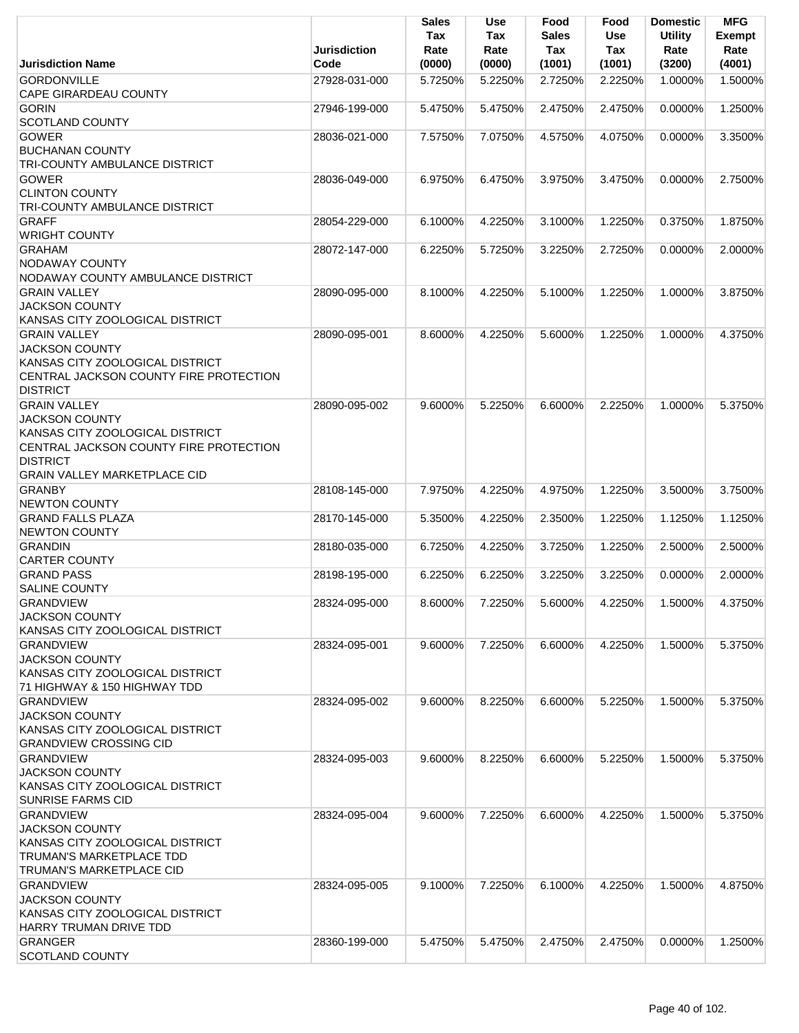| Jurisdiction Name | Jurisdiction Code | Sales Tax Rate (0000) | Use Tax Rate (0000) | Food Sales Tax (1001) | Food Use Tax (1001) | Domestic Utility Rate (3200) | MFG Exempt Rate (4001) |
|---|---|---|---|---|---|---|---|
| GORDONVILLE<br>CAPE GIRARDEAU COUNTY | 27928-031-000 | 5.7250% | 5.2250% | 2.7250% | 2.2250% | 1.0000% | 1.5000% |
| GORIN<br>SCOTLAND COUNTY | 27946-199-000 | 5.4750% | 5.4750% | 2.4750% | 2.4750% | 0.0000% | 1.2500% |
| GOWER<br>BUCHANAN COUNTY<br>TRI-COUNTY AMBULANCE DISTRICT | 28036-021-000 | 7.5750% | 7.0750% | 4.5750% | 4.0750% | 0.0000% | 3.3500% |
| GOWER<br>CLINTON COUNTY<br>TRI-COUNTY AMBULANCE DISTRICT | 28036-049-000 | 6.9750% | 6.4750% | 3.9750% | 3.4750% | 0.0000% | 2.7500% |
| GRAFF<br>WRIGHT COUNTY | 28054-229-000 | 6.1000% | 4.2250% | 3.1000% | 1.2250% | 0.3750% | 1.8750% |
| GRAHAM<br>NODAWAY COUNTY<br>NODAWAY COUNTY AMBULANCE DISTRICT | 28072-147-000 | 6.2250% | 5.7250% | 3.2250% | 2.7250% | 0.0000% | 2.0000% |
| GRAIN VALLEY<br>JACKSON COUNTY<br>KANSAS CITY ZOOLOGICAL DISTRICT | 28090-095-000 | 8.1000% | 4.2250% | 5.1000% | 1.2250% | 1.0000% | 3.8750% |
| GRAIN VALLEY<br>JACKSON COUNTY<br>KANSAS CITY ZOOLOGICAL DISTRICT<br>CENTRAL JACKSON COUNTY FIRE PROTECTION DISTRICT | 28090-095-001 | 8.6000% | 4.2250% | 5.6000% | 1.2250% | 1.0000% | 4.3750% |
| GRAIN VALLEY<br>JACKSON COUNTY<br>KANSAS CITY ZOOLOGICAL DISTRICT<br>CENTRAL JACKSON COUNTY FIRE PROTECTION DISTRICT<br>GRAIN VALLEY MARKETPLACE CID | 28090-095-002 | 9.6000% | 5.2250% | 6.6000% | 2.2250% | 1.0000% | 5.3750% |
| GRANBY<br>NEWTON COUNTY | 28108-145-000 | 7.9750% | 4.2250% | 4.9750% | 1.2250% | 3.5000% | 3.7500% |
| GRAND FALLS PLAZA<br>NEWTON COUNTY | 28170-145-000 | 5.3500% | 4.2250% | 2.3500% | 1.2250% | 1.1250% | 1.1250% |
| GRANDIN<br>CARTER COUNTY | 28180-035-000 | 6.7250% | 4.2250% | 3.7250% | 1.2250% | 2.5000% | 2.5000% |
| GRAND PASS<br>SALINE COUNTY | 28198-195-000 | 6.2250% | 6.2250% | 3.2250% | 3.2250% | 0.0000% | 2.0000% |
| GRANDVIEW<br>JACKSON COUNTY<br>KANSAS CITY ZOOLOGICAL DISTRICT | 28324-095-000 | 8.6000% | 7.2250% | 5.6000% | 4.2250% | 1.5000% | 4.3750% |
| GRANDVIEW<br>JACKSON COUNTY<br>KANSAS CITY ZOOLOGICAL DISTRICT<br>71 HIGHWAY & 150 HIGHWAY TDD | 28324-095-001 | 9.6000% | 7.2250% | 6.6000% | 4.2250% | 1.5000% | 5.3750% |
| GRANDVIEW<br>JACKSON COUNTY<br>KANSAS CITY ZOOLOGICAL DISTRICT<br>GRANDVIEW CROSSING CID | 28324-095-002 | 9.6000% | 8.2250% | 6.6000% | 5.2250% | 1.5000% | 5.3750% |
| GRANDVIEW<br>JACKSON COUNTY<br>KANSAS CITY ZOOLOGICAL DISTRICT<br>SUNRISE FARMS CID | 28324-095-003 | 9.6000% | 8.2250% | 6.6000% | 5.2250% | 1.5000% | 5.3750% |
| GRANDVIEW<br>JACKSON COUNTY<br>KANSAS CITY ZOOLOGICAL DISTRICT<br>TRUMAN'S MARKETPLACE TDD<br>TRUMAN'S MARKETPLACE CID | 28324-095-004 | 9.6000% | 7.2250% | 6.6000% | 4.2250% | 1.5000% | 5.3750% |
| GRANDVIEW<br>JACKSON COUNTY<br>KANSAS CITY ZOOLOGICAL DISTRICT<br>HARRY TRUMAN DRIVE TDD | 28324-095-005 | 9.1000% | 7.2250% | 6.1000% | 4.2250% | 1.5000% | 4.8750% |
| GRANGER<br>SCOTLAND COUNTY | 28360-199-000 | 5.4750% | 5.4750% | 2.4750% | 2.4750% | 0.0000% | 1.2500% |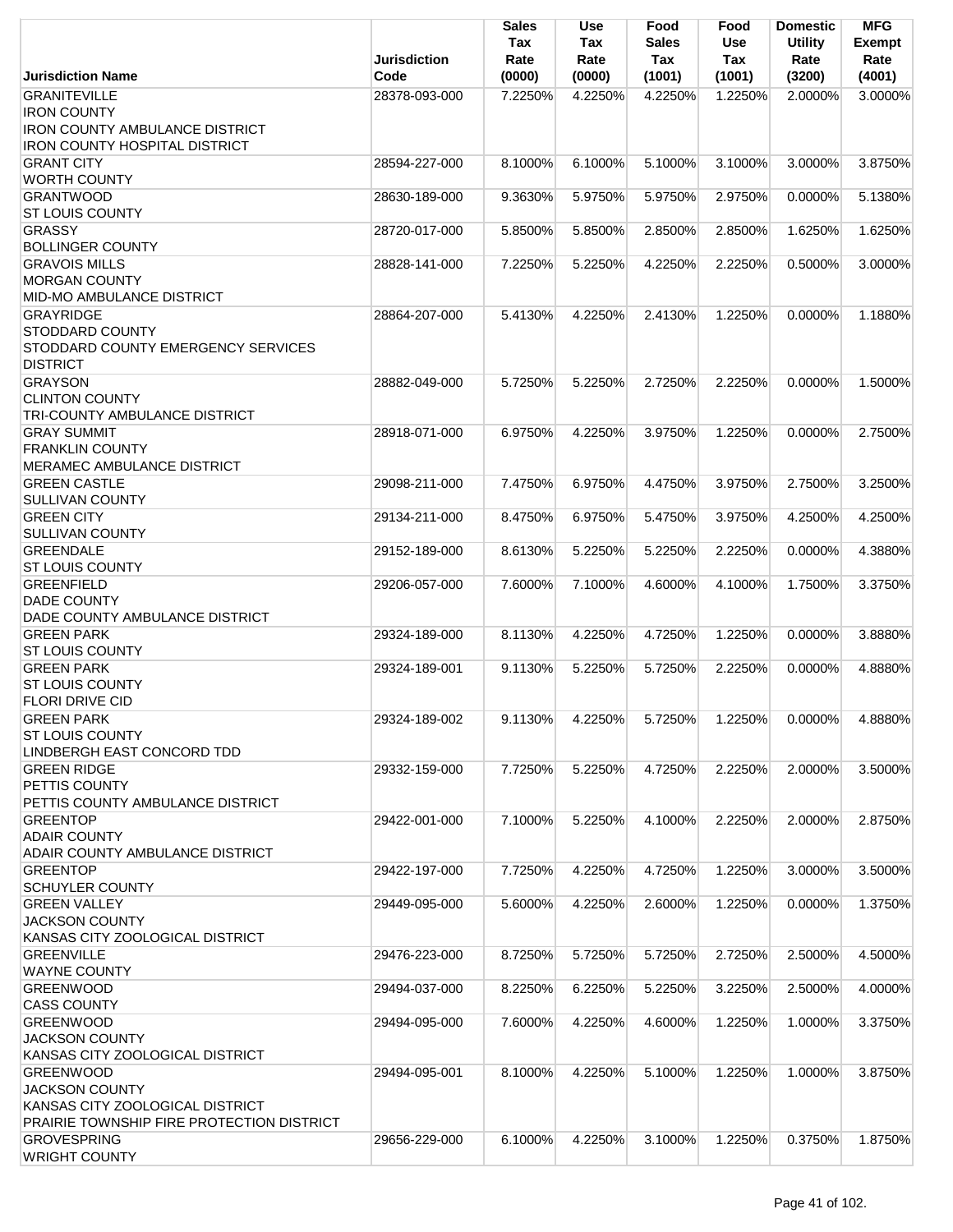| Jurisdiction Name | Jurisdiction Code | Sales Tax Rate (0000) | Use Tax Rate (0000) | Food Sales Tax (1001) | Food Use Tax (1001) | Domestic Utility Rate (3200) | MFG Exempt Rate (4001) |
|---|---|---|---|---|---|---|---|
| GRANITEVILLE<br>IRON COUNTY<br>IRON COUNTY AMBULANCE DISTRICT<br>IRON COUNTY HOSPITAL DISTRICT | 28378-093-000 | 7.2250% | 4.2250% | 4.2250% | 1.2250% | 2.0000% | 3.0000% |
| GRANT CITY<br>WORTH COUNTY | 28594-227-000 | 8.1000% | 6.1000% | 5.1000% | 3.1000% | 3.0000% | 3.8750% |
| GRANTWOOD<br>ST LOUIS COUNTY | 28630-189-000 | 9.3630% | 5.9750% | 5.9750% | 2.9750% | 0.0000% | 5.1380% |
| GRASSY<br>BOLLINGER COUNTY | 28720-017-000 | 5.8500% | 5.8500% | 2.8500% | 2.8500% | 1.6250% | 1.6250% |
| GRAVOIS MILLS<br>MORGAN COUNTY<br>MID-MO AMBULANCE DISTRICT | 28828-141-000 | 7.2250% | 5.2250% | 4.2250% | 2.2250% | 0.5000% | 3.0000% |
| GRAYRIDGE<br>STODDARD COUNTY<br>STODDARD COUNTY EMERGENCY SERVICES DISTRICT | 28864-207-000 | 5.4130% | 4.2250% | 2.4130% | 1.2250% | 0.0000% | 1.1880% |
| GRAYSON<br>CLINTON COUNTY<br>TRI-COUNTY AMBULANCE DISTRICT | 28882-049-000 | 5.7250% | 5.2250% | 2.7250% | 2.2250% | 0.0000% | 1.5000% |
| GRAY SUMMIT<br>FRANKLIN COUNTY<br>MERAMEC AMBULANCE DISTRICT | 28918-071-000 | 6.9750% | 4.2250% | 3.9750% | 1.2250% | 0.0000% | 2.7500% |
| GREEN CASTLE<br>SULLIVAN COUNTY | 29098-211-000 | 7.4750% | 6.9750% | 4.4750% | 3.9750% | 2.7500% | 3.2500% |
| GREEN CITY<br>SULLIVAN COUNTY | 29134-211-000 | 8.4750% | 6.9750% | 5.4750% | 3.9750% | 4.2500% | 4.2500% |
| GREENDALE<br>ST LOUIS COUNTY | 29152-189-000 | 8.6130% | 5.2250% | 5.2250% | 2.2250% | 0.0000% | 4.3880% |
| GREENFIELD<br>DADE COUNTY<br>DADE COUNTY AMBULANCE DISTRICT | 29206-057-000 | 7.6000% | 7.1000% | 4.6000% | 4.1000% | 1.7500% | 3.3750% |
| GREEN PARK<br>ST LOUIS COUNTY | 29324-189-000 | 8.1130% | 4.2250% | 4.7250% | 1.2250% | 0.0000% | 3.8880% |
| GREEN PARK<br>ST LOUIS COUNTY<br>FLORI DRIVE CID | 29324-189-001 | 9.1130% | 5.2250% | 5.7250% | 2.2250% | 0.0000% | 4.8880% |
| GREEN PARK<br>ST LOUIS COUNTY<br>LINDBERGH EAST CONCORD TDD | 29324-189-002 | 9.1130% | 4.2250% | 5.7250% | 1.2250% | 0.0000% | 4.8880% |
| GREEN RIDGE<br>PETTIS COUNTY<br>PETTIS COUNTY AMBULANCE DISTRICT | 29332-159-000 | 7.7250% | 5.2250% | 4.7250% | 2.2250% | 2.0000% | 3.5000% |
| GREENTOP<br>ADAIR COUNTY<br>ADAIR COUNTY AMBULANCE DISTRICT | 29422-001-000 | 7.1000% | 5.2250% | 4.1000% | 2.2250% | 2.0000% | 2.8750% |
| GREENTOP<br>SCHUYLER COUNTY | 29422-197-000 | 7.7250% | 4.2250% | 4.7250% | 1.2250% | 3.0000% | 3.5000% |
| GREEN VALLEY<br>JACKSON COUNTY<br>KANSAS CITY ZOOLOGICAL DISTRICT | 29449-095-000 | 5.6000% | 4.2250% | 2.6000% | 1.2250% | 0.0000% | 1.3750% |
| GREENVILLE<br>WAYNE COUNTY | 29476-223-000 | 8.7250% | 5.7250% | 5.7250% | 2.7250% | 2.5000% | 4.5000% |
| GREENWOOD<br>CASS COUNTY | 29494-037-000 | 8.2250% | 6.2250% | 5.2250% | 3.2250% | 2.5000% | 4.0000% |
| GREENWOOD<br>JACKSON COUNTY<br>KANSAS CITY ZOOLOGICAL DISTRICT | 29494-095-000 | 7.6000% | 4.2250% | 4.6000% | 1.2250% | 1.0000% | 3.3750% |
| GREENWOOD<br>JACKSON COUNTY<br>KANSAS CITY ZOOLOGICAL DISTRICT<br>PRAIRIE TOWNSHIP FIRE PROTECTION DISTRICT | 29494-095-001 | 8.1000% | 4.2250% | 5.1000% | 1.2250% | 1.0000% | 3.8750% |
| GROVESPRING<br>WRIGHT COUNTY | 29656-229-000 | 6.1000% | 4.2250% | 3.1000% | 1.2250% | 0.3750% | 1.8750% |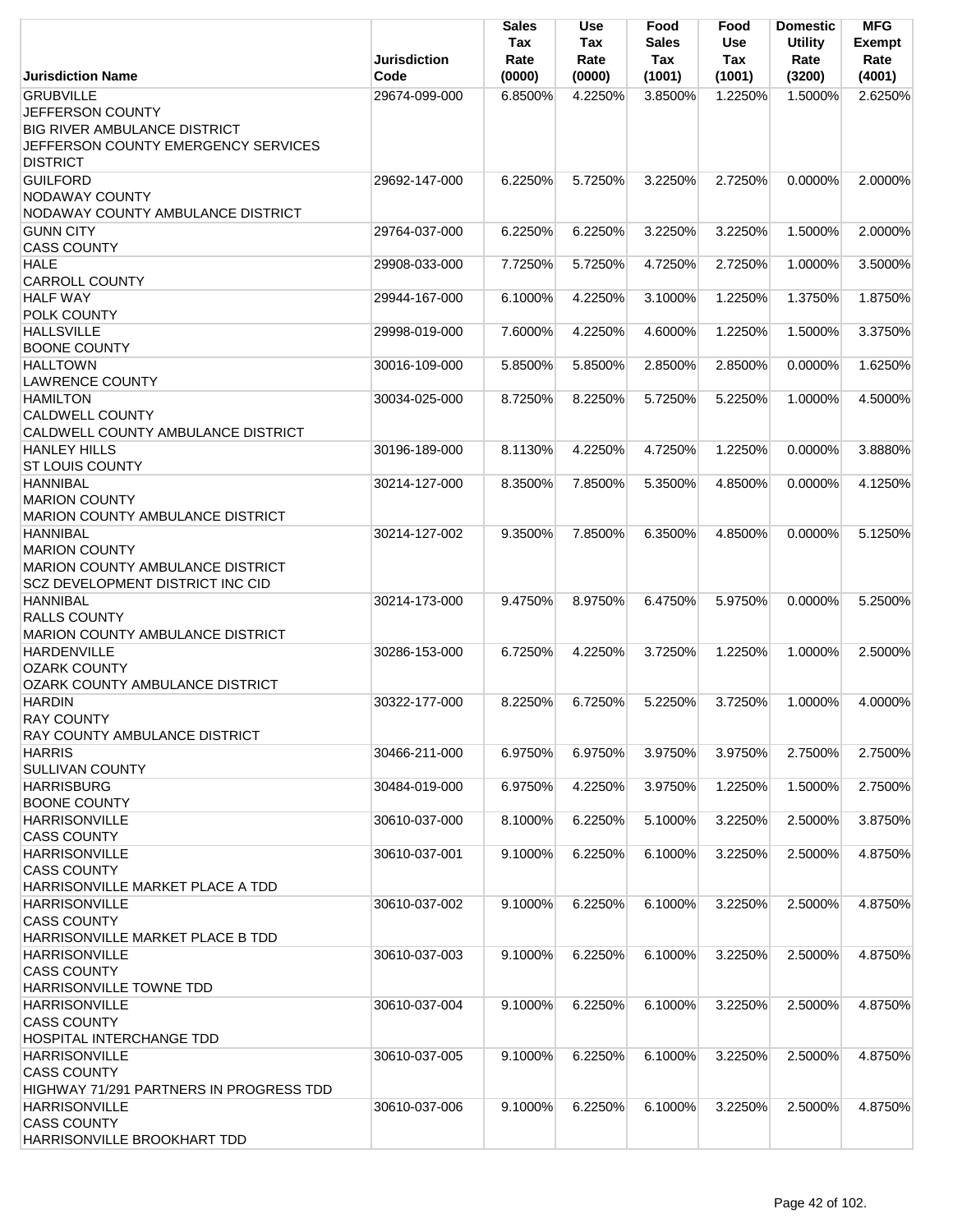| Jurisdiction Name | Jurisdiction Code | Sales Tax Rate (0000) | Use Tax Rate (0000) | Food Sales Tax (1001) | Food Use Tax (1001) | Domestic Utility Rate (3200) | MFG Exempt Rate (4001) |
|---|---|---|---|---|---|---|---|
| GRUBVILLE<br>JEFFERSON COUNTY<br>BIG RIVER AMBULANCE DISTRICT<br>JEFFERSON COUNTY EMERGENCY SERVICES DISTRICT | 29674-099-000 | 6.8500% | 4.2250% | 3.8500% | 1.2250% | 1.5000% | 2.6250% |
| GUILFORD<br>NODAWAY COUNTY<br>NODAWAY COUNTY AMBULANCE DISTRICT | 29692-147-000 | 6.2250% | 5.7250% | 3.2250% | 2.7250% | 0.0000% | 2.0000% |
| GUNN CITY<br>CASS COUNTY | 29764-037-000 | 6.2250% | 6.2250% | 3.2250% | 3.2250% | 1.5000% | 2.0000% |
| HALE<br>CARROLL COUNTY | 29908-033-000 | 7.7250% | 5.7250% | 4.7250% | 2.7250% | 1.0000% | 3.5000% |
| HALF WAY<br>POLK COUNTY | 29944-167-000 | 6.1000% | 4.2250% | 3.1000% | 1.2250% | 1.3750% | 1.8750% |
| HALLSVILLE<br>BOONE COUNTY | 29998-019-000 | 7.6000% | 4.2250% | 4.6000% | 1.2250% | 1.5000% | 3.3750% |
| HALLTOWN<br>LAWRENCE COUNTY | 30016-109-000 | 5.8500% | 5.8500% | 2.8500% | 2.8500% | 0.0000% | 1.6250% |
| HAMILTON<br>CALDWELL COUNTY<br>CALDWELL COUNTY AMBULANCE DISTRICT | 30034-025-000 | 8.7250% | 8.2250% | 5.7250% | 5.2250% | 1.0000% | 4.5000% |
| HANLEY HILLS<br>ST LOUIS COUNTY | 30196-189-000 | 8.1130% | 4.2250% | 4.7250% | 1.2250% | 0.0000% | 3.8880% |
| HANNIBAL<br>MARION COUNTY<br>MARION COUNTY AMBULANCE DISTRICT | 30214-127-000 | 8.3500% | 7.8500% | 5.3500% | 4.8500% | 0.0000% | 4.1250% |
| HANNIBAL<br>MARION COUNTY<br>MARION COUNTY AMBULANCE DISTRICT<br>SCZ DEVELOPMENT DISTRICT INC CID | 30214-127-002 | 9.3500% | 7.8500% | 6.3500% | 4.8500% | 0.0000% | 5.1250% |
| HANNIBAL<br>RALLS COUNTY<br>MARION COUNTY AMBULANCE DISTRICT | 30214-173-000 | 9.4750% | 8.9750% | 6.4750% | 5.9750% | 0.0000% | 5.2500% |
| HARDENVILLE<br>OZARK COUNTY<br>OZARK COUNTY AMBULANCE DISTRICT | 30286-153-000 | 6.7250% | 4.2250% | 3.7250% | 1.2250% | 1.0000% | 2.5000% |
| HARDIN<br>RAY COUNTY<br>RAY COUNTY AMBULANCE DISTRICT | 30322-177-000 | 8.2250% | 6.7250% | 5.2250% | 3.7250% | 1.0000% | 4.0000% |
| HARRIS<br>SULLIVAN COUNTY | 30466-211-000 | 6.9750% | 6.9750% | 3.9750% | 3.9750% | 2.7500% | 2.7500% |
| HARRISBURG<br>BOONE COUNTY | 30484-019-000 | 6.9750% | 4.2250% | 3.9750% | 1.2250% | 1.5000% | 2.7500% |
| HARRISONVILLE<br>CASS COUNTY | 30610-037-000 | 8.1000% | 6.2250% | 5.1000% | 3.2250% | 2.5000% | 3.8750% |
| HARRISONVILLE<br>CASS COUNTY<br>HARRISONVILLE MARKET PLACE A TDD | 30610-037-001 | 9.1000% | 6.2250% | 6.1000% | 3.2250% | 2.5000% | 4.8750% |
| HARRISONVILLE<br>CASS COUNTY<br>HARRISONVILLE MARKET PLACE B TDD | 30610-037-002 | 9.1000% | 6.2250% | 6.1000% | 3.2250% | 2.5000% | 4.8750% |
| HARRISONVILLE<br>CASS COUNTY<br>HARRISONVILLE TOWNE TDD | 30610-037-003 | 9.1000% | 6.2250% | 6.1000% | 3.2250% | 2.5000% | 4.8750% |
| HARRISONVILLE<br>CASS COUNTY<br>HOSPITAL INTERCHANGE TDD | 30610-037-004 | 9.1000% | 6.2250% | 6.1000% | 3.2250% | 2.5000% | 4.8750% |
| HARRISONVILLE<br>CASS COUNTY<br>HIGHWAY 71/291 PARTNERS IN PROGRESS TDD | 30610-037-005 | 9.1000% | 6.2250% | 6.1000% | 3.2250% | 2.5000% | 4.8750% |
| HARRISONVILLE<br>CASS COUNTY<br>HARRISONVILLE BROOKHART TDD | 30610-037-006 | 9.1000% | 6.2250% | 6.1000% | 3.2250% | 2.5000% | 4.8750% |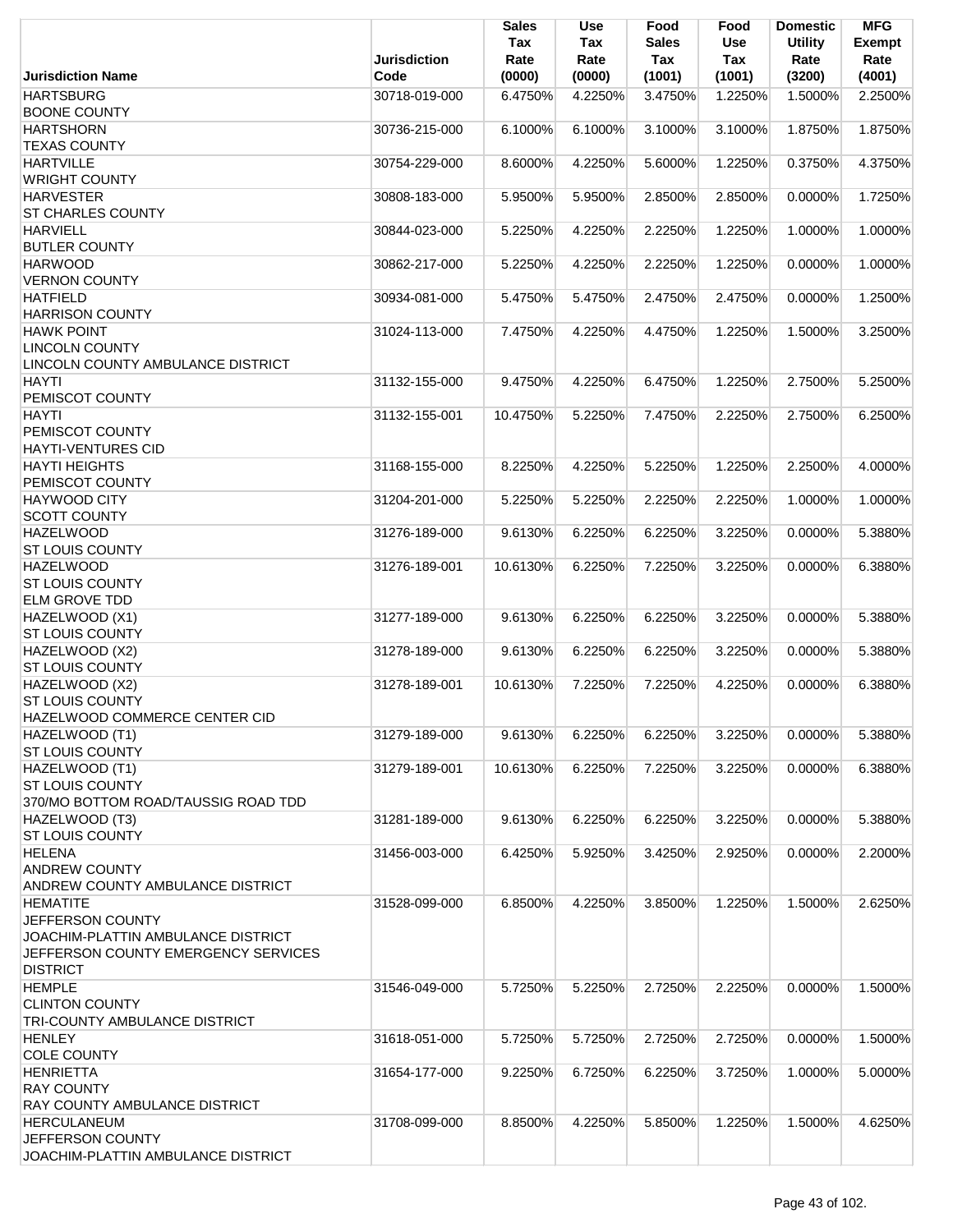| Jurisdiction Name | Jurisdiction Code | Sales Tax Rate (0000) | Use Tax Rate (0000) | Food Sales Tax (1001) | Food Use Tax (1001) | Domestic Utility Rate (3200) | MFG Exempt Rate (4001) |
|---|---|---|---|---|---|---|---|
| HARTSBURG<br>BOONE COUNTY | 30718-019-000 | 6.4750% | 4.2250% | 3.4750% | 1.2250% | 1.5000% | 2.2500% |
| HARTSHORN<br>TEXAS COUNTY | 30736-215-000 | 6.1000% | 6.1000% | 3.1000% | 3.1000% | 1.8750% | 1.8750% |
| HARTVILLE<br>WRIGHT COUNTY | 30754-229-000 | 8.6000% | 4.2250% | 5.6000% | 1.2250% | 0.3750% | 4.3750% |
| HARVESTER<br>ST CHARLES COUNTY | 30808-183-000 | 5.9500% | 5.9500% | 2.8500% | 2.8500% | 0.0000% | 1.7250% |
| HARVIELL<br>BUTLER COUNTY | 30844-023-000 | 5.2250% | 4.2250% | 2.2250% | 1.2250% | 1.0000% | 1.0000% |
| HARWOOD<br>VERNON COUNTY | 30862-217-000 | 5.2250% | 4.2250% | 2.2250% | 1.2250% | 0.0000% | 1.0000% |
| HATFIELD<br>HARRISON COUNTY | 30934-081-000 | 5.4750% | 5.4750% | 2.4750% | 2.4750% | 0.0000% | 1.2500% |
| HAWK POINT<br>LINCOLN COUNTY<br>LINCOLN COUNTY AMBULANCE DISTRICT | 31024-113-000 | 7.4750% | 4.2250% | 4.4750% | 1.2250% | 1.5000% | 3.2500% |
| HAYTI<br>PEMISCOT COUNTY | 31132-155-000 | 9.4750% | 4.2250% | 6.4750% | 1.2250% | 2.7500% | 5.2500% |
| HAYTI<br>PEMISCOT COUNTY<br>HAYTI-VENTURES CID | 31132-155-001 | 10.4750% | 5.2250% | 7.4750% | 2.2250% | 2.7500% | 6.2500% |
| HAYTI HEIGHTS<br>PEMISCOT COUNTY | 31168-155-000 | 8.2250% | 4.2250% | 5.2250% | 1.2250% | 2.2500% | 4.0000% |
| HAYWOOD CITY<br>SCOTT COUNTY | 31204-201-000 | 5.2250% | 5.2250% | 2.2250% | 2.2250% | 1.0000% | 1.0000% |
| HAZELWOOD<br>ST LOUIS COUNTY | 31276-189-000 | 9.6130% | 6.2250% | 6.2250% | 3.2250% | 0.0000% | 5.3880% |
| HAZELWOOD<br>ST LOUIS COUNTY<br>ELM GROVE TDD | 31276-189-001 | 10.6130% | 6.2250% | 7.2250% | 3.2250% | 0.0000% | 6.3880% |
| HAZELWOOD (X1)<br>ST LOUIS COUNTY | 31277-189-000 | 9.6130% | 6.2250% | 6.2250% | 3.2250% | 0.0000% | 5.3880% |
| HAZELWOOD (X2)<br>ST LOUIS COUNTY | 31278-189-000 | 9.6130% | 6.2250% | 6.2250% | 3.2250% | 0.0000% | 5.3880% |
| HAZELWOOD (X2)<br>ST LOUIS COUNTY<br>HAZELWOOD COMMERCE CENTER CID | 31278-189-001 | 10.6130% | 7.2250% | 7.2250% | 4.2250% | 0.0000% | 6.3880% |
| HAZELWOOD (T1)<br>ST LOUIS COUNTY | 31279-189-000 | 9.6130% | 6.2250% | 6.2250% | 3.2250% | 0.0000% | 5.3880% |
| HAZELWOOD (T1)<br>ST LOUIS COUNTY<br>370/MO BOTTOM ROAD/TAUSSIG ROAD TDD | 31279-189-001 | 10.6130% | 6.2250% | 7.2250% | 3.2250% | 0.0000% | 6.3880% |
| HAZELWOOD (T3)<br>ST LOUIS COUNTY | 31281-189-000 | 9.6130% | 6.2250% | 6.2250% | 3.2250% | 0.0000% | 5.3880% |
| HELENA<br>ANDREW COUNTY<br>ANDREW COUNTY AMBULANCE DISTRICT | 31456-003-000 | 6.4250% | 5.9250% | 3.4250% | 2.9250% | 0.0000% | 2.2000% |
| HEMATITE<br>JEFFERSON COUNTY<br>JOACHIM-PLATTIN AMBULANCE DISTRICT<br>JEFFERSON COUNTY EMERGENCY SERVICES DISTRICT | 31528-099-000 | 6.8500% | 4.2250% | 3.8500% | 1.2250% | 1.5000% | 2.6250% |
| HEMPLE<br>CLINTON COUNTY<br>TRI-COUNTY AMBULANCE DISTRICT | 31546-049-000 | 5.7250% | 5.2250% | 2.7250% | 2.2250% | 0.0000% | 1.5000% |
| HENLEY<br>COLE COUNTY | 31618-051-000 | 5.7250% | 5.7250% | 2.7250% | 2.7250% | 0.0000% | 1.5000% |
| HENRIETTA<br>RAY COUNTY<br>RAY COUNTY AMBULANCE DISTRICT | 31654-177-000 | 9.2250% | 6.7250% | 6.2250% | 3.7250% | 1.0000% | 5.0000% |
| HERCULANEUM<br>JEFFERSON COUNTY<br>JOACHIM-PLATTIN AMBULANCE DISTRICT | 31708-099-000 | 8.8500% | 4.2250% | 5.8500% | 1.2250% | 1.5000% | 4.6250% |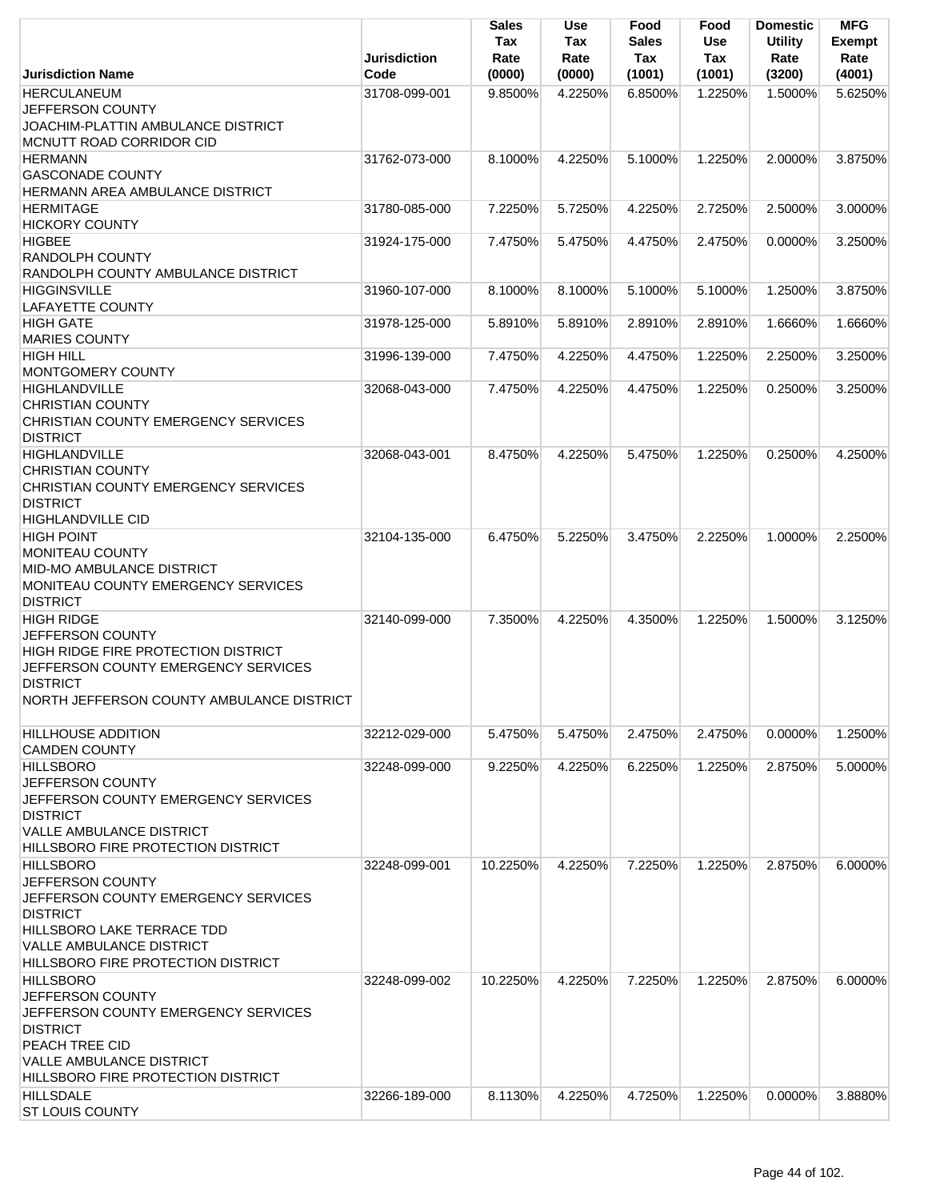| Jurisdiction Name | Jurisdiction Code | Sales Tax Rate (0000) | Use Tax Rate (0000) | Food Sales Tax (1001) | Food Use Tax (1001) | Domestic Utility Rate (3200) | MFG Exempt Rate (4001) |
|---|---|---|---|---|---|---|---|
| HERCULANEUM<br>JEFFERSON COUNTY<br>JOACHIM-PLATTIN AMBULANCE DISTRICT<br>MCNUTT ROAD CORRIDOR CID | 31708-099-001 | 9.8500% | 4.2250% | 6.8500% | 1.2250% | 1.5000% | 5.6250% |
| HERMANN<br>GASCONADE COUNTY<br>HERMANN AREA AMBULANCE DISTRICT | 31762-073-000 | 8.1000% | 4.2250% | 5.1000% | 1.2250% | 2.0000% | 3.8750% |
| HERMITAGE<br>HICKORY COUNTY | 31780-085-000 | 7.2250% | 5.7250% | 4.2250% | 2.7250% | 2.5000% | 3.0000% |
| HIGBEE<br>RANDOLPH COUNTY<br>RANDOLPH COUNTY AMBULANCE DISTRICT | 31924-175-000 | 7.4750% | 5.4750% | 4.4750% | 2.4750% | 0.0000% | 3.2500% |
| HIGGINSVILLE<br>LAFAYETTE COUNTY | 31960-107-000 | 8.1000% | 8.1000% | 5.1000% | 5.1000% | 1.2500% | 3.8750% |
| HIGH GATE<br>MARIES COUNTY | 31978-125-000 | 5.8910% | 5.8910% | 2.8910% | 2.8910% | 1.6660% | 1.6660% |
| HIGH HILL<br>MONTGOMERY COUNTY | 31996-139-000 | 7.4750% | 4.2250% | 4.4750% | 1.2250% | 2.2500% | 3.2500% |
| HIGHLANDVILLE<br>CHRISTIAN COUNTY<br>CHRISTIAN COUNTY EMERGENCY SERVICES DISTRICT | 32068-043-000 | 7.4750% | 4.2250% | 4.4750% | 1.2250% | 0.2500% | 3.2500% |
| HIGHLANDVILLE<br>CHRISTIAN COUNTY<br>CHRISTIAN COUNTY EMERGENCY SERVICES DISTRICT<br>HIGHLANDVILLE CID | 32068-043-001 | 8.4750% | 4.2250% | 5.4750% | 1.2250% | 0.2500% | 4.2500% |
| HIGH POINT<br>MONITEAU COUNTY<br>MID-MO AMBULANCE DISTRICT<br>MONITEAU COUNTY EMERGENCY SERVICES DISTRICT | 32104-135-000 | 6.4750% | 5.2250% | 3.4750% | 2.2250% | 1.0000% | 2.2500% |
| HIGH RIDGE<br>JEFFERSON COUNTY<br>HIGH RIDGE FIRE PROTECTION DISTRICT<br>JEFFERSON COUNTY EMERGENCY SERVICES DISTRICT<br>NORTH JEFFERSON COUNTY AMBULANCE DISTRICT | 32140-099-000 | 7.3500% | 4.2250% | 4.3500% | 1.2250% | 1.5000% | 3.1250% |
| HILLHOUSE ADDITION<br>CAMDEN COUNTY | 32212-029-000 | 5.4750% | 5.4750% | 2.4750% | 2.4750% | 0.0000% | 1.2500% |
| HILLSBORO<br>JEFFERSON COUNTY<br>JEFFERSON COUNTY EMERGENCY SERVICES DISTRICT<br>VALLE AMBULANCE DISTRICT<br>HILLSBORO FIRE PROTECTION DISTRICT | 32248-099-000 | 9.2250% | 4.2250% | 6.2250% | 1.2250% | 2.8750% | 5.0000% |
| HILLSBORO<br>JEFFERSON COUNTY<br>JEFFERSON COUNTY EMERGENCY SERVICES DISTRICT<br>HILLSBORO LAKE TERRACE TDD<br>VALLE AMBULANCE DISTRICT<br>HILLSBORO FIRE PROTECTION DISTRICT | 32248-099-001 | 10.2250% | 4.2250% | 7.2250% | 1.2250% | 2.8750% | 6.0000% |
| HILLSBORO<br>JEFFERSON COUNTY<br>JEFFERSON COUNTY EMERGENCY SERVICES DISTRICT<br>PEACH TREE CID<br>VALLE AMBULANCE DISTRICT<br>HILLSBORO FIRE PROTECTION DISTRICT | 32248-099-002 | 10.2250% | 4.2250% | 7.2250% | 1.2250% | 2.8750% | 6.0000% |
| HILLSDALE<br>ST LOUIS COUNTY | 32266-189-000 | 8.1130% | 4.2250% | 4.7250% | 1.2250% | 0.0000% | 3.8880% |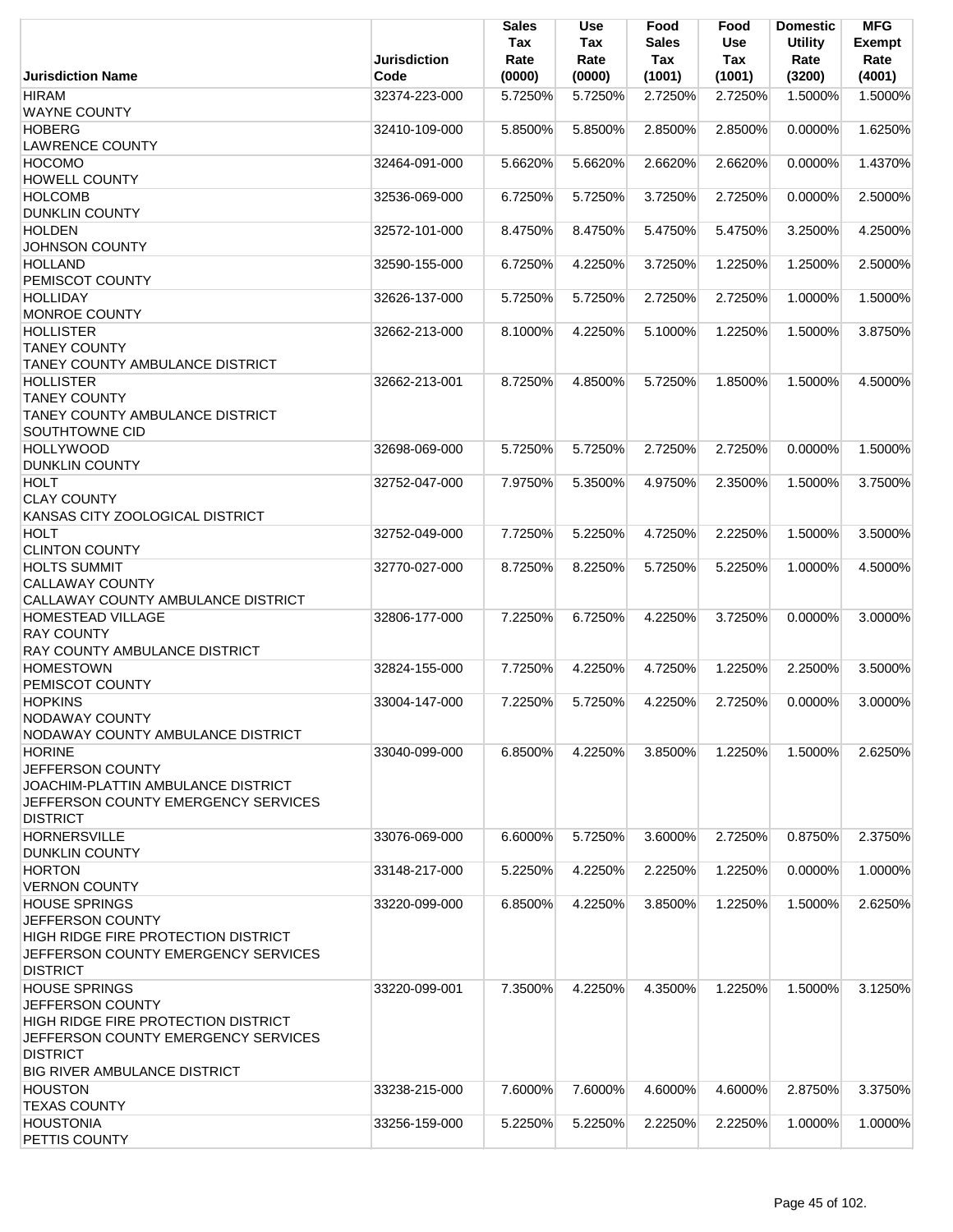| Jurisdiction Name | Jurisdiction Code | Sales Tax Rate (0000) | Use Tax Rate (0000) | Food Sales Tax (1001) | Food Use Tax (1001) | Domestic Utility Rate (3200) | MFG Exempt Rate (4001) |
|---|---|---|---|---|---|---|---|
| HIRAM<br>WAYNE COUNTY | 32374-223-000 | 5.7250% | 5.7250% | 2.7250% | 2.7250% | 1.5000% | 1.5000% |
| HOBERG<br>LAWRENCE COUNTY | 32410-109-000 | 5.8500% | 5.8500% | 2.8500% | 2.8500% | 0.0000% | 1.6250% |
| HOCOMO<br>HOWELL COUNTY | 32464-091-000 | 5.6620% | 5.6620% | 2.6620% | 2.6620% | 0.0000% | 1.4370% |
| HOLCOMB<br>DUNKLIN COUNTY | 32536-069-000 | 6.7250% | 5.7250% | 3.7250% | 2.7250% | 0.0000% | 2.5000% |
| HOLDEN<br>JOHNSON COUNTY | 32572-101-000 | 8.4750% | 8.4750% | 5.4750% | 5.4750% | 3.2500% | 4.2500% |
| HOLLAND<br>PEMISCOT COUNTY | 32590-155-000 | 6.7250% | 4.2250% | 3.7250% | 1.2250% | 1.2500% | 2.5000% |
| HOLLIDAY<br>MONROE COUNTY | 32626-137-000 | 5.7250% | 5.7250% | 2.7250% | 2.7250% | 1.0000% | 1.5000% |
| HOLLISTER<br>TANEY COUNTY<br>TANEY COUNTY AMBULANCE DISTRICT | 32662-213-000 | 8.1000% | 4.2250% | 5.1000% | 1.2250% | 1.5000% | 3.8750% |
| HOLLISTER<br>TANEY COUNTY<br>TANEY COUNTY AMBULANCE DISTRICT<br>SOUTHTOWNE CID | 32662-213-001 | 8.7250% | 4.8500% | 5.7250% | 1.8500% | 1.5000% | 4.5000% |
| HOLLYWOOD<br>DUNKLIN COUNTY | 32698-069-000 | 5.7250% | 5.7250% | 2.7250% | 2.7250% | 0.0000% | 1.5000% |
| HOLT<br>CLAY COUNTY<br>KANSAS CITY ZOOLOGICAL DISTRICT | 32752-047-000 | 7.9750% | 5.3500% | 4.9750% | 2.3500% | 1.5000% | 3.7500% |
| HOLT<br>CLINTON COUNTY | 32752-049-000 | 7.7250% | 5.2250% | 4.7250% | 2.2250% | 1.5000% | 3.5000% |
| HOLTS SUMMIT<br>CALLAWAY COUNTY<br>CALLAWAY COUNTY AMBULANCE DISTRICT | 32770-027-000 | 8.7250% | 8.2250% | 5.7250% | 5.2250% | 1.0000% | 4.5000% |
| HOMESTEAD VILLAGE<br>RAY COUNTY<br>RAY COUNTY AMBULANCE DISTRICT | 32806-177-000 | 7.2250% | 6.7250% | 4.2250% | 3.7250% | 0.0000% | 3.0000% |
| HOMESTOWN<br>PEMISCOT COUNTY | 32824-155-000 | 7.7250% | 4.2250% | 4.7250% | 1.2250% | 2.2500% | 3.5000% |
| HOPKINS<br>NODAWAY COUNTY<br>NODAWAY COUNTY AMBULANCE DISTRICT | 33004-147-000 | 7.2250% | 5.7250% | 4.2250% | 2.7250% | 0.0000% | 3.0000% |
| HORINE<br>JEFFERSON COUNTY<br>JOACHIM-PLATTIN AMBULANCE DISTRICT<br>JEFFERSON COUNTY EMERGENCY SERVICES DISTRICT | 33040-099-000 | 6.8500% | 4.2250% | 3.8500% | 1.2250% | 1.5000% | 2.6250% |
| HORNERSVILLE<br>DUNKLIN COUNTY | 33076-069-000 | 6.6000% | 5.7250% | 3.6000% | 2.7250% | 0.8750% | 2.3750% |
| HORTON<br>VERNON COUNTY | 33148-217-000 | 5.2250% | 4.2250% | 2.2250% | 1.2250% | 0.0000% | 1.0000% |
| HOUSE SPRINGS<br>JEFFERSON COUNTY<br>HIGH RIDGE FIRE PROTECTION DISTRICT<br>JEFFERSON COUNTY EMERGENCY SERVICES DISTRICT | 33220-099-000 | 6.8500% | 4.2250% | 3.8500% | 1.2250% | 1.5000% | 2.6250% |
| HOUSE SPRINGS<br>JEFFERSON COUNTY<br>HIGH RIDGE FIRE PROTECTION DISTRICT<br>JEFFERSON COUNTY EMERGENCY SERVICES DISTRICT<br>BIG RIVER AMBULANCE DISTRICT | 33220-099-001 | 7.3500% | 4.2250% | 4.3500% | 1.2250% | 1.5000% | 3.1250% |
| HOUSTON<br>TEXAS COUNTY | 33238-215-000 | 7.6000% | 7.6000% | 4.6000% | 4.6000% | 2.8750% | 3.3750% |
| HOUSTONIA<br>PETTIS COUNTY | 33256-159-000 | 5.2250% | 5.2250% | 2.2250% | 2.2250% | 1.0000% | 1.0000% |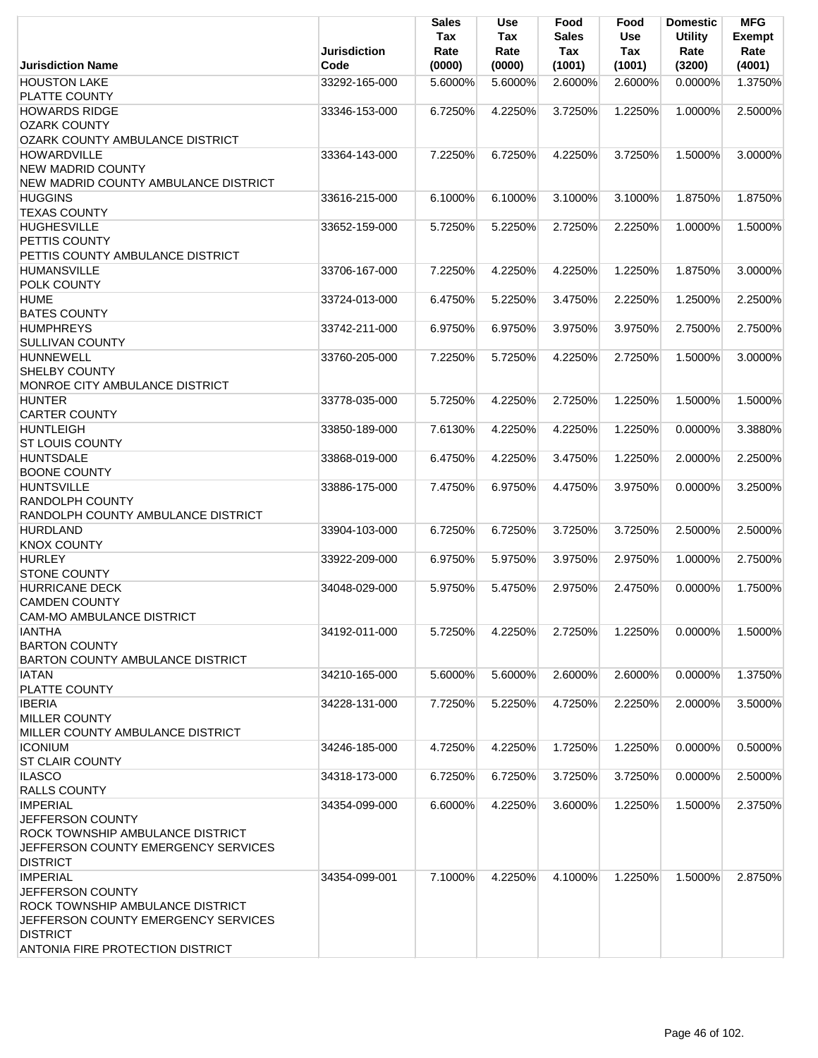| Jurisdiction Name | Jurisdiction Code | Sales Tax Rate (0000) | Use Tax Rate (0000) | Food Sales Tax (1001) | Food Use Tax (1001) | Domestic Utility Rate (3200) | MFG Exempt Rate (4001) |
|---|---|---|---|---|---|---|---|
| HOUSTON LAKE<br>PLATTE COUNTY | 33292-165-000 | 5.6000% | 5.6000% | 2.6000% | 2.6000% | 0.0000% | 1.3750% |
| HOWARDS RIDGE<br>OZARK COUNTY<br>OZARK COUNTY AMBULANCE DISTRICT | 33346-153-000 | 6.7250% | 4.2250% | 3.7250% | 1.2250% | 1.0000% | 2.5000% |
| HOWARDVILLE<br>NEW MADRID COUNTY<br>NEW MADRID COUNTY AMBULANCE DISTRICT | 33364-143-000 | 7.2250% | 6.7250% | 4.2250% | 3.7250% | 1.5000% | 3.0000% |
| HUGGINS<br>TEXAS COUNTY | 33616-215-000 | 6.1000% | 6.1000% | 3.1000% | 3.1000% | 1.8750% | 1.8750% |
| HUGHESVILLE<br>PETTIS COUNTY<br>PETTIS COUNTY AMBULANCE DISTRICT | 33652-159-000 | 5.7250% | 5.2250% | 2.7250% | 2.2250% | 1.0000% | 1.5000% |
| HUMANSVILLE<br>POLK COUNTY | 33706-167-000 | 7.2250% | 4.2250% | 4.2250% | 1.2250% | 1.8750% | 3.0000% |
| HUME<br>BATES COUNTY | 33724-013-000 | 6.4750% | 5.2250% | 3.4750% | 2.2250% | 1.2500% | 2.2500% |
| HUMPHREYS<br>SULLIVAN COUNTY | 33742-211-000 | 6.9750% | 6.9750% | 3.9750% | 3.9750% | 2.7500% | 2.7500% |
| HUNNEWELL<br>SHELBY COUNTY<br>MONROE CITY AMBULANCE DISTRICT | 33760-205-000 | 7.2250% | 5.7250% | 4.2250% | 2.7250% | 1.5000% | 3.0000% |
| HUNTER<br>CARTER COUNTY | 33778-035-000 | 5.7250% | 4.2250% | 2.7250% | 1.2250% | 1.5000% | 1.5000% |
| HUNTLEIGH<br>ST LOUIS COUNTY | 33850-189-000 | 7.6130% | 4.2250% | 4.2250% | 1.2250% | 0.0000% | 3.3880% |
| HUNTSDALE<br>BOONE COUNTY | 33868-019-000 | 6.4750% | 4.2250% | 3.4750% | 1.2250% | 2.0000% | 2.2500% |
| HUNTSVILLE<br>RANDOLPH COUNTY<br>RANDOLPH COUNTY AMBULANCE DISTRICT | 33886-175-000 | 7.4750% | 6.9750% | 4.4750% | 3.9750% | 0.0000% | 3.2500% |
| HURDLAND<br>KNOX COUNTY | 33904-103-000 | 6.7250% | 6.7250% | 3.7250% | 3.7250% | 2.5000% | 2.5000% |
| HURLEY<br>STONE COUNTY | 33922-209-000 | 6.9750% | 5.9750% | 3.9750% | 2.9750% | 1.0000% | 2.7500% |
| HURRICANE DECK<br>CAMDEN COUNTY<br>CAM-MO AMBULANCE DISTRICT | 34048-029-000 | 5.9750% | 5.4750% | 2.9750% | 2.4750% | 0.0000% | 1.7500% |
| IANTHA<br>BARTON COUNTY<br>BARTON COUNTY AMBULANCE DISTRICT | 34192-011-000 | 5.7250% | 4.2250% | 2.7250% | 1.2250% | 0.0000% | 1.5000% |
| IATAN<br>PLATTE COUNTY | 34210-165-000 | 5.6000% | 5.6000% | 2.6000% | 2.6000% | 0.0000% | 1.3750% |
| IBERIA<br>MILLER COUNTY<br>MILLER COUNTY AMBULANCE DISTRICT | 34228-131-000 | 7.7250% | 5.2250% | 4.7250% | 2.2250% | 2.0000% | 3.5000% |
| ICONIUM<br>ST CLAIR COUNTY | 34246-185-000 | 4.7250% | 4.2250% | 1.7250% | 1.2250% | 0.0000% | 0.5000% |
| ILASCO<br>RALLS COUNTY | 34318-173-000 | 6.7250% | 6.7250% | 3.7250% | 3.7250% | 0.0000% | 2.5000% |
| IMPERIAL<br>JEFFERSON COUNTY<br>ROCK TOWNSHIP AMBULANCE DISTRICT<br>JEFFERSON COUNTY EMERGENCY SERVICES DISTRICT | 34354-099-000 | 6.6000% | 4.2250% | 3.6000% | 1.2250% | 1.5000% | 2.3750% |
| IMPERIAL<br>JEFFERSON COUNTY<br>ROCK TOWNSHIP AMBULANCE DISTRICT<br>JEFFERSON COUNTY EMERGENCY SERVICES DISTRICT<br>ANTONIA FIRE PROTECTION DISTRICT | 34354-099-001 | 7.1000% | 4.2250% | 4.1000% | 1.2250% | 1.5000% | 2.8750% |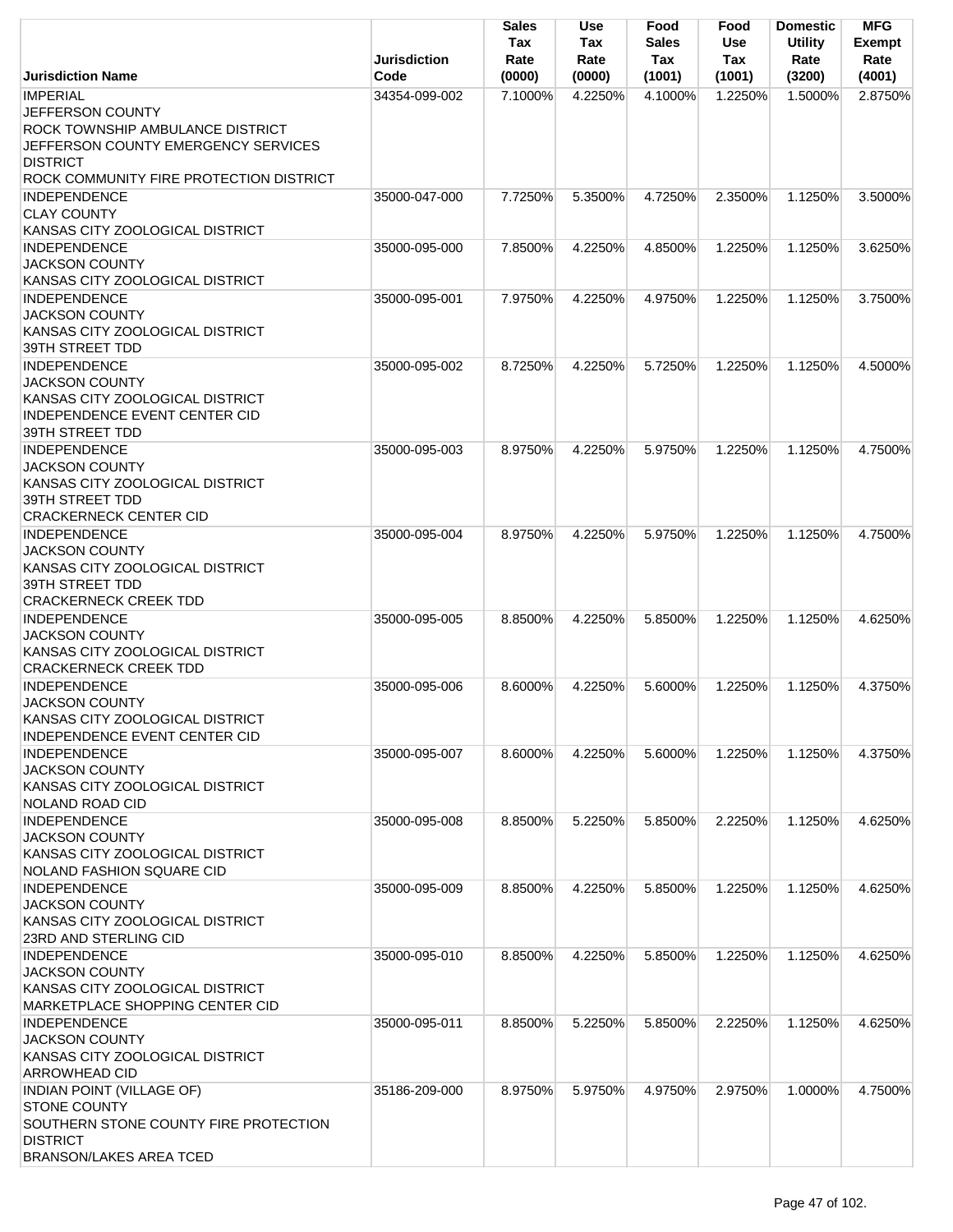| Jurisdiction Name | Jurisdiction Code | Sales Tax Rate (0000) | Use Tax Rate (0000) | Food Sales Tax (1001) | Food Use Tax (1001) | Domestic Utility Rate (3200) | MFG Exempt Rate (4001) |
|---|---|---|---|---|---|---|---|
| IMPERIAL<br>JEFFERSON COUNTY<br>ROCK TOWNSHIP AMBULANCE DISTRICT<br>JEFFERSON COUNTY EMERGENCY SERVICES DISTRICT<br>ROCK COMMUNITY FIRE PROTECTION DISTRICT | 34354-099-002 | 7.1000% | 4.2250% | 4.1000% | 1.2250% | 1.5000% | 2.8750% |
| INDEPENDENCE<br>CLAY COUNTY<br>KANSAS CITY ZOOLOGICAL DISTRICT | 35000-047-000 | 7.7250% | 5.3500% | 4.7250% | 2.3500% | 1.1250% | 3.5000% |
| INDEPENDENCE<br>JACKSON COUNTY<br>KANSAS CITY ZOOLOGICAL DISTRICT | 35000-095-000 | 7.8500% | 4.2250% | 4.8500% | 1.2250% | 1.1250% | 3.6250% |
| INDEPENDENCE<br>JACKSON COUNTY<br>KANSAS CITY ZOOLOGICAL DISTRICT<br>39TH STREET TDD | 35000-095-001 | 7.9750% | 4.2250% | 4.9750% | 1.2250% | 1.1250% | 3.7500% |
| INDEPENDENCE<br>JACKSON COUNTY<br>KANSAS CITY ZOOLOGICAL DISTRICT<br>INDEPENDENCE EVENT CENTER CID<br>39TH STREET TDD | 35000-095-002 | 8.7250% | 4.2250% | 5.7250% | 1.2250% | 1.1250% | 4.5000% |
| INDEPENDENCE<br>JACKSON COUNTY<br>KANSAS CITY ZOOLOGICAL DISTRICT<br>39TH STREET TDD<br>CRACKERNECK CENTER CID | 35000-095-003 | 8.9750% | 4.2250% | 5.9750% | 1.2250% | 1.1250% | 4.7500% |
| INDEPENDENCE<br>JACKSON COUNTY<br>KANSAS CITY ZOOLOGICAL DISTRICT<br>39TH STREET TDD<br>CRACKERNECK CREEK TDD | 35000-095-004 | 8.9750% | 4.2250% | 5.9750% | 1.2250% | 1.1250% | 4.7500% |
| INDEPENDENCE<br>JACKSON COUNTY<br>KANSAS CITY ZOOLOGICAL DISTRICT<br>CRACKERNECK CREEK TDD | 35000-095-005 | 8.8500% | 4.2250% | 5.8500% | 1.2250% | 1.1250% | 4.6250% |
| INDEPENDENCE<br>JACKSON COUNTY<br>KANSAS CITY ZOOLOGICAL DISTRICT<br>INDEPENDENCE EVENT CENTER CID | 35000-095-006 | 8.6000% | 4.2250% | 5.6000% | 1.2250% | 1.1250% | 4.3750% |
| INDEPENDENCE<br>JACKSON COUNTY<br>KANSAS CITY ZOOLOGICAL DISTRICT<br>NOLAND ROAD CID | 35000-095-007 | 8.6000% | 4.2250% | 5.6000% | 1.2250% | 1.1250% | 4.3750% |
| INDEPENDENCE<br>JACKSON COUNTY<br>KANSAS CITY ZOOLOGICAL DISTRICT<br>NOLAND FASHION SQUARE CID | 35000-095-008 | 8.8500% | 5.2250% | 5.8500% | 2.2250% | 1.1250% | 4.6250% |
| INDEPENDENCE<br>JACKSON COUNTY<br>KANSAS CITY ZOOLOGICAL DISTRICT<br>23RD AND STERLING CID | 35000-095-009 | 8.8500% | 4.2250% | 5.8500% | 1.2250% | 1.1250% | 4.6250% |
| INDEPENDENCE<br>JACKSON COUNTY<br>KANSAS CITY ZOOLOGICAL DISTRICT<br>MARKETPLACE SHOPPING CENTER CID | 35000-095-010 | 8.8500% | 4.2250% | 5.8500% | 1.2250% | 1.1250% | 4.6250% |
| INDEPENDENCE<br>JACKSON COUNTY<br>KANSAS CITY ZOOLOGICAL DISTRICT<br>ARROWHEAD CID | 35000-095-011 | 8.8500% | 5.2250% | 5.8500% | 2.2250% | 1.1250% | 4.6250% |
| INDIAN POINT (VILLAGE OF)<br>STONE COUNTY<br>SOUTHERN STONE COUNTY FIRE PROTECTION DISTRICT<br>BRANSON/LAKES AREA TCED | 35186-209-000 | 8.9750% | 5.9750% | 4.9750% | 2.9750% | 1.0000% | 4.7500% |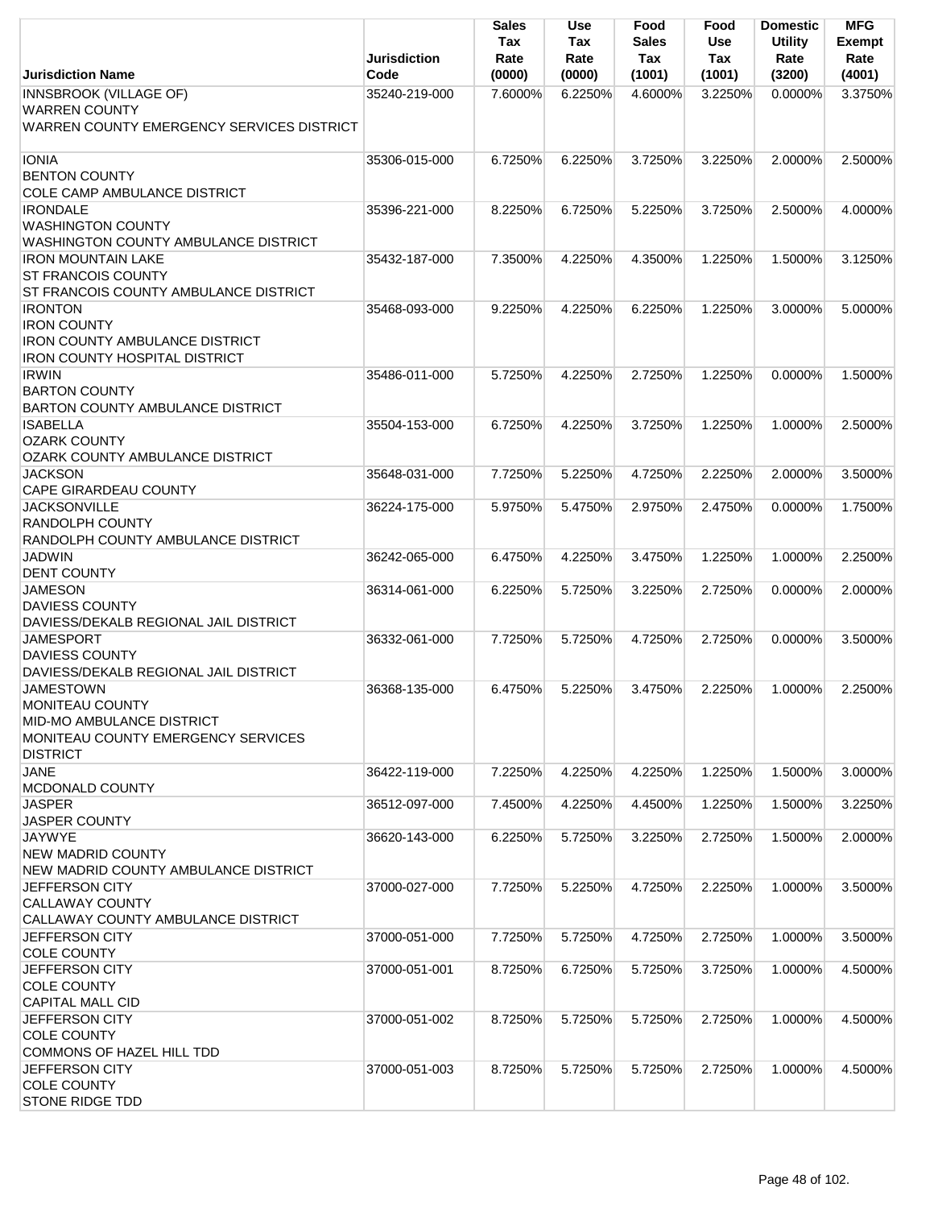| Jurisdiction Name | Jurisdiction Code | Sales Tax Rate (0000) | Use Tax Rate (0000) | Food Sales Tax (1001) | Food Use Tax (1001) | Domestic Utility Rate (3200) | MFG Exempt Rate (4001) |
|---|---|---|---|---|---|---|---|
| INNSBROOK (VILLAGE OF)<br>WARREN COUNTY<br>WARREN COUNTY EMERGENCY SERVICES DISTRICT | 35240-219-000 | 7.6000% | 6.2250% | 4.6000% | 3.2250% | 0.0000% | 3.3750% |
| IONIA<br>BENTON COUNTY<br>COLE CAMP AMBULANCE DISTRICT | 35306-015-000 | 6.7250% | 6.2250% | 3.7250% | 3.2250% | 2.0000% | 2.5000% |
| IRONDALE<br>WASHINGTON COUNTY<br>WASHINGTON COUNTY AMBULANCE DISTRICT | 35396-221-000 | 8.2250% | 6.7250% | 5.2250% | 3.7250% | 2.5000% | 4.0000% |
| IRON MOUNTAIN LAKE<br>ST FRANCOIS COUNTY<br>ST FRANCOIS COUNTY AMBULANCE DISTRICT | 35432-187-000 | 7.3500% | 4.2250% | 4.3500% | 1.2250% | 1.5000% | 3.1250% |
| IRONTON<br>IRON COUNTY<br>IRON COUNTY AMBULANCE DISTRICT<br>IRON COUNTY HOSPITAL DISTRICT | 35468-093-000 | 9.2250% | 4.2250% | 6.2250% | 1.2250% | 3.0000% | 5.0000% |
| IRWIN<br>BARTON COUNTY<br>BARTON COUNTY AMBULANCE DISTRICT | 35486-011-000 | 5.7250% | 4.2250% | 2.7250% | 1.2250% | 0.0000% | 1.5000% |
| ISABELLA<br>OZARK COUNTY<br>OZARK COUNTY AMBULANCE DISTRICT | 35504-153-000 | 6.7250% | 4.2250% | 3.7250% | 1.2250% | 1.0000% | 2.5000% |
| JACKSON<br>CAPE GIRARDEAU COUNTY | 35648-031-000 | 7.7250% | 5.2250% | 4.7250% | 2.2250% | 2.0000% | 3.5000% |
| JACKSONVILLE<br>RANDOLPH COUNTY<br>RANDOLPH COUNTY AMBULANCE DISTRICT | 36224-175-000 | 5.9750% | 5.4750% | 2.9750% | 2.4750% | 0.0000% | 1.7500% |
| JADWIN<br>DENT COUNTY | 36242-065-000 | 6.4750% | 4.2250% | 3.4750% | 1.2250% | 1.0000% | 2.2500% |
| JAMESON<br>DAVIESS COUNTY<br>DAVIESS/DEKALB REGIONAL JAIL DISTRICT | 36314-061-000 | 6.2250% | 5.7250% | 3.2250% | 2.7250% | 0.0000% | 2.0000% |
| JAMESPORT<br>DAVIESS COUNTY<br>DAVIESS/DEKALB REGIONAL JAIL DISTRICT | 36332-061-000 | 7.7250% | 5.7250% | 4.7250% | 2.7250% | 0.0000% | 3.5000% |
| JAMESTOWN<br>MONITEAU COUNTY<br>MID-MO AMBULANCE DISTRICT<br>MONITEAU COUNTY EMERGENCY SERVICES DISTRICT | 36368-135-000 | 6.4750% | 5.2250% | 3.4750% | 2.2250% | 1.0000% | 2.2500% |
| JANE<br>MCDONALD COUNTY | 36422-119-000 | 7.2250% | 4.2250% | 4.2250% | 1.2250% | 1.5000% | 3.0000% |
| JASPER<br>JASPER COUNTY | 36512-097-000 | 7.4500% | 4.2250% | 4.4500% | 1.2250% | 1.5000% | 3.2250% |
| JAYWYE<br>NEW MADRID COUNTY<br>NEW MADRID COUNTY AMBULANCE DISTRICT | 36620-143-000 | 6.2250% | 5.7250% | 3.2250% | 2.7250% | 1.5000% | 2.0000% |
| JEFFERSON CITY<br>CALLAWAY COUNTY<br>CALLAWAY COUNTY AMBULANCE DISTRICT | 37000-027-000 | 7.7250% | 5.2250% | 4.7250% | 2.2250% | 1.0000% | 3.5000% |
| JEFFERSON CITY<br>COLE COUNTY | 37000-051-000 | 7.7250% | 5.7250% | 4.7250% | 2.7250% | 1.0000% | 3.5000% |
| JEFFERSON CITY<br>COLE COUNTY<br>CAPITAL MALL CID | 37000-051-001 | 8.7250% | 6.7250% | 5.7250% | 3.7250% | 1.0000% | 4.5000% |
| JEFFERSON CITY<br>COLE COUNTY<br>COMMONS OF HAZEL HILL TDD | 37000-051-002 | 8.7250% | 5.7250% | 5.7250% | 2.7250% | 1.0000% | 4.5000% |
| JEFFERSON CITY<br>COLE COUNTY<br>STONE RIDGE TDD | 37000-051-003 | 8.7250% | 5.7250% | 5.7250% | 2.7250% | 1.0000% | 4.5000% |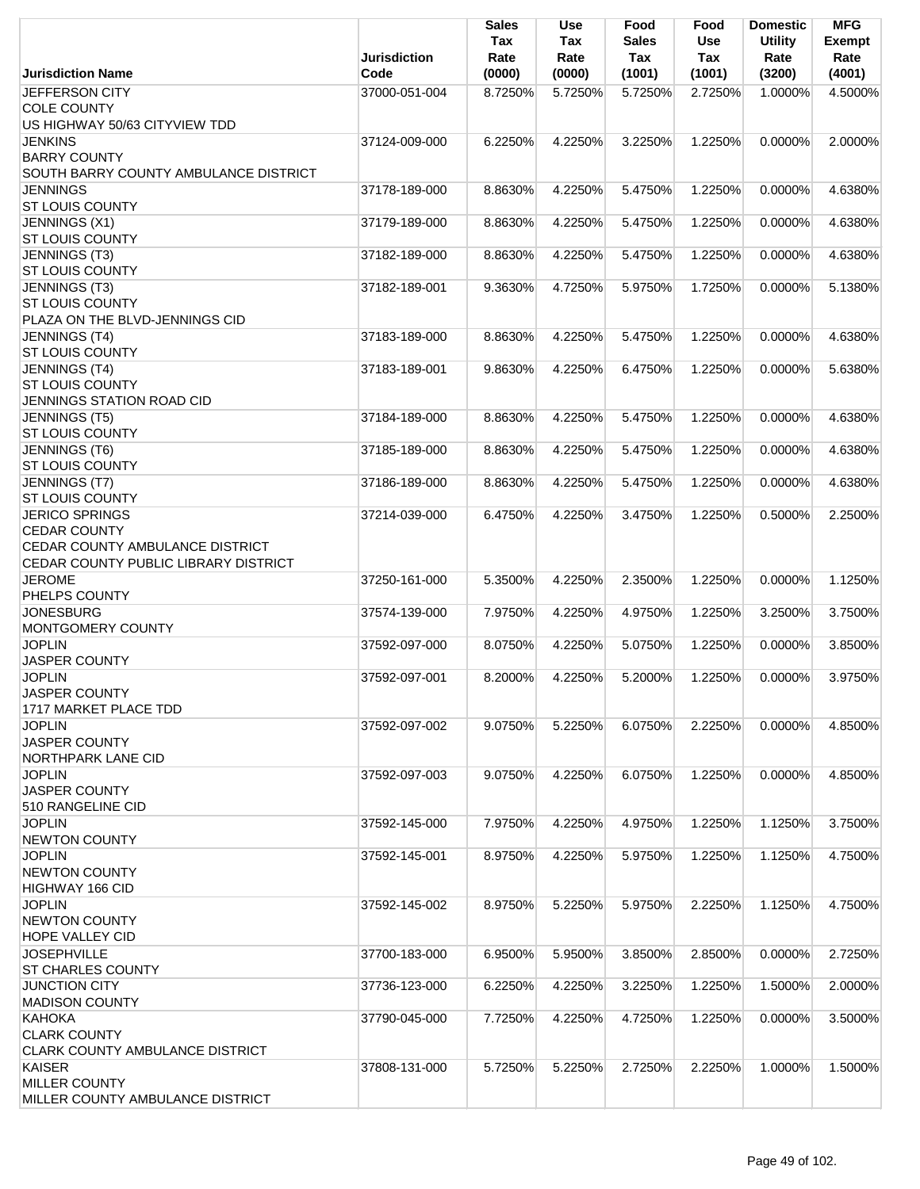| Jurisdiction Name | Jurisdiction Code | Sales Tax Rate (0000) | Use Tax Rate (0000) | Food Sales Tax (1001) | Food Use Tax (1001) | Domestic Utility Rate (3200) | MFG Exempt Rate (4001) |
|---|---|---|---|---|---|---|---|
| JEFFERSON CITY<br>COLE COUNTY<br>US HIGHWAY 50/63 CITYVIEW TDD | 37000-051-004 | 8.7250% | 5.7250% | 5.7250% | 2.7250% | 1.0000% | 4.5000% |
| JENKINS<br>BARRY COUNTY<br>SOUTH BARRY COUNTY AMBULANCE DISTRICT | 37124-009-000 | 6.2250% | 4.2250% | 3.2250% | 1.2250% | 0.0000% | 2.0000% |
| JENNINGS<br>ST LOUIS COUNTY | 37178-189-000 | 8.8630% | 4.2250% | 5.4750% | 1.2250% | 0.0000% | 4.6380% |
| JENNINGS (X1)<br>ST LOUIS COUNTY | 37179-189-000 | 8.8630% | 4.2250% | 5.4750% | 1.2250% | 0.0000% | 4.6380% |
| JENNINGS (T3)<br>ST LOUIS COUNTY | 37182-189-000 | 8.8630% | 4.2250% | 5.4750% | 1.2250% | 0.0000% | 4.6380% |
| JENNINGS (T3)<br>ST LOUIS COUNTY<br>PLAZA ON THE BLVD-JENNINGS CID | 37182-189-001 | 9.3630% | 4.7250% | 5.9750% | 1.7250% | 0.0000% | 5.1380% |
| JENNINGS (T4)<br>ST LOUIS COUNTY | 37183-189-000 | 8.8630% | 4.2250% | 5.4750% | 1.2250% | 0.0000% | 4.6380% |
| JENNINGS (T4)<br>ST LOUIS COUNTY<br>JENNINGS STATION ROAD CID | 37183-189-001 | 9.8630% | 4.2250% | 6.4750% | 1.2250% | 0.0000% | 5.6380% |
| JENNINGS (T5)<br>ST LOUIS COUNTY | 37184-189-000 | 8.8630% | 4.2250% | 5.4750% | 1.2250% | 0.0000% | 4.6380% |
| JENNINGS (T6)<br>ST LOUIS COUNTY | 37185-189-000 | 8.8630% | 4.2250% | 5.4750% | 1.2250% | 0.0000% | 4.6380% |
| JENNINGS (T7)<br>ST LOUIS COUNTY | 37186-189-000 | 8.8630% | 4.2250% | 5.4750% | 1.2250% | 0.0000% | 4.6380% |
| JERICO SPRINGS<br>CEDAR COUNTY<br>CEDAR COUNTY AMBULANCE DISTRICT<br>CEDAR COUNTY PUBLIC LIBRARY DISTRICT | 37214-039-000 | 6.4750% | 4.2250% | 3.4750% | 1.2250% | 0.5000% | 2.2500% |
| JEROME<br>PHELPS COUNTY | 37250-161-000 | 5.3500% | 4.2250% | 2.3500% | 1.2250% | 0.0000% | 1.1250% |
| JONESBURG<br>MONTGOMERY COUNTY | 37574-139-000 | 7.9750% | 4.2250% | 4.9750% | 1.2250% | 3.2500% | 3.7500% |
| JOPLIN<br>JASPER COUNTY | 37592-097-000 | 8.0750% | 4.2250% | 5.0750% | 1.2250% | 0.0000% | 3.8500% |
| JOPLIN<br>JASPER COUNTY<br>1717 MARKET PLACE TDD | 37592-097-001 | 8.2000% | 4.2250% | 5.2000% | 1.2250% | 0.0000% | 3.9750% |
| JOPLIN<br>JASPER COUNTY<br>NORTHPARK LANE CID | 37592-097-002 | 9.0750% | 5.2250% | 6.0750% | 2.2250% | 0.0000% | 4.8500% |
| JOPLIN<br>JASPER COUNTY<br>510 RANGELINE CID | 37592-097-003 | 9.0750% | 4.2250% | 6.0750% | 1.2250% | 0.0000% | 4.8500% |
| JOPLIN<br>NEWTON COUNTY | 37592-145-000 | 7.9750% | 4.2250% | 4.9750% | 1.2250% | 1.1250% | 3.7500% |
| JOPLIN<br>NEWTON COUNTY<br>HIGHWAY 166 CID | 37592-145-001 | 8.9750% | 4.2250% | 5.9750% | 1.2250% | 1.1250% | 4.7500% |
| JOPLIN<br>NEWTON COUNTY<br>HOPE VALLEY CID | 37592-145-002 | 8.9750% | 5.2250% | 5.9750% | 2.2250% | 1.1250% | 4.7500% |
| JOSEPHVILLE<br>ST CHARLES COUNTY | 37700-183-000 | 6.9500% | 5.9500% | 3.8500% | 2.8500% | 0.0000% | 2.7250% |
| JUNCTION CITY<br>MADISON COUNTY | 37736-123-000 | 6.2250% | 4.2250% | 3.2250% | 1.2250% | 1.5000% | 2.0000% |
| KAHOKA<br>CLARK COUNTY<br>CLARK COUNTY AMBULANCE DISTRICT | 37790-045-000 | 7.7250% | 4.2250% | 4.7250% | 1.2250% | 0.0000% | 3.5000% |
| KAISER<br>MILLER COUNTY<br>MILLER COUNTY AMBULANCE DISTRICT | 37808-131-000 | 5.7250% | 5.2250% | 2.7250% | 2.2250% | 1.0000% | 1.5000% |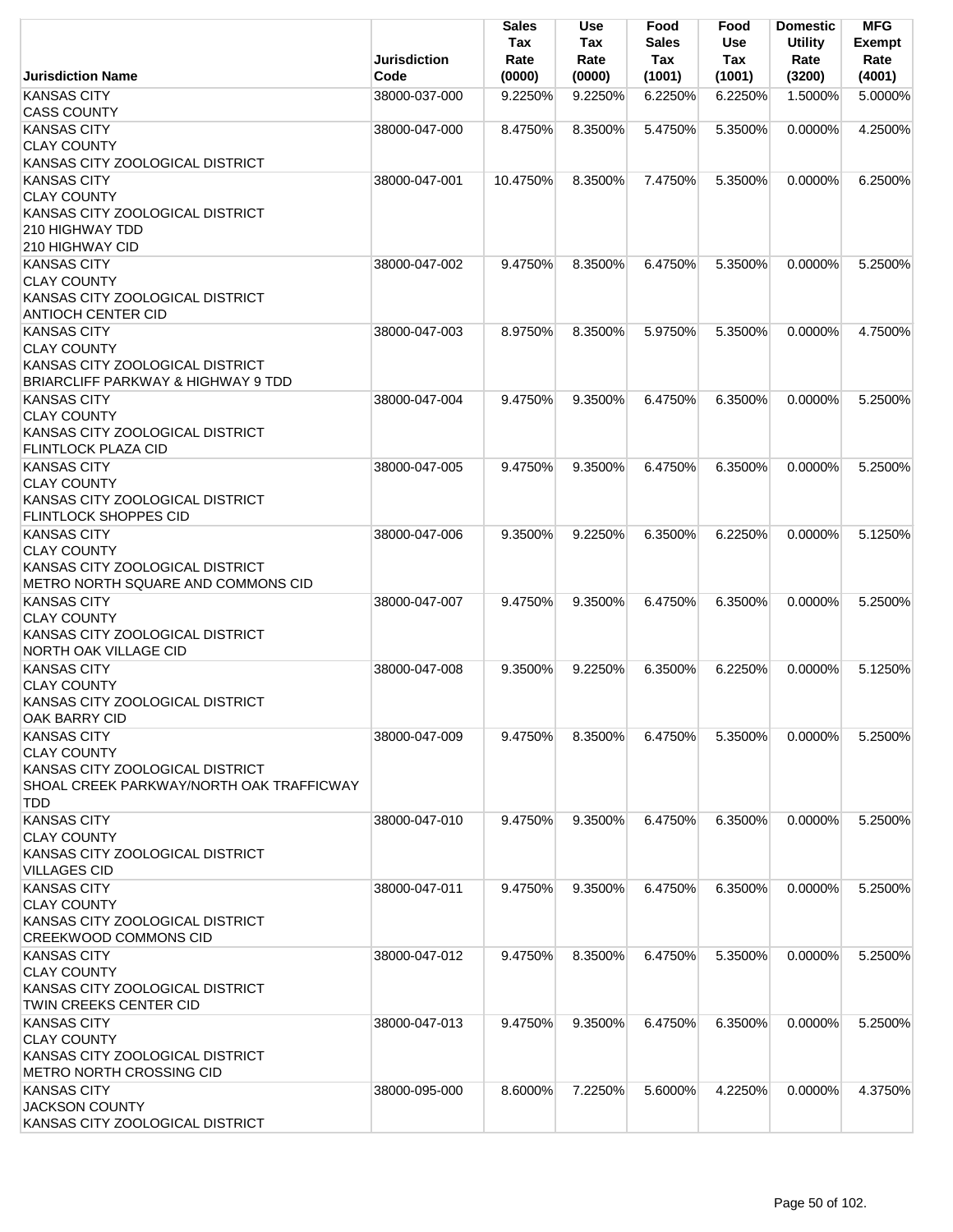| Jurisdiction Name | Jurisdiction Code | Sales Tax Rate (0000) | Use Tax Rate (0000) | Food Sales Tax (1001) | Food Use Tax (1001) | Domestic Utility Rate (3200) | MFG Exempt Rate (4001) |
|---|---|---|---|---|---|---|---|
| KANSAS CITY<br>CASS COUNTY | 38000-037-000 | 9.2250% | 9.2250% | 6.2250% | 6.2250% | 1.5000% | 5.0000% |
| KANSAS CITY<br>CLAY COUNTY<br>KANSAS CITY ZOOLOGICAL DISTRICT | 38000-047-000 | 8.4750% | 8.3500% | 5.4750% | 5.3500% | 0.0000% | 4.2500% |
| KANSAS CITY<br>CLAY COUNTY<br>KANSAS CITY ZOOLOGICAL DISTRICT<br>210 HIGHWAY TDD<br>210 HIGHWAY CID | 38000-047-001 | 10.4750% | 8.3500% | 7.4750% | 5.3500% | 0.0000% | 6.2500% |
| KANSAS CITY<br>CLAY COUNTY<br>KANSAS CITY ZOOLOGICAL DISTRICT<br>ANTIOCH CENTER CID | 38000-047-002 | 9.4750% | 8.3500% | 6.4750% | 5.3500% | 0.0000% | 5.2500% |
| KANSAS CITY<br>CLAY COUNTY<br>KANSAS CITY ZOOLOGICAL DISTRICT<br>BRIARCLIFF PARKWAY & HIGHWAY 9 TDD | 38000-047-003 | 8.9750% | 8.3500% | 5.9750% | 5.3500% | 0.0000% | 4.7500% |
| KANSAS CITY<br>CLAY COUNTY<br>KANSAS CITY ZOOLOGICAL DISTRICT<br>FLINTLOCK PLAZA CID | 38000-047-004 | 9.4750% | 9.3500% | 6.4750% | 6.3500% | 0.0000% | 5.2500% |
| KANSAS CITY<br>CLAY COUNTY<br>KANSAS CITY ZOOLOGICAL DISTRICT<br>FLINTLOCK SHOPPES CID | 38000-047-005 | 9.4750% | 9.3500% | 6.4750% | 6.3500% | 0.0000% | 5.2500% |
| KANSAS CITY<br>CLAY COUNTY<br>KANSAS CITY ZOOLOGICAL DISTRICT<br>METRO NORTH SQUARE AND COMMONS CID | 38000-047-006 | 9.3500% | 9.2250% | 6.3500% | 6.2250% | 0.0000% | 5.1250% |
| KANSAS CITY<br>CLAY COUNTY<br>KANSAS CITY ZOOLOGICAL DISTRICT<br>NORTH OAK VILLAGE CID | 38000-047-007 | 9.4750% | 9.3500% | 6.4750% | 6.3500% | 0.0000% | 5.2500% |
| KANSAS CITY<br>CLAY COUNTY<br>KANSAS CITY ZOOLOGICAL DISTRICT<br>OAK BARRY CID | 38000-047-008 | 9.3500% | 9.2250% | 6.3500% | 6.2250% | 0.0000% | 5.1250% |
| KANSAS CITY<br>CLAY COUNTY<br>KANSAS CITY ZOOLOGICAL DISTRICT<br>SHOAL CREEK PARKWAY/NORTH OAK TRAFFICWAY TDD | 38000-047-009 | 9.4750% | 8.3500% | 6.4750% | 5.3500% | 0.0000% | 5.2500% |
| KANSAS CITY<br>CLAY COUNTY<br>KANSAS CITY ZOOLOGICAL DISTRICT<br>VILLAGES CID | 38000-047-010 | 9.4750% | 9.3500% | 6.4750% | 6.3500% | 0.0000% | 5.2500% |
| KANSAS CITY<br>CLAY COUNTY<br>KANSAS CITY ZOOLOGICAL DISTRICT<br>CREEKWOOD COMMONS CID | 38000-047-011 | 9.4750% | 9.3500% | 6.4750% | 6.3500% | 0.0000% | 5.2500% |
| KANSAS CITY<br>CLAY COUNTY<br>KANSAS CITY ZOOLOGICAL DISTRICT<br>TWIN CREEKS CENTER CID | 38000-047-012 | 9.4750% | 8.3500% | 6.4750% | 5.3500% | 0.0000% | 5.2500% |
| KANSAS CITY<br>CLAY COUNTY<br>KANSAS CITY ZOOLOGICAL DISTRICT<br>METRO NORTH CROSSING CID | 38000-047-013 | 9.4750% | 9.3500% | 6.4750% | 6.3500% | 0.0000% | 5.2500% |
| KANSAS CITY<br>JACKSON COUNTY<br>KANSAS CITY ZOOLOGICAL DISTRICT | 38000-095-000 | 8.6000% | 7.2250% | 5.6000% | 4.2250% | 0.0000% | 4.3750% |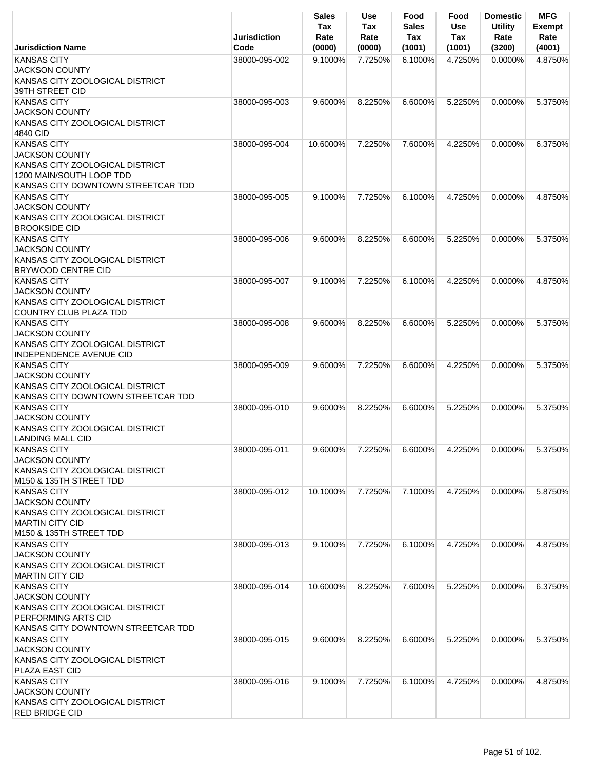| Jurisdiction Name | Jurisdiction Code | Sales Tax Rate (0000) | Use Tax Rate (0000) | Food Sales Tax (1001) | Food Use Tax (1001) | Domestic Utility Rate (3200) | MFG Exempt Rate (4001) |
|---|---|---|---|---|---|---|---|
| KANSAS CITY<br>JACKSON COUNTY<br>KANSAS CITY ZOOLOGICAL DISTRICT<br>39TH STREET CID | 38000-095-002 | 9.1000% | 7.7250% | 6.1000% | 4.7250% | 0.0000% | 4.8750% |
| KANSAS CITY<br>JACKSON COUNTY<br>KANSAS CITY ZOOLOGICAL DISTRICT<br>4840 CID | 38000-095-003 | 9.6000% | 8.2250% | 6.6000% | 5.2250% | 0.0000% | 5.3750% |
| KANSAS CITY<br>JACKSON COUNTY<br>KANSAS CITY ZOOLOGICAL DISTRICT<br>1200 MAIN/SOUTH LOOP TDD<br>KANSAS CITY DOWNTOWN STREETCAR TDD | 38000-095-004 | 10.6000% | 7.2250% | 7.6000% | 4.2250% | 0.0000% | 6.3750% |
| KANSAS CITY<br>JACKSON COUNTY<br>KANSAS CITY ZOOLOGICAL DISTRICT<br>BROOKSIDE CID | 38000-095-005 | 9.1000% | 7.7250% | 6.1000% | 4.7250% | 0.0000% | 4.8750% |
| KANSAS CITY<br>JACKSON COUNTY<br>KANSAS CITY ZOOLOGICAL DISTRICT<br>BRYWOOD CENTRE CID | 38000-095-006 | 9.6000% | 8.2250% | 6.6000% | 5.2250% | 0.0000% | 5.3750% |
| KANSAS CITY<br>JACKSON COUNTY<br>KANSAS CITY ZOOLOGICAL DISTRICT<br>COUNTRY CLUB PLAZA TDD | 38000-095-007 | 9.1000% | 7.2250% | 6.1000% | 4.2250% | 0.0000% | 4.8750% |
| KANSAS CITY<br>JACKSON COUNTY<br>KANSAS CITY ZOOLOGICAL DISTRICT<br>INDEPENDENCE AVENUE CID | 38000-095-008 | 9.6000% | 8.2250% | 6.6000% | 5.2250% | 0.0000% | 5.3750% |
| KANSAS CITY<br>JACKSON COUNTY<br>KANSAS CITY ZOOLOGICAL DISTRICT<br>KANSAS CITY DOWNTOWN STREETCAR TDD | 38000-095-009 | 9.6000% | 7.2250% | 6.6000% | 4.2250% | 0.0000% | 5.3750% |
| KANSAS CITY<br>JACKSON COUNTY<br>KANSAS CITY ZOOLOGICAL DISTRICT<br>LANDING MALL CID | 38000-095-010 | 9.6000% | 8.2250% | 6.6000% | 5.2250% | 0.0000% | 5.3750% |
| KANSAS CITY<br>JACKSON COUNTY<br>KANSAS CITY ZOOLOGICAL DISTRICT<br>M150 & 135TH STREET TDD | 38000-095-011 | 9.6000% | 7.2250% | 6.6000% | 4.2250% | 0.0000% | 5.3750% |
| KANSAS CITY<br>JACKSON COUNTY<br>KANSAS CITY ZOOLOGICAL DISTRICT<br>MARTIN CITY CID<br>M150 & 135TH STREET TDD | 38000-095-012 | 10.1000% | 7.7250% | 7.1000% | 4.7250% | 0.0000% | 5.8750% |
| KANSAS CITY<br>JACKSON COUNTY<br>KANSAS CITY ZOOLOGICAL DISTRICT<br>MARTIN CITY CID | 38000-095-013 | 9.1000% | 7.7250% | 6.1000% | 4.7250% | 0.0000% | 4.8750% |
| KANSAS CITY<br>JACKSON COUNTY<br>KANSAS CITY ZOOLOGICAL DISTRICT<br>PERFORMING ARTS CID<br>KANSAS CITY DOWNTOWN STREETCAR TDD | 38000-095-014 | 10.6000% | 8.2250% | 7.6000% | 5.2250% | 0.0000% | 6.3750% |
| KANSAS CITY<br>JACKSON COUNTY<br>KANSAS CITY ZOOLOGICAL DISTRICT<br>PLAZA EAST CID | 38000-095-015 | 9.6000% | 8.2250% | 6.6000% | 5.2250% | 0.0000% | 5.3750% |
| KANSAS CITY<br>JACKSON COUNTY<br>KANSAS CITY ZOOLOGICAL DISTRICT<br>RED BRIDGE CID | 38000-095-016 | 9.1000% | 7.7250% | 6.1000% | 4.7250% | 0.0000% | 4.8750% |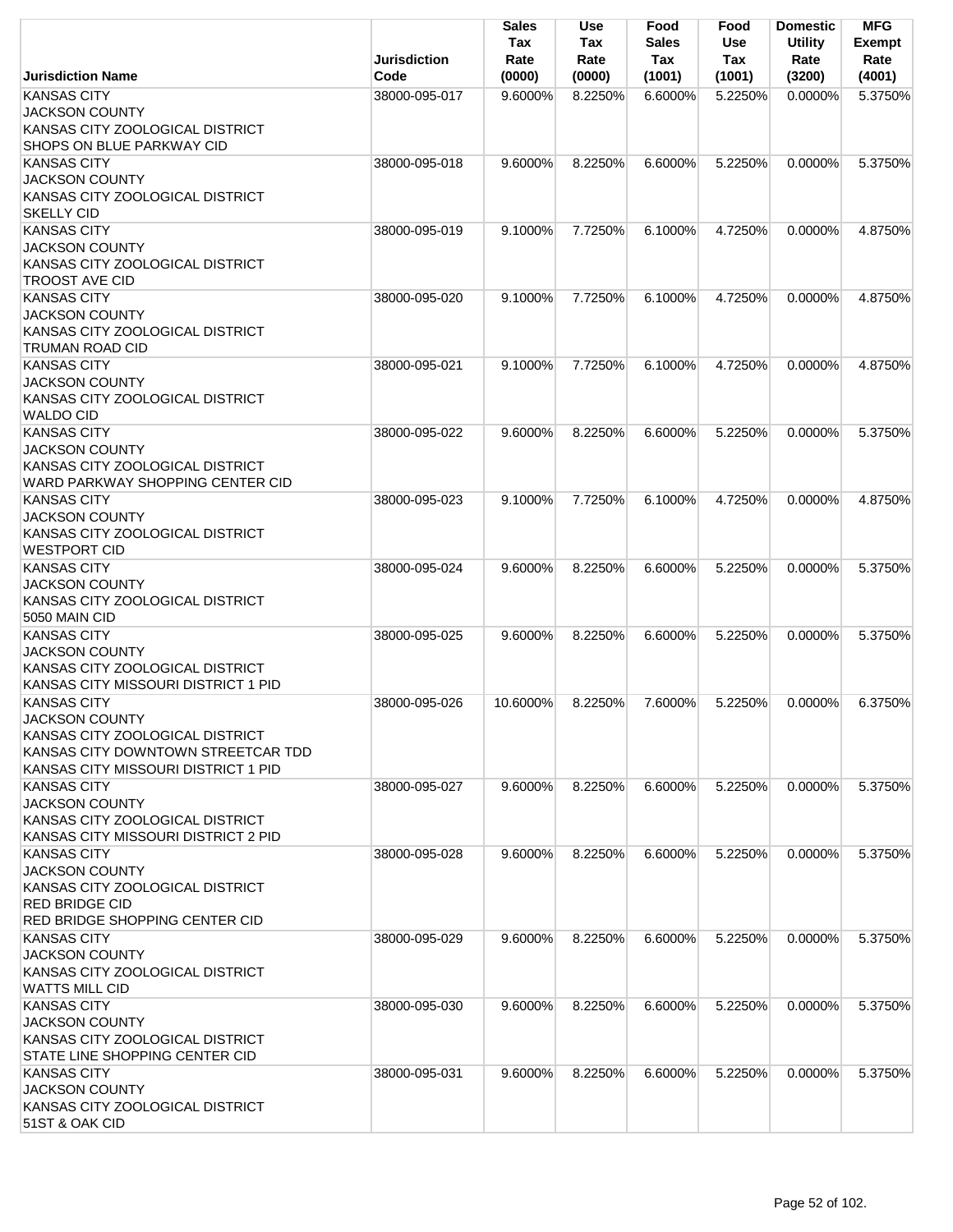| Jurisdiction Name | Jurisdiction Code | Sales Tax Rate (0000) | Use Tax Rate (0000) | Food Sales Tax (1001) | Food Use Tax (1001) | Domestic Utility Rate (3200) | MFG Exempt Rate (4001) |
|---|---|---|---|---|---|---|---|
| KANSAS CITY<br>JACKSON COUNTY<br>KANSAS CITY ZOOLOGICAL DISTRICT<br>SHOPS ON BLUE PARKWAY CID | 38000-095-017 | 9.6000% | 8.2250% | 6.6000% | 5.2250% | 0.0000% | 5.3750% |
| KANSAS CITY<br>JACKSON COUNTY<br>KANSAS CITY ZOOLOGICAL DISTRICT<br>SKELLY CID | 38000-095-018 | 9.6000% | 8.2250% | 6.6000% | 5.2250% | 0.0000% | 5.3750% |
| KANSAS CITY<br>JACKSON COUNTY<br>KANSAS CITY ZOOLOGICAL DISTRICT<br>TROOST AVE CID | 38000-095-019 | 9.1000% | 7.7250% | 6.1000% | 4.7250% | 0.0000% | 4.8750% |
| KANSAS CITY<br>JACKSON COUNTY<br>KANSAS CITY ZOOLOGICAL DISTRICT<br>TRUMAN ROAD CID | 38000-095-020 | 9.1000% | 7.7250% | 6.1000% | 4.7250% | 0.0000% | 4.8750% |
| KANSAS CITY<br>JACKSON COUNTY<br>KANSAS CITY ZOOLOGICAL DISTRICT<br>WALDO CID | 38000-095-021 | 9.1000% | 7.7250% | 6.1000% | 4.7250% | 0.0000% | 4.8750% |
| KANSAS CITY<br>JACKSON COUNTY<br>KANSAS CITY ZOOLOGICAL DISTRICT<br>WARD PARKWAY SHOPPING CENTER CID | 38000-095-022 | 9.6000% | 8.2250% | 6.6000% | 5.2250% | 0.0000% | 5.3750% |
| KANSAS CITY<br>JACKSON COUNTY<br>KANSAS CITY ZOOLOGICAL DISTRICT<br>WESTPORT CID | 38000-095-023 | 9.1000% | 7.7250% | 6.1000% | 4.7250% | 0.0000% | 4.8750% |
| KANSAS CITY<br>JACKSON COUNTY<br>KANSAS CITY ZOOLOGICAL DISTRICT<br>5050 MAIN CID | 38000-095-024 | 9.6000% | 8.2250% | 6.6000% | 5.2250% | 0.0000% | 5.3750% |
| KANSAS CITY<br>JACKSON COUNTY<br>KANSAS CITY ZOOLOGICAL DISTRICT<br>KANSAS CITY MISSOURI DISTRICT 1 PID | 38000-095-025 | 9.6000% | 8.2250% | 6.6000% | 5.2250% | 0.0000% | 5.3750% |
| KANSAS CITY<br>JACKSON COUNTY<br>KANSAS CITY ZOOLOGICAL DISTRICT<br>KANSAS CITY DOWNTOWN STREETCAR TDD<br>KANSAS CITY MISSOURI DISTRICT 1 PID | 38000-095-026 | 10.6000% | 8.2250% | 7.6000% | 5.2250% | 0.0000% | 6.3750% |
| KANSAS CITY<br>JACKSON COUNTY<br>KANSAS CITY ZOOLOGICAL DISTRICT<br>KANSAS CITY MISSOURI DISTRICT 2 PID | 38000-095-027 | 9.6000% | 8.2250% | 6.6000% | 5.2250% | 0.0000% | 5.3750% |
| KANSAS CITY<br>JACKSON COUNTY<br>KANSAS CITY ZOOLOGICAL DISTRICT<br>RED BRIDGE CID<br>RED BRIDGE SHOPPING CENTER CID | 38000-095-028 | 9.6000% | 8.2250% | 6.6000% | 5.2250% | 0.0000% | 5.3750% |
| KANSAS CITY<br>JACKSON COUNTY<br>KANSAS CITY ZOOLOGICAL DISTRICT<br>WATTS MILL CID | 38000-095-029 | 9.6000% | 8.2250% | 6.6000% | 5.2250% | 0.0000% | 5.3750% |
| KANSAS CITY<br>JACKSON COUNTY<br>KANSAS CITY ZOOLOGICAL DISTRICT<br>STATE LINE SHOPPING CENTER CID | 38000-095-030 | 9.6000% | 8.2250% | 6.6000% | 5.2250% | 0.0000% | 5.3750% |
| KANSAS CITY<br>JACKSON COUNTY<br>KANSAS CITY ZOOLOGICAL DISTRICT<br>51ST & OAK CID | 38000-095-031 | 9.6000% | 8.2250% | 6.6000% | 5.2250% | 0.0000% | 5.3750% |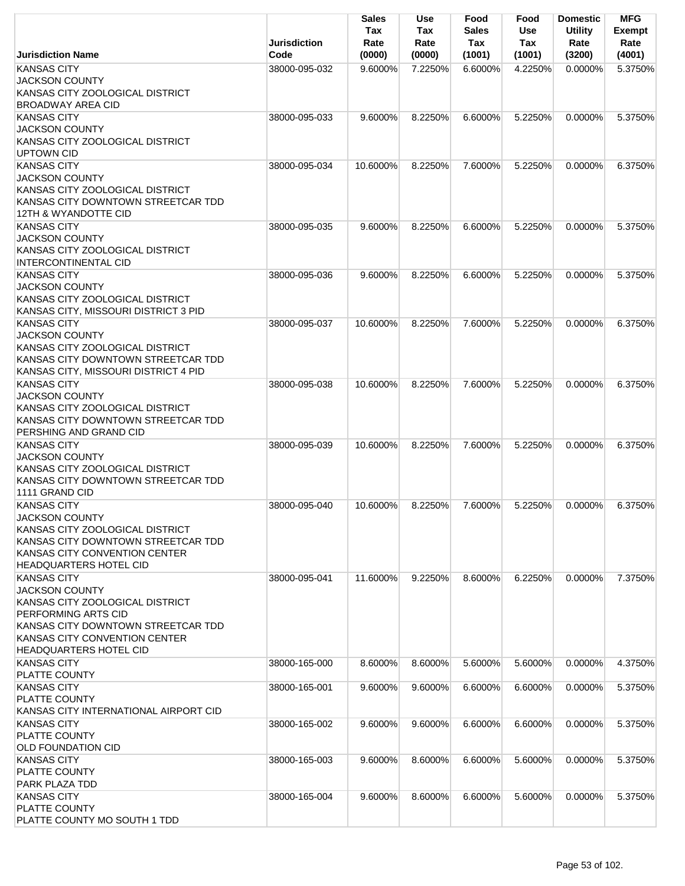| Jurisdiction Name | Jurisdiction Code | Sales Tax Rate (0000) | Use Tax Rate (0000) | Food Sales Tax (1001) | Food Use Tax (1001) | Domestic Utility Rate (3200) | MFG Exempt Rate (4001) |
|---|---|---|---|---|---|---|---|
| KANSAS CITY<br>JACKSON COUNTY<br>KANSAS CITY ZOOLOGICAL DISTRICT<br>BROADWAY AREA CID | 38000-095-032 | 9.6000% | 7.2250% | 6.6000% | 4.2250% | 0.0000% | 5.3750% |
| KANSAS CITY<br>JACKSON COUNTY<br>KANSAS CITY ZOOLOGICAL DISTRICT<br>UPTOWN CID | 38000-095-033 | 9.6000% | 8.2250% | 6.6000% | 5.2250% | 0.0000% | 5.3750% |
| KANSAS CITY<br>JACKSON COUNTY<br>KANSAS CITY ZOOLOGICAL DISTRICT<br>KANSAS CITY DOWNTOWN STREETCAR TDD<br>12TH & WYANDOTTE CID | 38000-095-034 | 10.6000% | 8.2250% | 7.6000% | 5.2250% | 0.0000% | 6.3750% |
| KANSAS CITY<br>JACKSON COUNTY<br>KANSAS CITY ZOOLOGICAL DISTRICT<br>INTERCONTINENTAL CID | 38000-095-035 | 9.6000% | 8.2250% | 6.6000% | 5.2250% | 0.0000% | 5.3750% |
| KANSAS CITY<br>JACKSON COUNTY<br>KANSAS CITY ZOOLOGICAL DISTRICT<br>KANSAS CITY, MISSOURI DISTRICT 3 PID | 38000-095-036 | 9.6000% | 8.2250% | 6.6000% | 5.2250% | 0.0000% | 5.3750% |
| KANSAS CITY<br>JACKSON COUNTY<br>KANSAS CITY ZOOLOGICAL DISTRICT<br>KANSAS CITY DOWNTOWN STREETCAR TDD<br>KANSAS CITY, MISSOURI DISTRICT 4 PID | 38000-095-037 | 10.6000% | 8.2250% | 7.6000% | 5.2250% | 0.0000% | 6.3750% |
| KANSAS CITY<br>JACKSON COUNTY<br>KANSAS CITY ZOOLOGICAL DISTRICT<br>KANSAS CITY DOWNTOWN STREETCAR TDD<br>PERSHING AND GRAND CID | 38000-095-038 | 10.6000% | 8.2250% | 7.6000% | 5.2250% | 0.0000% | 6.3750% |
| KANSAS CITY<br>JACKSON COUNTY<br>KANSAS CITY ZOOLOGICAL DISTRICT<br>KANSAS CITY DOWNTOWN STREETCAR TDD<br>1111 GRAND CID | 38000-095-039 | 10.6000% | 8.2250% | 7.6000% | 5.2250% | 0.0000% | 6.3750% |
| KANSAS CITY<br>JACKSON COUNTY<br>KANSAS CITY ZOOLOGICAL DISTRICT<br>KANSAS CITY DOWNTOWN STREETCAR TDD<br>KANSAS CITY CONVENTION CENTER<br>HEADQUARTERS HOTEL CID | 38000-095-040 | 10.6000% | 8.2250% | 7.6000% | 5.2250% | 0.0000% | 6.3750% |
| KANSAS CITY<br>JACKSON COUNTY<br>KANSAS CITY ZOOLOGICAL DISTRICT<br>PERFORMING ARTS CID<br>KANSAS CITY DOWNTOWN STREETCAR TDD<br>KANSAS CITY CONVENTION CENTER<br>HEADQUARTERS HOTEL CID | 38000-095-041 | 11.6000% | 9.2250% | 8.6000% | 6.2250% | 0.0000% | 7.3750% |
| KANSAS CITY<br>PLATTE COUNTY | 38000-165-000 | 8.6000% | 8.6000% | 5.6000% | 5.6000% | 0.0000% | 4.3750% |
| KANSAS CITY<br>PLATTE COUNTY<br>KANSAS CITY INTERNATIONAL AIRPORT CID | 38000-165-001 | 9.6000% | 9.6000% | 6.6000% | 6.6000% | 0.0000% | 5.3750% |
| KANSAS CITY<br>PLATTE COUNTY<br>OLD FOUNDATION CID | 38000-165-002 | 9.6000% | 9.6000% | 6.6000% | 6.6000% | 0.0000% | 5.3750% |
| KANSAS CITY<br>PLATTE COUNTY<br>PARK PLAZA TDD | 38000-165-003 | 9.6000% | 8.6000% | 6.6000% | 5.6000% | 0.0000% | 5.3750% |
| KANSAS CITY<br>PLATTE COUNTY<br>PLATTE COUNTY MO SOUTH 1 TDD | 38000-165-004 | 9.6000% | 8.6000% | 6.6000% | 5.6000% | 0.0000% | 5.3750% |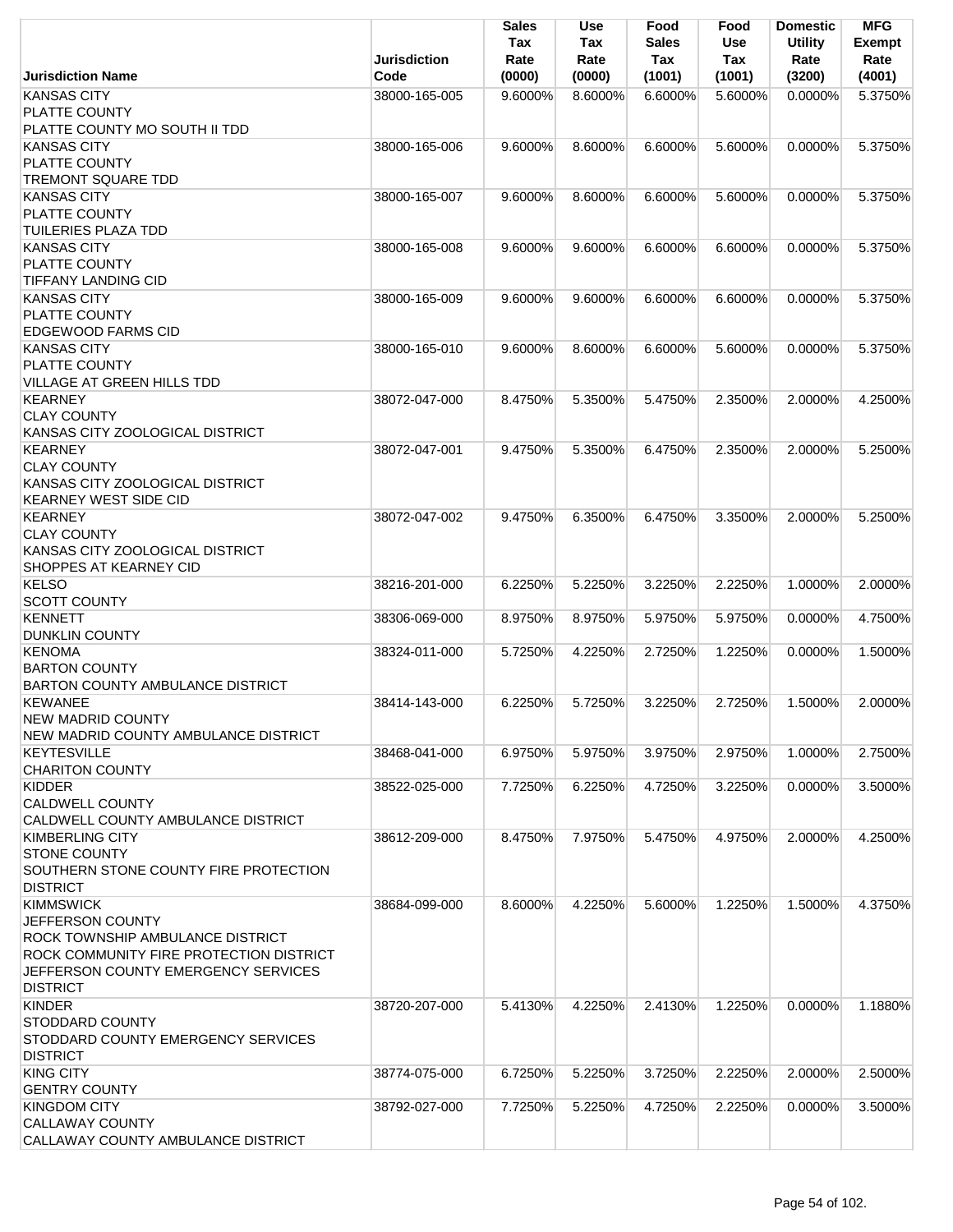| Jurisdiction Name | Jurisdiction Code | Sales Tax Rate (0000) | Use Tax Rate (0000) | Food Sales Tax (1001) | Food Use Tax (1001) | Domestic Utility Rate (3200) | MFG Exempt Rate (4001) |
|---|---|---|---|---|---|---|---|
| KANSAS CITY<br>PLATTE COUNTY<br>PLATTE COUNTY MO SOUTH II TDD | 38000-165-005 | 9.6000% | 8.6000% | 6.6000% | 5.6000% | 0.0000% | 5.3750% |
| KANSAS CITY<br>PLATTE COUNTY<br>TREMONT SQUARE TDD | 38000-165-006 | 9.6000% | 8.6000% | 6.6000% | 5.6000% | 0.0000% | 5.3750% |
| KANSAS CITY<br>PLATTE COUNTY<br>TUILERIES PLAZA TDD | 38000-165-007 | 9.6000% | 8.6000% | 6.6000% | 5.6000% | 0.0000% | 5.3750% |
| KANSAS CITY<br>PLATTE COUNTY<br>TIFFANY LANDING CID | 38000-165-008 | 9.6000% | 9.6000% | 6.6000% | 6.6000% | 0.0000% | 5.3750% |
| KANSAS CITY<br>PLATTE COUNTY<br>EDGEWOOD FARMS CID | 38000-165-009 | 9.6000% | 9.6000% | 6.6000% | 6.6000% | 0.0000% | 5.3750% |
| KANSAS CITY<br>PLATTE COUNTY<br>VILLAGE AT GREEN HILLS TDD | 38000-165-010 | 9.6000% | 8.6000% | 6.6000% | 5.6000% | 0.0000% | 5.3750% |
| KEARNEY<br>CLAY COUNTY<br>KANSAS CITY ZOOLOGICAL DISTRICT | 38072-047-000 | 8.4750% | 5.3500% | 5.4750% | 2.3500% | 2.0000% | 4.2500% |
| KEARNEY<br>CLAY COUNTY<br>KANSAS CITY ZOOLOGICAL DISTRICT<br>KEARNEY WEST SIDE CID | 38072-047-001 | 9.4750% | 5.3500% | 6.4750% | 2.3500% | 2.0000% | 5.2500% |
| KEARNEY<br>CLAY COUNTY<br>KANSAS CITY ZOOLOGICAL DISTRICT<br>SHOPPES AT KEARNEY CID | 38072-047-002 | 9.4750% | 6.3500% | 6.4750% | 3.3500% | 2.0000% | 5.2500% |
| KELSO<br>SCOTT COUNTY | 38216-201-000 | 6.2250% | 5.2250% | 3.2250% | 2.2250% | 1.0000% | 2.0000% |
| KENNETT<br>DUNKLIN COUNTY | 38306-069-000 | 8.9750% | 8.9750% | 5.9750% | 5.9750% | 0.0000% | 4.7500% |
| KENOMA<br>BARTON COUNTY<br>BARTON COUNTY AMBULANCE DISTRICT | 38324-011-000 | 5.7250% | 4.2250% | 2.7250% | 1.2250% | 0.0000% | 1.5000% |
| KEWANEE<br>NEW MADRID COUNTY<br>NEW MADRID COUNTY AMBULANCE DISTRICT | 38414-143-000 | 6.2250% | 5.7250% | 3.2250% | 2.7250% | 1.5000% | 2.0000% |
| KEYTESVILLE<br>CHARITON COUNTY | 38468-041-000 | 6.9750% | 5.9750% | 3.9750% | 2.9750% | 1.0000% | 2.7500% |
| KIDDER<br>CALDWELL COUNTY<br>CALDWELL COUNTY AMBULANCE DISTRICT | 38522-025-000 | 7.7250% | 6.2250% | 4.7250% | 3.2250% | 0.0000% | 3.5000% |
| KIMBERLING CITY<br>STONE COUNTY<br>SOUTHERN STONE COUNTY FIRE PROTECTION DISTRICT | 38612-209-000 | 8.4750% | 7.9750% | 5.4750% | 4.9750% | 2.0000% | 4.2500% |
| KIMMSWICK<br>JEFFERSON COUNTY<br>ROCK TOWNSHIP AMBULANCE DISTRICT<br>ROCK COMMUNITY FIRE PROTECTION DISTRICT<br>JEFFERSON COUNTY EMERGENCY SERVICES DISTRICT | 38684-099-000 | 8.6000% | 4.2250% | 5.6000% | 1.2250% | 1.5000% | 4.3750% |
| KINDER<br>STODDARD COUNTY<br>STODDARD COUNTY EMERGENCY SERVICES DISTRICT | 38720-207-000 | 5.4130% | 4.2250% | 2.4130% | 1.2250% | 0.0000% | 1.1880% |
| KING CITY<br>GENTRY COUNTY | 38774-075-000 | 6.7250% | 5.2250% | 3.7250% | 2.2250% | 2.0000% | 2.5000% |
| KINGDOM CITY<br>CALLAWAY COUNTY<br>CALLAWAY COUNTY AMBULANCE DISTRICT | 38792-027-000 | 7.7250% | 5.2250% | 4.7250% | 2.2250% | 0.0000% | 3.5000% |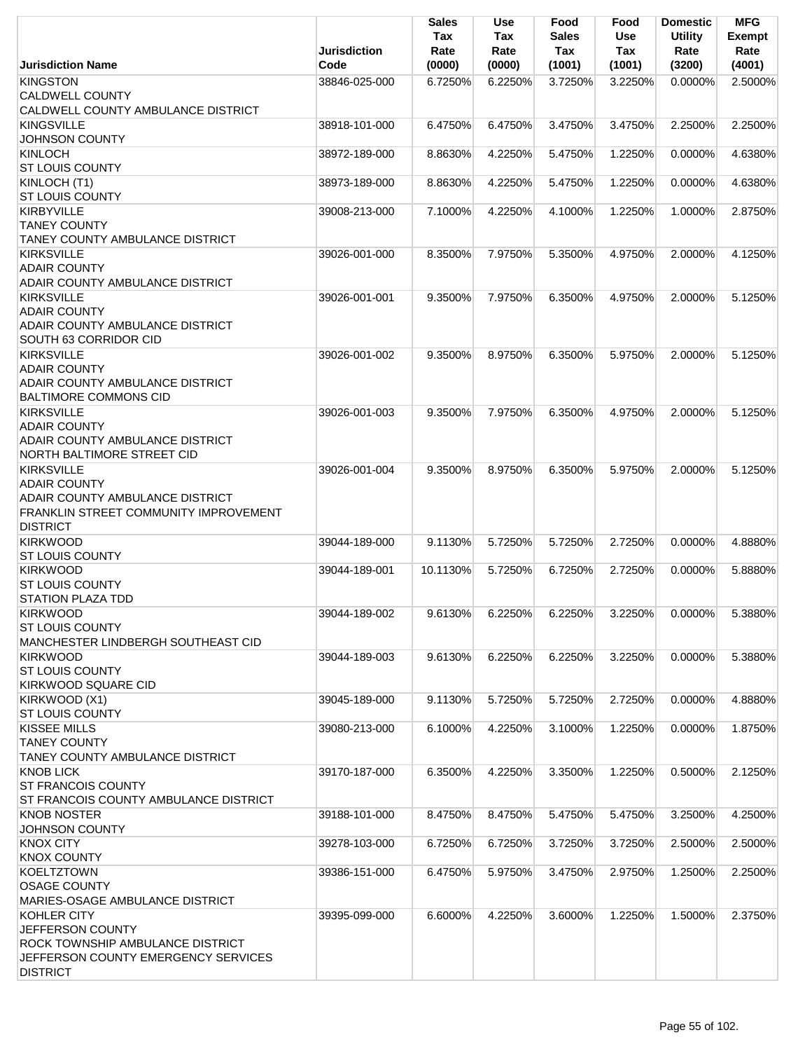| Jurisdiction Name | Jurisdiction Code | Sales Tax Rate (0000) | Use Tax Rate (0000) | Food Sales Tax (1001) | Food Use Tax (1001) | Domestic Utility Rate (3200) | MFG Exempt Rate (4001) |
|---|---|---|---|---|---|---|---|
| KINGSTON<br>CALDWELL COUNTY<br>CALDWELL COUNTY AMBULANCE DISTRICT | 38846-025-000 | 6.7250% | 6.2250% | 3.7250% | 3.2250% | 0.0000% | 2.5000% |
| KINGSVILLE<br>JOHNSON COUNTY | 38918-101-000 | 6.4750% | 6.4750% | 3.4750% | 3.4750% | 2.2500% | 2.2500% |
| KINLOCH<br>ST LOUIS COUNTY | 38972-189-000 | 8.8630% | 4.2250% | 5.4750% | 1.2250% | 0.0000% | 4.6380% |
| KINLOCH (T1)<br>ST LOUIS COUNTY | 38973-189-000 | 8.8630% | 4.2250% | 5.4750% | 1.2250% | 0.0000% | 4.6380% |
| KIRBYVILLE<br>TANEY COUNTY<br>TANEY COUNTY AMBULANCE DISTRICT | 39008-213-000 | 7.1000% | 4.2250% | 4.1000% | 1.2250% | 1.0000% | 2.8750% |
| KIRKSVILLE<br>ADAIR COUNTY<br>ADAIR COUNTY AMBULANCE DISTRICT | 39026-001-000 | 8.3500% | 7.9750% | 5.3500% | 4.9750% | 2.0000% | 4.1250% |
| KIRKSVILLE<br>ADAIR COUNTY<br>ADAIR COUNTY AMBULANCE DISTRICT<br>SOUTH 63 CORRIDOR CID | 39026-001-001 | 9.3500% | 7.9750% | 6.3500% | 4.9750% | 2.0000% | 5.1250% |
| KIRKSVILLE<br>ADAIR COUNTY<br>ADAIR COUNTY AMBULANCE DISTRICT<br>BALTIMORE COMMONS CID | 39026-001-002 | 9.3500% | 8.9750% | 6.3500% | 5.9750% | 2.0000% | 5.1250% |
| KIRKSVILLE<br>ADAIR COUNTY<br>ADAIR COUNTY AMBULANCE DISTRICT<br>NORTH BALTIMORE STREET CID | 39026-001-003 | 9.3500% | 7.9750% | 6.3500% | 4.9750% | 2.0000% | 5.1250% |
| KIRKSVILLE<br>ADAIR COUNTY<br>ADAIR COUNTY AMBULANCE DISTRICT<br>FRANKLIN STREET COMMUNITY IMPROVEMENT DISTRICT | 39026-001-004 | 9.3500% | 8.9750% | 6.3500% | 5.9750% | 2.0000% | 5.1250% |
| KIRKWOOD<br>ST LOUIS COUNTY | 39044-189-000 | 9.1130% | 5.7250% | 5.7250% | 2.7250% | 0.0000% | 4.8880% |
| KIRKWOOD<br>ST LOUIS COUNTY<br>STATION PLAZA TDD | 39044-189-001 | 10.1130% | 5.7250% | 6.7250% | 2.7250% | 0.0000% | 5.8880% |
| KIRKWOOD<br>ST LOUIS COUNTY<br>MANCHESTER LINDBERGH SOUTHEAST CID | 39044-189-002 | 9.6130% | 6.2250% | 6.2250% | 3.2250% | 0.0000% | 5.3880% |
| KIRKWOOD<br>ST LOUIS COUNTY<br>KIRKWOOD SQUARE CID | 39044-189-003 | 9.6130% | 6.2250% | 6.2250% | 3.2250% | 0.0000% | 5.3880% |
| KIRKWOOD (X1)<br>ST LOUIS COUNTY | 39045-189-000 | 9.1130% | 5.7250% | 5.7250% | 2.7250% | 0.0000% | 4.8880% |
| KISSEE MILLS<br>TANEY COUNTY<br>TANEY COUNTY AMBULANCE DISTRICT | 39080-213-000 | 6.1000% | 4.2250% | 3.1000% | 1.2250% | 0.0000% | 1.8750% |
| KNOB LICK<br>ST FRANCOIS COUNTY<br>ST FRANCOIS COUNTY AMBULANCE DISTRICT | 39170-187-000 | 6.3500% | 4.2250% | 3.3500% | 1.2250% | 0.5000% | 2.1250% |
| KNOB NOSTER<br>JOHNSON COUNTY | 39188-101-000 | 8.4750% | 8.4750% | 5.4750% | 5.4750% | 3.2500% | 4.2500% |
| KNOX CITY<br>KNOX COUNTY | 39278-103-000 | 6.7250% | 6.7250% | 3.7250% | 3.7250% | 2.5000% | 2.5000% |
| KOELTZTOWN<br>OSAGE COUNTY<br>MARIES-OSAGE AMBULANCE DISTRICT | 39386-151-000 | 6.4750% | 5.9750% | 3.4750% | 2.9750% | 1.2500% | 2.2500% |
| KOHLER CITY<br>JEFFERSON COUNTY<br>ROCK TOWNSHIP AMBULANCE DISTRICT<br>JEFFERSON COUNTY EMERGENCY SERVICES DISTRICT | 39395-099-000 | 6.6000% | 4.2250% | 3.6000% | 1.2250% | 1.5000% | 2.3750% |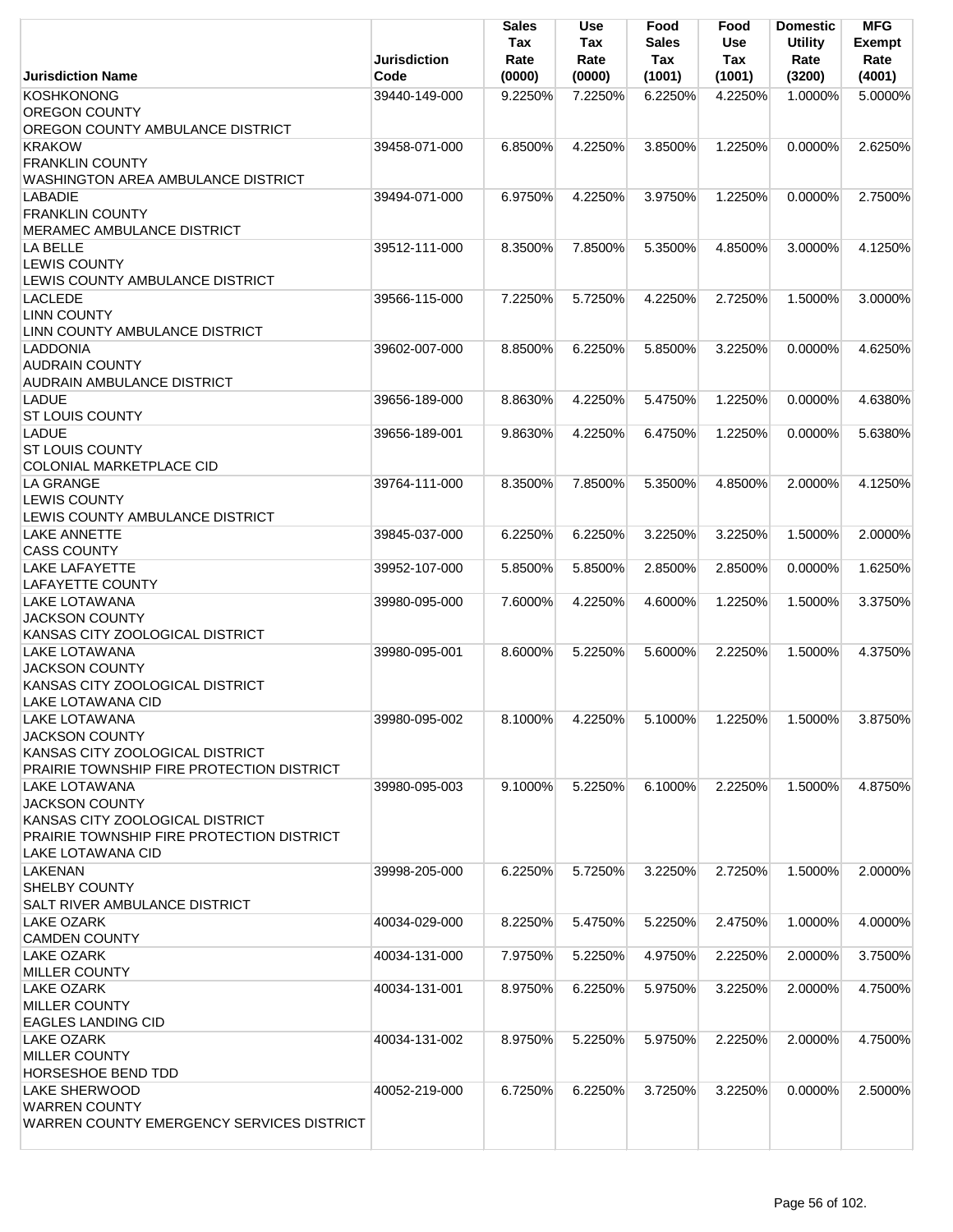| Jurisdiction Name | Jurisdiction Code | Sales Tax Rate (0000) | Use Tax Rate (0000) | Food Sales Tax (1001) | Food Use Tax (1001) | Domestic Utility Rate (3200) | MFG Exempt Rate (4001) |
|---|---|---|---|---|---|---|---|
| KOSHKONONG<br>OREGON COUNTY<br>OREGON COUNTY AMBULANCE DISTRICT | 39440-149-000 | 9.2250% | 7.2250% | 6.2250% | 4.2250% | 1.0000% | 5.0000% |
| KRAKOW<br>FRANKLIN COUNTY<br>WASHINGTON AREA AMBULANCE DISTRICT | 39458-071-000 | 6.8500% | 4.2250% | 3.8500% | 1.2250% | 0.0000% | 2.6250% |
| LABADIE<br>FRANKLIN COUNTY<br>MERAMEC AMBULANCE DISTRICT | 39494-071-000 | 6.9750% | 4.2250% | 3.9750% | 1.2250% | 0.0000% | 2.7500% |
| LA BELLE<br>LEWIS COUNTY<br>LEWIS COUNTY AMBULANCE DISTRICT | 39512-111-000 | 8.3500% | 7.8500% | 5.3500% | 4.8500% | 3.0000% | 4.1250% |
| LACLEDE<br>LINN COUNTY<br>LINN COUNTY AMBULANCE DISTRICT | 39566-115-000 | 7.2250% | 5.7250% | 4.2250% | 2.7250% | 1.5000% | 3.0000% |
| LADDONIA<br>AUDRAIN COUNTY<br>AUDRAIN AMBULANCE DISTRICT | 39602-007-000 | 8.8500% | 6.2250% | 5.8500% | 3.2250% | 0.0000% | 4.6250% |
| LADUE<br>ST LOUIS COUNTY | 39656-189-000 | 8.8630% | 4.2250% | 5.4750% | 1.2250% | 0.0000% | 4.6380% |
| LADUE<br>ST LOUIS COUNTY<br>COLONIAL MARKETPLACE CID | 39656-189-001 | 9.8630% | 4.2250% | 6.4750% | 1.2250% | 0.0000% | 5.6380% |
| LA GRANGE<br>LEWIS COUNTY<br>LEWIS COUNTY AMBULANCE DISTRICT | 39764-111-000 | 8.3500% | 7.8500% | 5.3500% | 4.8500% | 2.0000% | 4.1250% |
| LAKE ANNETTE<br>CASS COUNTY | 39845-037-000 | 6.2250% | 6.2250% | 3.2250% | 3.2250% | 1.5000% | 2.0000% |
| LAKE LAFAYETTE<br>LAFAYETTE COUNTY | 39952-107-000 | 5.8500% | 5.8500% | 2.8500% | 2.8500% | 0.0000% | 1.6250% |
| LAKE LOTAWANA<br>JACKSON COUNTY<br>KANSAS CITY ZOOLOGICAL DISTRICT | 39980-095-000 | 7.6000% | 4.2250% | 4.6000% | 1.2250% | 1.5000% | 3.3750% |
| LAKE LOTAWANA<br>JACKSON COUNTY<br>KANSAS CITY ZOOLOGICAL DISTRICT<br>LAKE LOTAWANA CID | 39980-095-001 | 8.6000% | 5.2250% | 5.6000% | 2.2250% | 1.5000% | 4.3750% |
| LAKE LOTAWANA<br>JACKSON COUNTY<br>KANSAS CITY ZOOLOGICAL DISTRICT<br>PRAIRIE TOWNSHIP FIRE PROTECTION DISTRICT | 39980-095-002 | 8.1000% | 4.2250% | 5.1000% | 1.2250% | 1.5000% | 3.8750% |
| LAKE LOTAWANA<br>JACKSON COUNTY<br>KANSAS CITY ZOOLOGICAL DISTRICT<br>PRAIRIE TOWNSHIP FIRE PROTECTION DISTRICT<br>LAKE LOTAWANA CID | 39980-095-003 | 9.1000% | 5.2250% | 6.1000% | 2.2250% | 1.5000% | 4.8750% |
| LAKENAN<br>SHELBY COUNTY<br>SALT RIVER AMBULANCE DISTRICT | 39998-205-000 | 6.2250% | 5.7250% | 3.2250% | 2.7250% | 1.5000% | 2.0000% |
| LAKE OZARK<br>CAMDEN COUNTY | 40034-029-000 | 8.2250% | 5.4750% | 5.2250% | 2.4750% | 1.0000% | 4.0000% |
| LAKE OZARK<br>MILLER COUNTY | 40034-131-000 | 7.9750% | 5.2250% | 4.9750% | 2.2250% | 2.0000% | 3.7500% |
| LAKE OZARK<br>MILLER COUNTY<br>EAGLES LANDING CID | 40034-131-001 | 8.9750% | 6.2250% | 5.9750% | 3.2250% | 2.0000% | 4.7500% |
| LAKE OZARK<br>MILLER COUNTY<br>HORSESHOE BEND TDD | 40034-131-002 | 8.9750% | 5.2250% | 5.9750% | 2.2250% | 2.0000% | 4.7500% |
| LAKE SHERWOOD<br>WARREN COUNTY<br>WARREN COUNTY EMERGENCY SERVICES DISTRICT | 40052-219-000 | 6.7250% | 6.2250% | 3.7250% | 3.2250% | 0.0000% | 2.5000% |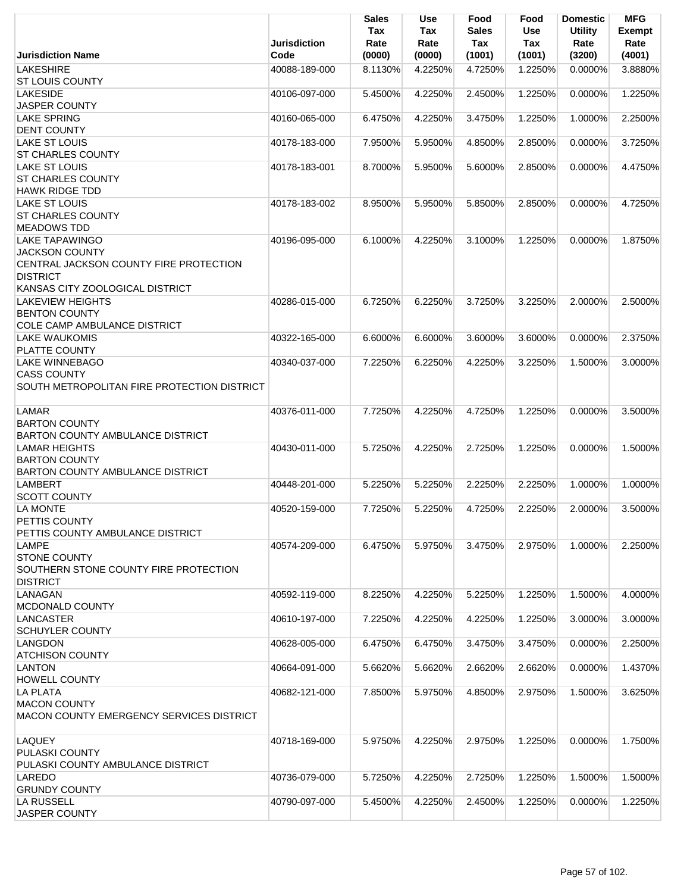| Jurisdiction Name | Jurisdiction Code | Sales Tax Rate (0000) | Use Tax Rate (0000) | Food Sales Tax (1001) | Food Use Tax (1001) | Domestic Utility Rate (3200) | MFG Exempt Rate (4001) |
|---|---|---|---|---|---|---|---|
| LAKESHIRE<br>ST LOUIS COUNTY | 40088-189-000 | 8.1130% | 4.2250% | 4.7250% | 1.2250% | 0.0000% | 3.8880% |
| LAKESIDE<br>JASPER COUNTY | 40106-097-000 | 5.4500% | 4.2250% | 2.4500% | 1.2250% | 0.0000% | 1.2250% |
| LAKE SPRING<br>DENT COUNTY | 40160-065-000 | 6.4750% | 4.2250% | 3.4750% | 1.2250% | 1.0000% | 2.2500% |
| LAKE ST LOUIS<br>ST CHARLES COUNTY | 40178-183-000 | 7.9500% | 5.9500% | 4.8500% | 2.8500% | 0.0000% | 3.7250% |
| LAKE ST LOUIS<br>ST CHARLES COUNTY<br>HAWK RIDGE TDD | 40178-183-001 | 8.7000% | 5.9500% | 5.6000% | 2.8500% | 0.0000% | 4.4750% |
| LAKE ST LOUIS<br>ST CHARLES COUNTY<br>MEADOWS TDD | 40178-183-002 | 8.9500% | 5.9500% | 5.8500% | 2.8500% | 0.0000% | 4.7250% |
| LAKE TAPAWINGO<br>JACKSON COUNTY<br>CENTRAL JACKSON COUNTY FIRE PROTECTION DISTRICT<br>KANSAS CITY ZOOLOGICAL DISTRICT | 40196-095-000 | 6.1000% | 4.2250% | 3.1000% | 1.2250% | 0.0000% | 1.8750% |
| LAKEVIEW HEIGHTS<br>BENTON COUNTY<br>COLE CAMP AMBULANCE DISTRICT | 40286-015-000 | 6.7250% | 6.2250% | 3.7250% | 3.2250% | 2.0000% | 2.5000% |
| LAKE WAUKOMIS<br>PLATTE COUNTY | 40322-165-000 | 6.6000% | 6.6000% | 3.6000% | 3.6000% | 0.0000% | 2.3750% |
| LAKE WINNEBAGO<br>CASS COUNTY<br>SOUTH METROPOLITAN FIRE PROTECTION DISTRICT | 40340-037-000 | 7.2250% | 6.2250% | 4.2250% | 3.2250% | 1.5000% | 3.0000% |
| LAMAR<br>BARTON COUNTY<br>BARTON COUNTY AMBULANCE DISTRICT | 40376-011-000 | 7.7250% | 4.2250% | 4.7250% | 1.2250% | 0.0000% | 3.5000% |
| LAMAR HEIGHTS<br>BARTON COUNTY<br>BARTON COUNTY AMBULANCE DISTRICT | 40430-011-000 | 5.7250% | 4.2250% | 2.7250% | 1.2250% | 0.0000% | 1.5000% |
| LAMBERT<br>SCOTT COUNTY | 40448-201-000 | 5.2250% | 5.2250% | 2.2250% | 2.2250% | 1.0000% | 1.0000% |
| LA MONTE<br>PETTIS COUNTY<br>PETTIS COUNTY AMBULANCE DISTRICT | 40520-159-000 | 7.7250% | 5.2250% | 4.7250% | 2.2250% | 2.0000% | 3.5000% |
| LAMPE<br>STONE COUNTY<br>SOUTHERN STONE COUNTY FIRE PROTECTION DISTRICT | 40574-209-000 | 6.4750% | 5.9750% | 3.4750% | 2.9750% | 1.0000% | 2.2500% |
| LANAGAN<br>MCDONALD COUNTY | 40592-119-000 | 8.2250% | 4.2250% | 5.2250% | 1.2250% | 1.5000% | 4.0000% |
| LANCASTER<br>SCHUYLER COUNTY | 40610-197-000 | 7.2250% | 4.2250% | 4.2250% | 1.2250% | 3.0000% | 3.0000% |
| LANGDON<br>ATCHISON COUNTY | 40628-005-000 | 6.4750% | 6.4750% | 3.4750% | 3.4750% | 0.0000% | 2.2500% |
| LANTON<br>HOWELL COUNTY | 40664-091-000 | 5.6620% | 5.6620% | 2.6620% | 2.6620% | 0.0000% | 1.4370% |
| LA PLATA<br>MACON COUNTY<br>MACON COUNTY EMERGENCY SERVICES DISTRICT | 40682-121-000 | 7.8500% | 5.9750% | 4.8500% | 2.9750% | 1.5000% | 3.6250% |
| LAQUEY<br>PULASKI COUNTY<br>PULASKI COUNTY AMBULANCE DISTRICT | 40718-169-000 | 5.9750% | 4.2250% | 2.9750% | 1.2250% | 0.0000% | 1.7500% |
| LAREDO<br>GRUNDY COUNTY | 40736-079-000 | 5.7250% | 4.2250% | 2.7250% | 1.2250% | 1.5000% | 1.5000% |
| LA RUSSELL<br>JASPER COUNTY | 40790-097-000 | 5.4500% | 4.2250% | 2.4500% | 1.2250% | 0.0000% | 1.2250% |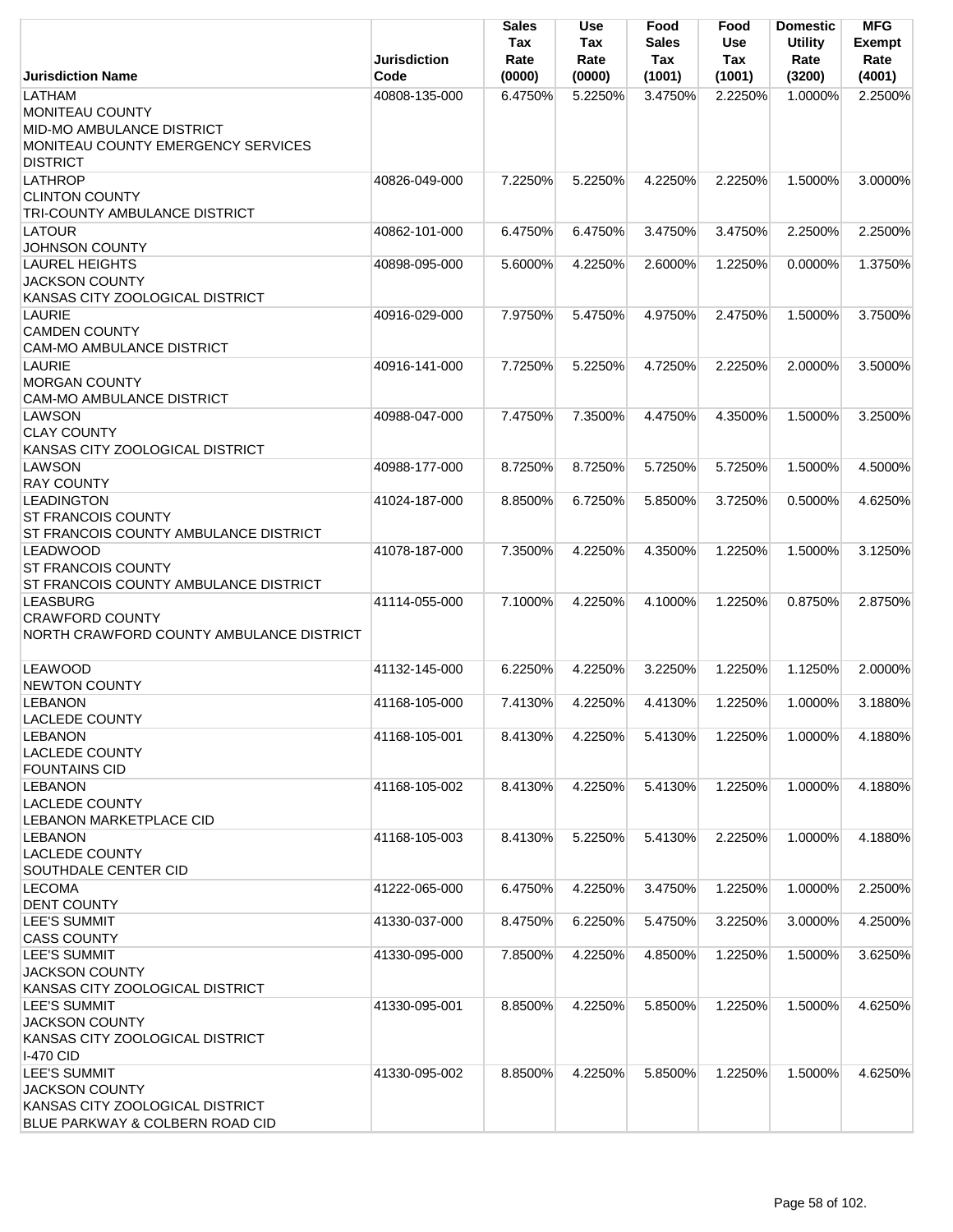| Jurisdiction Name | Jurisdiction Code | Sales Tax Rate (0000) | Use Tax Rate (0000) | Food Sales Tax (1001) | Food Use Tax (1001) | Domestic Utility Rate (3200) | MFG Exempt Rate (4001) |
|---|---|---|---|---|---|---|---|
| LATHAM<br>MONITEAU COUNTY<br>MID-MO AMBULANCE DISTRICT<br>MONITEAU COUNTY EMERGENCY SERVICES DISTRICT | 40808-135-000 | 6.4750% | 5.2250% | 3.4750% | 2.2250% | 1.0000% | 2.2500% |
| LATHROP<br>CLINTON COUNTY<br>TRI-COUNTY AMBULANCE DISTRICT | 40826-049-000 | 7.2250% | 5.2250% | 4.2250% | 2.2250% | 1.5000% | 3.0000% |
| LATOUR<br>JOHNSON COUNTY | 40862-101-000 | 6.4750% | 6.4750% | 3.4750% | 3.4750% | 2.2500% | 2.2500% |
| LAUREL HEIGHTS<br>JACKSON COUNTY<br>KANSAS CITY ZOOLOGICAL DISTRICT | 40898-095-000 | 5.6000% | 4.2250% | 2.6000% | 1.2250% | 0.0000% | 1.3750% |
| LAURIE<br>CAMDEN COUNTY<br>CAM-MO AMBULANCE DISTRICT | 40916-029-000 | 7.9750% | 5.4750% | 4.9750% | 2.4750% | 1.5000% | 3.7500% |
| LAURIE<br>MORGAN COUNTY<br>CAM-MO AMBULANCE DISTRICT | 40916-141-000 | 7.7250% | 5.2250% | 4.7250% | 2.2250% | 2.0000% | 3.5000% |
| LAWSON<br>CLAY COUNTY<br>KANSAS CITY ZOOLOGICAL DISTRICT | 40988-047-000 | 7.4750% | 7.3500% | 4.4750% | 4.3500% | 1.5000% | 3.2500% |
| LAWSON<br>RAY COUNTY | 40988-177-000 | 8.7250% | 8.7250% | 5.7250% | 5.7250% | 1.5000% | 4.5000% |
| LEADINGTON<br>ST FRANCOIS COUNTY<br>ST FRANCOIS COUNTY AMBULANCE DISTRICT | 41024-187-000 | 8.8500% | 6.7250% | 5.8500% | 3.7250% | 0.5000% | 4.6250% |
| LEADWOOD<br>ST FRANCOIS COUNTY<br>ST FRANCOIS COUNTY AMBULANCE DISTRICT | 41078-187-000 | 7.3500% | 4.2250% | 4.3500% | 1.2250% | 1.5000% | 3.1250% |
| LEASBURG<br>CRAWFORD COUNTY<br>NORTH CRAWFORD COUNTY AMBULANCE DISTRICT | 41114-055-000 | 7.1000% | 4.2250% | 4.1000% | 1.2250% | 0.8750% | 2.8750% |
| LEAWOOD<br>NEWTON COUNTY | 41132-145-000 | 6.2250% | 4.2250% | 3.2250% | 1.2250% | 1.1250% | 2.0000% |
| LEBANON<br>LACLEDE COUNTY | 41168-105-000 | 7.4130% | 4.2250% | 4.4130% | 1.2250% | 1.0000% | 3.1880% |
| LEBANON<br>LACLEDE COUNTY<br>FOUNTAINS CID | 41168-105-001 | 8.4130% | 4.2250% | 5.4130% | 1.2250% | 1.0000% | 4.1880% |
| LEBANON<br>LACLEDE COUNTY<br>LEBANON MARKETPLACE CID | 41168-105-002 | 8.4130% | 4.2250% | 5.4130% | 1.2250% | 1.0000% | 4.1880% |
| LEBANON<br>LACLEDE COUNTY<br>SOUTHDALE CENTER CID | 41168-105-003 | 8.4130% | 5.2250% | 5.4130% | 2.2250% | 1.0000% | 4.1880% |
| LECOMA<br>DENT COUNTY | 41222-065-000 | 6.4750% | 4.2250% | 3.4750% | 1.2250% | 1.0000% | 2.2500% |
| LEE'S SUMMIT<br>CASS COUNTY | 41330-037-000 | 8.4750% | 6.2250% | 5.4750% | 3.2250% | 3.0000% | 4.2500% |
| LEE'S SUMMIT<br>JACKSON COUNTY<br>KANSAS CITY ZOOLOGICAL DISTRICT | 41330-095-000 | 7.8500% | 4.2250% | 4.8500% | 1.2250% | 1.5000% | 3.6250% |
| LEE'S SUMMIT<br>JACKSON COUNTY<br>KANSAS CITY ZOOLOGICAL DISTRICT<br>I-470 CID | 41330-095-001 | 8.8500% | 4.2250% | 5.8500% | 1.2250% | 1.5000% | 4.6250% |
| LEE'S SUMMIT<br>JACKSON COUNTY<br>KANSAS CITY ZOOLOGICAL DISTRICT<br>BLUE PARKWAY & COLBERN ROAD CID | 41330-095-002 | 8.8500% | 4.2250% | 5.8500% | 1.2250% | 1.5000% | 4.6250% |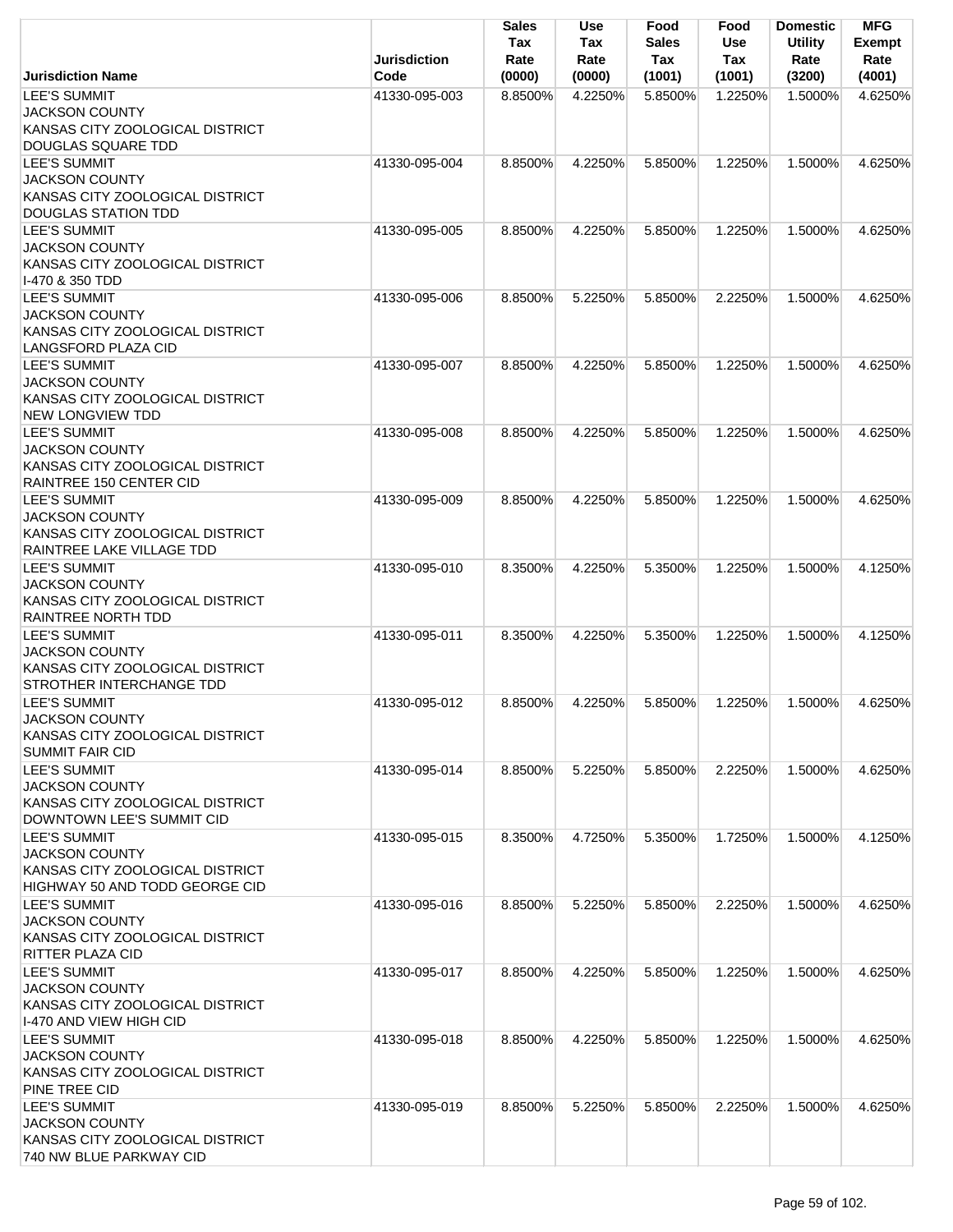| Jurisdiction Name | Jurisdiction Code | Sales Tax Rate (0000) | Use Tax Rate (0000) | Food Sales Tax (1001) | Food Use Tax (1001) | Domestic Utility Rate (3200) | MFG Exempt Rate (4001) |
|---|---|---|---|---|---|---|---|
| LEE'S SUMMIT<br>JACKSON COUNTY<br>KANSAS CITY ZOOLOGICAL DISTRICT<br>DOUGLAS SQUARE TDD | 41330-095-003 | 8.8500% | 4.2250% | 5.8500% | 1.2250% | 1.5000% | 4.6250% |
| LEE'S SUMMIT<br>JACKSON COUNTY<br>KANSAS CITY ZOOLOGICAL DISTRICT<br>DOUGLAS STATION TDD | 41330-095-004 | 8.8500% | 4.2250% | 5.8500% | 1.2250% | 1.5000% | 4.6250% |
| LEE'S SUMMIT<br>JACKSON COUNTY<br>KANSAS CITY ZOOLOGICAL DISTRICT<br>I-470 & 350 TDD | 41330-095-005 | 8.8500% | 4.2250% | 5.8500% | 1.2250% | 1.5000% | 4.6250% |
| LEE'S SUMMIT<br>JACKSON COUNTY<br>KANSAS CITY ZOOLOGICAL DISTRICT<br>LANGSFORD PLAZA CID | 41330-095-006 | 8.8500% | 5.2250% | 5.8500% | 2.2250% | 1.5000% | 4.6250% |
| LEE'S SUMMIT<br>JACKSON COUNTY<br>KANSAS CITY ZOOLOGICAL DISTRICT<br>NEW LONGVIEW TDD | 41330-095-007 | 8.8500% | 4.2250% | 5.8500% | 1.2250% | 1.5000% | 4.6250% |
| LEE'S SUMMIT<br>JACKSON COUNTY<br>KANSAS CITY ZOOLOGICAL DISTRICT<br>RAINTREE 150 CENTER CID | 41330-095-008 | 8.8500% | 4.2250% | 5.8500% | 1.2250% | 1.5000% | 4.6250% |
| LEE'S SUMMIT<br>JACKSON COUNTY<br>KANSAS CITY ZOOLOGICAL DISTRICT<br>RAINTREE LAKE VILLAGE TDD | 41330-095-009 | 8.8500% | 4.2250% | 5.8500% | 1.2250% | 1.5000% | 4.6250% |
| LEE'S SUMMIT<br>JACKSON COUNTY<br>KANSAS CITY ZOOLOGICAL DISTRICT<br>RAINTREE NORTH TDD | 41330-095-010 | 8.3500% | 4.2250% | 5.3500% | 1.2250% | 1.5000% | 4.1250% |
| LEE'S SUMMIT<br>JACKSON COUNTY<br>KANSAS CITY ZOOLOGICAL DISTRICT<br>STROTHER INTERCHANGE TDD | 41330-095-011 | 8.3500% | 4.2250% | 5.3500% | 1.2250% | 1.5000% | 4.1250% |
| LEE'S SUMMIT<br>JACKSON COUNTY<br>KANSAS CITY ZOOLOGICAL DISTRICT<br>SUMMIT FAIR CID | 41330-095-012 | 8.8500% | 4.2250% | 5.8500% | 1.2250% | 1.5000% | 4.6250% |
| LEE'S SUMMIT<br>JACKSON COUNTY<br>KANSAS CITY ZOOLOGICAL DISTRICT<br>DOWNTOWN LEE'S SUMMIT CID | 41330-095-014 | 8.8500% | 5.2250% | 5.8500% | 2.2250% | 1.5000% | 4.6250% |
| LEE'S SUMMIT<br>JACKSON COUNTY<br>KANSAS CITY ZOOLOGICAL DISTRICT<br>HIGHWAY 50 AND TODD GEORGE CID | 41330-095-015 | 8.3500% | 4.7250% | 5.3500% | 1.7250% | 1.5000% | 4.1250% |
| LEE'S SUMMIT<br>JACKSON COUNTY<br>KANSAS CITY ZOOLOGICAL DISTRICT<br>RITTER PLAZA CID | 41330-095-016 | 8.8500% | 5.2250% | 5.8500% | 2.2250% | 1.5000% | 4.6250% |
| LEE'S SUMMIT<br>JACKSON COUNTY<br>KANSAS CITY ZOOLOGICAL DISTRICT<br>I-470 AND VIEW HIGH CID | 41330-095-017 | 8.8500% | 4.2250% | 5.8500% | 1.2250% | 1.5000% | 4.6250% |
| LEE'S SUMMIT<br>JACKSON COUNTY<br>KANSAS CITY ZOOLOGICAL DISTRICT<br>PINE TREE CID | 41330-095-018 | 8.8500% | 4.2250% | 5.8500% | 1.2250% | 1.5000% | 4.6250% |
| LEE'S SUMMIT<br>JACKSON COUNTY<br>KANSAS CITY ZOOLOGICAL DISTRICT<br>740 NW BLUE PARKWAY CID | 41330-095-019 | 8.8500% | 5.2250% | 5.8500% | 2.2250% | 1.5000% | 4.6250% |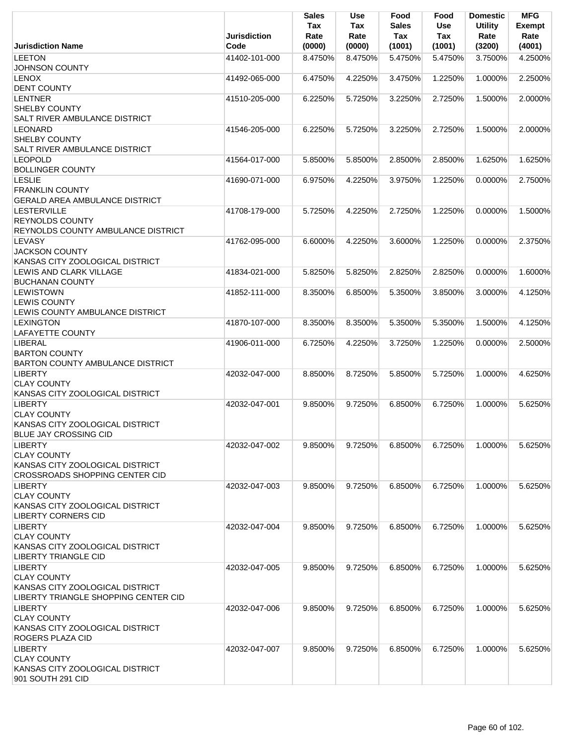| Jurisdiction Name | Jurisdiction Code | Sales Tax Rate (0000) | Use Tax Rate (0000) | Food Sales Tax (1001) | Food Use Tax (1001) | Domestic Utility Rate (3200) | MFG Exempt Rate (4001) |
|---|---|---|---|---|---|---|---|
| LEETON<br>JOHNSON COUNTY | 41402-101-000 | 8.4750% | 8.4750% | 5.4750% | 5.4750% | 3.7500% | 4.2500% |
| LENOX<br>DENT COUNTY | 41492-065-000 | 6.4750% | 4.2250% | 3.4750% | 1.2250% | 1.0000% | 2.2500% |
| LENTNER<br>SHELBY COUNTY<br>SALT RIVER AMBULANCE DISTRICT | 41510-205-000 | 6.2250% | 5.7250% | 3.2250% | 2.7250% | 1.5000% | 2.0000% |
| LEONARD<br>SHELBY COUNTY<br>SALT RIVER AMBULANCE DISTRICT | 41546-205-000 | 6.2250% | 5.7250% | 3.2250% | 2.7250% | 1.5000% | 2.0000% |
| LEOPOLD<br>BOLLINGER COUNTY | 41564-017-000 | 5.8500% | 5.8500% | 2.8500% | 2.8500% | 1.6250% | 1.6250% |
| LESLIE<br>FRANKLIN COUNTY<br>GERALD AREA AMBULANCE DISTRICT | 41690-071-000 | 6.9750% | 4.2250% | 3.9750% | 1.2250% | 0.0000% | 2.7500% |
| LESTERVILLE<br>REYNOLDS COUNTY<br>REYNOLDS COUNTY AMBULANCE DISTRICT | 41708-179-000 | 5.7250% | 4.2250% | 2.7250% | 1.2250% | 0.0000% | 1.5000% |
| LEVASY<br>JACKSON COUNTY<br>KANSAS CITY ZOOLOGICAL DISTRICT | 41762-095-000 | 6.6000% | 4.2250% | 3.6000% | 1.2250% | 0.0000% | 2.3750% |
| LEWIS AND CLARK VILLAGE<br>BUCHANAN COUNTY | 41834-021-000 | 5.8250% | 5.8250% | 2.8250% | 2.8250% | 0.0000% | 1.6000% |
| LEWISTOWN<br>LEWIS COUNTY<br>LEWIS COUNTY AMBULANCE DISTRICT | 41852-111-000 | 8.3500% | 6.8500% | 5.3500% | 3.8500% | 3.0000% | 4.1250% |
| LEXINGTON<br>LAFAYETTE COUNTY | 41870-107-000 | 8.3500% | 8.3500% | 5.3500% | 5.3500% | 1.5000% | 4.1250% |
| LIBERAL<br>BARTON COUNTY<br>BARTON COUNTY AMBULANCE DISTRICT | 41906-011-000 | 6.7250% | 4.2250% | 3.7250% | 1.2250% | 0.0000% | 2.5000% |
| LIBERTY<br>CLAY COUNTY<br>KANSAS CITY ZOOLOGICAL DISTRICT | 42032-047-000 | 8.8500% | 8.7250% | 5.8500% | 5.7250% | 1.0000% | 4.6250% |
| LIBERTY<br>CLAY COUNTY<br>KANSAS CITY ZOOLOGICAL DISTRICT<br>BLUE JAY CROSSING CID | 42032-047-001 | 9.8500% | 9.7250% | 6.8500% | 6.7250% | 1.0000% | 5.6250% |
| LIBERTY<br>CLAY COUNTY<br>KANSAS CITY ZOOLOGICAL DISTRICT<br>CROSSROADS SHOPPING CENTER CID | 42032-047-002 | 9.8500% | 9.7250% | 6.8500% | 6.7250% | 1.0000% | 5.6250% |
| LIBERTY<br>CLAY COUNTY<br>KANSAS CITY ZOOLOGICAL DISTRICT<br>LIBERTY CORNERS CID | 42032-047-003 | 9.8500% | 9.7250% | 6.8500% | 6.7250% | 1.0000% | 5.6250% |
| LIBERTY<br>CLAY COUNTY<br>KANSAS CITY ZOOLOGICAL DISTRICT<br>LIBERTY TRIANGLE CID | 42032-047-004 | 9.8500% | 9.7250% | 6.8500% | 6.7250% | 1.0000% | 5.6250% |
| LIBERTY<br>CLAY COUNTY<br>KANSAS CITY ZOOLOGICAL DISTRICT<br>LIBERTY TRIANGLE SHOPPING CENTER CID | 42032-047-005 | 9.8500% | 9.7250% | 6.8500% | 6.7250% | 1.0000% | 5.6250% |
| LIBERTY<br>CLAY COUNTY<br>KANSAS CITY ZOOLOGICAL DISTRICT<br>ROGERS PLAZA CID | 42032-047-006 | 9.8500% | 9.7250% | 6.8500% | 6.7250% | 1.0000% | 5.6250% |
| LIBERTY<br>CLAY COUNTY<br>KANSAS CITY ZOOLOGICAL DISTRICT<br>901 SOUTH 291 CID | 42032-047-007 | 9.8500% | 9.7250% | 6.8500% | 6.7250% | 1.0000% | 5.6250% |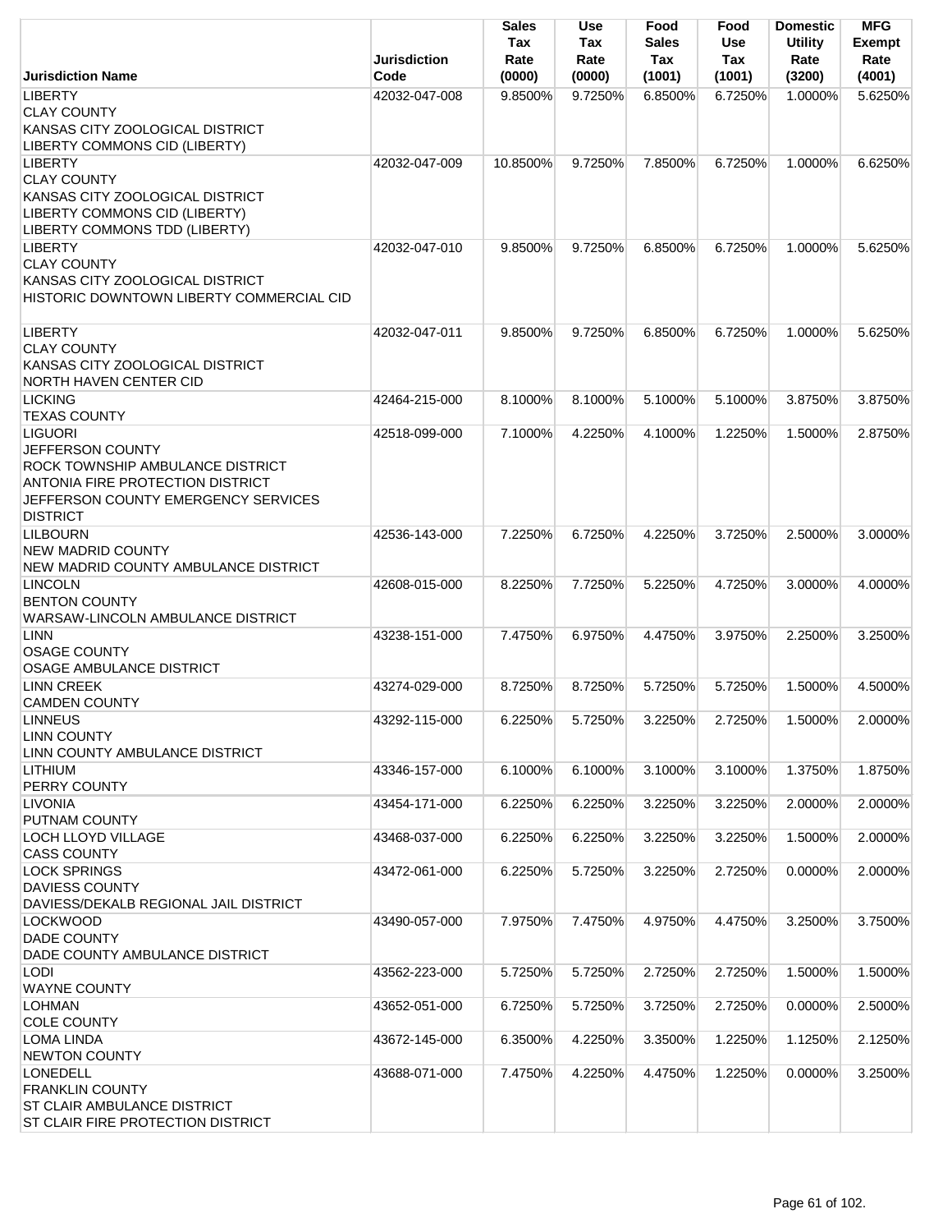| Jurisdiction Name | Jurisdiction Code | Sales Tax Rate (0000) | Use Tax Rate (0000) | Food Sales Tax (1001) | Food Use Tax (1001) | Domestic Utility Rate (3200) | MFG Exempt Rate (4001) |
|---|---|---|---|---|---|---|---|
| LIBERTY<br>CLAY COUNTY<br>KANSAS CITY ZOOLOGICAL DISTRICT<br>LIBERTY COMMONS CID (LIBERTY) | 42032-047-008 | 9.8500% | 9.7250% | 6.8500% | 6.7250% | 1.0000% | 5.6250% |
| LIBERTY<br>CLAY COUNTY<br>KANSAS CITY ZOOLOGICAL DISTRICT<br>LIBERTY COMMONS CID (LIBERTY)<br>LIBERTY COMMONS TDD (LIBERTY) | 42032-047-009 | 10.8500% | 9.7250% | 7.8500% | 6.7250% | 1.0000% | 6.6250% |
| LIBERTY<br>CLAY COUNTY<br>KANSAS CITY ZOOLOGICAL DISTRICT<br>HISTORIC DOWNTOWN LIBERTY COMMERCIAL CID | 42032-047-010 | 9.8500% | 9.7250% | 6.8500% | 6.7250% | 1.0000% | 5.6250% |
| LIBERTY<br>CLAY COUNTY<br>KANSAS CITY ZOOLOGICAL DISTRICT<br>NORTH HAVEN CENTER CID | 42032-047-011 | 9.8500% | 9.7250% | 6.8500% | 6.7250% | 1.0000% | 5.6250% |
| LICKING<br>TEXAS COUNTY | 42464-215-000 | 8.1000% | 8.1000% | 5.1000% | 5.1000% | 3.8750% | 3.8750% |
| LIGUORI<br>JEFFERSON COUNTY<br>ROCK TOWNSHIP AMBULANCE DISTRICT<br>ANTONIA FIRE PROTECTION DISTRICT<br>JEFFERSON COUNTY EMERGENCY SERVICES DISTRICT | 42518-099-000 | 7.1000% | 4.2250% | 4.1000% | 1.2250% | 1.5000% | 2.8750% |
| LILBOURN<br>NEW MADRID COUNTY<br>NEW MADRID COUNTY AMBULANCE DISTRICT | 42536-143-000 | 7.2250% | 6.7250% | 4.2250% | 3.7250% | 2.5000% | 3.0000% |
| LINCOLN<br>BENTON COUNTY<br>WARSAW-LINCOLN AMBULANCE DISTRICT | 42608-015-000 | 8.2250% | 7.7250% | 5.2250% | 4.7250% | 3.0000% | 4.0000% |
| LINN<br>OSAGE COUNTY<br>OSAGE AMBULANCE DISTRICT | 43238-151-000 | 7.4750% | 6.9750% | 4.4750% | 3.9750% | 2.2500% | 3.2500% |
| LINN CREEK<br>CAMDEN COUNTY | 43274-029-000 | 8.7250% | 8.7250% | 5.7250% | 5.7250% | 1.5000% | 4.5000% |
| LINNEUS<br>LINN COUNTY<br>LINN COUNTY AMBULANCE DISTRICT | 43292-115-000 | 6.2250% | 5.7250% | 3.2250% | 2.7250% | 1.5000% | 2.0000% |
| LITHIUM<br>PERRY COUNTY | 43346-157-000 | 6.1000% | 6.1000% | 3.1000% | 3.1000% | 1.3750% | 1.8750% |
| LIVONIA<br>PUTNAM COUNTY | 43454-171-000 | 6.2250% | 6.2250% | 3.2250% | 3.2250% | 2.0000% | 2.0000% |
| LOCH LLOYD VILLAGE<br>CASS COUNTY | 43468-037-000 | 6.2250% | 6.2250% | 3.2250% | 3.2250% | 1.5000% | 2.0000% |
| LOCK SPRINGS<br>DAVIESS COUNTY<br>DAVIESS/DEKALB REGIONAL JAIL DISTRICT | 43472-061-000 | 6.2250% | 5.7250% | 3.2250% | 2.7250% | 0.0000% | 2.0000% |
| LOCKWOOD<br>DADE COUNTY<br>DADE COUNTY AMBULANCE DISTRICT | 43490-057-000 | 7.9750% | 7.4750% | 4.9750% | 4.4750% | 3.2500% | 3.7500% |
| LODI<br>WAYNE COUNTY | 43562-223-000 | 5.7250% | 5.7250% | 2.7250% | 2.7250% | 1.5000% | 1.5000% |
| LOHMAN<br>COLE COUNTY | 43652-051-000 | 6.7250% | 5.7250% | 3.7250% | 2.7250% | 0.0000% | 2.5000% |
| LOMA LINDA<br>NEWTON COUNTY | 43672-145-000 | 6.3500% | 4.2250% | 3.3500% | 1.2250% | 1.1250% | 2.1250% |
| LONEDELL<br>FRANKLIN COUNTY<br>ST CLAIR AMBULANCE DISTRICT<br>ST CLAIR FIRE PROTECTION DISTRICT | 43688-071-000 | 7.4750% | 4.2250% | 4.4750% | 1.2250% | 0.0000% | 3.2500% |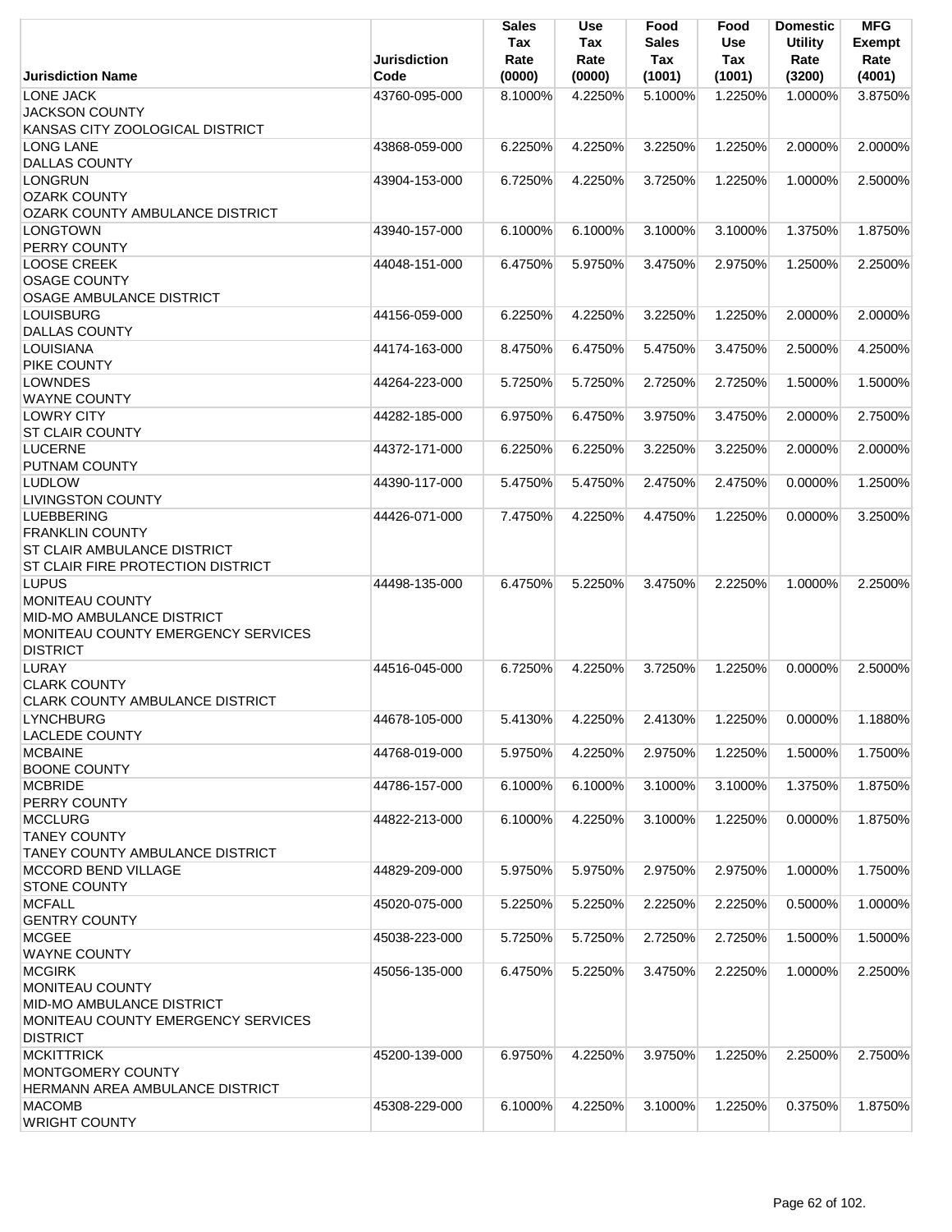| Jurisdiction Name | Jurisdiction Code | Sales Tax Rate (0000) | Use Tax Rate (0000) | Food Sales Tax (1001) | Food Use Tax (1001) | Domestic Utility Rate (3200) | MFG Exempt Rate (4001) |
|---|---|---|---|---|---|---|---|
| LONE JACK<br>JACKSON COUNTY<br>KANSAS CITY ZOOLOGICAL DISTRICT | 43760-095-000 | 8.1000% | 4.2250% | 5.1000% | 1.2250% | 1.0000% | 3.8750% |
| LONG LANE<br>DALLAS COUNTY | 43868-059-000 | 6.2250% | 4.2250% | 3.2250% | 1.2250% | 2.0000% | 2.0000% |
| LONGRUN<br>OZARK COUNTY<br>OZARK COUNTY AMBULANCE DISTRICT | 43904-153-000 | 6.7250% | 4.2250% | 3.7250% | 1.2250% | 1.0000% | 2.5000% |
| LONGTOWN<br>PERRY COUNTY | 43940-157-000 | 6.1000% | 6.1000% | 3.1000% | 3.1000% | 1.3750% | 1.8750% |
| LOOSE CREEK<br>OSAGE COUNTY<br>OSAGE AMBULANCE DISTRICT | 44048-151-000 | 6.4750% | 5.9750% | 3.4750% | 2.9750% | 1.2500% | 2.2500% |
| LOUISBURG<br>DALLAS COUNTY | 44156-059-000 | 6.2250% | 4.2250% | 3.2250% | 1.2250% | 2.0000% | 2.0000% |
| LOUISIANA<br>PIKE COUNTY | 44174-163-000 | 8.4750% | 6.4750% | 5.4750% | 3.4750% | 2.5000% | 4.2500% |
| LOWNDES<br>WAYNE COUNTY | 44264-223-000 | 5.7250% | 5.7250% | 2.7250% | 2.7250% | 1.5000% | 1.5000% |
| LOWRY CITY<br>ST CLAIR COUNTY | 44282-185-000 | 6.9750% | 6.4750% | 3.9750% | 3.4750% | 2.0000% | 2.7500% |
| LUCERNE<br>PUTNAM COUNTY | 44372-171-000 | 6.2250% | 6.2250% | 3.2250% | 3.2250% | 2.0000% | 2.0000% |
| LUDLOW<br>LIVINGSTON COUNTY | 44390-117-000 | 5.4750% | 5.4750% | 2.4750% | 2.4750% | 0.0000% | 1.2500% |
| LUEBBERING<br>FRANKLIN COUNTY<br>ST CLAIR AMBULANCE DISTRICT<br>ST CLAIR FIRE PROTECTION DISTRICT | 44426-071-000 | 7.4750% | 4.2250% | 4.4750% | 1.2250% | 0.0000% | 3.2500% |
| LUPUS<br>MONITEAU COUNTY<br>MID-MO AMBULANCE DISTRICT<br>MONITEAU COUNTY EMERGENCY SERVICES DISTRICT | 44498-135-000 | 6.4750% | 5.2250% | 3.4750% | 2.2250% | 1.0000% | 2.2500% |
| LURAY<br>CLARK COUNTY<br>CLARK COUNTY AMBULANCE DISTRICT | 44516-045-000 | 6.7250% | 4.2250% | 3.7250% | 1.2250% | 0.0000% | 2.5000% |
| LYNCHBURG<br>LACLEDE COUNTY | 44678-105-000 | 5.4130% | 4.2250% | 2.4130% | 1.2250% | 0.0000% | 1.1880% |
| MCBAINE<br>BOONE COUNTY | 44768-019-000 | 5.9750% | 4.2250% | 2.9750% | 1.2250% | 1.5000% | 1.7500% |
| MCBRIDE<br>PERRY COUNTY | 44786-157-000 | 6.1000% | 6.1000% | 3.1000% | 3.1000% | 1.3750% | 1.8750% |
| MCCLURG<br>TANEY COUNTY<br>TANEY COUNTY AMBULANCE DISTRICT | 44822-213-000 | 6.1000% | 4.2250% | 3.1000% | 1.2250% | 0.0000% | 1.8750% |
| MCCORD BEND VILLAGE<br>STONE COUNTY | 44829-209-000 | 5.9750% | 5.9750% | 2.9750% | 2.9750% | 1.0000% | 1.7500% |
| MCFALL<br>GENTRY COUNTY | 45020-075-000 | 5.2250% | 5.2250% | 2.2250% | 2.2250% | 0.5000% | 1.0000% |
| MCGEE<br>WAYNE COUNTY | 45038-223-000 | 5.7250% | 5.7250% | 2.7250% | 2.7250% | 1.5000% | 1.5000% |
| MCGIRK<br>MONITEAU COUNTY<br>MID-MO AMBULANCE DISTRICT<br>MONITEAU COUNTY EMERGENCY SERVICES DISTRICT | 45056-135-000 | 6.4750% | 5.2250% | 3.4750% | 2.2250% | 1.0000% | 2.2500% |
| MCKITTRICK<br>MONTGOMERY COUNTY<br>HERMANN AREA AMBULANCE DISTRICT | 45200-139-000 | 6.9750% | 4.2250% | 3.9750% | 1.2250% | 2.2500% | 2.7500% |
| MACOMB<br>WRIGHT COUNTY | 45308-229-000 | 6.1000% | 4.2250% | 3.1000% | 1.2250% | 0.3750% | 1.8750% |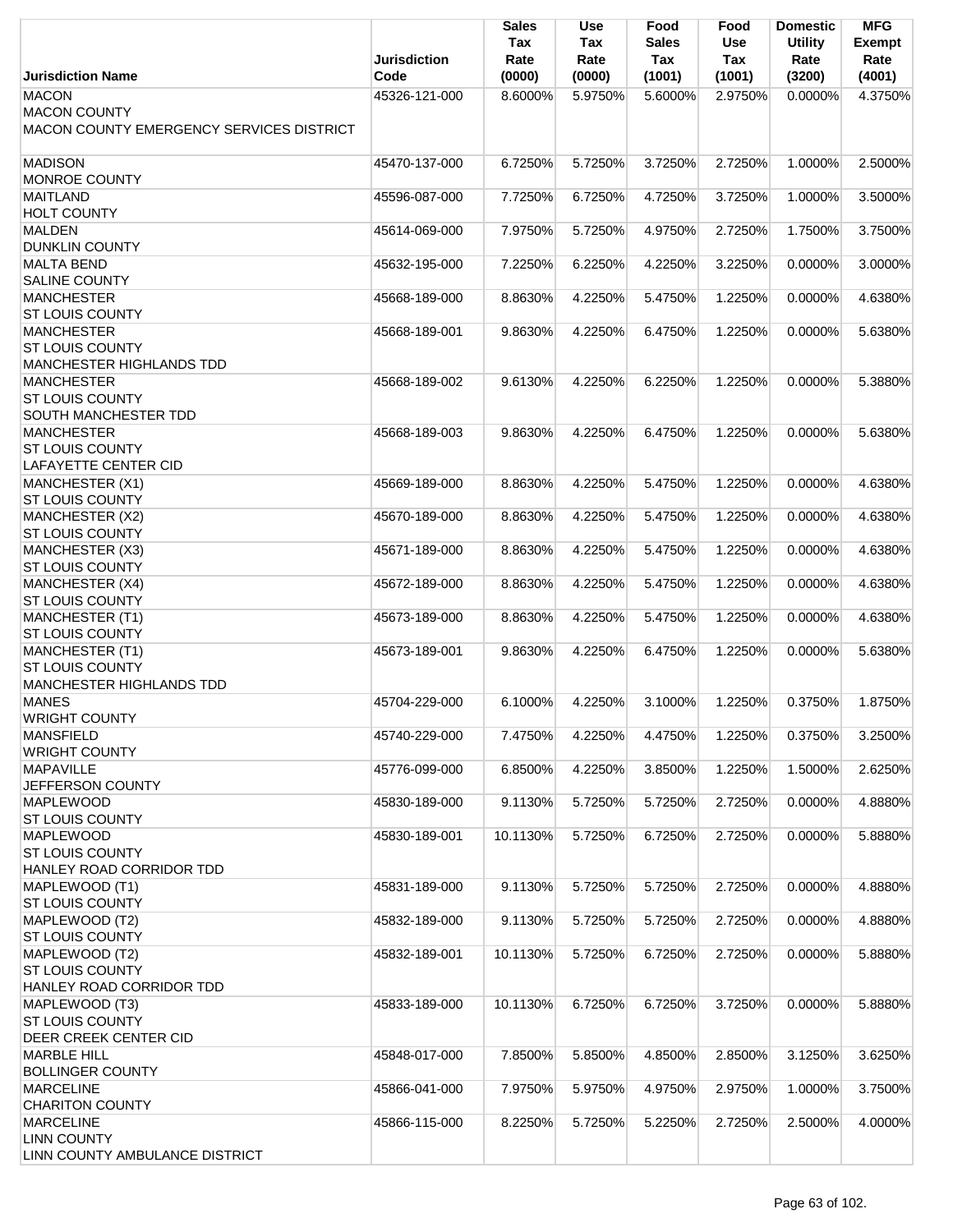| Jurisdiction Name | Jurisdiction Code | Sales Tax Rate (0000) | Use Tax Rate (0000) | Food Sales Tax (1001) | Food Use Tax (1001) | Domestic Utility Rate (3200) | MFG Exempt Rate (4001) |
|---|---|---|---|---|---|---|---|
| MACON<br>MACON COUNTY<br>MACON COUNTY EMERGENCY SERVICES DISTRICT | 45326-121-000 | 8.6000% | 5.9750% | 5.6000% | 2.9750% | 0.0000% | 4.3750% |
| MADISON<br>MONROE COUNTY | 45470-137-000 | 6.7250% | 5.7250% | 3.7250% | 2.7250% | 1.0000% | 2.5000% |
| MAITLAND<br>HOLT COUNTY | 45596-087-000 | 7.7250% | 6.7250% | 4.7250% | 3.7250% | 1.0000% | 3.5000% |
| MALDEN<br>DUNKLIN COUNTY | 45614-069-000 | 7.9750% | 5.7250% | 4.9750% | 2.7250% | 1.7500% | 3.7500% |
| MALTA BEND<br>SALINE COUNTY | 45632-195-000 | 7.2250% | 6.2250% | 4.2250% | 3.2250% | 0.0000% | 3.0000% |
| MANCHESTER<br>ST LOUIS COUNTY | 45668-189-000 | 8.8630% | 4.2250% | 5.4750% | 1.2250% | 0.0000% | 4.6380% |
| MANCHESTER<br>ST LOUIS COUNTY<br>MANCHESTER HIGHLANDS TDD | 45668-189-001 | 9.8630% | 4.2250% | 6.4750% | 1.2250% | 0.0000% | 5.6380% |
| MANCHESTER<br>ST LOUIS COUNTY<br>SOUTH MANCHESTER TDD | 45668-189-002 | 9.6130% | 4.2250% | 6.2250% | 1.2250% | 0.0000% | 5.3880% |
| MANCHESTER<br>ST LOUIS COUNTY<br>LAFAYETTE CENTER CID | 45668-189-003 | 9.8630% | 4.2250% | 6.4750% | 1.2250% | 0.0000% | 5.6380% |
| MANCHESTER (X1)<br>ST LOUIS COUNTY | 45669-189-000 | 8.8630% | 4.2250% | 5.4750% | 1.2250% | 0.0000% | 4.6380% |
| MANCHESTER (X2)<br>ST LOUIS COUNTY | 45670-189-000 | 8.8630% | 4.2250% | 5.4750% | 1.2250% | 0.0000% | 4.6380% |
| MANCHESTER (X3)<br>ST LOUIS COUNTY | 45671-189-000 | 8.8630% | 4.2250% | 5.4750% | 1.2250% | 0.0000% | 4.6380% |
| MANCHESTER (X4)<br>ST LOUIS COUNTY | 45672-189-000 | 8.8630% | 4.2250% | 5.4750% | 1.2250% | 0.0000% | 4.6380% |
| MANCHESTER (T1)<br>ST LOUIS COUNTY | 45673-189-000 | 8.8630% | 4.2250% | 5.4750% | 1.2250% | 0.0000% | 4.6380% |
| MANCHESTER (T1)<br>ST LOUIS COUNTY<br>MANCHESTER HIGHLANDS TDD | 45673-189-001 | 9.8630% | 4.2250% | 6.4750% | 1.2250% | 0.0000% | 5.6380% |
| MANES<br>WRIGHT COUNTY | 45704-229-000 | 6.1000% | 4.2250% | 3.1000% | 1.2250% | 0.3750% | 1.8750% |
| MANSFIELD<br>WRIGHT COUNTY | 45740-229-000 | 7.4750% | 4.2250% | 4.4750% | 1.2250% | 0.3750% | 3.2500% |
| MAPAVILLE<br>JEFFERSON COUNTY | 45776-099-000 | 6.8500% | 4.2250% | 3.8500% | 1.2250% | 1.5000% | 2.6250% |
| MAPLEWOOD<br>ST LOUIS COUNTY | 45830-189-000 | 9.1130% | 5.7250% | 5.7250% | 2.7250% | 0.0000% | 4.8880% |
| MAPLEWOOD<br>ST LOUIS COUNTY<br>HANLEY ROAD CORRIDOR TDD | 45830-189-001 | 10.1130% | 5.7250% | 6.7250% | 2.7250% | 0.0000% | 5.8880% |
| MAPLEWOOD (T1)<br>ST LOUIS COUNTY | 45831-189-000 | 9.1130% | 5.7250% | 5.7250% | 2.7250% | 0.0000% | 4.8880% |
| MAPLEWOOD (T2)<br>ST LOUIS COUNTY | 45832-189-000 | 9.1130% | 5.7250% | 5.7250% | 2.7250% | 0.0000% | 4.8880% |
| MAPLEWOOD (T2)<br>ST LOUIS COUNTY<br>HANLEY ROAD CORRIDOR TDD | 45832-189-001 | 10.1130% | 5.7250% | 6.7250% | 2.7250% | 0.0000% | 5.8880% |
| MAPLEWOOD (T3)<br>ST LOUIS COUNTY<br>DEER CREEK CENTER CID | 45833-189-000 | 10.1130% | 6.7250% | 6.7250% | 3.7250% | 0.0000% | 5.8880% |
| MARBLE HILL<br>BOLLINGER COUNTY | 45848-017-000 | 7.8500% | 5.8500% | 4.8500% | 2.8500% | 3.1250% | 3.6250% |
| MARCELINE<br>CHARITON COUNTY | 45866-041-000 | 7.9750% | 5.9750% | 4.9750% | 2.9750% | 1.0000% | 3.7500% |
| MARCELINE<br>LINN COUNTY<br>LINN COUNTY AMBULANCE DISTRICT | 45866-115-000 | 8.2250% | 5.7250% | 5.2250% | 2.7250% | 2.5000% | 4.0000% |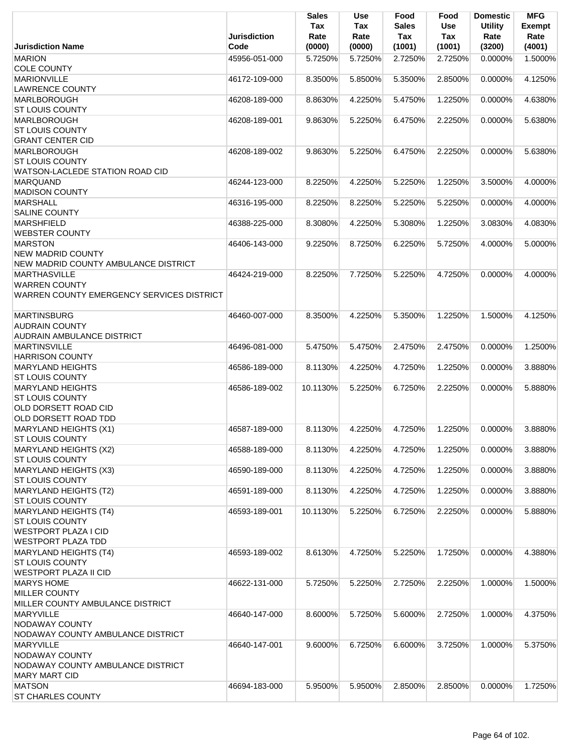| Jurisdiction Name | Jurisdiction Code | Sales Tax Rate (0000) | Use Tax Rate (0000) | Food Sales Tax (1001) | Food Use Tax (1001) | Domestic Utility Rate (3200) | MFG Exempt Rate (4001) |
|---|---|---|---|---|---|---|---|
| MARION<br>COLE COUNTY | 45956-051-000 | 5.7250% | 5.7250% | 2.7250% | 2.7250% | 0.0000% | 1.5000% |
| MARIONVILLE<br>LAWRENCE COUNTY | 46172-109-000 | 8.3500% | 5.8500% | 5.3500% | 2.8500% | 0.0000% | 4.1250% |
| MARLBOROUGH<br>ST LOUIS COUNTY | 46208-189-000 | 8.8630% | 4.2250% | 5.4750% | 1.2250% | 0.0000% | 4.6380% |
| MARLBOROUGH<br>ST LOUIS COUNTY<br>GRANT CENTER CID | 46208-189-001 | 9.8630% | 5.2250% | 6.4750% | 2.2250% | 0.0000% | 5.6380% |
| MARLBOROUGH<br>ST LOUIS COUNTY<br>WATSON-LACLEDE STATION ROAD CID | 46208-189-002 | 9.8630% | 5.2250% | 6.4750% | 2.2250% | 0.0000% | 5.6380% |
| MARQUAND<br>MADISON COUNTY | 46244-123-000 | 8.2250% | 4.2250% | 5.2250% | 1.2250% | 3.5000% | 4.0000% |
| MARSHALL<br>SALINE COUNTY | 46316-195-000 | 8.2250% | 8.2250% | 5.2250% | 5.2250% | 0.0000% | 4.0000% |
| MARSHFIELD<br>WEBSTER COUNTY | 46388-225-000 | 8.3080% | 4.2250% | 5.3080% | 1.2250% | 3.0830% | 4.0830% |
| MARSTON<br>NEW MADRID COUNTY<br>NEW MADRID COUNTY AMBULANCE DISTRICT | 46406-143-000 | 9.2250% | 8.7250% | 6.2250% | 5.7250% | 4.0000% | 5.0000% |
| MARTHASVILLE<br>WARREN COUNTY<br>WARREN COUNTY EMERGENCY SERVICES DISTRICT | 46424-219-000 | 8.2250% | 7.7250% | 5.2250% | 4.7250% | 0.0000% | 4.0000% |
| MARTINSBURG<br>AUDRAIN COUNTY<br>AUDRAIN AMBULANCE DISTRICT | 46460-007-000 | 8.3500% | 4.2250% | 5.3500% | 1.2250% | 1.5000% | 4.1250% |
| MARTINSVILLE<br>HARRISON COUNTY | 46496-081-000 | 5.4750% | 5.4750% | 2.4750% | 2.4750% | 0.0000% | 1.2500% |
| MARYLAND HEIGHTS<br>ST LOUIS COUNTY | 46586-189-000 | 8.1130% | 4.2250% | 4.7250% | 1.2250% | 0.0000% | 3.8880% |
| MARYLAND HEIGHTS<br>ST LOUIS COUNTY<br>OLD DORSETT ROAD CID<br>OLD DORSETT ROAD TDD | 46586-189-002 | 10.1130% | 5.2250% | 6.7250% | 2.2250% | 0.0000% | 5.8880% |
| MARYLAND HEIGHTS (X1)<br>ST LOUIS COUNTY | 46587-189-000 | 8.1130% | 4.2250% | 4.7250% | 1.2250% | 0.0000% | 3.8880% |
| MARYLAND HEIGHTS (X2)<br>ST LOUIS COUNTY | 46588-189-000 | 8.1130% | 4.2250% | 4.7250% | 1.2250% | 0.0000% | 3.8880% |
| MARYLAND HEIGHTS (X3)<br>ST LOUIS COUNTY | 46590-189-000 | 8.1130% | 4.2250% | 4.7250% | 1.2250% | 0.0000% | 3.8880% |
| MARYLAND HEIGHTS (T2)<br>ST LOUIS COUNTY | 46591-189-000 | 8.1130% | 4.2250% | 4.7250% | 1.2250% | 0.0000% | 3.8880% |
| MARYLAND HEIGHTS (T4)<br>ST LOUIS COUNTY<br>WESTPORT PLAZA I CID<br>WESTPORT PLAZA TDD | 46593-189-001 | 10.1130% | 5.2250% | 6.7250% | 2.2250% | 0.0000% | 5.8880% |
| MARYLAND HEIGHTS (T4)<br>ST LOUIS COUNTY<br>WESTPORT PLAZA II CID | 46593-189-002 | 8.6130% | 4.7250% | 5.2250% | 1.7250% | 0.0000% | 4.3880% |
| MARYS HOME<br>MILLER COUNTY<br>MILLER COUNTY AMBULANCE DISTRICT | 46622-131-000 | 5.7250% | 5.2250% | 2.7250% | 2.2250% | 1.0000% | 1.5000% |
| MARYVILLE<br>NODAWAY COUNTY<br>NODAWAY COUNTY AMBULANCE DISTRICT | 46640-147-000 | 8.6000% | 5.7250% | 5.6000% | 2.7250% | 1.0000% | 4.3750% |
| MARYVILLE<br>NODAWAY COUNTY<br>NODAWAY COUNTY AMBULANCE DISTRICT<br>MARY MART CID | 46640-147-001 | 9.6000% | 6.7250% | 6.6000% | 3.7250% | 1.0000% | 5.3750% |
| MATSON<br>ST CHARLES COUNTY | 46694-183-000 | 5.9500% | 5.9500% | 2.8500% | 2.8500% | 0.0000% | 1.7250% |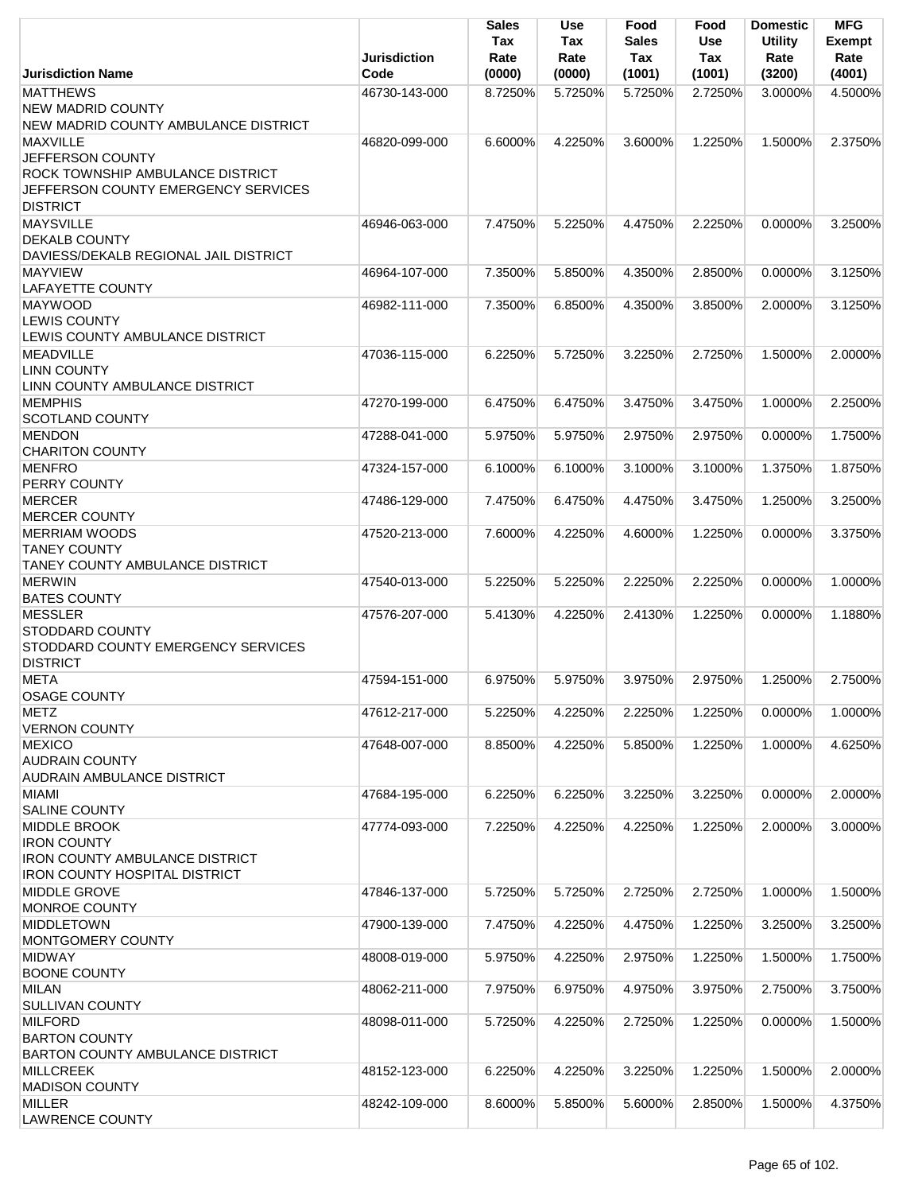| Jurisdiction Name | Jurisdiction Code | Sales Tax Rate (0000) | Use Tax Rate (0000) | Food Sales Tax (1001) | Food Use Tax (1001) | Domestic Utility Rate (3200) | MFG Exempt Rate (4001) |
|---|---|---|---|---|---|---|---|
| MATTHEWS<br>NEW MADRID COUNTY<br>NEW MADRID COUNTY AMBULANCE DISTRICT | 46730-143-000 | 8.7250% | 5.7250% | 5.7250% | 2.7250% | 3.0000% | 4.5000% |
| MAXVILLE<br>JEFFERSON COUNTY<br>ROCK TOWNSHIP AMBULANCE DISTRICT<br>JEFFERSON COUNTY EMERGENCY SERVICES DISTRICT | 46820-099-000 | 6.6000% | 4.2250% | 3.6000% | 1.2250% | 1.5000% | 2.3750% |
| MAYSVILLE<br>DEKALB COUNTY<br>DAVIESS/DEKALB REGIONAL JAIL DISTRICT | 46946-063-000 | 7.4750% | 5.2250% | 4.4750% | 2.2250% | 0.0000% | 3.2500% |
| MAYVIEW<br>LAFAYETTE COUNTY | 46964-107-000 | 7.3500% | 5.8500% | 4.3500% | 2.8500% | 0.0000% | 3.1250% |
| MAYWOOD<br>LEWIS COUNTY<br>LEWIS COUNTY AMBULANCE DISTRICT | 46982-111-000 | 7.3500% | 6.8500% | 4.3500% | 3.8500% | 2.0000% | 3.1250% |
| MEADVILLE<br>LINN COUNTY<br>LINN COUNTY AMBULANCE DISTRICT | 47036-115-000 | 6.2250% | 5.7250% | 3.2250% | 2.7250% | 1.5000% | 2.0000% |
| MEMPHIS<br>SCOTLAND COUNTY | 47270-199-000 | 6.4750% | 6.4750% | 3.4750% | 3.4750% | 1.0000% | 2.2500% |
| MENDON<br>CHARITON COUNTY | 47288-041-000 | 5.9750% | 5.9750% | 2.9750% | 2.9750% | 0.0000% | 1.7500% |
| MENFRO<br>PERRY COUNTY | 47324-157-000 | 6.1000% | 6.1000% | 3.1000% | 3.1000% | 1.3750% | 1.8750% |
| MERCER<br>MERCER COUNTY | 47486-129-000 | 7.4750% | 6.4750% | 4.4750% | 3.4750% | 1.2500% | 3.2500% |
| MERRIAM WOODS<br>TANEY COUNTY<br>TANEY COUNTY AMBULANCE DISTRICT | 47520-213-000 | 7.6000% | 4.2250% | 4.6000% | 1.2250% | 0.0000% | 3.3750% |
| MERWIN<br>BATES COUNTY | 47540-013-000 | 5.2250% | 5.2250% | 2.2250% | 2.2250% | 0.0000% | 1.0000% |
| MESSLER<br>STODDARD COUNTY<br>STODDARD COUNTY EMERGENCY SERVICES DISTRICT | 47576-207-000 | 5.4130% | 4.2250% | 2.4130% | 1.2250% | 0.0000% | 1.1880% |
| META<br>OSAGE COUNTY | 47594-151-000 | 6.9750% | 5.9750% | 3.9750% | 2.9750% | 1.2500% | 2.7500% |
| METZ<br>VERNON COUNTY | 47612-217-000 | 5.2250% | 4.2250% | 2.2250% | 1.2250% | 0.0000% | 1.0000% |
| MEXICO<br>AUDRAIN COUNTY<br>AUDRAIN AMBULANCE DISTRICT | 47648-007-000 | 8.8500% | 4.2250% | 5.8500% | 1.2250% | 1.0000% | 4.6250% |
| MIAMI<br>SALINE COUNTY | 47684-195-000 | 6.2250% | 6.2250% | 3.2250% | 3.2250% | 0.0000% | 2.0000% |
| MIDDLE BROOK<br>IRON COUNTY<br>IRON COUNTY AMBULANCE DISTRICT<br>IRON COUNTY HOSPITAL DISTRICT | 47774-093-000 | 7.2250% | 4.2250% | 4.2250% | 1.2250% | 2.0000% | 3.0000% |
| MIDDLE GROVE<br>MONROE COUNTY | 47846-137-000 | 5.7250% | 5.7250% | 2.7250% | 2.7250% | 1.0000% | 1.5000% |
| MIDDLETOWN<br>MONTGOMERY COUNTY | 47900-139-000 | 7.4750% | 4.2250% | 4.4750% | 1.2250% | 3.2500% | 3.2500% |
| MIDWAY<br>BOONE COUNTY | 48008-019-000 | 5.9750% | 4.2250% | 2.9750% | 1.2250% | 1.5000% | 1.7500% |
| MILAN<br>SULLIVAN COUNTY | 48062-211-000 | 7.9750% | 6.9750% | 4.9750% | 3.9750% | 2.7500% | 3.7500% |
| MILFORD<br>BARTON COUNTY<br>BARTON COUNTY AMBULANCE DISTRICT | 48098-011-000 | 5.7250% | 4.2250% | 2.7250% | 1.2250% | 0.0000% | 1.5000% |
| MILLCREEK<br>MADISON COUNTY | 48152-123-000 | 6.2250% | 4.2250% | 3.2250% | 1.2250% | 1.5000% | 2.0000% |
| MILLER<br>LAWRENCE COUNTY | 48242-109-000 | 8.6000% | 5.8500% | 5.6000% | 2.8500% | 1.5000% | 4.3750% |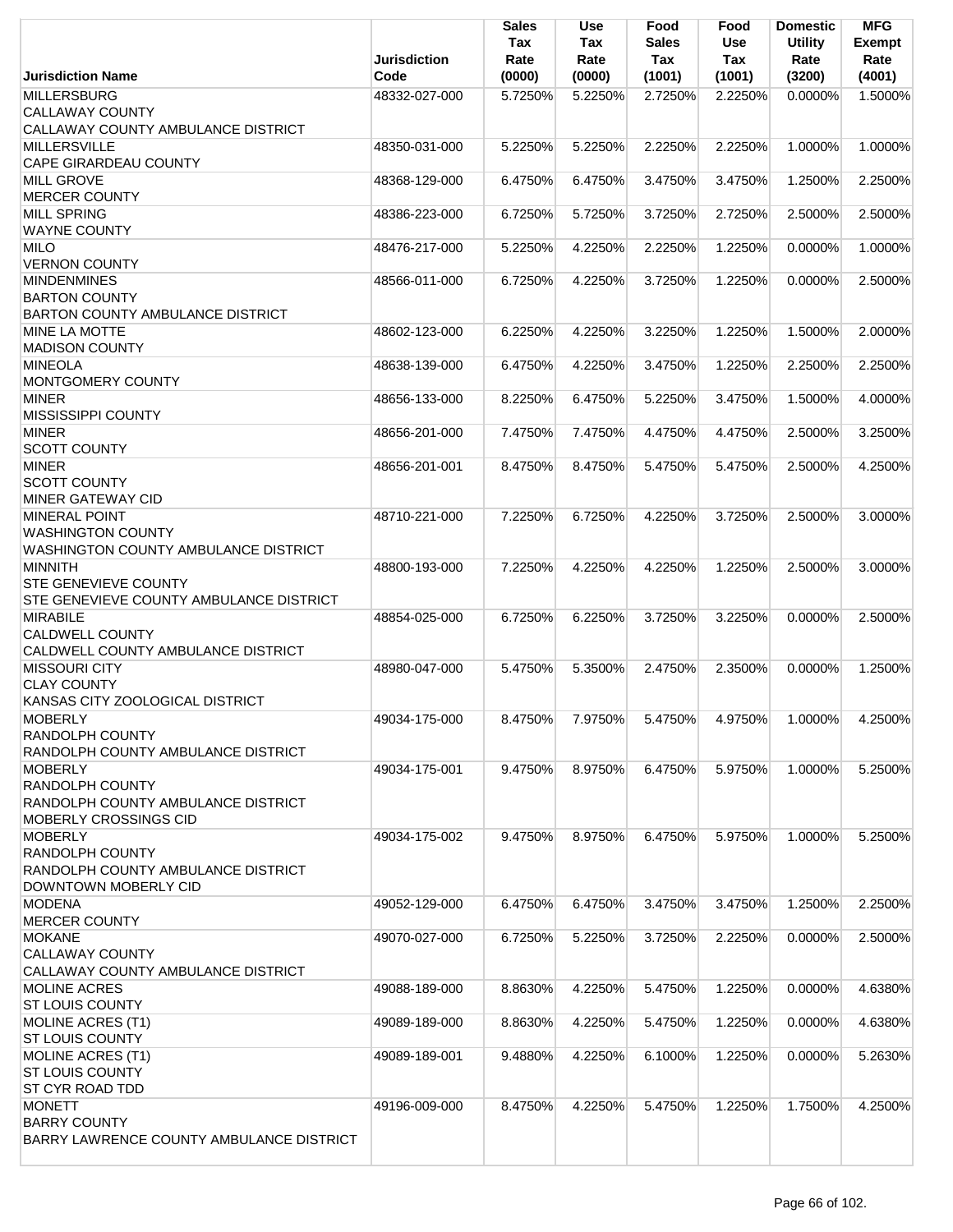| Jurisdiction Name | Jurisdiction Code | Sales Tax Rate (0000) | Use Tax Rate (0000) | Food Sales Tax (1001) | Food Use Tax (1001) | Domestic Utility Rate (3200) | MFG Exempt Rate (4001) |
|---|---|---|---|---|---|---|---|
| MILLERSBURG<br>CALLAWAY COUNTY<br>CALLAWAY COUNTY AMBULANCE DISTRICT | 48332-027-000 | 5.7250% | 5.2250% | 2.7250% | 2.2250% | 0.0000% | 1.5000% |
| MILLERSVILLE<br>CAPE GIRARDEAU COUNTY | 48350-031-000 | 5.2250% | 5.2250% | 2.2250% | 2.2250% | 1.0000% | 1.0000% |
| MILL GROVE<br>MERCER COUNTY | 48368-129-000 | 6.4750% | 6.4750% | 3.4750% | 3.4750% | 1.2500% | 2.2500% |
| MILL SPRING<br>WAYNE COUNTY | 48386-223-000 | 6.7250% | 5.7250% | 3.7250% | 2.7250% | 2.5000% | 2.5000% |
| MILO<br>VERNON COUNTY | 48476-217-000 | 5.2250% | 4.2250% | 2.2250% | 1.2250% | 0.0000% | 1.0000% |
| MINDENMINES<br>BARTON COUNTY<br>BARTON COUNTY AMBULANCE DISTRICT | 48566-011-000 | 6.7250% | 4.2250% | 3.7250% | 1.2250% | 0.0000% | 2.5000% |
| MINE LA MOTTE<br>MADISON COUNTY | 48602-123-000 | 6.2250% | 4.2250% | 3.2250% | 1.2250% | 1.5000% | 2.0000% |
| MINEOLA<br>MONTGOMERY COUNTY | 48638-139-000 | 6.4750% | 4.2250% | 3.4750% | 1.2250% | 2.2500% | 2.2500% |
| MINER<br>MISSISSIPPI COUNTY | 48656-133-000 | 8.2250% | 6.4750% | 5.2250% | 3.4750% | 1.5000% | 4.0000% |
| MINER<br>SCOTT COUNTY | 48656-201-000 | 7.4750% | 7.4750% | 4.4750% | 4.4750% | 2.5000% | 3.2500% |
| MINER<br>SCOTT COUNTY<br>MINER GATEWAY CID | 48656-201-001 | 8.4750% | 8.4750% | 5.4750% | 5.4750% | 2.5000% | 4.2500% |
| MINERAL POINT<br>WASHINGTON COUNTY<br>WASHINGTON COUNTY AMBULANCE DISTRICT | 48710-221-000 | 7.2250% | 6.7250% | 4.2250% | 3.7250% | 2.5000% | 3.0000% |
| MINNITH<br>STE GENEVIEVE COUNTY<br>STE GENEVIEVE COUNTY AMBULANCE DISTRICT | 48800-193-000 | 7.2250% | 4.2250% | 4.2250% | 1.2250% | 2.5000% | 3.0000% |
| MIRABILE<br>CALDWELL COUNTY<br>CALDWELL COUNTY AMBULANCE DISTRICT | 48854-025-000 | 6.7250% | 6.2250% | 3.7250% | 3.2250% | 0.0000% | 2.5000% |
| MISSOURI CITY<br>CLAY COUNTY<br>KANSAS CITY ZOOLOGICAL DISTRICT | 48980-047-000 | 5.4750% | 5.3500% | 2.4750% | 2.3500% | 0.0000% | 1.2500% |
| MOBERLY<br>RANDOLPH COUNTY<br>RANDOLPH COUNTY AMBULANCE DISTRICT | 49034-175-000 | 8.4750% | 7.9750% | 5.4750% | 4.9750% | 1.0000% | 4.2500% |
| MOBERLY<br>RANDOLPH COUNTY<br>RANDOLPH COUNTY AMBULANCE DISTRICT<br>MOBERLY CROSSINGS CID | 49034-175-001 | 9.4750% | 8.9750% | 6.4750% | 5.9750% | 1.0000% | 5.2500% |
| MOBERLY<br>RANDOLPH COUNTY<br>RANDOLPH COUNTY AMBULANCE DISTRICT<br>DOWNTOWN MOBERLY CID | 49034-175-002 | 9.4750% | 8.9750% | 6.4750% | 5.9750% | 1.0000% | 5.2500% |
| MODENA<br>MERCER COUNTY | 49052-129-000 | 6.4750% | 6.4750% | 3.4750% | 3.4750% | 1.2500% | 2.2500% |
| MOKANE<br>CALLAWAY COUNTY<br>CALLAWAY COUNTY AMBULANCE DISTRICT | 49070-027-000 | 6.7250% | 5.2250% | 3.7250% | 2.2250% | 0.0000% | 2.5000% |
| MOLINE ACRES<br>ST LOUIS COUNTY | 49088-189-000 | 8.8630% | 4.2250% | 5.4750% | 1.2250% | 0.0000% | 4.6380% |
| MOLINE ACRES (T1)<br>ST LOUIS COUNTY | 49089-189-000 | 8.8630% | 4.2250% | 5.4750% | 1.2250% | 0.0000% | 4.6380% |
| MOLINE ACRES (T1)<br>ST LOUIS COUNTY<br>ST CYR ROAD TDD | 49089-189-001 | 9.4880% | 4.2250% | 6.1000% | 1.2250% | 0.0000% | 5.2630% |
| MONETT<br>BARRY COUNTY<br>BARRY LAWRENCE COUNTY AMBULANCE DISTRICT | 49196-009-000 | 8.4750% | 4.2250% | 5.4750% | 1.2250% | 1.7500% | 4.2500% |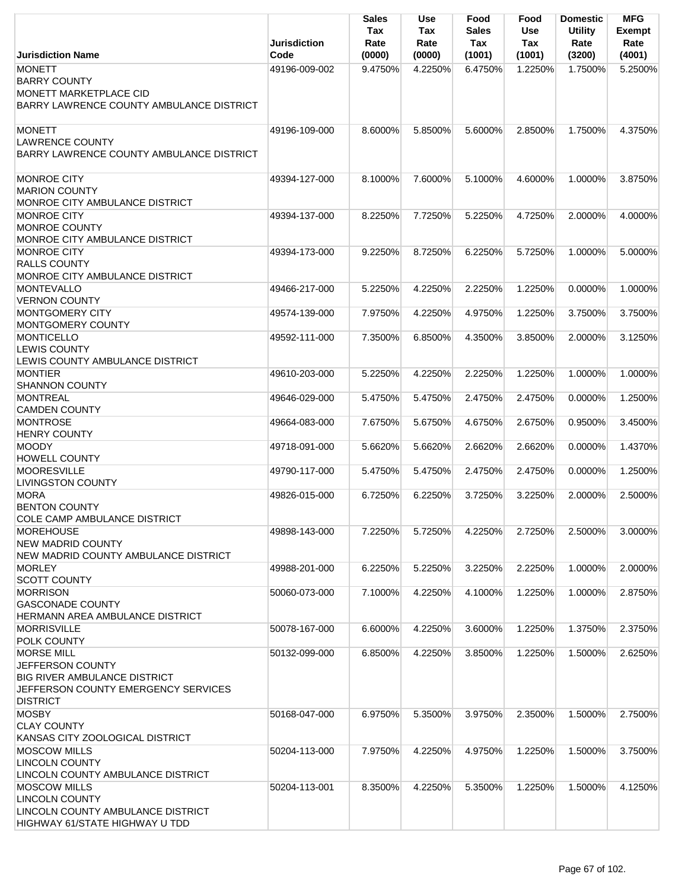| Jurisdiction Name | Jurisdiction Code | Sales Tax Rate (0000) | Use Tax Rate (0000) | Food Sales Tax (1001) | Food Use Tax (1001) | Domestic Utility Rate (3200) | MFG Exempt Rate (4001) |
|---|---|---|---|---|---|---|---|
| MONETT<br>BARRY COUNTY<br>MONETT MARKETPLACE CID<br>BARRY LAWRENCE COUNTY AMBULANCE DISTRICT | 49196-009-002 | 9.4750% | 4.2250% | 6.4750% | 1.2250% | 1.7500% | 5.2500% |
| MONETT<br>LAWRENCE COUNTY<br>BARRY LAWRENCE COUNTY AMBULANCE DISTRICT | 49196-109-000 | 8.6000% | 5.8500% | 5.6000% | 2.8500% | 1.7500% | 4.3750% |
| MONROE CITY<br>MARION COUNTY<br>MONROE CITY AMBULANCE DISTRICT | 49394-127-000 | 8.1000% | 7.6000% | 5.1000% | 4.6000% | 1.0000% | 3.8750% |
| MONROE CITY<br>MONROE COUNTY<br>MONROE CITY AMBULANCE DISTRICT | 49394-137-000 | 8.2250% | 7.7250% | 5.2250% | 4.7250% | 2.0000% | 4.0000% |
| MONROE CITY<br>RALLS COUNTY<br>MONROE CITY AMBULANCE DISTRICT | 49394-173-000 | 9.2250% | 8.7250% | 6.2250% | 5.7250% | 1.0000% | 5.0000% |
| MONTEVALLO<br>VERNON COUNTY | 49466-217-000 | 5.2250% | 4.2250% | 2.2250% | 1.2250% | 0.0000% | 1.0000% |
| MONTGOMERY CITY<br>MONTGOMERY COUNTY | 49574-139-000 | 7.9750% | 4.2250% | 4.9750% | 1.2250% | 3.7500% | 3.7500% |
| MONTICELLO<br>LEWIS COUNTY<br>LEWIS COUNTY AMBULANCE DISTRICT | 49592-111-000 | 7.3500% | 6.8500% | 4.3500% | 3.8500% | 2.0000% | 3.1250% |
| MONTIER<br>SHANNON COUNTY | 49610-203-000 | 5.2250% | 4.2250% | 2.2250% | 1.2250% | 1.0000% | 1.0000% |
| MONTREAL<br>CAMDEN COUNTY | 49646-029-000 | 5.4750% | 5.4750% | 2.4750% | 2.4750% | 0.0000% | 1.2500% |
| MONTROSE<br>HENRY COUNTY | 49664-083-000 | 7.6750% | 5.6750% | 4.6750% | 2.6750% | 0.9500% | 3.4500% |
| MOODY<br>HOWELL COUNTY | 49718-091-000 | 5.6620% | 5.6620% | 2.6620% | 2.6620% | 0.0000% | 1.4370% |
| MOORESVILLE<br>LIVINGSTON COUNTY | 49790-117-000 | 5.4750% | 5.4750% | 2.4750% | 2.4750% | 0.0000% | 1.2500% |
| MORA<br>BENTON COUNTY<br>COLE CAMP AMBULANCE DISTRICT | 49826-015-000 | 6.7250% | 6.2250% | 3.7250% | 3.2250% | 2.0000% | 2.5000% |
| MOREHOUSE<br>NEW MADRID COUNTY<br>NEW MADRID COUNTY AMBULANCE DISTRICT | 49898-143-000 | 7.2250% | 5.7250% | 4.2250% | 2.7250% | 2.5000% | 3.0000% |
| MORLEY<br>SCOTT COUNTY | 49988-201-000 | 6.2250% | 5.2250% | 3.2250% | 2.2250% | 1.0000% | 2.0000% |
| MORRISON<br>GASCONADE COUNTY<br>HERMANN AREA AMBULANCE DISTRICT | 50060-073-000 | 7.1000% | 4.2250% | 4.1000% | 1.2250% | 1.0000% | 2.8750% |
| MORRISVILLE<br>POLK COUNTY | 50078-167-000 | 6.6000% | 4.2250% | 3.6000% | 1.2250% | 1.3750% | 2.3750% |
| MORSE MILL<br>JEFFERSON COUNTY<br>BIG RIVER AMBULANCE DISTRICT<br>JEFFERSON COUNTY EMERGENCY SERVICES DISTRICT | 50132-099-000 | 6.8500% | 4.2250% | 3.8500% | 1.2250% | 1.5000% | 2.6250% |
| MOSBY<br>CLAY COUNTY<br>KANSAS CITY ZOOLOGICAL DISTRICT | 50168-047-000 | 6.9750% | 5.3500% | 3.9750% | 2.3500% | 1.5000% | 2.7500% |
| MOSCOW MILLS<br>LINCOLN COUNTY<br>LINCOLN COUNTY AMBULANCE DISTRICT | 50204-113-000 | 7.9750% | 4.2250% | 4.9750% | 1.2250% | 1.5000% | 3.7500% |
| MOSCOW MILLS<br>LINCOLN COUNTY<br>LINCOLN COUNTY AMBULANCE DISTRICT<br>HIGHWAY 61/STATE HIGHWAY U TDD | 50204-113-001 | 8.3500% | 4.2250% | 5.3500% | 1.2250% | 1.5000% | 4.1250% |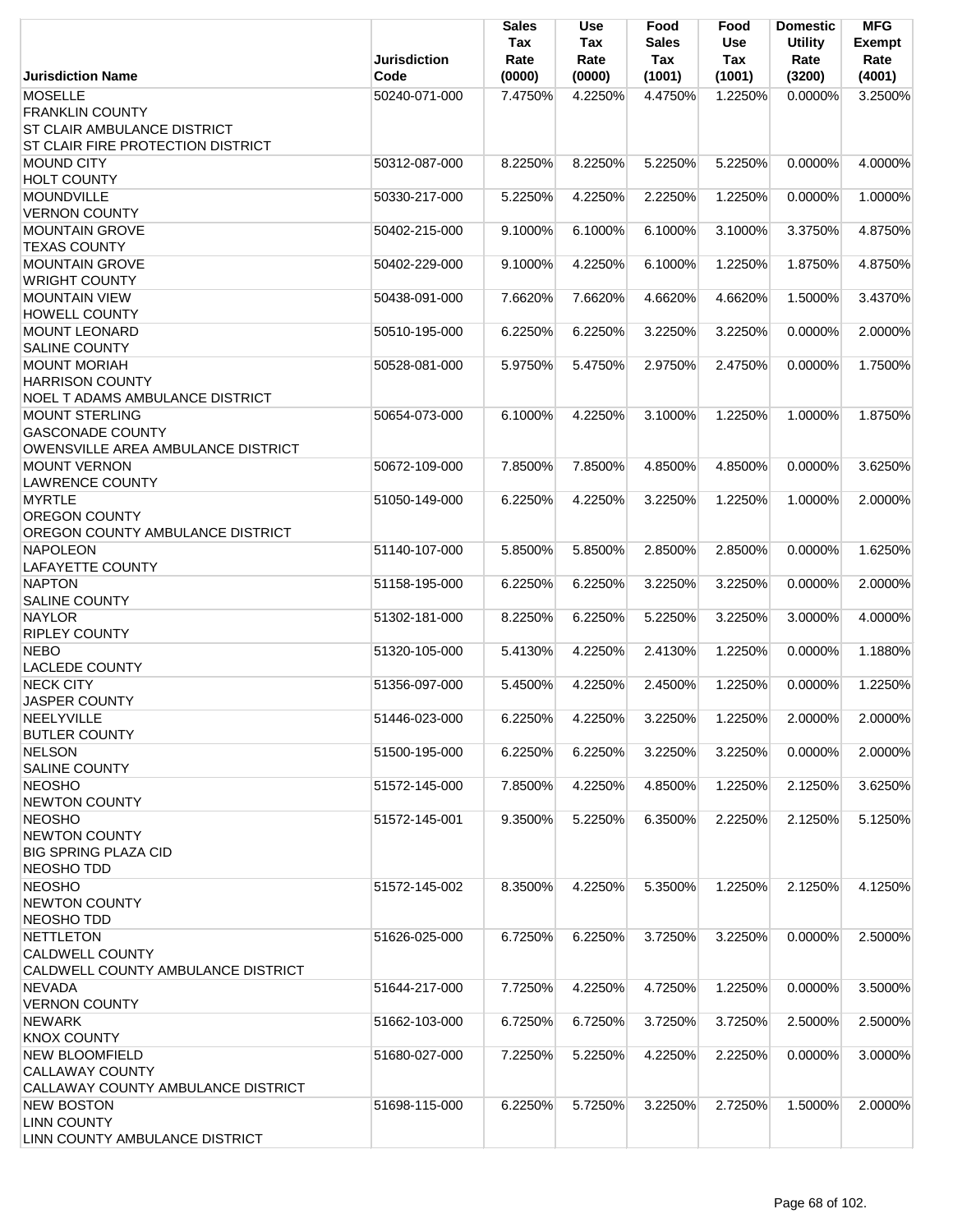| Jurisdiction Name | Jurisdiction Code | Sales Tax Rate (0000) | Use Tax Rate (0000) | Food Sales Tax (1001) | Food Use Tax (1001) | Domestic Utility Rate (3200) | MFG Exempt Rate (4001) |
|---|---|---|---|---|---|---|---|
| MOSELLE<br>FRANKLIN COUNTY<br>ST CLAIR AMBULANCE DISTRICT<br>ST CLAIR FIRE PROTECTION DISTRICT | 50240-071-000 | 7.4750% | 4.2250% | 4.4750% | 1.2250% | 0.0000% | 3.2500% |
| MOUND CITY<br>HOLT COUNTY | 50312-087-000 | 8.2250% | 8.2250% | 5.2250% | 5.2250% | 0.0000% | 4.0000% |
| MOUNDVILLE<br>VERNON COUNTY | 50330-217-000 | 5.2250% | 4.2250% | 2.2250% | 1.2250% | 0.0000% | 1.0000% |
| MOUNTAIN GROVE<br>TEXAS COUNTY | 50402-215-000 | 9.1000% | 6.1000% | 6.1000% | 3.1000% | 3.3750% | 4.8750% |
| MOUNTAIN GROVE<br>WRIGHT COUNTY | 50402-229-000 | 9.1000% | 4.2250% | 6.1000% | 1.2250% | 1.8750% | 4.8750% |
| MOUNTAIN VIEW<br>HOWELL COUNTY | 50438-091-000 | 7.6620% | 7.6620% | 4.6620% | 4.6620% | 1.5000% | 3.4370% |
| MOUNT LEONARD<br>SALINE COUNTY | 50510-195-000 | 6.2250% | 6.2250% | 3.2250% | 3.2250% | 0.0000% | 2.0000% |
| MOUNT MORIAH<br>HARRISON COUNTY<br>NOEL T ADAMS AMBULANCE DISTRICT | 50528-081-000 | 5.9750% | 5.4750% | 2.9750% | 2.4750% | 0.0000% | 1.7500% |
| MOUNT STERLING<br>GASCONADE COUNTY<br>OWENSVILLE AREA AMBULANCE DISTRICT | 50654-073-000 | 6.1000% | 4.2250% | 3.1000% | 1.2250% | 1.0000% | 1.8750% |
| MOUNT VERNON<br>LAWRENCE COUNTY | 50672-109-000 | 7.8500% | 7.8500% | 4.8500% | 4.8500% | 0.0000% | 3.6250% |
| MYRTLE<br>OREGON COUNTY<br>OREGON COUNTY AMBULANCE DISTRICT | 51050-149-000 | 6.2250% | 4.2250% | 3.2250% | 1.2250% | 1.0000% | 2.0000% |
| NAPOLEON<br>LAFAYETTE COUNTY | 51140-107-000 | 5.8500% | 5.8500% | 2.8500% | 2.8500% | 0.0000% | 1.6250% |
| NAPTON<br>SALINE COUNTY | 51158-195-000 | 6.2250% | 6.2250% | 3.2250% | 3.2250% | 0.0000% | 2.0000% |
| NAYLOR<br>RIPLEY COUNTY | 51302-181-000 | 8.2250% | 6.2250% | 5.2250% | 3.2250% | 3.0000% | 4.0000% |
| NEBO<br>LACLEDE COUNTY | 51320-105-000 | 5.4130% | 4.2250% | 2.4130% | 1.2250% | 0.0000% | 1.1880% |
| NECK CITY<br>JASPER COUNTY | 51356-097-000 | 5.4500% | 4.2250% | 2.4500% | 1.2250% | 0.0000% | 1.2250% |
| NEELYVILLE<br>BUTLER COUNTY | 51446-023-000 | 6.2250% | 4.2250% | 3.2250% | 1.2250% | 2.0000% | 2.0000% |
| NELSON<br>SALINE COUNTY | 51500-195-000 | 6.2250% | 6.2250% | 3.2250% | 3.2250% | 0.0000% | 2.0000% |
| NEOSHO<br>NEWTON COUNTY | 51572-145-000 | 7.8500% | 4.2250% | 4.8500% | 1.2250% | 2.1250% | 3.6250% |
| NEOSHO<br>NEWTON COUNTY<br>BIG SPRING PLAZA CID<br>NEOSHO TDD | 51572-145-001 | 9.3500% | 5.2250% | 6.3500% | 2.2250% | 2.1250% | 5.1250% |
| NEOSHO<br>NEWTON COUNTY<br>NEOSHO TDD | 51572-145-002 | 8.3500% | 4.2250% | 5.3500% | 1.2250% | 2.1250% | 4.1250% |
| NETTLETON<br>CALDWELL COUNTY<br>CALDWELL COUNTY AMBULANCE DISTRICT | 51626-025-000 | 6.7250% | 6.2250% | 3.7250% | 3.2250% | 0.0000% | 2.5000% |
| NEVADA<br>VERNON COUNTY | 51644-217-000 | 7.7250% | 4.2250% | 4.7250% | 1.2250% | 0.0000% | 3.5000% |
| NEWARK<br>KNOX COUNTY | 51662-103-000 | 6.7250% | 6.7250% | 3.7250% | 3.7250% | 2.5000% | 2.5000% |
| NEW BLOOMFIELD<br>CALLAWAY COUNTY<br>CALLAWAY COUNTY AMBULANCE DISTRICT | 51680-027-000 | 7.2250% | 5.2250% | 4.2250% | 2.2250% | 0.0000% | 3.0000% |
| NEW BOSTON<br>LINN COUNTY<br>LINN COUNTY AMBULANCE DISTRICT | 51698-115-000 | 6.2250% | 5.7250% | 3.2250% | 2.7250% | 1.5000% | 2.0000% |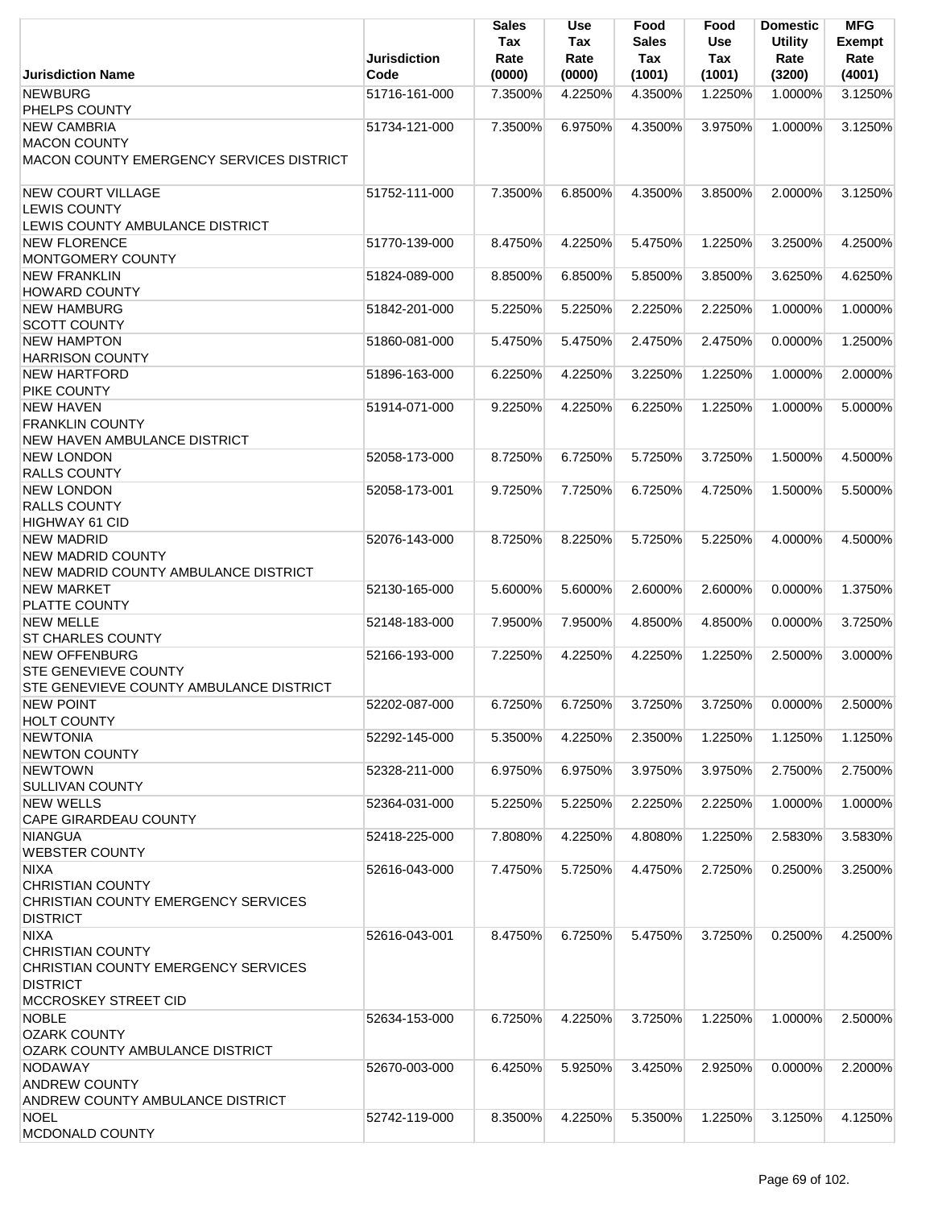| Jurisdiction Name | Jurisdiction Code | Sales Tax Rate (0000) | Use Tax Rate (0000) | Food Sales Tax (1001) | Food Use Tax (1001) | Domestic Utility Rate (3200) | MFG Exempt Rate (4001) |
|---|---|---|---|---|---|---|---|
| NEWBURG<br>PHELPS COUNTY | 51716-161-000 | 7.3500% | 4.2250% | 4.3500% | 1.2250% | 1.0000% | 3.1250% |
| NEW CAMBRIA<br>MACON COUNTY<br>MACON COUNTY EMERGENCY SERVICES DISTRICT | 51734-121-000 | 7.3500% | 6.9750% | 4.3500% | 3.9750% | 1.0000% | 3.1250% |
| NEW COURT VILLAGE<br>LEWIS COUNTY<br>LEWIS COUNTY AMBULANCE DISTRICT | 51752-111-000 | 7.3500% | 6.8500% | 4.3500% | 3.8500% | 2.0000% | 3.1250% |
| NEW FLORENCE<br>MONTGOMERY COUNTY | 51770-139-000 | 8.4750% | 4.2250% | 5.4750% | 1.2250% | 3.2500% | 4.2500% |
| NEW FRANKLIN<br>HOWARD COUNTY | 51824-089-000 | 8.8500% | 6.8500% | 5.8500% | 3.8500% | 3.6250% | 4.6250% |
| NEW HAMBURG<br>SCOTT COUNTY | 51842-201-000 | 5.2250% | 5.2250% | 2.2250% | 2.2250% | 1.0000% | 1.0000% |
| NEW HAMPTON<br>HARRISON COUNTY | 51860-081-000 | 5.4750% | 5.4750% | 2.4750% | 2.4750% | 0.0000% | 1.2500% |
| NEW HARTFORD<br>PIKE COUNTY | 51896-163-000 | 6.2250% | 4.2250% | 3.2250% | 1.2250% | 1.0000% | 2.0000% |
| NEW HAVEN<br>FRANKLIN COUNTY<br>NEW HAVEN AMBULANCE DISTRICT | 51914-071-000 | 9.2250% | 4.2250% | 6.2250% | 1.2250% | 1.0000% | 5.0000% |
| NEW LONDON<br>RALLS COUNTY | 52058-173-000 | 8.7250% | 6.7250% | 5.7250% | 3.7250% | 1.5000% | 4.5000% |
| NEW LONDON<br>RALLS COUNTY<br>HIGHWAY 61 CID | 52058-173-001 | 9.7250% | 7.7250% | 6.7250% | 4.7250% | 1.5000% | 5.5000% |
| NEW MADRID<br>NEW MADRID COUNTY<br>NEW MADRID COUNTY AMBULANCE DISTRICT | 52076-143-000 | 8.7250% | 8.2250% | 5.7250% | 5.2250% | 4.0000% | 4.5000% |
| NEW MARKET<br>PLATTE COUNTY | 52130-165-000 | 5.6000% | 5.6000% | 2.6000% | 2.6000% | 0.0000% | 1.3750% |
| NEW MELLE<br>ST CHARLES COUNTY | 52148-183-000 | 7.9500% | 7.9500% | 4.8500% | 4.8500% | 0.0000% | 3.7250% |
| NEW OFFENBURG<br>STE GENEVIEVE COUNTY<br>STE GENEVIEVE COUNTY AMBULANCE DISTRICT | 52166-193-000 | 7.2250% | 4.2250% | 4.2250% | 1.2250% | 2.5000% | 3.0000% |
| NEW POINT<br>HOLT COUNTY | 52202-087-000 | 6.7250% | 6.7250% | 3.7250% | 3.7250% | 0.0000% | 2.5000% |
| NEWTONIA<br>NEWTON COUNTY | 52292-145-000 | 5.3500% | 4.2250% | 2.3500% | 1.2250% | 1.1250% | 1.1250% |
| NEWTOWN<br>SULLIVAN COUNTY | 52328-211-000 | 6.9750% | 6.9750% | 3.9750% | 3.9750% | 2.7500% | 2.7500% |
| NEW WELLS<br>CAPE GIRARDEAU COUNTY | 52364-031-000 | 5.2250% | 5.2250% | 2.2250% | 2.2250% | 1.0000% | 1.0000% |
| NIANGUA<br>WEBSTER COUNTY | 52418-225-000 | 7.8080% | 4.2250% | 4.8080% | 1.2250% | 2.5830% | 3.5830% |
| NIXA<br>CHRISTIAN COUNTY<br>CHRISTIAN COUNTY EMERGENCY SERVICES DISTRICT | 52616-043-000 | 7.4750% | 5.7250% | 4.4750% | 2.7250% | 0.2500% | 3.2500% |
| NIXA<br>CHRISTIAN COUNTY<br>CHRISTIAN COUNTY EMERGENCY SERVICES DISTRICT<br>MCCROSKEY STREET CID | 52616-043-001 | 8.4750% | 6.7250% | 5.4750% | 3.7250% | 0.2500% | 4.2500% |
| NOBLE<br>OZARK COUNTY<br>OZARK COUNTY AMBULANCE DISTRICT | 52634-153-000 | 6.7250% | 4.2250% | 3.7250% | 1.2250% | 1.0000% | 2.5000% |
| NODAWAY<br>ANDREW COUNTY<br>ANDREW COUNTY AMBULANCE DISTRICT | 52670-003-000 | 6.4250% | 5.9250% | 3.4250% | 2.9250% | 0.0000% | 2.2000% |
| NOEL<br>MCDONALD COUNTY | 52742-119-000 | 8.3500% | 4.2250% | 5.3500% | 1.2250% | 3.1250% | 4.1250% |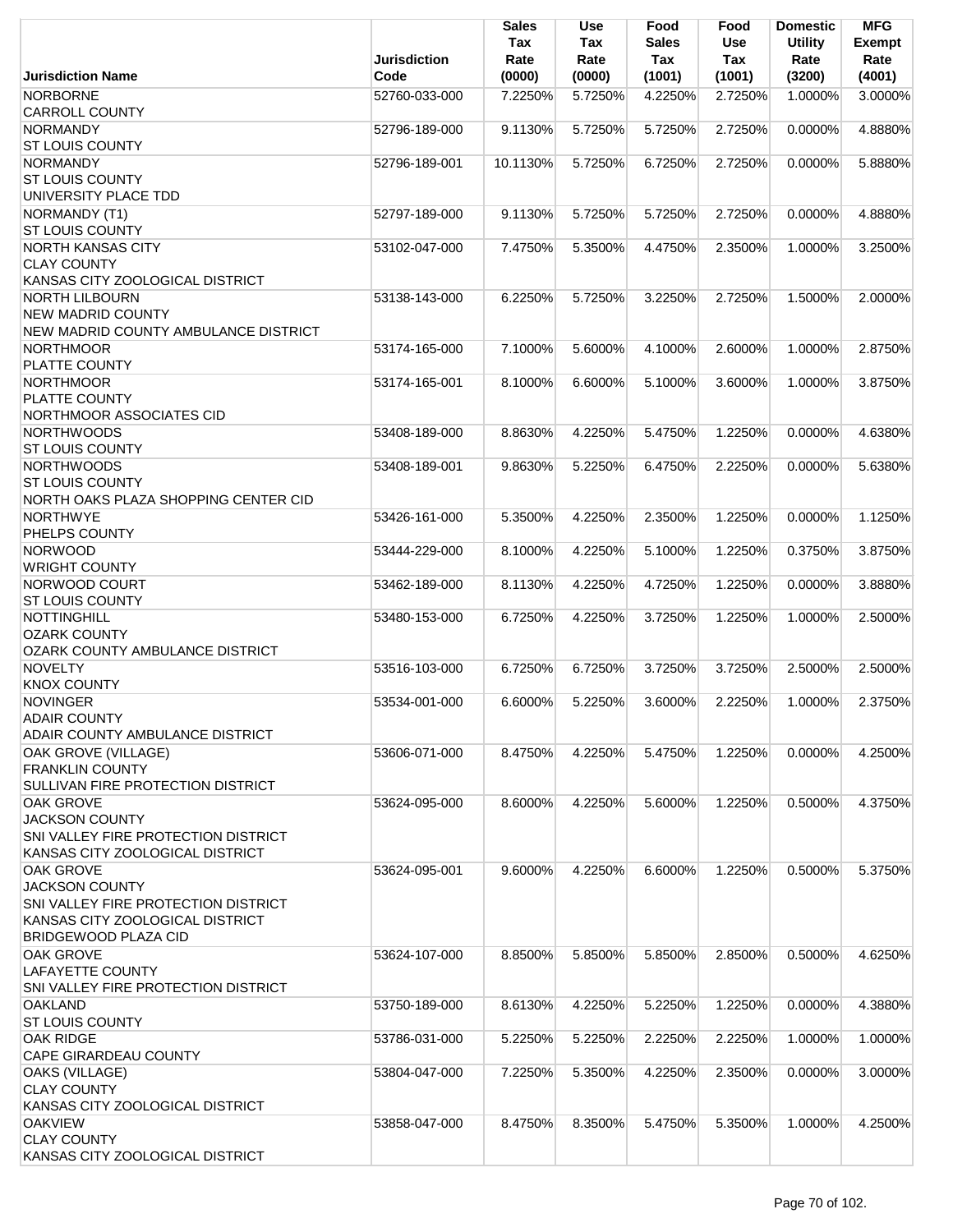| Jurisdiction Name | Jurisdiction Code | Sales Tax Rate (0000) | Use Tax Rate (0000) | Food Sales Tax (1001) | Food Use Tax (1001) | Domestic Utility Rate (3200) | MFG Exempt Rate (4001) |
|---|---|---|---|---|---|---|---|
| NORBORNE<br>CARROLL COUNTY | 52760-033-000 | 7.2250% | 5.7250% | 4.2250% | 2.7250% | 1.0000% | 3.0000% |
| NORMANDY<br>ST LOUIS COUNTY | 52796-189-000 | 9.1130% | 5.7250% | 5.7250% | 2.7250% | 0.0000% | 4.8880% |
| NORMANDY<br>ST LOUIS COUNTY<br>UNIVERSITY PLACE TDD | 52796-189-001 | 10.1130% | 5.7250% | 6.7250% | 2.7250% | 0.0000% | 5.8880% |
| NORMANDY (T1)<br>ST LOUIS COUNTY | 52797-189-000 | 9.1130% | 5.7250% | 5.7250% | 2.7250% | 0.0000% | 4.8880% |
| NORTH KANSAS CITY<br>CLAY COUNTY<br>KANSAS CITY ZOOLOGICAL DISTRICT | 53102-047-000 | 7.4750% | 5.3500% | 4.4750% | 2.3500% | 1.0000% | 3.2500% |
| NORTH LILBOURN<br>NEW MADRID COUNTY<br>NEW MADRID COUNTY AMBULANCE DISTRICT | 53138-143-000 | 6.2250% | 5.7250% | 3.2250% | 2.7250% | 1.5000% | 2.0000% |
| NORTHMOOR<br>PLATTE COUNTY | 53174-165-000 | 7.1000% | 5.6000% | 4.1000% | 2.6000% | 1.0000% | 2.8750% |
| NORTHMOOR<br>PLATTE COUNTY<br>NORTHMOOR ASSOCIATES CID | 53174-165-001 | 8.1000% | 6.6000% | 5.1000% | 3.6000% | 1.0000% | 3.8750% |
| NORTHWOODS<br>ST LOUIS COUNTY | 53408-189-000 | 8.8630% | 4.2250% | 5.4750% | 1.2250% | 0.0000% | 4.6380% |
| NORTHWOODS<br>ST LOUIS COUNTY<br>NORTH OAKS PLAZA SHOPPING CENTER CID | 53408-189-001 | 9.8630% | 5.2250% | 6.4750% | 2.2250% | 0.0000% | 5.6380% |
| NORTHWYE<br>PHELPS COUNTY | 53426-161-000 | 5.3500% | 4.2250% | 2.3500% | 1.2250% | 0.0000% | 1.1250% |
| NORWOOD<br>WRIGHT COUNTY | 53444-229-000 | 8.1000% | 4.2250% | 5.1000% | 1.2250% | 0.3750% | 3.8750% |
| NORWOOD COURT<br>ST LOUIS COUNTY | 53462-189-000 | 8.1130% | 4.2250% | 4.7250% | 1.2250% | 0.0000% | 3.8880% |
| NOTTINGHILL<br>OZARK COUNTY<br>OZARK COUNTY AMBULANCE DISTRICT | 53480-153-000 | 6.7250% | 4.2250% | 3.7250% | 1.2250% | 1.0000% | 2.5000% |
| NOVELTY<br>KNOX COUNTY | 53516-103-000 | 6.7250% | 6.7250% | 3.7250% | 3.7250% | 2.5000% | 2.5000% |
| NOVINGER<br>ADAIR COUNTY<br>ADAIR COUNTY AMBULANCE DISTRICT | 53534-001-000 | 6.6000% | 5.2250% | 3.6000% | 2.2250% | 1.0000% | 2.3750% |
| OAK GROVE (VILLAGE)<br>FRANKLIN COUNTY<br>SULLIVAN FIRE PROTECTION DISTRICT | 53606-071-000 | 8.4750% | 4.2250% | 5.4750% | 1.2250% | 0.0000% | 4.2500% |
| OAK GROVE<br>JACKSON COUNTY<br>SNI VALLEY FIRE PROTECTION DISTRICT<br>KANSAS CITY ZOOLOGICAL DISTRICT | 53624-095-000 | 8.6000% | 4.2250% | 5.6000% | 1.2250% | 0.5000% | 4.3750% |
| OAK GROVE<br>JACKSON COUNTY<br>SNI VALLEY FIRE PROTECTION DISTRICT<br>KANSAS CITY ZOOLOGICAL DISTRICT<br>BRIDGEWOOD PLAZA CID | 53624-095-001 | 9.6000% | 4.2250% | 6.6000% | 1.2250% | 0.5000% | 5.3750% |
| OAK GROVE<br>LAFAYETTE COUNTY<br>SNI VALLEY FIRE PROTECTION DISTRICT | 53624-107-000 | 8.8500% | 5.8500% | 5.8500% | 2.8500% | 0.5000% | 4.6250% |
| OAKLAND<br>ST LOUIS COUNTY | 53750-189-000 | 8.6130% | 4.2250% | 5.2250% | 1.2250% | 0.0000% | 4.3880% |
| OAK RIDGE<br>CAPE GIRARDEAU COUNTY | 53786-031-000 | 5.2250% | 5.2250% | 2.2250% | 2.2250% | 1.0000% | 1.0000% |
| OAKS (VILLAGE)<br>CLAY COUNTY<br>KANSAS CITY ZOOLOGICAL DISTRICT | 53804-047-000 | 7.2250% | 5.3500% | 4.2250% | 2.3500% | 0.0000% | 3.0000% |
| OAKVIEW<br>CLAY COUNTY<br>KANSAS CITY ZOOLOGICAL DISTRICT | 53858-047-000 | 8.4750% | 8.3500% | 5.4750% | 5.3500% | 1.0000% | 4.2500% |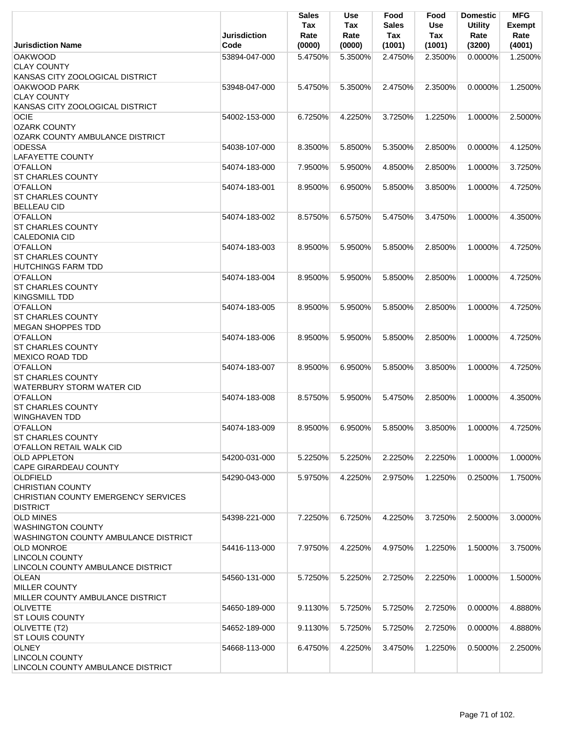| Jurisdiction Name | Jurisdiction Code | Sales Tax Rate (0000) | Use Tax Rate (0000) | Food Sales Tax (1001) | Food Use Tax (1001) | Domestic Utility Rate (3200) | MFG Exempt Rate (4001) |
|---|---|---|---|---|---|---|---|
| OAKWOOD<br>CLAY COUNTY<br>KANSAS CITY ZOOLOGICAL DISTRICT | 53894-047-000 | 5.4750% | 5.3500% | 2.4750% | 2.3500% | 0.0000% | 1.2500% |
| OAKWOOD PARK<br>CLAY COUNTY<br>KANSAS CITY ZOOLOGICAL DISTRICT | 53948-047-000 | 5.4750% | 5.3500% | 2.4750% | 2.3500% | 0.0000% | 1.2500% |
| OCIE<br>OZARK COUNTY<br>OZARK COUNTY AMBULANCE DISTRICT | 54002-153-000 | 6.7250% | 4.2250% | 3.7250% | 1.2250% | 1.0000% | 2.5000% |
| ODESSA<br>LAFAYETTE COUNTY | 54038-107-000 | 8.3500% | 5.8500% | 5.3500% | 2.8500% | 0.0000% | 4.1250% |
| O'FALLON<br>ST CHARLES COUNTY | 54074-183-000 | 7.9500% | 5.9500% | 4.8500% | 2.8500% | 1.0000% | 3.7250% |
| O'FALLON<br>ST CHARLES COUNTY<br>BELLEAU CID | 54074-183-001 | 8.9500% | 6.9500% | 5.8500% | 3.8500% | 1.0000% | 4.7250% |
| O'FALLON<br>ST CHARLES COUNTY<br>CALEDONIA CID | 54074-183-002 | 8.5750% | 6.5750% | 5.4750% | 3.4750% | 1.0000% | 4.3500% |
| O'FALLON<br>ST CHARLES COUNTY<br>HUTCHINGS FARM TDD | 54074-183-003 | 8.9500% | 5.9500% | 5.8500% | 2.8500% | 1.0000% | 4.7250% |
| O'FALLON<br>ST CHARLES COUNTY<br>KINGSMILL TDD | 54074-183-004 | 8.9500% | 5.9500% | 5.8500% | 2.8500% | 1.0000% | 4.7250% |
| O'FALLON<br>ST CHARLES COUNTY<br>MEGAN SHOPPES TDD | 54074-183-005 | 8.9500% | 5.9500% | 5.8500% | 2.8500% | 1.0000% | 4.7250% |
| O'FALLON<br>ST CHARLES COUNTY<br>MEXICO ROAD TDD | 54074-183-006 | 8.9500% | 5.9500% | 5.8500% | 2.8500% | 1.0000% | 4.7250% |
| O'FALLON<br>ST CHARLES COUNTY<br>WATERBURY STORM WATER CID | 54074-183-007 | 8.9500% | 6.9500% | 5.8500% | 3.8500% | 1.0000% | 4.7250% |
| O'FALLON<br>ST CHARLES COUNTY<br>WINGHAVEN TDD | 54074-183-008 | 8.5750% | 5.9500% | 5.4750% | 2.8500% | 1.0000% | 4.3500% |
| O'FALLON<br>ST CHARLES COUNTY<br>O'FALLON RETAIL WALK CID | 54074-183-009 | 8.9500% | 6.9500% | 5.8500% | 3.8500% | 1.0000% | 4.7250% |
| OLD APPLETON<br>CAPE GIRARDEAU COUNTY | 54200-031-000 | 5.2250% | 5.2250% | 2.2250% | 2.2250% | 1.0000% | 1.0000% |
| OLDFIELD<br>CHRISTIAN COUNTY<br>CHRISTIAN COUNTY EMERGENCY SERVICES DISTRICT | 54290-043-000 | 5.9750% | 4.2250% | 2.9750% | 1.2250% | 0.2500% | 1.7500% |
| OLD MINES<br>WASHINGTON COUNTY<br>WASHINGTON COUNTY AMBULANCE DISTRICT | 54398-221-000 | 7.2250% | 6.7250% | 4.2250% | 3.7250% | 2.5000% | 3.0000% |
| OLD MONROE<br>LINCOLN COUNTY<br>LINCOLN COUNTY AMBULANCE DISTRICT | 54416-113-000 | 7.9750% | 4.2250% | 4.9750% | 1.2250% | 1.5000% | 3.7500% |
| OLEAN<br>MILLER COUNTY<br>MILLER COUNTY AMBULANCE DISTRICT | 54560-131-000 | 5.7250% | 5.2250% | 2.7250% | 2.2250% | 1.0000% | 1.5000% |
| OLIVETTE<br>ST LOUIS COUNTY | 54650-189-000 | 9.1130% | 5.7250% | 5.7250% | 2.7250% | 0.0000% | 4.8880% |
| OLIVETTE (T2)<br>ST LOUIS COUNTY | 54652-189-000 | 9.1130% | 5.7250% | 5.7250% | 2.7250% | 0.0000% | 4.8880% |
| OLNEY<br>LINCOLN COUNTY<br>LINCOLN COUNTY AMBULANCE DISTRICT | 54668-113-000 | 6.4750% | 4.2250% | 3.4750% | 1.2250% | 0.5000% | 2.2500% |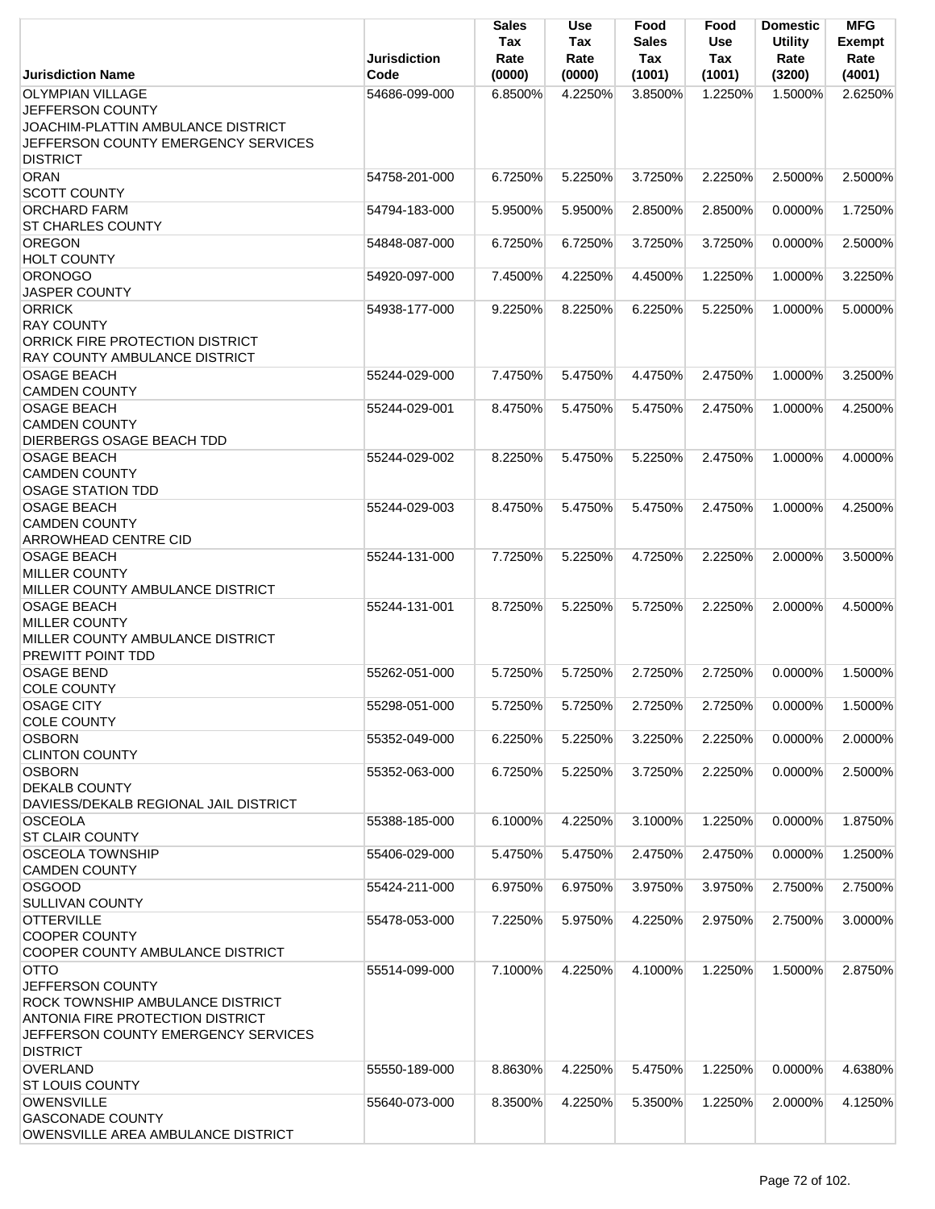| Jurisdiction Name | Jurisdiction Code | Sales Tax Rate (0000) | Use Tax Rate (0000) | Food Sales Tax (1001) | Food Use Tax (1001) | Domestic Utility Rate (3200) | MFG Exempt Rate (4001) |
|---|---|---|---|---|---|---|---|
| OLYMPIAN VILLAGE<br>JEFFERSON COUNTY<br>JOACHIM-PLATTIN AMBULANCE DISTRICT<br>JEFFERSON COUNTY EMERGENCY SERVICES DISTRICT | 54686-099-000 | 6.8500% | 4.2250% | 3.8500% | 1.2250% | 1.5000% | 2.6250% |
| ORAN<br>SCOTT COUNTY | 54758-201-000 | 6.7250% | 5.2250% | 3.7250% | 2.2250% | 2.5000% | 2.5000% |
| ORCHARD FARM<br>ST CHARLES COUNTY | 54794-183-000 | 5.9500% | 5.9500% | 2.8500% | 2.8500% | 0.0000% | 1.7250% |
| OREGON<br>HOLT COUNTY | 54848-087-000 | 6.7250% | 6.7250% | 3.7250% | 3.7250% | 0.0000% | 2.5000% |
| ORONOGO<br>JASPER COUNTY | 54920-097-000 | 7.4500% | 4.2250% | 4.4500% | 1.2250% | 1.0000% | 3.2250% |
| ORRICK<br>RAY COUNTY<br>ORRICK FIRE PROTECTION DISTRICT<br>RAY COUNTY AMBULANCE DISTRICT | 54938-177-000 | 9.2250% | 8.2250% | 6.2250% | 5.2250% | 1.0000% | 5.0000% |
| OSAGE BEACH<br>CAMDEN COUNTY | 55244-029-000 | 7.4750% | 5.4750% | 4.4750% | 2.4750% | 1.0000% | 3.2500% |
| OSAGE BEACH<br>CAMDEN COUNTY<br>DIERBERGS OSAGE BEACH TDD | 55244-029-001 | 8.4750% | 5.4750% | 5.4750% | 2.4750% | 1.0000% | 4.2500% |
| OSAGE BEACH<br>CAMDEN COUNTY<br>OSAGE STATION TDD | 55244-029-002 | 8.2250% | 5.4750% | 5.2250% | 2.4750% | 1.0000% | 4.0000% |
| OSAGE BEACH<br>CAMDEN COUNTY<br>ARROWHEAD CENTRE CID | 55244-029-003 | 8.4750% | 5.4750% | 5.4750% | 2.4750% | 1.0000% | 4.2500% |
| OSAGE BEACH<br>MILLER COUNTY<br>MILLER COUNTY AMBULANCE DISTRICT | 55244-131-000 | 7.7250% | 5.2250% | 4.7250% | 2.2250% | 2.0000% | 3.5000% |
| OSAGE BEACH<br>MILLER COUNTY<br>MILLER COUNTY AMBULANCE DISTRICT<br>PREWITT POINT TDD | 55244-131-001 | 8.7250% | 5.2250% | 5.7250% | 2.2250% | 2.0000% | 4.5000% |
| OSAGE BEND<br>COLE COUNTY | 55262-051-000 | 5.7250% | 5.7250% | 2.7250% | 2.7250% | 0.0000% | 1.5000% |
| OSAGE CITY<br>COLE COUNTY | 55298-051-000 | 5.7250% | 5.7250% | 2.7250% | 2.7250% | 0.0000% | 1.5000% |
| OSBORN<br>CLINTON COUNTY | 55352-049-000 | 6.2250% | 5.2250% | 3.2250% | 2.2250% | 0.0000% | 2.0000% |
| OSBORN<br>DEKALB COUNTY<br>DAVIESS/DEKALB REGIONAL JAIL DISTRICT | 55352-063-000 | 6.7250% | 5.2250% | 3.7250% | 2.2250% | 0.0000% | 2.5000% |
| OSCEOLA<br>ST CLAIR COUNTY | 55388-185-000 | 6.1000% | 4.2250% | 3.1000% | 1.2250% | 0.0000% | 1.8750% |
| OSCEOLA TOWNSHIP<br>CAMDEN COUNTY | 55406-029-000 | 5.4750% | 5.4750% | 2.4750% | 2.4750% | 0.0000% | 1.2500% |
| OSGOOD<br>SULLIVAN COUNTY | 55424-211-000 | 6.9750% | 6.9750% | 3.9750% | 3.9750% | 2.7500% | 2.7500% |
| OTTERVILLE<br>COOPER COUNTY<br>COOPER COUNTY AMBULANCE DISTRICT | 55478-053-000 | 7.2250% | 5.9750% | 4.2250% | 2.9750% | 2.7500% | 3.0000% |
| OTTO<br>JEFFERSON COUNTY<br>ROCK TOWNSHIP AMBULANCE DISTRICT<br>ANTONIA FIRE PROTECTION DISTRICT<br>JEFFERSON COUNTY EMERGENCY SERVICES DISTRICT | 55514-099-000 | 7.1000% | 4.2250% | 4.1000% | 1.2250% | 1.5000% | 2.8750% |
| OVERLAND<br>ST LOUIS COUNTY | 55550-189-000 | 8.8630% | 4.2250% | 5.4750% | 1.2250% | 0.0000% | 4.6380% |
| OWENSVILLE<br>GASCONADE COUNTY<br>OWENSVILLE AREA AMBULANCE DISTRICT | 55640-073-000 | 8.3500% | 4.2250% | 5.3500% | 1.2250% | 2.0000% | 4.1250% |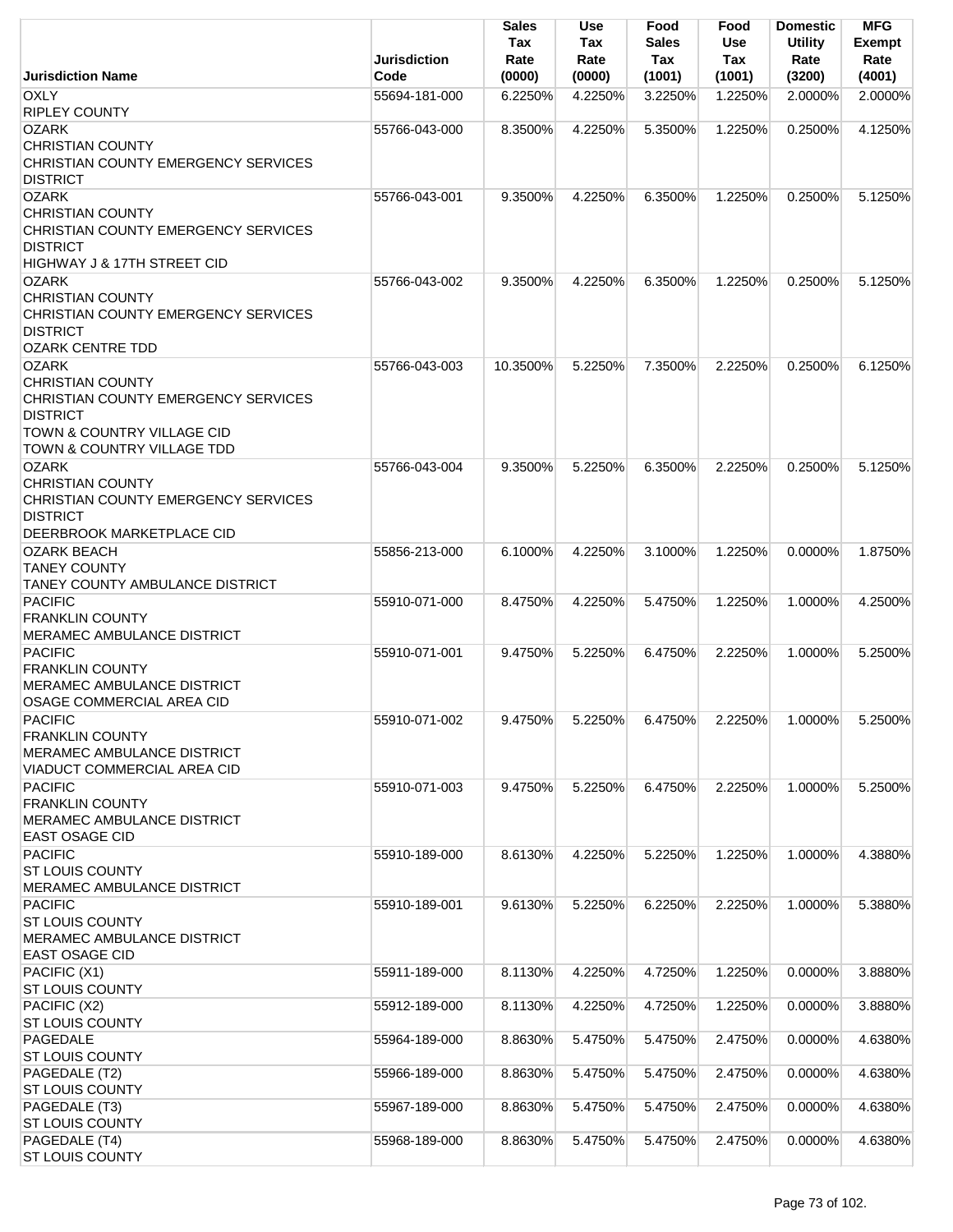| Jurisdiction Name | Jurisdiction Code | Sales Tax Rate (0000) | Use Tax Rate (0000) | Food Sales Tax (1001) | Food Use Tax (1001) | Domestic Utility Rate (3200) | MFG Exempt Rate (4001) |
|---|---|---|---|---|---|---|---|
| OXLY<br>RIPLEY COUNTY | 55694-181-000 | 6.2250% | 4.2250% | 3.2250% | 1.2250% | 2.0000% | 2.0000% |
| OZARK<br>CHRISTIAN COUNTY<br>CHRISTIAN COUNTY EMERGENCY SERVICES DISTRICT | 55766-043-000 | 8.3500% | 4.2250% | 5.3500% | 1.2250% | 0.2500% | 4.1250% |
| OZARK<br>CHRISTIAN COUNTY<br>CHRISTIAN COUNTY EMERGENCY SERVICES DISTRICT<br>HIGHWAY J & 17TH STREET CID | 55766-043-001 | 9.3500% | 4.2250% | 6.3500% | 1.2250% | 0.2500% | 5.1250% |
| OZARK<br>CHRISTIAN COUNTY<br>CHRISTIAN COUNTY EMERGENCY SERVICES DISTRICT<br>OZARK CENTRE TDD | 55766-043-002 | 9.3500% | 4.2250% | 6.3500% | 1.2250% | 0.2500% | 5.1250% |
| OZARK<br>CHRISTIAN COUNTY<br>CHRISTIAN COUNTY EMERGENCY SERVICES DISTRICT<br>TOWN & COUNTRY VILLAGE CID<br>TOWN & COUNTRY VILLAGE TDD | 55766-043-003 | 10.3500% | 5.2250% | 7.3500% | 2.2250% | 0.2500% | 6.1250% |
| OZARK<br>CHRISTIAN COUNTY<br>CHRISTIAN COUNTY EMERGENCY SERVICES DISTRICT<br>DEERBROOK MARKETPLACE CID | 55766-043-004 | 9.3500% | 5.2250% | 6.3500% | 2.2250% | 0.2500% | 5.1250% |
| OZARK BEACH<br>TANEY COUNTY<br>TANEY COUNTY AMBULANCE DISTRICT | 55856-213-000 | 6.1000% | 4.2250% | 3.1000% | 1.2250% | 0.0000% | 1.8750% |
| PACIFIC<br>FRANKLIN COUNTY<br>MERAMEC AMBULANCE DISTRICT | 55910-071-000 | 8.4750% | 4.2250% | 5.4750% | 1.2250% | 1.0000% | 4.2500% |
| PACIFIC<br>FRANKLIN COUNTY<br>MERAMEC AMBULANCE DISTRICT<br>OSAGE COMMERCIAL AREA CID | 55910-071-001 | 9.4750% | 5.2250% | 6.4750% | 2.2250% | 1.0000% | 5.2500% |
| PACIFIC<br>FRANKLIN COUNTY<br>MERAMEC AMBULANCE DISTRICT<br>VIADUCT COMMERCIAL AREA CID | 55910-071-002 | 9.4750% | 5.2250% | 6.4750% | 2.2250% | 1.0000% | 5.2500% |
| PACIFIC<br>FRANKLIN COUNTY<br>MERAMEC AMBULANCE DISTRICT<br>EAST OSAGE CID | 55910-071-003 | 9.4750% | 5.2250% | 6.4750% | 2.2250% | 1.0000% | 5.2500% |
| PACIFIC<br>ST LOUIS COUNTY<br>MERAMEC AMBULANCE DISTRICT | 55910-189-000 | 8.6130% | 4.2250% | 5.2250% | 1.2250% | 1.0000% | 4.3880% |
| PACIFIC<br>ST LOUIS COUNTY<br>MERAMEC AMBULANCE DISTRICT<br>EAST OSAGE CID | 55910-189-001 | 9.6130% | 5.2250% | 6.2250% | 2.2250% | 1.0000% | 5.3880% |
| PACIFIC (X1)<br>ST LOUIS COUNTY | 55911-189-000 | 8.1130% | 4.2250% | 4.7250% | 1.2250% | 0.0000% | 3.8880% |
| PACIFIC (X2)<br>ST LOUIS COUNTY | 55912-189-000 | 8.1130% | 4.2250% | 4.7250% | 1.2250% | 0.0000% | 3.8880% |
| PAGEDALE<br>ST LOUIS COUNTY | 55964-189-000 | 8.8630% | 5.4750% | 5.4750% | 2.4750% | 0.0000% | 4.6380% |
| PAGEDALE (T2)<br>ST LOUIS COUNTY | 55966-189-000 | 8.8630% | 5.4750% | 5.4750% | 2.4750% | 0.0000% | 4.6380% |
| PAGEDALE (T3)<br>ST LOUIS COUNTY | 55967-189-000 | 8.8630% | 5.4750% | 5.4750% | 2.4750% | 0.0000% | 4.6380% |
| PAGEDALE (T4)<br>ST LOUIS COUNTY | 55968-189-000 | 8.8630% | 5.4750% | 5.4750% | 2.4750% | 0.0000% | 4.6380% |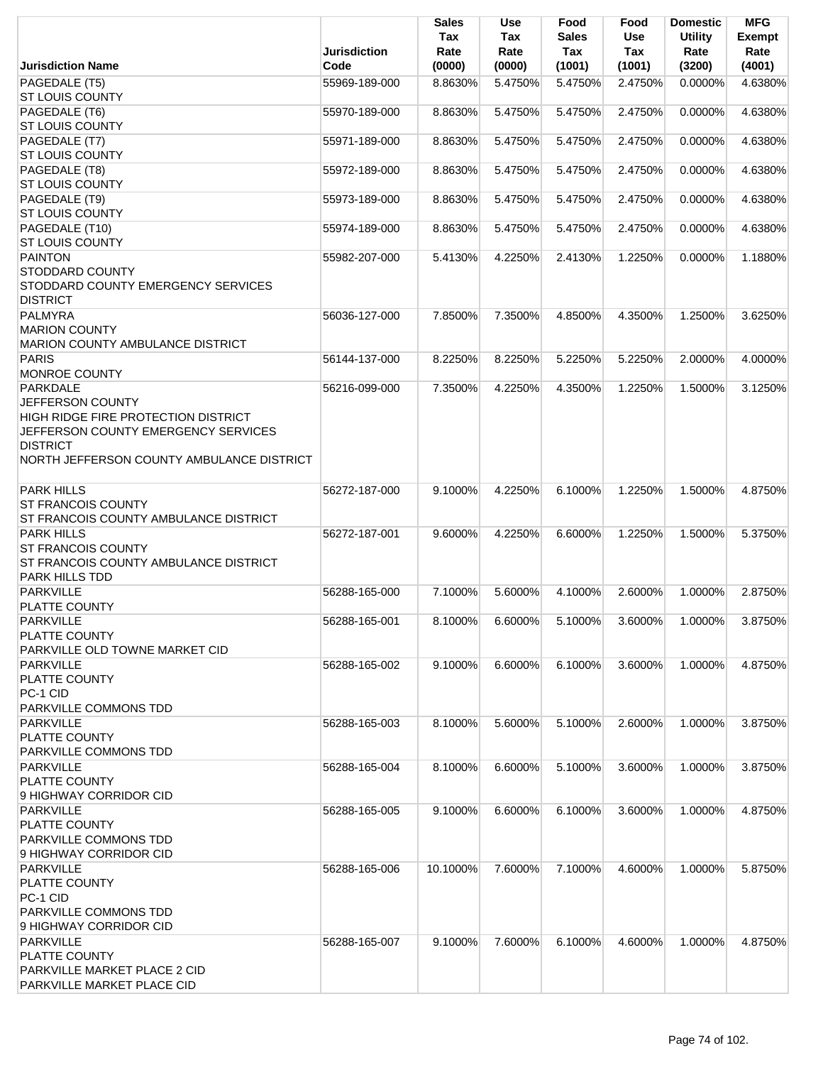| Jurisdiction Name | Jurisdiction Code | Sales Tax Rate (0000) | Use Tax Rate (0000) | Food Sales Tax (1001) | Food Use Tax (1001) | Domestic Utility Rate (3200) | MFG Exempt Rate (4001) |
|---|---|---|---|---|---|---|---|
| PAGEDALE (T5)<br>ST LOUIS COUNTY | 55969-189-000 | 8.8630% | 5.4750% | 5.4750% | 2.4750% | 0.0000% | 4.6380% |
| PAGEDALE (T6)<br>ST LOUIS COUNTY | 55970-189-000 | 8.8630% | 5.4750% | 5.4750% | 2.4750% | 0.0000% | 4.6380% |
| PAGEDALE (T7)<br>ST LOUIS COUNTY | 55971-189-000 | 8.8630% | 5.4750% | 5.4750% | 2.4750% | 0.0000% | 4.6380% |
| PAGEDALE (T8)<br>ST LOUIS COUNTY | 55972-189-000 | 8.8630% | 5.4750% | 5.4750% | 2.4750% | 0.0000% | 4.6380% |
| PAGEDALE (T9)<br>ST LOUIS COUNTY | 55973-189-000 | 8.8630% | 5.4750% | 5.4750% | 2.4750% | 0.0000% | 4.6380% |
| PAGEDALE (T10)<br>ST LOUIS COUNTY | 55974-189-000 | 8.8630% | 5.4750% | 5.4750% | 2.4750% | 0.0000% | 4.6380% |
| PAINTON<br>STODDARD COUNTY<br>STODDARD COUNTY EMERGENCY SERVICES DISTRICT | 55982-207-000 | 5.4130% | 4.2250% | 2.4130% | 1.2250% | 0.0000% | 1.1880% |
| PALMYRA<br>MARION COUNTY<br>MARION COUNTY AMBULANCE DISTRICT | 56036-127-000 | 7.8500% | 7.3500% | 4.8500% | 4.3500% | 1.2500% | 3.6250% |
| PARIS<br>MONROE COUNTY | 56144-137-000 | 8.2250% | 8.2250% | 5.2250% | 5.2250% | 2.0000% | 4.0000% |
| PARKDALE<br>JEFFERSON COUNTY<br>HIGH RIDGE FIRE PROTECTION DISTRICT<br>JEFFERSON COUNTY EMERGENCY SERVICES DISTRICT<br>NORTH JEFFERSON COUNTY AMBULANCE DISTRICT | 56216-099-000 | 7.3500% | 4.2250% | 4.3500% | 1.2250% | 1.5000% | 3.1250% |
| PARK HILLS<br>ST FRANCOIS COUNTY<br>ST FRANCOIS COUNTY AMBULANCE DISTRICT | 56272-187-000 | 9.1000% | 4.2250% | 6.1000% | 1.2250% | 1.5000% | 4.8750% |
| PARK HILLS<br>ST FRANCOIS COUNTY<br>ST FRANCOIS COUNTY AMBULANCE DISTRICT<br>PARK HILLS TDD | 56272-187-001 | 9.6000% | 4.2250% | 6.6000% | 1.2250% | 1.5000% | 5.3750% |
| PARKVILLE<br>PLATTE COUNTY | 56288-165-000 | 7.1000% | 5.6000% | 4.1000% | 2.6000% | 1.0000% | 2.8750% |
| PARKVILLE<br>PLATTE COUNTY<br>PARKVILLE OLD TOWNE MARKET CID | 56288-165-001 | 8.1000% | 6.6000% | 5.1000% | 3.6000% | 1.0000% | 3.8750% |
| PARKVILLE<br>PLATTE COUNTY<br>PC-1 CID<br>PARKVILLE COMMONS TDD | 56288-165-002 | 9.1000% | 6.6000% | 6.1000% | 3.6000% | 1.0000% | 4.8750% |
| PARKVILLE<br>PLATTE COUNTY<br>PARKVILLE COMMONS TDD | 56288-165-003 | 8.1000% | 5.6000% | 5.1000% | 2.6000% | 1.0000% | 3.8750% |
| PARKVILLE<br>PLATTE COUNTY<br>9 HIGHWAY CORRIDOR CID | 56288-165-004 | 8.1000% | 6.6000% | 5.1000% | 3.6000% | 1.0000% | 3.8750% |
| PARKVILLE<br>PLATTE COUNTY<br>PARKVILLE COMMONS TDD<br>9 HIGHWAY CORRIDOR CID | 56288-165-005 | 9.1000% | 6.6000% | 6.1000% | 3.6000% | 1.0000% | 4.8750% |
| PARKVILLE<br>PLATTE COUNTY<br>PC-1 CID<br>PARKVILLE COMMONS TDD<br>9 HIGHWAY CORRIDOR CID | 56288-165-006 | 10.1000% | 7.6000% | 7.1000% | 4.6000% | 1.0000% | 5.8750% |
| PARKVILLE<br>PLATTE COUNTY<br>PARKVILLE MARKET PLACE 2 CID<br>PARKVILLE MARKET PLACE CID | 56288-165-007 | 9.1000% | 7.6000% | 6.1000% | 4.6000% | 1.0000% | 4.8750% |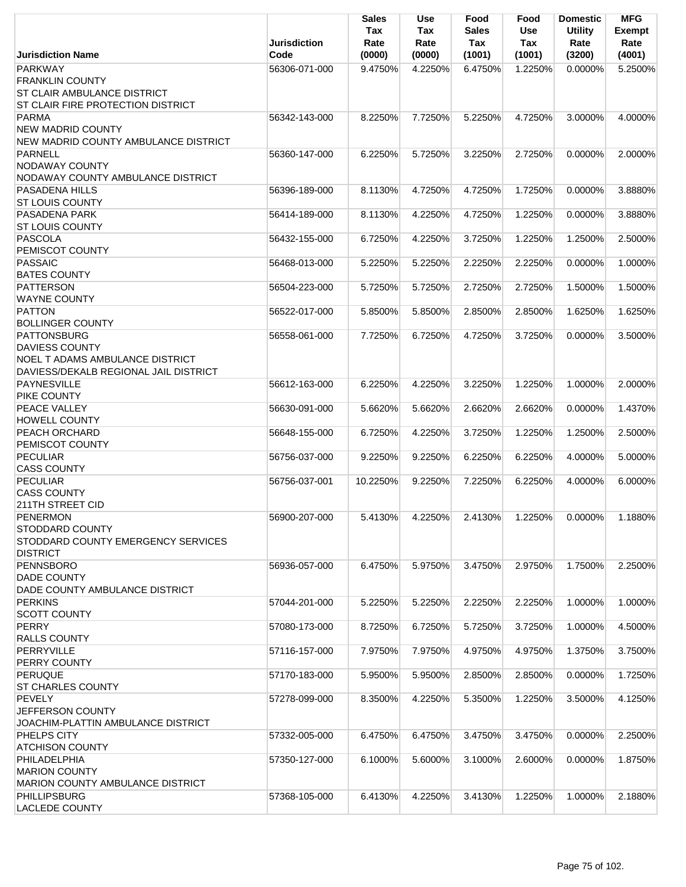| Jurisdiction Name | Jurisdiction Code | Sales Tax Rate (0000) | Use Tax Rate (0000) | Food Sales Tax (1001) | Food Use Tax (1001) | Domestic Utility Rate (3200) | MFG Exempt Rate (4001) |
|---|---|---|---|---|---|---|---|
| PARKWAY<br>FRANKLIN COUNTY<br>ST CLAIR AMBULANCE DISTRICT<br>ST CLAIR FIRE PROTECTION DISTRICT | 56306-071-000 | 9.4750% | 4.2250% | 6.4750% | 1.2250% | 0.0000% | 5.2500% |
| PARMA<br>NEW MADRID COUNTY<br>NEW MADRID COUNTY AMBULANCE DISTRICT | 56342-143-000 | 8.2250% | 7.7250% | 5.2250% | 4.7250% | 3.0000% | 4.0000% |
| PARNELL<br>NODAWAY COUNTY<br>NODAWAY COUNTY AMBULANCE DISTRICT | 56360-147-000 | 6.2250% | 5.7250% | 3.2250% | 2.7250% | 0.0000% | 2.0000% |
| PASADENA HILLS<br>ST LOUIS COUNTY | 56396-189-000 | 8.1130% | 4.7250% | 4.7250% | 1.7250% | 0.0000% | 3.8880% |
| PASADENA PARK<br>ST LOUIS COUNTY | 56414-189-000 | 8.1130% | 4.2250% | 4.7250% | 1.2250% | 0.0000% | 3.8880% |
| PASCOLA<br>PEMISCOT COUNTY | 56432-155-000 | 6.7250% | 4.2250% | 3.7250% | 1.2250% | 1.2500% | 2.5000% |
| PASSAIC<br>BATES COUNTY | 56468-013-000 | 5.2250% | 5.2250% | 2.2250% | 2.2250% | 0.0000% | 1.0000% |
| PATTERSON<br>WAYNE COUNTY | 56504-223-000 | 5.7250% | 5.7250% | 2.7250% | 2.7250% | 1.5000% | 1.5000% |
| PATTON<br>BOLLINGER COUNTY | 56522-017-000 | 5.8500% | 5.8500% | 2.8500% | 2.8500% | 1.6250% | 1.6250% |
| PATTONSBURG<br>DAVIESS COUNTY<br>NOEL T ADAMS AMBULANCE DISTRICT<br>DAVIESS/DEKALB REGIONAL JAIL DISTRICT | 56558-061-000 | 7.7250% | 6.7250% | 4.7250% | 3.7250% | 0.0000% | 3.5000% |
| PAYNESVILLE<br>PIKE COUNTY | 56612-163-000 | 6.2250% | 4.2250% | 3.2250% | 1.2250% | 1.0000% | 2.0000% |
| PEACE VALLEY<br>HOWELL COUNTY | 56630-091-000 | 5.6620% | 5.6620% | 2.6620% | 2.6620% | 0.0000% | 1.4370% |
| PEACH ORCHARD<br>PEMISCOT COUNTY | 56648-155-000 | 6.7250% | 4.2250% | 3.7250% | 1.2250% | 1.2500% | 2.5000% |
| PECULIAR<br>CASS COUNTY | 56756-037-000 | 9.2250% | 9.2250% | 6.2250% | 6.2250% | 4.0000% | 5.0000% |
| PECULIAR<br>CASS COUNTY<br>211TH STREET CID | 56756-037-001 | 10.2250% | 9.2250% | 7.2250% | 6.2250% | 4.0000% | 6.0000% |
| PENERMON<br>STODDARD COUNTY<br>STODDARD COUNTY EMERGENCY SERVICES DISTRICT | 56900-207-000 | 5.4130% | 4.2250% | 2.4130% | 1.2250% | 0.0000% | 1.1880% |
| PENNSBORO<br>DADE COUNTY<br>DADE COUNTY AMBULANCE DISTRICT | 56936-057-000 | 6.4750% | 5.9750% | 3.4750% | 2.9750% | 1.7500% | 2.2500% |
| PERKINS<br>SCOTT COUNTY | 57044-201-000 | 5.2250% | 5.2250% | 2.2250% | 2.2250% | 1.0000% | 1.0000% |
| PERRY<br>RALLS COUNTY | 57080-173-000 | 8.7250% | 6.7250% | 5.7250% | 3.7250% | 1.0000% | 4.5000% |
| PERRYVILLE<br>PERRY COUNTY | 57116-157-000 | 7.9750% | 7.9750% | 4.9750% | 4.9750% | 1.3750% | 3.7500% |
| PERUQUE<br>ST CHARLES COUNTY | 57170-183-000 | 5.9500% | 5.9500% | 2.8500% | 2.8500% | 0.0000% | 1.7250% |
| PEVELY<br>JEFFERSON COUNTY<br>JOACHIM-PLATTIN AMBULANCE DISTRICT | 57278-099-000 | 8.3500% | 4.2250% | 5.3500% | 1.2250% | 3.5000% | 4.1250% |
| PHELPS CITY<br>ATCHISON COUNTY | 57332-005-000 | 6.4750% | 6.4750% | 3.4750% | 3.4750% | 0.0000% | 2.2500% |
| PHILADELPHIA<br>MARION COUNTY<br>MARION COUNTY AMBULANCE DISTRICT | 57350-127-000 | 6.1000% | 5.6000% | 3.1000% | 2.6000% | 0.0000% | 1.8750% |
| PHILLIPSBURG<br>LACLEDE COUNTY | 57368-105-000 | 6.4130% | 4.2250% | 3.4130% | 1.2250% | 1.0000% | 2.1880% |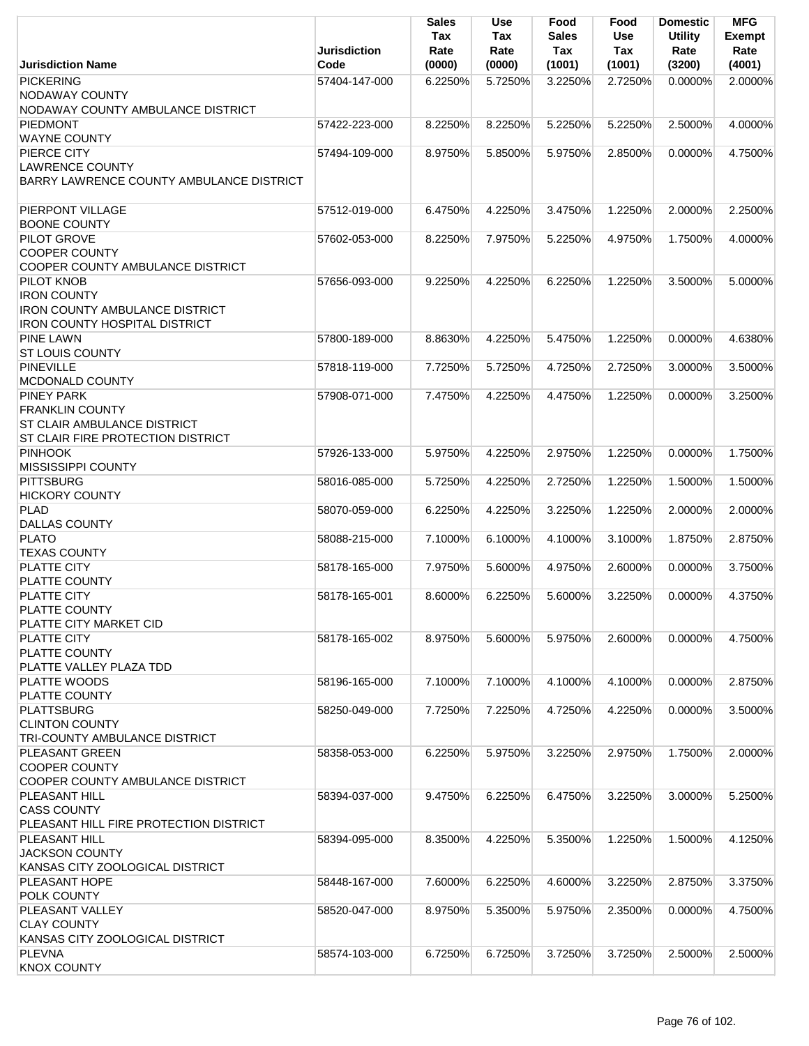| Jurisdiction Name | Jurisdiction Code | Sales Tax Rate (0000) | Use Tax Rate (0000) | Food Sales Tax (1001) | Food Use Tax (1001) | Domestic Utility Rate (3200) | MFG Exempt Rate (4001) |
|---|---|---|---|---|---|---|---|
| PICKERING<br>NODAWAY COUNTY<br>NODAWAY COUNTY AMBULANCE DISTRICT | 57404-147-000 | 6.2250% | 5.7250% | 3.2250% | 2.7250% | 0.0000% | 2.0000% |
| PIEDMONT<br>WAYNE COUNTY | 57422-223-000 | 8.2250% | 8.2250% | 5.2250% | 5.2250% | 2.5000% | 4.0000% |
| PIERCE CITY<br>LAWRENCE COUNTY<br>BARRY LAWRENCE COUNTY AMBULANCE DISTRICT | 57494-109-000 | 8.9750% | 5.8500% | 5.9750% | 2.8500% | 0.0000% | 4.7500% |
| PIERPONT VILLAGE<br>BOONE COUNTY | 57512-019-000 | 6.4750% | 4.2250% | 3.4750% | 1.2250% | 2.0000% | 2.2500% |
| PILOT GROVE<br>COOPER COUNTY<br>COOPER COUNTY AMBULANCE DISTRICT | 57602-053-000 | 8.2250% | 7.9750% | 5.2250% | 4.9750% | 1.7500% | 4.0000% |
| PILOT KNOB<br>IRON COUNTY<br>IRON COUNTY AMBULANCE DISTRICT<br>IRON COUNTY HOSPITAL DISTRICT | 57656-093-000 | 9.2250% | 4.2250% | 6.2250% | 1.2250% | 3.5000% | 5.0000% |
| PINE LAWN<br>ST LOUIS COUNTY | 57800-189-000 | 8.8630% | 4.2250% | 5.4750% | 1.2250% | 0.0000% | 4.6380% |
| PINEVILLE<br>MCDONALD COUNTY | 57818-119-000 | 7.7250% | 5.7250% | 4.7250% | 2.7250% | 3.0000% | 3.5000% |
| PINEY PARK<br>FRANKLIN COUNTY<br>ST CLAIR AMBULANCE DISTRICT<br>ST CLAIR FIRE PROTECTION DISTRICT | 57908-071-000 | 7.4750% | 4.2250% | 4.4750% | 1.2250% | 0.0000% | 3.2500% |
| PINHOOK<br>MISSISSIPPI COUNTY | 57926-133-000 | 5.9750% | 4.2250% | 2.9750% | 1.2250% | 0.0000% | 1.7500% |
| PITTSBURG<br>HICKORY COUNTY | 58016-085-000 | 5.7250% | 4.2250% | 2.7250% | 1.2250% | 1.5000% | 1.5000% |
| PLAD<br>DALLAS COUNTY | 58070-059-000 | 6.2250% | 4.2250% | 3.2250% | 1.2250% | 2.0000% | 2.0000% |
| PLATO<br>TEXAS COUNTY | 58088-215-000 | 7.1000% | 6.1000% | 4.1000% | 3.1000% | 1.8750% | 2.8750% |
| PLATTE CITY<br>PLATTE COUNTY | 58178-165-000 | 7.9750% | 5.6000% | 4.9750% | 2.6000% | 0.0000% | 3.7500% |
| PLATTE CITY<br>PLATTE COUNTY<br>PLATTE CITY MARKET CID | 58178-165-001 | 8.6000% | 6.2250% | 5.6000% | 3.2250% | 0.0000% | 4.3750% |
| PLATTE CITY<br>PLATTE COUNTY<br>PLATTE VALLEY PLAZA TDD | 58178-165-002 | 8.9750% | 5.6000% | 5.9750% | 2.6000% | 0.0000% | 4.7500% |
| PLATTE WOODS<br>PLATTE COUNTY | 58196-165-000 | 7.1000% | 7.1000% | 4.1000% | 4.1000% | 0.0000% | 2.8750% |
| PLATTSBURG<br>CLINTON COUNTY<br>TRI-COUNTY AMBULANCE DISTRICT | 58250-049-000 | 7.7250% | 7.2250% | 4.7250% | 4.2250% | 0.0000% | 3.5000% |
| PLEASANT GREEN<br>COOPER COUNTY<br>COOPER COUNTY AMBULANCE DISTRICT | 58358-053-000 | 6.2250% | 5.9750% | 3.2250% | 2.9750% | 1.7500% | 2.0000% |
| PLEASANT HILL<br>CASS COUNTY<br>PLEASANT HILL FIRE PROTECTION DISTRICT | 58394-037-000 | 9.4750% | 6.2250% | 6.4750% | 3.2250% | 3.0000% | 5.2500% |
| PLEASANT HILL<br>JACKSON COUNTY<br>KANSAS CITY ZOOLOGICAL DISTRICT | 58394-095-000 | 8.3500% | 4.2250% | 5.3500% | 1.2250% | 1.5000% | 4.1250% |
| PLEASANT HOPE<br>POLK COUNTY | 58448-167-000 | 7.6000% | 6.2250% | 4.6000% | 3.2250% | 2.8750% | 3.3750% |
| PLEASANT VALLEY<br>CLAY COUNTY<br>KANSAS CITY ZOOLOGICAL DISTRICT | 58520-047-000 | 8.9750% | 5.3500% | 5.9750% | 2.3500% | 0.0000% | 4.7500% |
| PLEVNA<br>KNOX COUNTY | 58574-103-000 | 6.7250% | 6.7250% | 3.7250% | 3.7250% | 2.5000% | 2.5000% |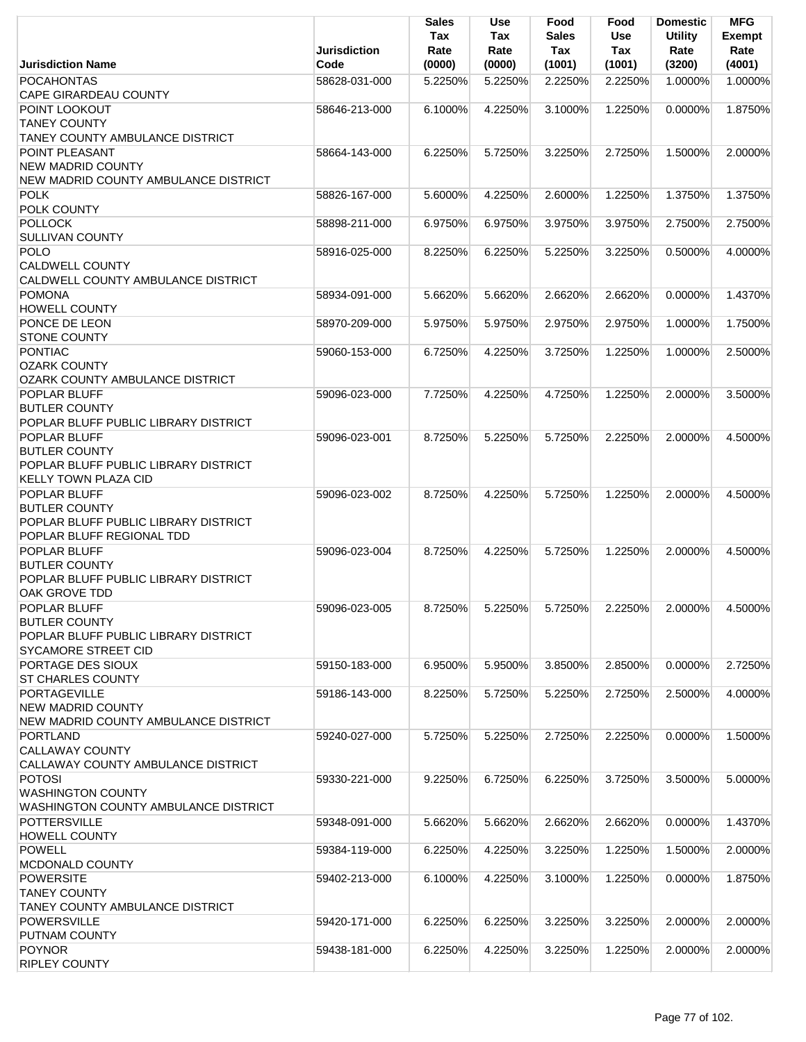| Jurisdiction Name | Jurisdiction Code | Sales Tax Rate (0000) | Use Tax Rate (0000) | Food Sales Tax (1001) | Food Use Tax (1001) | Domestic Utility Rate (3200) | MFG Exempt Rate (4001) |
|---|---|---|---|---|---|---|---|
| POCAHONTAS<br>CAPE GIRARDEAU COUNTY | 58628-031-000 | 5.2250% | 5.2250% | 2.2250% | 2.2250% | 1.0000% | 1.0000% |
| POINT LOOKOUT<br>TANEY COUNTY<br>TANEY COUNTY AMBULANCE DISTRICT | 58646-213-000 | 6.1000% | 4.2250% | 3.1000% | 1.2250% | 0.0000% | 1.8750% |
| POINT PLEASANT<br>NEW MADRID COUNTY<br>NEW MADRID COUNTY AMBULANCE DISTRICT | 58664-143-000 | 6.2250% | 5.7250% | 3.2250% | 2.7250% | 1.5000% | 2.0000% |
| POLK<br>POLK COUNTY | 58826-167-000 | 5.6000% | 4.2250% | 2.6000% | 1.2250% | 1.3750% | 1.3750% |
| POLLOCK<br>SULLIVAN COUNTY | 58898-211-000 | 6.9750% | 6.9750% | 3.9750% | 3.9750% | 2.7500% | 2.7500% |
| POLO<br>CALDWELL COUNTY<br>CALDWELL COUNTY AMBULANCE DISTRICT | 58916-025-000 | 8.2250% | 6.2250% | 5.2250% | 3.2250% | 0.5000% | 4.0000% |
| POMONA<br>HOWELL COUNTY | 58934-091-000 | 5.6620% | 5.6620% | 2.6620% | 2.6620% | 0.0000% | 1.4370% |
| PONCE DE LEON<br>STONE COUNTY | 58970-209-000 | 5.9750% | 5.9750% | 2.9750% | 2.9750% | 1.0000% | 1.7500% |
| PONTIAC<br>OZARK COUNTY<br>OZARK COUNTY AMBULANCE DISTRICT | 59060-153-000 | 6.7250% | 4.2250% | 3.7250% | 1.2250% | 1.0000% | 2.5000% |
| POPLAR BLUFF<br>BUTLER COUNTY<br>POPLAR BLUFF PUBLIC LIBRARY DISTRICT | 59096-023-000 | 7.7250% | 4.2250% | 4.7250% | 1.2250% | 2.0000% | 3.5000% |
| POPLAR BLUFF<br>BUTLER COUNTY<br>POPLAR BLUFF PUBLIC LIBRARY DISTRICT<br>KELLY TOWN PLAZA CID | 59096-023-001 | 8.7250% | 5.2250% | 5.7250% | 2.2250% | 2.0000% | 4.5000% |
| POPLAR BLUFF<br>BUTLER COUNTY<br>POPLAR BLUFF PUBLIC LIBRARY DISTRICT<br>POPLAR BLUFF REGIONAL TDD | 59096-023-002 | 8.7250% | 4.2250% | 5.7250% | 1.2250% | 2.0000% | 4.5000% |
| POPLAR BLUFF<br>BUTLER COUNTY<br>POPLAR BLUFF PUBLIC LIBRARY DISTRICT<br>OAK GROVE TDD | 59096-023-004 | 8.7250% | 4.2250% | 5.7250% | 1.2250% | 2.0000% | 4.5000% |
| POPLAR BLUFF<br>BUTLER COUNTY<br>POPLAR BLUFF PUBLIC LIBRARY DISTRICT<br>SYCAMORE STREET CID | 59096-023-005 | 8.7250% | 5.2250% | 5.7250% | 2.2250% | 2.0000% | 4.5000% |
| PORTAGE DES SIOUX<br>ST CHARLES COUNTY | 59150-183-000 | 6.9500% | 5.9500% | 3.8500% | 2.8500% | 0.0000% | 2.7250% |
| PORTAGEVILLE<br>NEW MADRID COUNTY<br>NEW MADRID COUNTY AMBULANCE DISTRICT | 59186-143-000 | 8.2250% | 5.7250% | 5.2250% | 2.7250% | 2.5000% | 4.0000% |
| PORTLAND<br>CALLAWAY COUNTY<br>CALLAWAY COUNTY AMBULANCE DISTRICT | 59240-027-000 | 5.7250% | 5.2250% | 2.7250% | 2.2250% | 0.0000% | 1.5000% |
| POTOSI<br>WASHINGTON COUNTY<br>WASHINGTON COUNTY AMBULANCE DISTRICT | 59330-221-000 | 9.2250% | 6.7250% | 6.2250% | 3.7250% | 3.5000% | 5.0000% |
| POTTERSVILLE<br>HOWELL COUNTY | 59348-091-000 | 5.6620% | 5.6620% | 2.6620% | 2.6620% | 0.0000% | 1.4370% |
| POWELL<br>MCDONALD COUNTY | 59384-119-000 | 6.2250% | 4.2250% | 3.2250% | 1.2250% | 1.5000% | 2.0000% |
| POWERSITE<br>TANEY COUNTY<br>TANEY COUNTY AMBULANCE DISTRICT | 59402-213-000 | 6.1000% | 4.2250% | 3.1000% | 1.2250% | 0.0000% | 1.8750% |
| POWERSVILLE<br>PUTNAM COUNTY | 59420-171-000 | 6.2250% | 6.2250% | 3.2250% | 3.2250% | 2.0000% | 2.0000% |
| POYNOR<br>RIPLEY COUNTY | 59438-181-000 | 6.2250% | 4.2250% | 3.2250% | 1.2250% | 2.0000% | 2.0000% |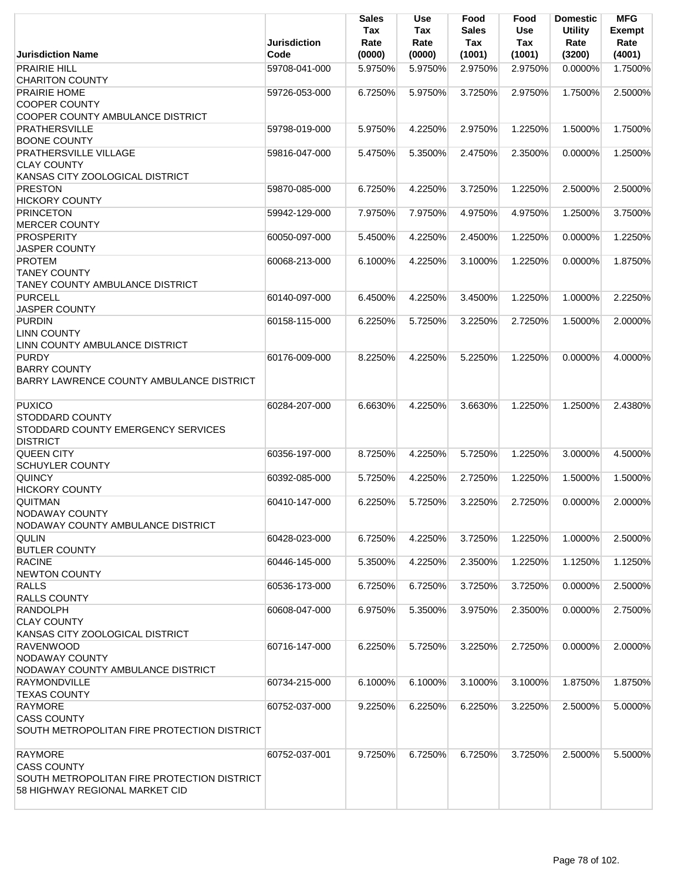| Jurisdiction Name | Jurisdiction Code | Sales Tax Rate (0000) | Use Tax Rate (0000) | Food Sales Tax (1001) | Food Use Tax (1001) | Domestic Utility Rate (3200) | MFG Exempt Rate (4001) |
|---|---|---|---|---|---|---|---|
| PRAIRIE HILL<br>CHARITON COUNTY | 59708-041-000 | 5.9750% | 5.9750% | 2.9750% | 2.9750% | 0.0000% | 1.7500% |
| PRAIRIE HOME<br>COOPER COUNTY<br>COOPER COUNTY AMBULANCE DISTRICT | 59726-053-000 | 6.7250% | 5.9750% | 3.7250% | 2.9750% | 1.7500% | 2.5000% |
| PRATHERSVILLE<br>BOONE COUNTY | 59798-019-000 | 5.9750% | 4.2250% | 2.9750% | 1.2250% | 1.5000% | 1.7500% |
| PRATHERSVILLE VILLAGE<br>CLAY COUNTY<br>KANSAS CITY ZOOLOGICAL DISTRICT | 59816-047-000 | 5.4750% | 5.3500% | 2.4750% | 2.3500% | 0.0000% | 1.2500% |
| PRESTON<br>HICKORY COUNTY | 59870-085-000 | 6.7250% | 4.2250% | 3.7250% | 1.2250% | 2.5000% | 2.5000% |
| PRINCETON<br>MERCER COUNTY | 59942-129-000 | 7.9750% | 7.9750% | 4.9750% | 4.9750% | 1.2500% | 3.7500% |
| PROSPERITY<br>JASPER COUNTY | 60050-097-000 | 5.4500% | 4.2250% | 2.4500% | 1.2250% | 0.0000% | 1.2250% |
| PROTEM<br>TANEY COUNTY<br>TANEY COUNTY AMBULANCE DISTRICT | 60068-213-000 | 6.1000% | 4.2250% | 3.1000% | 1.2250% | 0.0000% | 1.8750% |
| PURCELL<br>JASPER COUNTY | 60140-097-000 | 6.4500% | 4.2250% | 3.4500% | 1.2250% | 1.0000% | 2.2250% |
| PURDIN<br>LINN COUNTY<br>LINN COUNTY AMBULANCE DISTRICT | 60158-115-000 | 6.2250% | 5.7250% | 3.2250% | 2.7250% | 1.5000% | 2.0000% |
| PURDY<br>BARRY COUNTY<br>BARRY LAWRENCE COUNTY AMBULANCE DISTRICT | 60176-009-000 | 8.2250% | 4.2250% | 5.2250% | 1.2250% | 0.0000% | 4.0000% |
| PUXICO<br>STODDARD COUNTY<br>STODDARD COUNTY EMERGENCY SERVICES DISTRICT | 60284-207-000 | 6.6630% | 4.2250% | 3.6630% | 1.2250% | 1.2500% | 2.4380% |
| QUEEN CITY<br>SCHUYLER COUNTY | 60356-197-000 | 8.7250% | 4.2250% | 5.7250% | 1.2250% | 3.0000% | 4.5000% |
| QUINCY<br>HICKORY COUNTY | 60392-085-000 | 5.7250% | 4.2250% | 2.7250% | 1.2250% | 1.5000% | 1.5000% |
| QUITMAN<br>NODAWAY COUNTY<br>NODAWAY COUNTY AMBULANCE DISTRICT | 60410-147-000 | 6.2250% | 5.7250% | 3.2250% | 2.7250% | 0.0000% | 2.0000% |
| QULIN<br>BUTLER COUNTY | 60428-023-000 | 6.7250% | 4.2250% | 3.7250% | 1.2250% | 1.0000% | 2.5000% |
| RACINE<br>NEWTON COUNTY | 60446-145-000 | 5.3500% | 4.2250% | 2.3500% | 1.2250% | 1.1250% | 1.1250% |
| RALLS<br>RALLS COUNTY | 60536-173-000 | 6.7250% | 6.7250% | 3.7250% | 3.7250% | 0.0000% | 2.5000% |
| RANDOLPH<br>CLAY COUNTY<br>KANSAS CITY ZOOLOGICAL DISTRICT | 60608-047-000 | 6.9750% | 5.3500% | 3.9750% | 2.3500% | 0.0000% | 2.7500% |
| RAVENWOOD<br>NODAWAY COUNTY<br>NODAWAY COUNTY AMBULANCE DISTRICT | 60716-147-000 | 6.2250% | 5.7250% | 3.2250% | 2.7250% | 0.0000% | 2.0000% |
| RAYMONDVILLE<br>TEXAS COUNTY | 60734-215-000 | 6.1000% | 6.1000% | 3.1000% | 3.1000% | 1.8750% | 1.8750% |
| RAYMORE<br>CASS COUNTY<br>SOUTH METROPOLITAN FIRE PROTECTION DISTRICT | 60752-037-000 | 9.2250% | 6.2250% | 6.2250% | 3.2250% | 2.5000% | 5.0000% |
| RAYMORE<br>CASS COUNTY<br>SOUTH METROPOLITAN FIRE PROTECTION DISTRICT<br>58 HIGHWAY REGIONAL MARKET CID | 60752-037-001 | 9.7250% | 6.7250% | 6.7250% | 3.7250% | 2.5000% | 5.5000% |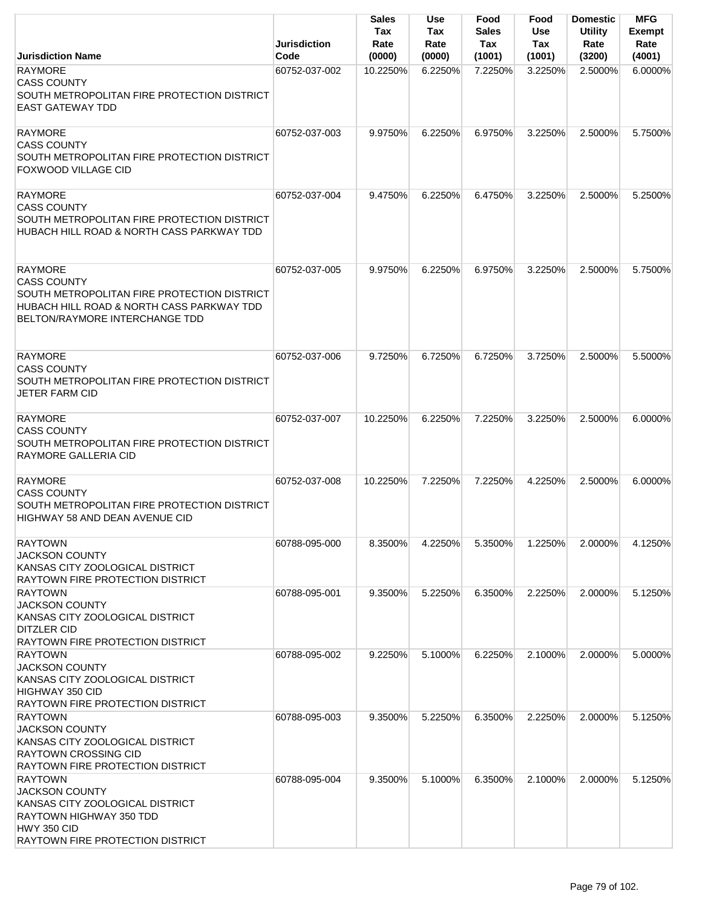| Jurisdiction Name | Jurisdiction Code | Sales Tax Rate (0000) | Use Tax Rate (0000) | Food Sales Tax (1001) | Food Use Tax (1001) | Domestic Utility Rate (3200) | MFG Exempt Rate (4001) |
|---|---|---|---|---|---|---|---|
| RAYMORE<br>CASS COUNTY<br>SOUTH METROPOLITAN FIRE PROTECTION DISTRICT<br>EAST GATEWAY TDD | 60752-037-002 | 10.2250% | 6.2250% | 7.2250% | 3.2250% | 2.5000% | 6.0000% |
| RAYMORE<br>CASS COUNTY<br>SOUTH METROPOLITAN FIRE PROTECTION DISTRICT<br>FOXWOOD VILLAGE CID | 60752-037-003 | 9.9750% | 6.2250% | 6.9750% | 3.2250% | 2.5000% | 5.7500% |
| RAYMORE<br>CASS COUNTY<br>SOUTH METROPOLITAN FIRE PROTECTION DISTRICT<br>HUBACH HILL ROAD & NORTH CASS PARKWAY TDD | 60752-037-004 | 9.4750% | 6.2250% | 6.4750% | 3.2250% | 2.5000% | 5.2500% |
| RAYMORE<br>CASS COUNTY<br>SOUTH METROPOLITAN FIRE PROTECTION DISTRICT<br>HUBACH HILL ROAD & NORTH CASS PARKWAY TDD<br>BELTON/RAYMORE INTERCHANGE TDD | 60752-037-005 | 9.9750% | 6.2250% | 6.9750% | 3.2250% | 2.5000% | 5.7500% |
| RAYMORE<br>CASS COUNTY<br>SOUTH METROPOLITAN FIRE PROTECTION DISTRICT<br>JETER FARM CID | 60752-037-006 | 9.7250% | 6.7250% | 6.7250% | 3.7250% | 2.5000% | 5.5000% |
| RAYMORE<br>CASS COUNTY<br>SOUTH METROPOLITAN FIRE PROTECTION DISTRICT<br>RAYMORE GALLERIA CID | 60752-037-007 | 10.2250% | 6.2250% | 7.2250% | 3.2250% | 2.5000% | 6.0000% |
| RAYMORE<br>CASS COUNTY<br>SOUTH METROPOLITAN FIRE PROTECTION DISTRICT<br>HIGHWAY 58 AND DEAN AVENUE CID | 60752-037-008 | 10.2250% | 7.2250% | 7.2250% | 4.2250% | 2.5000% | 6.0000% |
| RAYTOWN<br>JACKSON COUNTY<br>KANSAS CITY ZOOLOGICAL DISTRICT<br>RAYTOWN FIRE PROTECTION DISTRICT | 60788-095-000 | 8.3500% | 4.2250% | 5.3500% | 1.2250% | 2.0000% | 4.1250% |
| RAYTOWN<br>JACKSON COUNTY<br>KANSAS CITY ZOOLOGICAL DISTRICT<br>DITZLER CID<br>RAYTOWN FIRE PROTECTION DISTRICT | 60788-095-001 | 9.3500% | 5.2250% | 6.3500% | 2.2250% | 2.0000% | 5.1250% |
| RAYTOWN<br>JACKSON COUNTY<br>KANSAS CITY ZOOLOGICAL DISTRICT<br>HIGHWAY 350 CID<br>RAYTOWN FIRE PROTECTION DISTRICT | 60788-095-002 | 9.2250% | 5.1000% | 6.2250% | 2.1000% | 2.0000% | 5.0000% |
| RAYTOWN<br>JACKSON COUNTY<br>KANSAS CITY ZOOLOGICAL DISTRICT<br>RAYTOWN CROSSING CID<br>RAYTOWN FIRE PROTECTION DISTRICT | 60788-095-003 | 9.3500% | 5.2250% | 6.3500% | 2.2250% | 2.0000% | 5.1250% |
| RAYTOWN<br>JACKSON COUNTY<br>KANSAS CITY ZOOLOGICAL DISTRICT<br>RAYTOWN HIGHWAY 350 TDD<br>HWY 350 CID<br>RAYTOWN FIRE PROTECTION DISTRICT | 60788-095-004 | 9.3500% | 5.1000% | 6.3500% | 2.1000% | 2.0000% | 5.1250% |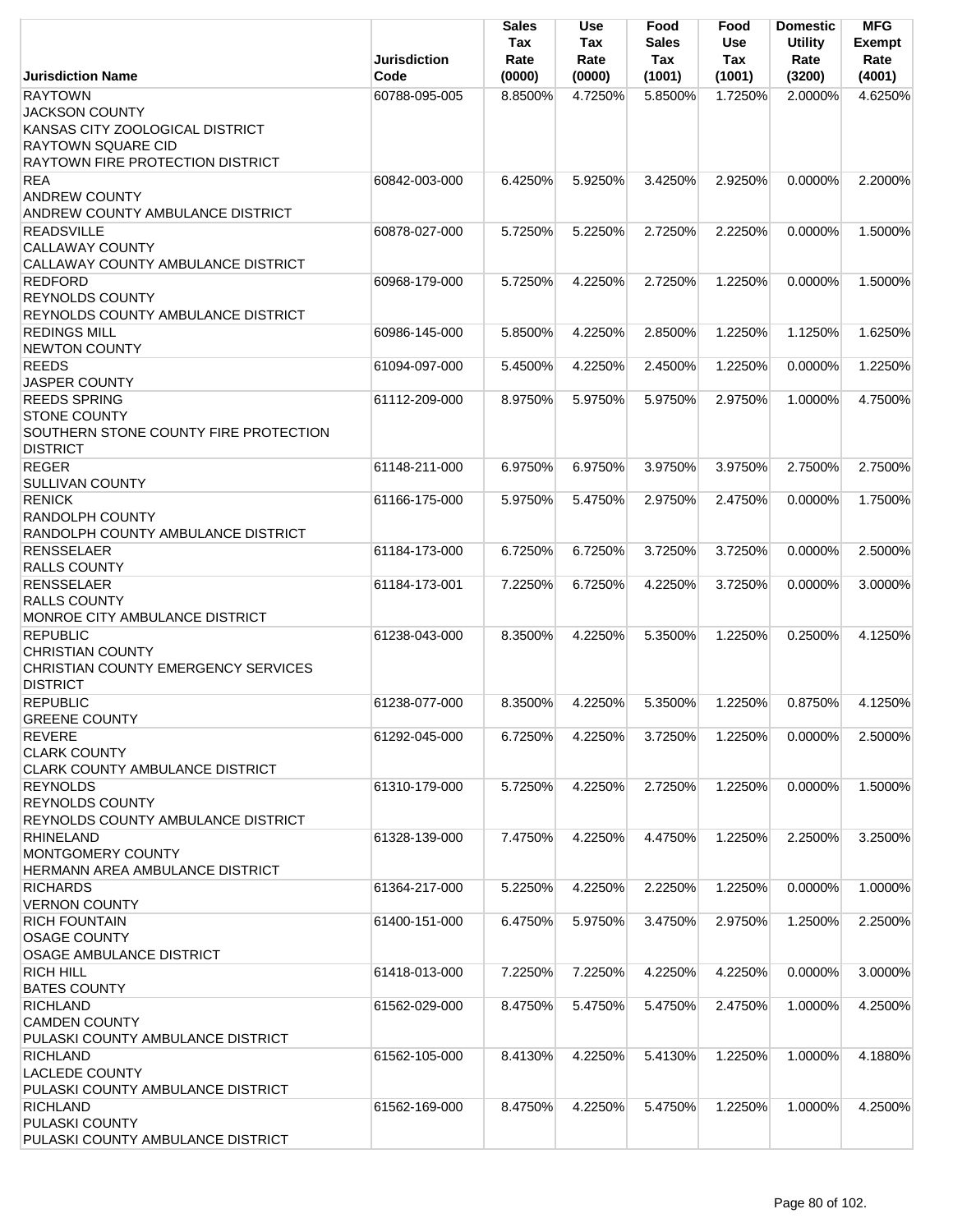| Jurisdiction Name | Jurisdiction Code | Sales Tax Rate (0000) | Use Tax Rate (0000) | Food Sales Tax (1001) | Food Use Tax (1001) | Domestic Utility Rate (3200) | MFG Exempt Rate (4001) |
|---|---|---|---|---|---|---|---|
| RAYTOWN<br>JACKSON COUNTY<br>KANSAS CITY ZOOLOGICAL DISTRICT<br>RAYTOWN SQUARE CID<br>RAYTOWN FIRE PROTECTION DISTRICT | 60788-095-005 | 8.8500% | 4.7250% | 5.8500% | 1.7250% | 2.0000% | 4.6250% |
| REA<br>ANDREW COUNTY<br>ANDREW COUNTY AMBULANCE DISTRICT | 60842-003-000 | 6.4250% | 5.9250% | 3.4250% | 2.9250% | 0.0000% | 2.2000% |
| READSVILLE<br>CALLAWAY COUNTY<br>CALLAWAY COUNTY AMBULANCE DISTRICT | 60878-027-000 | 5.7250% | 5.2250% | 2.7250% | 2.2250% | 0.0000% | 1.5000% |
| REDFORD<br>REYNOLDS COUNTY<br>REYNOLDS COUNTY AMBULANCE DISTRICT | 60968-179-000 | 5.7250% | 4.2250% | 2.7250% | 1.2250% | 0.0000% | 1.5000% |
| REDINGS MILL<br>NEWTON COUNTY | 60986-145-000 | 5.8500% | 4.2250% | 2.8500% | 1.2250% | 1.1250% | 1.6250% |
| REEDS<br>JASPER COUNTY | 61094-097-000 | 5.4500% | 4.2250% | 2.4500% | 1.2250% | 0.0000% | 1.2250% |
| REEDS SPRING<br>STONE COUNTY<br>SOUTHERN STONE COUNTY FIRE PROTECTION DISTRICT | 61112-209-000 | 8.9750% | 5.9750% | 5.9750% | 2.9750% | 1.0000% | 4.7500% |
| REGER<br>SULLIVAN COUNTY | 61148-211-000 | 6.9750% | 6.9750% | 3.9750% | 3.9750% | 2.7500% | 2.7500% |
| RENICK<br>RANDOLPH COUNTY<br>RANDOLPH COUNTY AMBULANCE DISTRICT | 61166-175-000 | 5.9750% | 5.4750% | 2.9750% | 2.4750% | 0.0000% | 1.7500% |
| RENSSELAER<br>RALLS COUNTY | 61184-173-000 | 6.7250% | 6.7250% | 3.7250% | 3.7250% | 0.0000% | 2.5000% |
| RENSSELAER<br>RALLS COUNTY<br>MONROE CITY AMBULANCE DISTRICT | 61184-173-001 | 7.2250% | 6.7250% | 4.2250% | 3.7250% | 0.0000% | 3.0000% |
| REPUBLIC<br>CHRISTIAN COUNTY<br>CHRISTIAN COUNTY EMERGENCY SERVICES DISTRICT | 61238-043-000 | 8.3500% | 4.2250% | 5.3500% | 1.2250% | 0.2500% | 4.1250% |
| REPUBLIC<br>GREENE COUNTY | 61238-077-000 | 8.3500% | 4.2250% | 5.3500% | 1.2250% | 0.8750% | 4.1250% |
| REVERE<br>CLARK COUNTY<br>CLARK COUNTY AMBULANCE DISTRICT | 61292-045-000 | 6.7250% | 4.2250% | 3.7250% | 1.2250% | 0.0000% | 2.5000% |
| REYNOLDS<br>REYNOLDS COUNTY<br>REYNOLDS COUNTY AMBULANCE DISTRICT | 61310-179-000 | 5.7250% | 4.2250% | 2.7250% | 1.2250% | 0.0000% | 1.5000% |
| RHINELAND<br>MONTGOMERY COUNTY<br>HERMANN AREA AMBULANCE DISTRICT | 61328-139-000 | 7.4750% | 4.2250% | 4.4750% | 1.2250% | 2.2500% | 3.2500% |
| RICHARDS<br>VERNON COUNTY | 61364-217-000 | 5.2250% | 4.2250% | 2.2250% | 1.2250% | 0.0000% | 1.0000% |
| RICH FOUNTAIN<br>OSAGE COUNTY<br>OSAGE AMBULANCE DISTRICT | 61400-151-000 | 6.4750% | 5.9750% | 3.4750% | 2.9750% | 1.2500% | 2.2500% |
| RICH HILL<br>BATES COUNTY | 61418-013-000 | 7.2250% | 7.2250% | 4.2250% | 4.2250% | 0.0000% | 3.0000% |
| RICHLAND<br>CAMDEN COUNTY<br>PULASKI COUNTY AMBULANCE DISTRICT | 61562-029-000 | 8.4750% | 5.4750% | 5.4750% | 2.4750% | 1.0000% | 4.2500% |
| RICHLAND<br>LACLEDE COUNTY<br>PULASKI COUNTY AMBULANCE DISTRICT | 61562-105-000 | 8.4130% | 4.2250% | 5.4130% | 1.2250% | 1.0000% | 4.1880% |
| RICHLAND<br>PULASKI COUNTY<br>PULASKI COUNTY AMBULANCE DISTRICT | 61562-169-000 | 8.4750% | 4.2250% | 5.4750% | 1.2250% | 1.0000% | 4.2500% |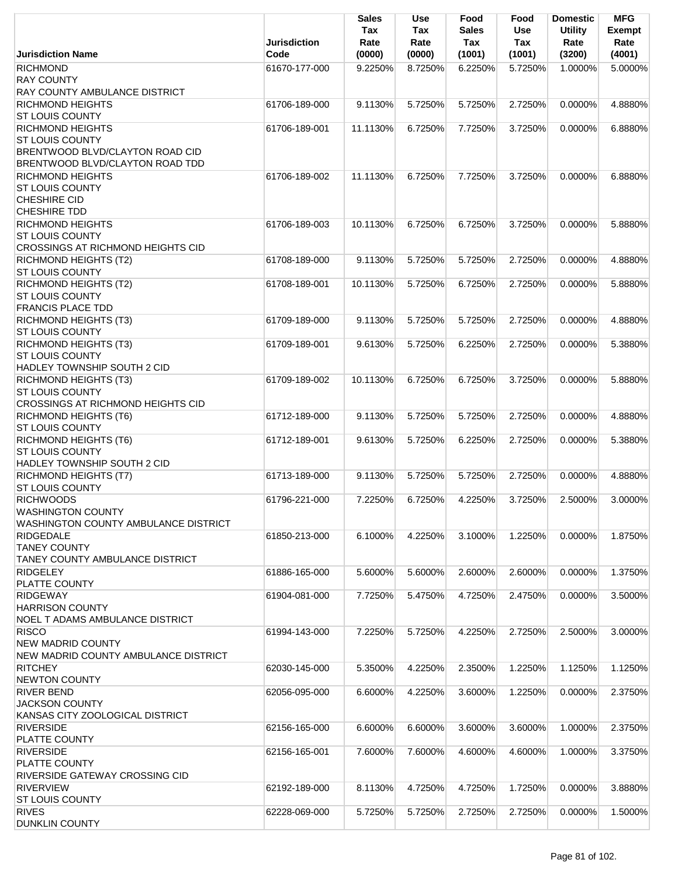| Jurisdiction Name | Jurisdiction Code | Sales Tax Rate (0000) | Use Tax Rate (0000) | Food Sales Tax (1001) | Food Use Tax (1001) | Domestic Utility Rate (3200) | MFG Exempt Rate (4001) |
|---|---|---|---|---|---|---|---|
| RICHMOND<br>RAY COUNTY<br>RAY COUNTY AMBULANCE DISTRICT | 61670-177-000 | 9.2250% | 8.7250% | 6.2250% | 5.7250% | 1.0000% | 5.0000% |
| RICHMOND HEIGHTS<br>ST LOUIS COUNTY | 61706-189-000 | 9.1130% | 5.7250% | 5.7250% | 2.7250% | 0.0000% | 4.8880% |
| RICHMOND HEIGHTS<br>ST LOUIS COUNTY<br>BRENTWOOD BLVD/CLAYTON ROAD CID<br>BRENTWOOD BLVD/CLAYTON ROAD TDD | 61706-189-001 | 11.1130% | 6.7250% | 7.7250% | 3.7250% | 0.0000% | 6.8880% |
| RICHMOND HEIGHTS<br>ST LOUIS COUNTY<br>CHESHIRE CID<br>CHESHIRE TDD | 61706-189-002 | 11.1130% | 6.7250% | 7.7250% | 3.7250% | 0.0000% | 6.8880% |
| RICHMOND HEIGHTS<br>ST LOUIS COUNTY<br>CROSSINGS AT RICHMOND HEIGHTS CID | 61706-189-003 | 10.1130% | 6.7250% | 6.7250% | 3.7250% | 0.0000% | 5.8880% |
| RICHMOND HEIGHTS (T2)<br>ST LOUIS COUNTY | 61708-189-000 | 9.1130% | 5.7250% | 5.7250% | 2.7250% | 0.0000% | 4.8880% |
| RICHMOND HEIGHTS (T2)<br>ST LOUIS COUNTY<br>FRANCIS PLACE TDD | 61708-189-001 | 10.1130% | 5.7250% | 6.7250% | 2.7250% | 0.0000% | 5.8880% |
| RICHMOND HEIGHTS (T3)<br>ST LOUIS COUNTY | 61709-189-000 | 9.1130% | 5.7250% | 5.7250% | 2.7250% | 0.0000% | 4.8880% |
| RICHMOND HEIGHTS (T3)<br>ST LOUIS COUNTY<br>HADLEY TOWNSHIP SOUTH 2 CID | 61709-189-001 | 9.6130% | 5.7250% | 6.2250% | 2.7250% | 0.0000% | 5.3880% |
| RICHMOND HEIGHTS (T3)<br>ST LOUIS COUNTY<br>CROSSINGS AT RICHMOND HEIGHTS CID | 61709-189-002 | 10.1130% | 6.7250% | 6.7250% | 3.7250% | 0.0000% | 5.8880% |
| RICHMOND HEIGHTS (T6)<br>ST LOUIS COUNTY | 61712-189-000 | 9.1130% | 5.7250% | 5.7250% | 2.7250% | 0.0000% | 4.8880% |
| RICHMOND HEIGHTS (T6)<br>ST LOUIS COUNTY<br>HADLEY TOWNSHIP SOUTH 2 CID | 61712-189-001 | 9.6130% | 5.7250% | 6.2250% | 2.7250% | 0.0000% | 5.3880% |
| RICHMOND HEIGHTS (T7)<br>ST LOUIS COUNTY | 61713-189-000 | 9.1130% | 5.7250% | 5.7250% | 2.7250% | 0.0000% | 4.8880% |
| RICHWOODS<br>WASHINGTON COUNTY<br>WASHINGTON COUNTY AMBULANCE DISTRICT | 61796-221-000 | 7.2250% | 6.7250% | 4.2250% | 3.7250% | 2.5000% | 3.0000% |
| RIDGEDALE<br>TANEY COUNTY<br>TANEY COUNTY AMBULANCE DISTRICT | 61850-213-000 | 6.1000% | 4.2250% | 3.1000% | 1.2250% | 0.0000% | 1.8750% |
| RIDGELEY<br>PLATTE COUNTY | 61886-165-000 | 5.6000% | 5.6000% | 2.6000% | 2.6000% | 0.0000% | 1.3750% |
| RIDGEWAY<br>HARRISON COUNTY<br>NOEL T ADAMS AMBULANCE DISTRICT | 61904-081-000 | 7.7250% | 5.4750% | 4.7250% | 2.4750% | 0.0000% | 3.5000% |
| RISCO<br>NEW MADRID COUNTY<br>NEW MADRID COUNTY AMBULANCE DISTRICT | 61994-143-000 | 7.2250% | 5.7250% | 4.2250% | 2.7250% | 2.5000% | 3.0000% |
| RITCHEY<br>NEWTON COUNTY | 62030-145-000 | 5.3500% | 4.2250% | 2.3500% | 1.2250% | 1.1250% | 1.1250% |
| RIVER BEND<br>JACKSON COUNTY<br>KANSAS CITY ZOOLOGICAL DISTRICT | 62056-095-000 | 6.6000% | 4.2250% | 3.6000% | 1.2250% | 0.0000% | 2.3750% |
| RIVERSIDE<br>PLATTE COUNTY | 62156-165-000 | 6.6000% | 6.6000% | 3.6000% | 3.6000% | 1.0000% | 2.3750% |
| RIVERSIDE<br>PLATTE COUNTY<br>RIVERSIDE GATEWAY CROSSING CID | 62156-165-001 | 7.6000% | 7.6000% | 4.6000% | 4.6000% | 1.0000% | 3.3750% |
| RIVERVIEW<br>ST LOUIS COUNTY | 62192-189-000 | 8.1130% | 4.7250% | 4.7250% | 1.7250% | 0.0000% | 3.8880% |
| RIVES<br>DUNKLIN COUNTY | 62228-069-000 | 5.7250% | 5.7250% | 2.7250% | 2.7250% | 0.0000% | 1.5000% |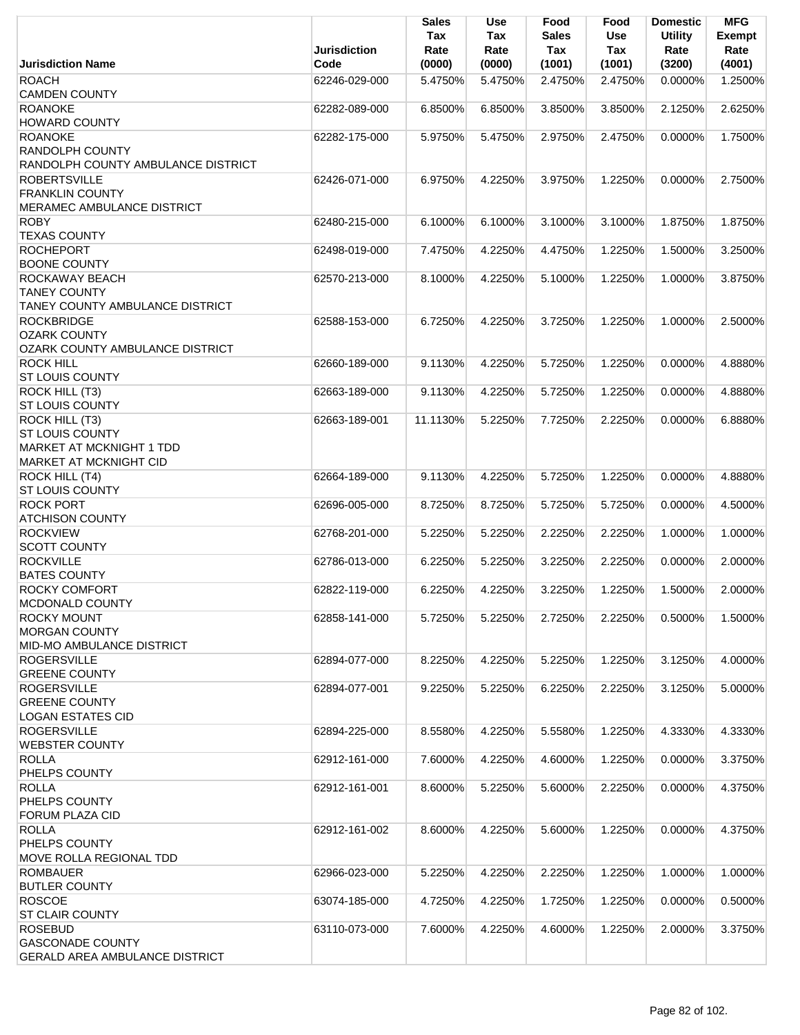| Jurisdiction Name | Jurisdiction Code | Sales Tax Rate (0000) | Use Tax Rate (0000) | Food Sales Tax (1001) | Food Use Tax (1001) | Domestic Utility Rate (3200) | MFG Exempt Rate (4001) |
|---|---|---|---|---|---|---|---|
| ROACH<br>CAMDEN COUNTY | 62246-029-000 | 5.4750% | 5.4750% | 2.4750% | 2.4750% | 0.0000% | 1.2500% |
| ROANOKE<br>HOWARD COUNTY | 62282-089-000 | 6.8500% | 6.8500% | 3.8500% | 3.8500% | 2.1250% | 2.6250% |
| ROANOKE<br>RANDOLPH COUNTY<br>RANDOLPH COUNTY AMBULANCE DISTRICT | 62282-175-000 | 5.9750% | 5.4750% | 2.9750% | 2.4750% | 0.0000% | 1.7500% |
| ROBERTSVILLE<br>FRANKLIN COUNTY<br>MERAMEC AMBULANCE DISTRICT | 62426-071-000 | 6.9750% | 4.2250% | 3.9750% | 1.2250% | 0.0000% | 2.7500% |
| ROBY<br>TEXAS COUNTY | 62480-215-000 | 6.1000% | 6.1000% | 3.1000% | 3.1000% | 1.8750% | 1.8750% |
| ROCHEPORT<br>BOONE COUNTY | 62498-019-000 | 7.4750% | 4.2250% | 4.4750% | 1.2250% | 1.5000% | 3.2500% |
| ROCKAWAY BEACH<br>TANEY COUNTY<br>TANEY COUNTY AMBULANCE DISTRICT | 62570-213-000 | 8.1000% | 4.2250% | 5.1000% | 1.2250% | 1.0000% | 3.8750% |
| ROCKBRIDGE<br>OZARK COUNTY<br>OZARK COUNTY AMBULANCE DISTRICT | 62588-153-000 | 6.7250% | 4.2250% | 3.7250% | 1.2250% | 1.0000% | 2.5000% |
| ROCK HILL<br>ST LOUIS COUNTY | 62660-189-000 | 9.1130% | 4.2250% | 5.7250% | 1.2250% | 0.0000% | 4.8880% |
| ROCK HILL (T3)<br>ST LOUIS COUNTY | 62663-189-000 | 9.1130% | 4.2250% | 5.7250% | 1.2250% | 0.0000% | 4.8880% |
| ROCK HILL (T3)<br>ST LOUIS COUNTY<br>MARKET AT MCKNIGHT 1 TDD<br>MARKET AT MCKNIGHT CID | 62663-189-001 | 11.1130% | 5.2250% | 7.7250% | 2.2250% | 0.0000% | 6.8880% |
| ROCK HILL (T4)<br>ST LOUIS COUNTY | 62664-189-000 | 9.1130% | 4.2250% | 5.7250% | 1.2250% | 0.0000% | 4.8880% |
| ROCK PORT<br>ATCHISON COUNTY | 62696-005-000 | 8.7250% | 8.7250% | 5.7250% | 5.7250% | 0.0000% | 4.5000% |
| ROCKVIEW<br>SCOTT COUNTY | 62768-201-000 | 5.2250% | 5.2250% | 2.2250% | 2.2250% | 1.0000% | 1.0000% |
| ROCKVILLE<br>BATES COUNTY | 62786-013-000 | 6.2250% | 5.2250% | 3.2250% | 2.2250% | 0.0000% | 2.0000% |
| ROCKY COMFORT<br>MCDONALD COUNTY | 62822-119-000 | 6.2250% | 4.2250% | 3.2250% | 1.2250% | 1.5000% | 2.0000% |
| ROCKY MOUNT<br>MORGAN COUNTY<br>MID-MO AMBULANCE DISTRICT | 62858-141-000 | 5.7250% | 5.2250% | 2.7250% | 2.2250% | 0.5000% | 1.5000% |
| ROGERSVILLE<br>GREENE COUNTY | 62894-077-000 | 8.2250% | 4.2250% | 5.2250% | 1.2250% | 3.1250% | 4.0000% |
| ROGERSVILLE<br>GREENE COUNTY<br>LOGAN ESTATES CID | 62894-077-001 | 9.2250% | 5.2250% | 6.2250% | 2.2250% | 3.1250% | 5.0000% |
| ROGERSVILLE<br>WEBSTER COUNTY | 62894-225-000 | 8.5580% | 4.2250% | 5.5580% | 1.2250% | 4.3330% | 4.3330% |
| ROLLA<br>PHELPS COUNTY | 62912-161-000 | 7.6000% | 4.2250% | 4.6000% | 1.2250% | 0.0000% | 3.3750% |
| ROLLA<br>PHELPS COUNTY<br>FORUM PLAZA CID | 62912-161-001 | 8.6000% | 5.2250% | 5.6000% | 2.2250% | 0.0000% | 4.3750% |
| ROLLA<br>PHELPS COUNTY<br>MOVE ROLLA REGIONAL TDD | 62912-161-002 | 8.6000% | 4.2250% | 5.6000% | 1.2250% | 0.0000% | 4.3750% |
| ROMBAUER<br>BUTLER COUNTY | 62966-023-000 | 5.2250% | 4.2250% | 2.2250% | 1.2250% | 1.0000% | 1.0000% |
| ROSCOE<br>ST CLAIR COUNTY | 63074-185-000 | 4.7250% | 4.2250% | 1.7250% | 1.2250% | 0.0000% | 0.5000% |
| ROSEBUD<br>GASCONADE COUNTY<br>GERALD AREA AMBULANCE DISTRICT | 63110-073-000 | 7.6000% | 4.2250% | 4.6000% | 1.2250% | 2.0000% | 3.3750% |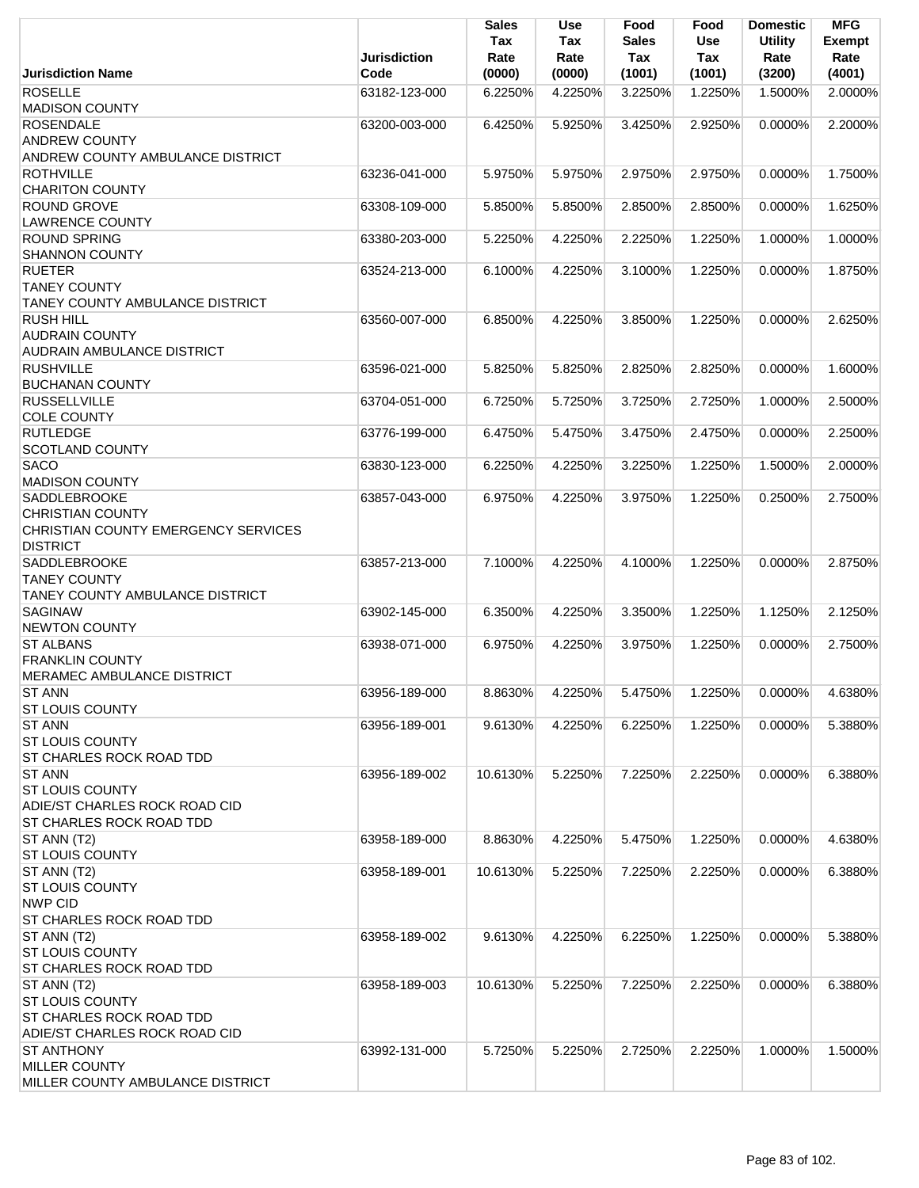| Jurisdiction Name | Jurisdiction Code | Sales Tax Rate (0000) | Use Tax Rate (0000) | Food Sales Tax (1001) | Food Use Tax (1001) | Domestic Utility Rate (3200) | MFG Exempt Rate (4001) |
|---|---|---|---|---|---|---|---|
| ROSELLE<br>MADISON COUNTY | 63182-123-000 | 6.2250% | 4.2250% | 3.2250% | 1.2250% | 1.5000% | 2.0000% |
| ROSENDALE<br>ANDREW COUNTY<br>ANDREW COUNTY AMBULANCE DISTRICT | 63200-003-000 | 6.4250% | 5.9250% | 3.4250% | 2.9250% | 0.0000% | 2.2000% |
| ROTHVILLE<br>CHARITON COUNTY | 63236-041-000 | 5.9750% | 5.9750% | 2.9750% | 2.9750% | 0.0000% | 1.7500% |
| ROUND GROVE<br>LAWRENCE COUNTY | 63308-109-000 | 5.8500% | 5.8500% | 2.8500% | 2.8500% | 0.0000% | 1.6250% |
| ROUND SPRING<br>SHANNON COUNTY | 63380-203-000 | 5.2250% | 4.2250% | 2.2250% | 1.2250% | 1.0000% | 1.0000% |
| RUETER<br>TANEY COUNTY<br>TANEY COUNTY AMBULANCE DISTRICT | 63524-213-000 | 6.1000% | 4.2250% | 3.1000% | 1.2250% | 0.0000% | 1.8750% |
| RUSH HILL<br>AUDRAIN COUNTY<br>AUDRAIN AMBULANCE DISTRICT | 63560-007-000 | 6.8500% | 4.2250% | 3.8500% | 1.2250% | 0.0000% | 2.6250% |
| RUSHVILLE<br>BUCHANAN COUNTY | 63596-021-000 | 5.8250% | 5.8250% | 2.8250% | 2.8250% | 0.0000% | 1.6000% |
| RUSSELLVILLE<br>COLE COUNTY | 63704-051-000 | 6.7250% | 5.7250% | 3.7250% | 2.7250% | 1.0000% | 2.5000% |
| RUTLEDGE<br>SCOTLAND COUNTY | 63776-199-000 | 6.4750% | 5.4750% | 3.4750% | 2.4750% | 0.0000% | 2.2500% |
| SACO<br>MADISON COUNTY | 63830-123-000 | 6.2250% | 4.2250% | 3.2250% | 1.2250% | 1.5000% | 2.0000% |
| SADDLEBROOKE<br>CHRISTIAN COUNTY<br>CHRISTIAN COUNTY EMERGENCY SERVICES DISTRICT | 63857-043-000 | 6.9750% | 4.2250% | 3.9750% | 1.2250% | 0.2500% | 2.7500% |
| SADDLEBROOKE<br>TANEY COUNTY<br>TANEY COUNTY AMBULANCE DISTRICT | 63857-213-000 | 7.1000% | 4.2250% | 4.1000% | 1.2250% | 0.0000% | 2.8750% |
| SAGINAW<br>NEWTON COUNTY | 63902-145-000 | 6.3500% | 4.2250% | 3.3500% | 1.2250% | 1.1250% | 2.1250% |
| ST ALBANS<br>FRANKLIN COUNTY<br>MERAMEC AMBULANCE DISTRICT | 63938-071-000 | 6.9750% | 4.2250% | 3.9750% | 1.2250% | 0.0000% | 2.7500% |
| ST ANN<br>ST LOUIS COUNTY | 63956-189-000 | 8.8630% | 4.2250% | 5.4750% | 1.2250% | 0.0000% | 4.6380% |
| ST ANN<br>ST LOUIS COUNTY<br>ST CHARLES ROCK ROAD TDD | 63956-189-001 | 9.6130% | 4.2250% | 6.2250% | 1.2250% | 0.0000% | 5.3880% |
| ST ANN<br>ST LOUIS COUNTY<br>ADIE/ST CHARLES ROCK ROAD CID<br>ST CHARLES ROCK ROAD TDD | 63956-189-002 | 10.6130% | 5.2250% | 7.2250% | 2.2250% | 0.0000% | 6.3880% |
| ST ANN (T2)<br>ST LOUIS COUNTY | 63958-189-000 | 8.8630% | 4.2250% | 5.4750% | 1.2250% | 0.0000% | 4.6380% |
| ST ANN (T2)<br>ST LOUIS COUNTY<br>NWP CID<br>ST CHARLES ROCK ROAD TDD | 63958-189-001 | 10.6130% | 5.2250% | 7.2250% | 2.2250% | 0.0000% | 6.3880% |
| ST ANN (T2)<br>ST LOUIS COUNTY<br>ST CHARLES ROCK ROAD TDD | 63958-189-002 | 9.6130% | 4.2250% | 6.2250% | 1.2250% | 0.0000% | 5.3880% |
| ST ANN (T2)<br>ST LOUIS COUNTY<br>ST CHARLES ROCK ROAD TDD<br>ADIE/ST CHARLES ROCK ROAD CID | 63958-189-003 | 10.6130% | 5.2250% | 7.2250% | 2.2250% | 0.0000% | 6.3880% |
| ST ANTHONY<br>MILLER COUNTY<br>MILLER COUNTY AMBULANCE DISTRICT | 63992-131-000 | 5.7250% | 5.2250% | 2.7250% | 2.2250% | 1.0000% | 1.5000% |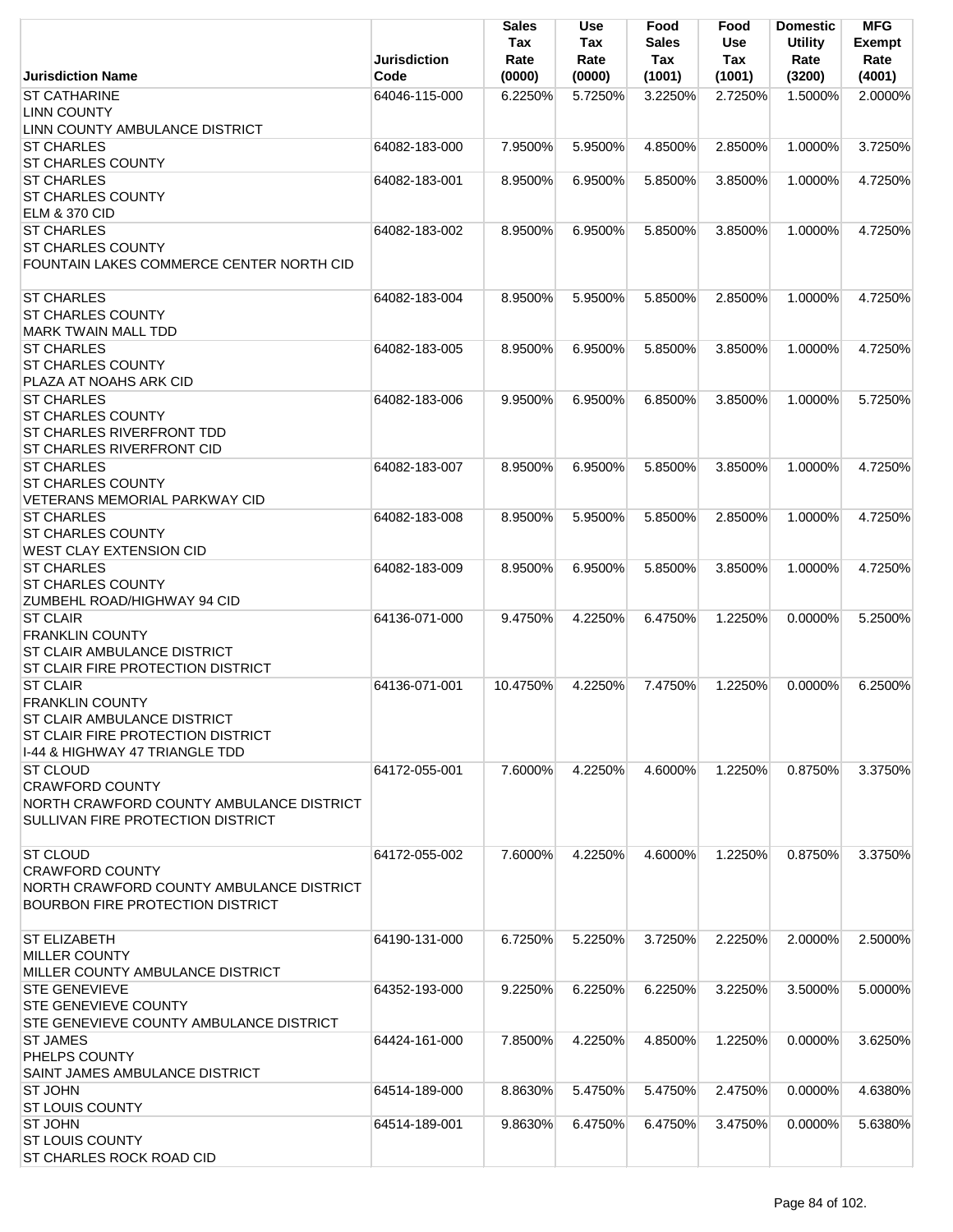| Jurisdiction Name | Jurisdiction Code | Sales Tax Rate (0000) | Use Tax Rate (0000) | Food Sales Tax (1001) | Food Use Tax (1001) | Domestic Utility Rate (3200) | MFG Exempt Rate (4001) |
|---|---|---|---|---|---|---|---|
| ST CATHARINE<br>LINN COUNTY<br>LINN COUNTY AMBULANCE DISTRICT | 64046-115-000 | 6.2250% | 5.7250% | 3.2250% | 2.7250% | 1.5000% | 2.0000% |
| ST CHARLES<br>ST CHARLES COUNTY | 64082-183-000 | 7.9500% | 5.9500% | 4.8500% | 2.8500% | 1.0000% | 3.7250% |
| ST CHARLES<br>ST CHARLES COUNTY<br>ELM & 370 CID | 64082-183-001 | 8.9500% | 6.9500% | 5.8500% | 3.8500% | 1.0000% | 4.7250% |
| ST CHARLES<br>ST CHARLES COUNTY<br>FOUNTAIN LAKES COMMERCE CENTER NORTH CID | 64082-183-002 | 8.9500% | 6.9500% | 5.8500% | 3.8500% | 1.0000% | 4.7250% |
| ST CHARLES<br>ST CHARLES COUNTY<br>MARK TWAIN MALL TDD | 64082-183-004 | 8.9500% | 5.9500% | 5.8500% | 2.8500% | 1.0000% | 4.7250% |
| ST CHARLES<br>ST CHARLES COUNTY<br>PLAZA AT NOAHS ARK CID | 64082-183-005 | 8.9500% | 6.9500% | 5.8500% | 3.8500% | 1.0000% | 4.7250% |
| ST CHARLES<br>ST CHARLES COUNTY<br>ST CHARLES RIVERFRONT TDD<br>ST CHARLES RIVERFRONT CID | 64082-183-006 | 9.9500% | 6.9500% | 6.8500% | 3.8500% | 1.0000% | 5.7250% |
| ST CHARLES<br>ST CHARLES COUNTY<br>VETERANS MEMORIAL PARKWAY CID | 64082-183-007 | 8.9500% | 6.9500% | 5.8500% | 3.8500% | 1.0000% | 4.7250% |
| ST CHARLES<br>ST CHARLES COUNTY<br>WEST CLAY EXTENSION CID | 64082-183-008 | 8.9500% | 5.9500% | 5.8500% | 2.8500% | 1.0000% | 4.7250% |
| ST CHARLES<br>ST CHARLES COUNTY<br>ZUMBEHL ROAD/HIGHWAY 94 CID | 64082-183-009 | 8.9500% | 6.9500% | 5.8500% | 3.8500% | 1.0000% | 4.7250% |
| ST CLAIR<br>FRANKLIN COUNTY<br>ST CLAIR AMBULANCE DISTRICT<br>ST CLAIR FIRE PROTECTION DISTRICT | 64136-071-000 | 9.4750% | 4.2250% | 6.4750% | 1.2250% | 0.0000% | 5.2500% |
| ST CLAIR<br>FRANKLIN COUNTY<br>ST CLAIR AMBULANCE DISTRICT<br>ST CLAIR FIRE PROTECTION DISTRICT<br>I-44 & HIGHWAY 47 TRIANGLE TDD | 64136-071-001 | 10.4750% | 4.2250% | 7.4750% | 1.2250% | 0.0000% | 6.2500% |
| ST CLOUD<br>CRAWFORD COUNTY<br>NORTH CRAWFORD COUNTY AMBULANCE DISTRICT<br>SULLIVAN FIRE PROTECTION DISTRICT | 64172-055-001 | 7.6000% | 4.2250% | 4.6000% | 1.2250% | 0.8750% | 3.3750% |
| ST CLOUD<br>CRAWFORD COUNTY<br>NORTH CRAWFORD COUNTY AMBULANCE DISTRICT<br>BOURBON FIRE PROTECTION DISTRICT | 64172-055-002 | 7.6000% | 4.2250% | 4.6000% | 1.2250% | 0.8750% | 3.3750% |
| ST ELIZABETH<br>MILLER COUNTY<br>MILLER COUNTY AMBULANCE DISTRICT | 64190-131-000 | 6.7250% | 5.2250% | 3.7250% | 2.2250% | 2.0000% | 2.5000% |
| STE GENEVIEVE<br>STE GENEVIEVE COUNTY<br>STE GENEVIEVE COUNTY AMBULANCE DISTRICT | 64352-193-000 | 9.2250% | 6.2250% | 6.2250% | 3.2250% | 3.5000% | 5.0000% |
| ST JAMES<br>PHELPS COUNTY<br>SAINT JAMES AMBULANCE DISTRICT | 64424-161-000 | 7.8500% | 4.2250% | 4.8500% | 1.2250% | 0.0000% | 3.6250% |
| ST JOHN<br>ST LOUIS COUNTY | 64514-189-000 | 8.8630% | 5.4750% | 5.4750% | 2.4750% | 0.0000% | 4.6380% |
| ST JOHN<br>ST LOUIS COUNTY<br>ST CHARLES ROCK ROAD CID | 64514-189-001 | 9.8630% | 6.4750% | 6.4750% | 3.4750% | 0.0000% | 5.6380% |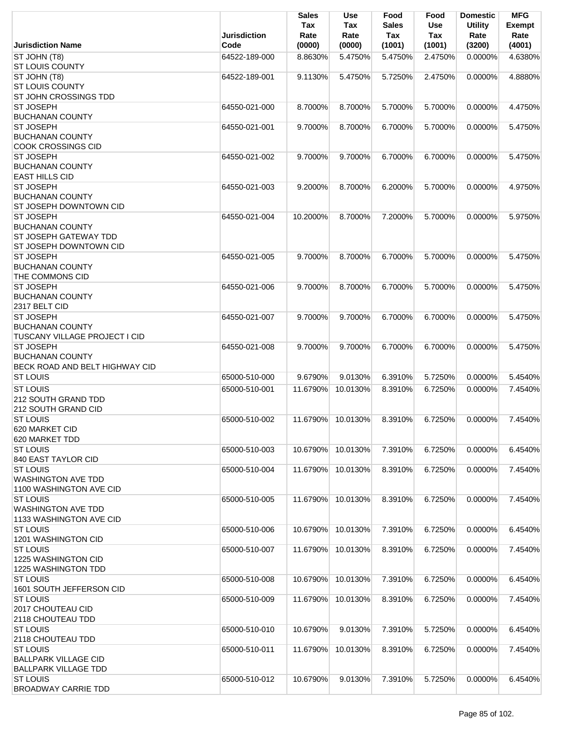| Jurisdiction Name | Jurisdiction Code | Sales Tax Rate (0000) | Use Tax Rate (0000) | Food Sales Tax (1001) | Food Use Tax (1001) | Domestic Utility Rate (3200) | MFG Exempt Rate (4001) |
|---|---|---|---|---|---|---|---|
| ST JOHN (T8)<br>ST LOUIS COUNTY | 64522-189-000 | 8.8630% | 5.4750% | 5.4750% | 2.4750% | 0.0000% | 4.6380% |
| ST JOHN (T8)<br>ST LOUIS COUNTY<br>ST JOHN CROSSINGS TDD | 64522-189-001 | 9.1130% | 5.4750% | 5.7250% | 2.4750% | 0.0000% | 4.8880% |
| ST JOSEPH<br>BUCHANAN COUNTY | 64550-021-000 | 8.7000% | 8.7000% | 5.7000% | 5.7000% | 0.0000% | 4.4750% |
| ST JOSEPH<br>BUCHANAN COUNTY<br>COOK CROSSINGS CID | 64550-021-001 | 9.7000% | 8.7000% | 6.7000% | 5.7000% | 0.0000% | 5.4750% |
| ST JOSEPH<br>BUCHANAN COUNTY<br>EAST HILLS CID | 64550-021-002 | 9.7000% | 9.7000% | 6.7000% | 6.7000% | 0.0000% | 5.4750% |
| ST JOSEPH<br>BUCHANAN COUNTY<br>ST JOSEPH DOWNTOWN CID | 64550-021-003 | 9.2000% | 8.7000% | 6.2000% | 5.7000% | 0.0000% | 4.9750% |
| ST JOSEPH<br>BUCHANAN COUNTY<br>ST JOSEPH GATEWAY TDD<br>ST JOSEPH DOWNTOWN CID | 64550-021-004 | 10.2000% | 8.7000% | 7.2000% | 5.7000% | 0.0000% | 5.9750% |
| ST JOSEPH<br>BUCHANAN COUNTY<br>THE COMMONS CID | 64550-021-005 | 9.7000% | 8.7000% | 6.7000% | 5.7000% | 0.0000% | 5.4750% |
| ST JOSEPH<br>BUCHANAN COUNTY<br>2317 BELT CID | 64550-021-006 | 9.7000% | 8.7000% | 6.7000% | 5.7000% | 0.0000% | 5.4750% |
| ST JOSEPH<br>BUCHANAN COUNTY<br>TUSCANY VILLAGE PROJECT I CID | 64550-021-007 | 9.7000% | 9.7000% | 6.7000% | 6.7000% | 0.0000% | 5.4750% |
| ST JOSEPH<br>BUCHANAN COUNTY<br>BECK ROAD AND BELT HIGHWAY CID | 64550-021-008 | 9.7000% | 9.7000% | 6.7000% | 6.7000% | 0.0000% | 5.4750% |
| ST LOUIS | 65000-510-000 | 9.6790% | 9.0130% | 6.3910% | 5.7250% | 0.0000% | 5.4540% |
| ST LOUIS<br>212 SOUTH GRAND TDD<br>212 SOUTH GRAND CID | 65000-510-001 | 11.6790% | 10.0130% | 8.3910% | 6.7250% | 0.0000% | 7.4540% |
| ST LOUIS<br>620 MARKET CID<br>620 MARKET TDD | 65000-510-002 | 11.6790% | 10.0130% | 8.3910% | 6.7250% | 0.0000% | 7.4540% |
| ST LOUIS<br>840 EAST TAYLOR CID | 65000-510-003 | 10.6790% | 10.0130% | 7.3910% | 6.7250% | 0.0000% | 6.4540% |
| ST LOUIS<br>WASHINGTON AVE TDD<br>1100 WASHINGTON AVE CID | 65000-510-004 | 11.6790% | 10.0130% | 8.3910% | 6.7250% | 0.0000% | 7.4540% |
| ST LOUIS<br>WASHINGTON AVE TDD<br>1133 WASHINGTON AVE CID | 65000-510-005 | 11.6790% | 10.0130% | 8.3910% | 6.7250% | 0.0000% | 7.4540% |
| ST LOUIS<br>1201 WASHINGTON CID | 65000-510-006 | 10.6790% | 10.0130% | 7.3910% | 6.7250% | 0.0000% | 6.4540% |
| ST LOUIS<br>1225 WASHINGTON CID<br>1225 WASHINGTON TDD | 65000-510-007 | 11.6790% | 10.0130% | 8.3910% | 6.7250% | 0.0000% | 7.4540% |
| ST LOUIS<br>1601 SOUTH JEFFERSON CID | 65000-510-008 | 10.6790% | 10.0130% | 7.3910% | 6.7250% | 0.0000% | 6.4540% |
| ST LOUIS<br>2017 CHOUTEAU CID<br>2118 CHOUTEAU TDD | 65000-510-009 | 11.6790% | 10.0130% | 8.3910% | 6.7250% | 0.0000% | 7.4540% |
| ST LOUIS<br>2118 CHOUTEAU TDD | 65000-510-010 | 10.6790% | 9.0130% | 7.3910% | 5.7250% | 0.0000% | 6.4540% |
| ST LOUIS<br>BALLPARK VILLAGE CID<br>BALLPARK VILLAGE TDD | 65000-510-011 | 11.6790% | 10.0130% | 8.3910% | 6.7250% | 0.0000% | 7.4540% |
| ST LOUIS<br>BROADWAY CARRIE TDD | 65000-510-012 | 10.6790% | 9.0130% | 7.3910% | 5.7250% | 0.0000% | 6.4540% |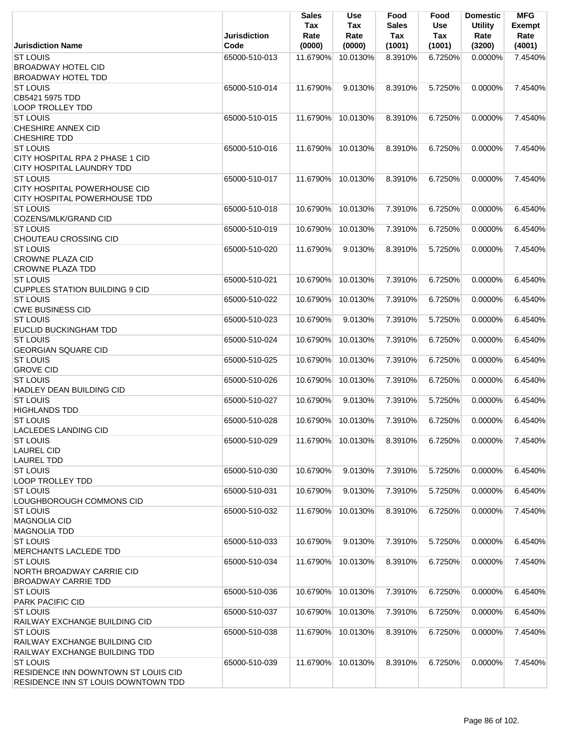| Jurisdiction Name | Jurisdiction Code | Sales Tax Rate (0000) | Use Tax Rate (0000) | Food Sales Tax (1001) | Food Use Tax (1001) | Domestic Utility Rate (3200) | MFG Exempt Rate (4001) |
|---|---|---|---|---|---|---|---|
| ST LOUIS<br>BROADWAY HOTEL CID<br>BROADWAY HOTEL TDD | 65000-510-013 | 11.6790% | 10.0130% | 8.3910% | 6.7250% | 0.0000% | 7.4540% |
| ST LOUIS<br>CB5421 5975 TDD<br>LOOP TROLLEY TDD | 65000-510-014 | 11.6790% | 9.0130% | 8.3910% | 5.7250% | 0.0000% | 7.4540% |
| ST LOUIS<br>CHESHIRE ANNEX CID<br>CHESHIRE TDD | 65000-510-015 | 11.6790% | 10.0130% | 8.3910% | 6.7250% | 0.0000% | 7.4540% |
| ST LOUIS<br>CITY HOSPITAL RPA 2 PHASE 1 CID<br>CITY HOSPITAL LAUNDRY TDD | 65000-510-016 | 11.6790% | 10.0130% | 8.3910% | 6.7250% | 0.0000% | 7.4540% |
| ST LOUIS<br>CITY HOSPITAL POWERHOUSE CID<br>CITY HOSPITAL POWERHOUSE TDD | 65000-510-017 | 11.6790% | 10.0130% | 8.3910% | 6.7250% | 0.0000% | 7.4540% |
| ST LOUIS<br>COZENS/MLK/GRAND CID | 65000-510-018 | 10.6790% | 10.0130% | 7.3910% | 6.7250% | 0.0000% | 6.4540% |
| ST LOUIS<br>CHOUTEAU CROSSING CID | 65000-510-019 | 10.6790% | 10.0130% | 7.3910% | 6.7250% | 0.0000% | 6.4540% |
| ST LOUIS<br>CROWNE PLAZA CID<br>CROWNE PLAZA TDD | 65000-510-020 | 11.6790% | 9.0130% | 8.3910% | 5.7250% | 0.0000% | 7.4540% |
| ST LOUIS<br>CUPPLES STATION BUILDING 9 CID | 65000-510-021 | 10.6790% | 10.0130% | 7.3910% | 6.7250% | 0.0000% | 6.4540% |
| ST LOUIS<br>CWE BUSINESS CID | 65000-510-022 | 10.6790% | 10.0130% | 7.3910% | 6.7250% | 0.0000% | 6.4540% |
| ST LOUIS<br>EUCLID BUCKINGHAM TDD | 65000-510-023 | 10.6790% | 9.0130% | 7.3910% | 5.7250% | 0.0000% | 6.4540% |
| ST LOUIS<br>GEORGIAN SQUARE CID | 65000-510-024 | 10.6790% | 10.0130% | 7.3910% | 6.7250% | 0.0000% | 6.4540% |
| ST LOUIS<br>GROVE CID | 65000-510-025 | 10.6790% | 10.0130% | 7.3910% | 6.7250% | 0.0000% | 6.4540% |
| ST LOUIS<br>HADLEY DEAN BUILDING CID | 65000-510-026 | 10.6790% | 10.0130% | 7.3910% | 6.7250% | 0.0000% | 6.4540% |
| ST LOUIS<br>HIGHLANDS TDD | 65000-510-027 | 10.6790% | 9.0130% | 7.3910% | 5.7250% | 0.0000% | 6.4540% |
| ST LOUIS<br>LACLEDES LANDING CID | 65000-510-028 | 10.6790% | 10.0130% | 7.3910% | 6.7250% | 0.0000% | 6.4540% |
| ST LOUIS<br>LAUREL CID<br>LAUREL TDD | 65000-510-029 | 11.6790% | 10.0130% | 8.3910% | 6.7250% | 0.0000% | 7.4540% |
| ST LOUIS<br>LOOP TROLLEY TDD | 65000-510-030 | 10.6790% | 9.0130% | 7.3910% | 5.7250% | 0.0000% | 6.4540% |
| ST LOUIS<br>LOUGHBOROUGH COMMONS CID | 65000-510-031 | 10.6790% | 9.0130% | 7.3910% | 5.7250% | 0.0000% | 6.4540% |
| ST LOUIS<br>MAGNOLIA CID<br>MAGNOLIA TDD | 65000-510-032 | 11.6790% | 10.0130% | 8.3910% | 6.7250% | 0.0000% | 7.4540% |
| ST LOUIS<br>MERCHANTS LACLEDE TDD | 65000-510-033 | 10.6790% | 9.0130% | 7.3910% | 5.7250% | 0.0000% | 6.4540% |
| ST LOUIS<br>NORTH BROADWAY CARRIE CID<br>BROADWAY CARRIE TDD | 65000-510-034 | 11.6790% | 10.0130% | 8.3910% | 6.7250% | 0.0000% | 7.4540% |
| ST LOUIS<br>PARK PACIFIC CID | 65000-510-036 | 10.6790% | 10.0130% | 7.3910% | 6.7250% | 0.0000% | 6.4540% |
| ST LOUIS<br>RAILWAY EXCHANGE BUILDING CID | 65000-510-037 | 10.6790% | 10.0130% | 7.3910% | 6.7250% | 0.0000% | 6.4540% |
| ST LOUIS<br>RAILWAY EXCHANGE BUILDING CID<br>RAILWAY EXCHANGE BUILDING TDD | 65000-510-038 | 11.6790% | 10.0130% | 8.3910% | 6.7250% | 0.0000% | 7.4540% |
| ST LOUIS<br>RESIDENCE INN DOWNTOWN ST LOUIS CID<br>RESIDENCE INN ST LOUIS DOWNTOWN TDD | 65000-510-039 | 11.6790% | 10.0130% | 8.3910% | 6.7250% | 0.0000% | 7.4540% |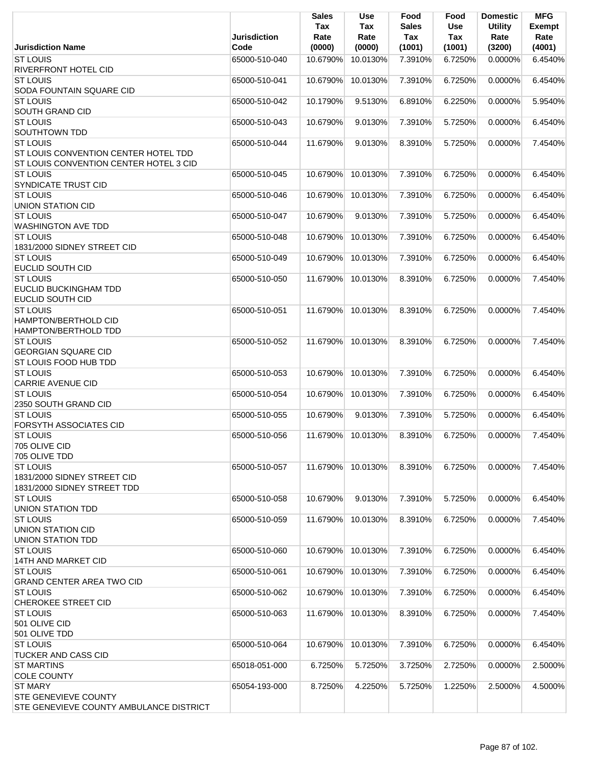| Jurisdiction Name | Jurisdiction Code | Sales Tax Rate (0000) | Use Tax Rate (0000) | Food Sales Tax (1001) | Food Use Tax (1001) | Domestic Utility Rate (3200) | MFG Exempt Rate (4001) |
|---|---|---|---|---|---|---|---|
| ST LOUIS<br>RIVERFRONT HOTEL CID | 65000-510-040 | 10.6790% | 10.0130% | 7.3910% | 6.7250% | 0.0000% | 6.4540% |
| ST LOUIS<br>SODA FOUNTAIN SQUARE CID | 65000-510-041 | 10.6790% | 10.0130% | 7.3910% | 6.7250% | 0.0000% | 6.4540% |
| ST LOUIS<br>SOUTH GRAND CID | 65000-510-042 | 10.1790% | 9.5130% | 6.8910% | 6.2250% | 0.0000% | 5.9540% |
| ST LOUIS<br>SOUTHTOWN TDD | 65000-510-043 | 10.6790% | 9.0130% | 7.3910% | 5.7250% | 0.0000% | 6.4540% |
| ST LOUIS<br>ST LOUIS CONVENTION CENTER HOTEL TDD<br>ST LOUIS CONVENTION CENTER HOTEL 3 CID | 65000-510-044 | 11.6790% | 9.0130% | 8.3910% | 5.7250% | 0.0000% | 7.4540% |
| ST LOUIS<br>SYNDICATE TRUST CID | 65000-510-045 | 10.6790% | 10.0130% | 7.3910% | 6.7250% | 0.0000% | 6.4540% |
| ST LOUIS<br>UNION STATION CID | 65000-510-046 | 10.6790% | 10.0130% | 7.3910% | 6.7250% | 0.0000% | 6.4540% |
| ST LOUIS<br>WASHINGTON AVE TDD | 65000-510-047 | 10.6790% | 9.0130% | 7.3910% | 5.7250% | 0.0000% | 6.4540% |
| ST LOUIS<br>1831/2000 SIDNEY STREET CID | 65000-510-048 | 10.6790% | 10.0130% | 7.3910% | 6.7250% | 0.0000% | 6.4540% |
| ST LOUIS<br>EUCLID SOUTH CID | 65000-510-049 | 10.6790% | 10.0130% | 7.3910% | 6.7250% | 0.0000% | 6.4540% |
| ST LOUIS<br>EUCLID BUCKINGHAM TDD<br>EUCLID SOUTH CID | 65000-510-050 | 11.6790% | 10.0130% | 8.3910% | 6.7250% | 0.0000% | 7.4540% |
| ST LOUIS<br>HAMPTON/BERTHOLD CID<br>HAMPTON/BERTHOLD TDD | 65000-510-051 | 11.6790% | 10.0130% | 8.3910% | 6.7250% | 0.0000% | 7.4540% |
| ST LOUIS<br>GEORGIAN SQUARE CID<br>ST LOUIS FOOD HUB TDD | 65000-510-052 | 11.6790% | 10.0130% | 8.3910% | 6.7250% | 0.0000% | 7.4540% |
| ST LOUIS<br>CARRIE AVENUE CID | 65000-510-053 | 10.6790% | 10.0130% | 7.3910% | 6.7250% | 0.0000% | 6.4540% |
| ST LOUIS<br>2350 SOUTH GRAND CID | 65000-510-054 | 10.6790% | 10.0130% | 7.3910% | 6.7250% | 0.0000% | 6.4540% |
| ST LOUIS<br>FORSYTH ASSOCIATES CID | 65000-510-055 | 10.6790% | 9.0130% | 7.3910% | 5.7250% | 0.0000% | 6.4540% |
| ST LOUIS<br>705 OLIVE CID<br>705 OLIVE TDD | 65000-510-056 | 11.6790% | 10.0130% | 8.3910% | 6.7250% | 0.0000% | 7.4540% |
| ST LOUIS<br>1831/2000 SIDNEY STREET CID<br>1831/2000 SIDNEY STREET TDD | 65000-510-057 | 11.6790% | 10.0130% | 8.3910% | 6.7250% | 0.0000% | 7.4540% |
| ST LOUIS<br>UNION STATION TDD | 65000-510-058 | 10.6790% | 9.0130% | 7.3910% | 5.7250% | 0.0000% | 6.4540% |
| ST LOUIS<br>UNION STATION CID<br>UNION STATION TDD | 65000-510-059 | 11.6790% | 10.0130% | 8.3910% | 6.7250% | 0.0000% | 7.4540% |
| ST LOUIS<br>14TH AND MARKET CID | 65000-510-060 | 10.6790% | 10.0130% | 7.3910% | 6.7250% | 0.0000% | 6.4540% |
| ST LOUIS<br>GRAND CENTER AREA TWO CID | 65000-510-061 | 10.6790% | 10.0130% | 7.3910% | 6.7250% | 0.0000% | 6.4540% |
| ST LOUIS<br>CHEROKEE STREET CID | 65000-510-062 | 10.6790% | 10.0130% | 7.3910% | 6.7250% | 0.0000% | 6.4540% |
| ST LOUIS<br>501 OLIVE CID<br>501 OLIVE TDD | 65000-510-063 | 11.6790% | 10.0130% | 8.3910% | 6.7250% | 0.0000% | 7.4540% |
| ST LOUIS<br>TUCKER AND CASS CID | 65000-510-064 | 10.6790% | 10.0130% | 7.3910% | 6.7250% | 0.0000% | 6.4540% |
| ST MARTINS<br>COLE COUNTY | 65018-051-000 | 6.7250% | 5.7250% | 3.7250% | 2.7250% | 0.0000% | 2.5000% |
| ST MARY<br>STE GENEVIEVE COUNTY<br>STE GENEVIEVE COUNTY AMBULANCE DISTRICT | 65054-193-000 | 8.7250% | 4.2250% | 5.7250% | 1.2250% | 2.5000% | 4.5000% |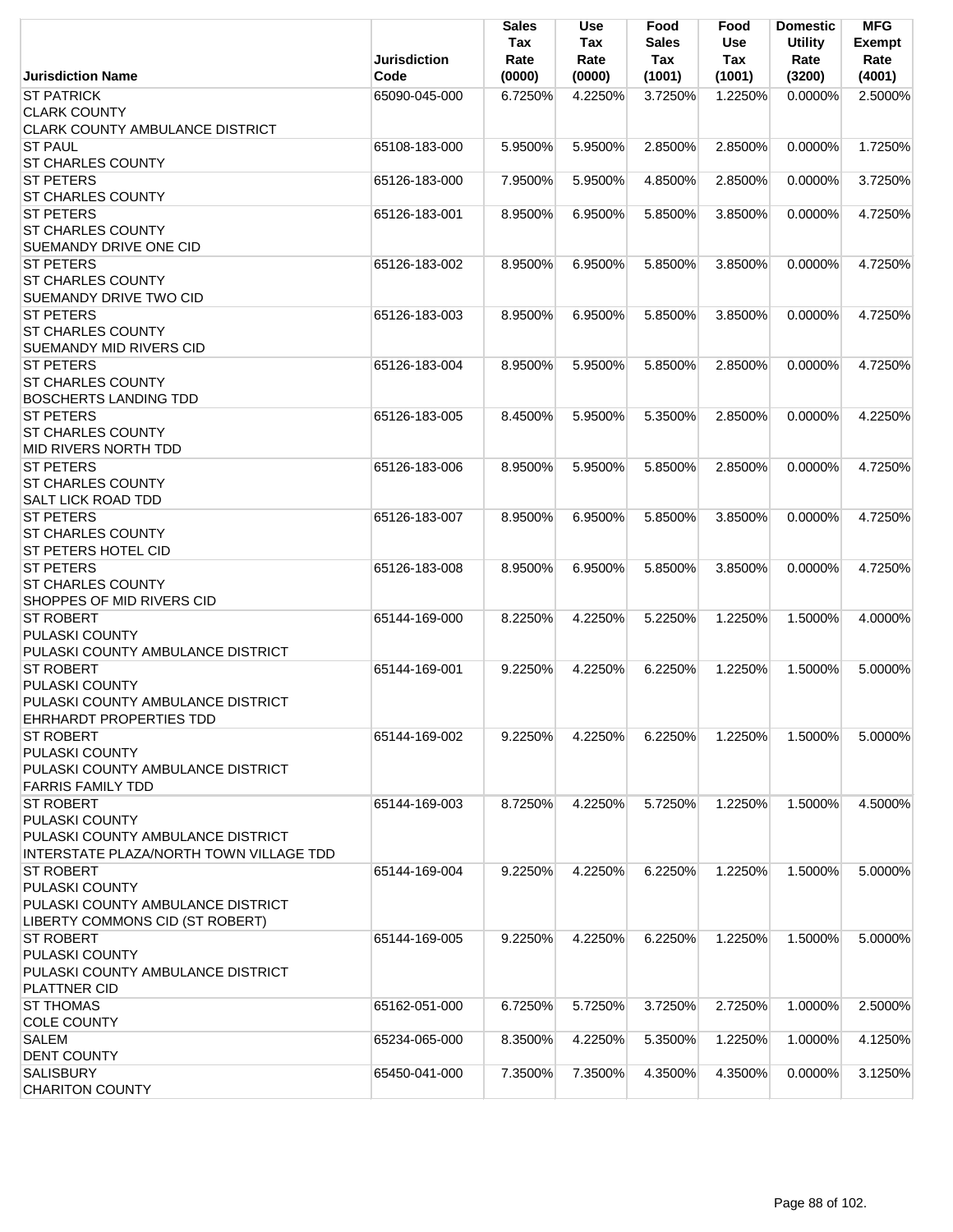| Jurisdiction Name | Jurisdiction Code | Sales Tax Rate (0000) | Use Tax Rate (0000) | Food Sales Tax (1001) | Food Use Tax (1001) | Domestic Utility Rate (3200) | MFG Exempt Rate (4001) |
|---|---|---|---|---|---|---|---|
| ST PATRICK<br>CLARK COUNTY<br>CLARK COUNTY AMBULANCE DISTRICT | 65090-045-000 | 6.7250% | 4.2250% | 3.7250% | 1.2250% | 0.0000% | 2.5000% |
| ST PAUL<br>ST CHARLES COUNTY | 65108-183-000 | 5.9500% | 5.9500% | 2.8500% | 2.8500% | 0.0000% | 1.7250% |
| ST PETERS<br>ST CHARLES COUNTY | 65126-183-000 | 7.9500% | 5.9500% | 4.8500% | 2.8500% | 0.0000% | 3.7250% |
| ST PETERS<br>ST CHARLES COUNTY<br>SUEMANDY DRIVE ONE CID | 65126-183-001 | 8.9500% | 6.9500% | 5.8500% | 3.8500% | 0.0000% | 4.7250% |
| ST PETERS<br>ST CHARLES COUNTY<br>SUEMANDY DRIVE TWO CID | 65126-183-002 | 8.9500% | 6.9500% | 5.8500% | 3.8500% | 0.0000% | 4.7250% |
| ST PETERS<br>ST CHARLES COUNTY<br>SUEMANDY MID RIVERS CID | 65126-183-003 | 8.9500% | 6.9500% | 5.8500% | 3.8500% | 0.0000% | 4.7250% |
| ST PETERS<br>ST CHARLES COUNTY<br>BOSCHERTS LANDING TDD | 65126-183-004 | 8.9500% | 5.9500% | 5.8500% | 2.8500% | 0.0000% | 4.7250% |
| ST PETERS<br>ST CHARLES COUNTY<br>MID RIVERS NORTH TDD | 65126-183-005 | 8.4500% | 5.9500% | 5.3500% | 2.8500% | 0.0000% | 4.2250% |
| ST PETERS<br>ST CHARLES COUNTY<br>SALT LICK ROAD TDD | 65126-183-006 | 8.9500% | 5.9500% | 5.8500% | 2.8500% | 0.0000% | 4.7250% |
| ST PETERS<br>ST CHARLES COUNTY<br>ST PETERS HOTEL CID | 65126-183-007 | 8.9500% | 6.9500% | 5.8500% | 3.8500% | 0.0000% | 4.7250% |
| ST PETERS<br>ST CHARLES COUNTY<br>SHOPPES OF MID RIVERS CID | 65126-183-008 | 8.9500% | 6.9500% | 5.8500% | 3.8500% | 0.0000% | 4.7250% |
| ST ROBERT<br>PULASKI COUNTY<br>PULASKI COUNTY AMBULANCE DISTRICT | 65144-169-000 | 8.2250% | 4.2250% | 5.2250% | 1.2250% | 1.5000% | 4.0000% |
| ST ROBERT<br>PULASKI COUNTY<br>PULASKI COUNTY AMBULANCE DISTRICT<br>EHRHARDT PROPERTIES TDD | 65144-169-001 | 9.2250% | 4.2250% | 6.2250% | 1.2250% | 1.5000% | 5.0000% |
| ST ROBERT<br>PULASKI COUNTY<br>PULASKI COUNTY AMBULANCE DISTRICT<br>FARRIS FAMILY TDD | 65144-169-002 | 9.2250% | 4.2250% | 6.2250% | 1.2250% | 1.5000% | 5.0000% |
| ST ROBERT<br>PULASKI COUNTY<br>PULASKI COUNTY AMBULANCE DISTRICT<br>INTERSTATE PLAZA/NORTH TOWN VILLAGE TDD | 65144-169-003 | 8.7250% | 4.2250% | 5.7250% | 1.2250% | 1.5000% | 4.5000% |
| ST ROBERT<br>PULASKI COUNTY<br>PULASKI COUNTY AMBULANCE DISTRICT<br>LIBERTY COMMONS CID (ST ROBERT) | 65144-169-004 | 9.2250% | 4.2250% | 6.2250% | 1.2250% | 1.5000% | 5.0000% |
| ST ROBERT<br>PULASKI COUNTY<br>PULASKI COUNTY AMBULANCE DISTRICT<br>PLATTNER CID | 65144-169-005 | 9.2250% | 4.2250% | 6.2250% | 1.2250% | 1.5000% | 5.0000% |
| ST THOMAS<br>COLE COUNTY | 65162-051-000 | 6.7250% | 5.7250% | 3.7250% | 2.7250% | 1.0000% | 2.5000% |
| SALEM<br>DENT COUNTY | 65234-065-000 | 8.3500% | 4.2250% | 5.3500% | 1.2250% | 1.0000% | 4.1250% |
| SALISBURY<br>CHARITON COUNTY | 65450-041-000 | 7.3500% | 7.3500% | 4.3500% | 4.3500% | 0.0000% | 3.1250% |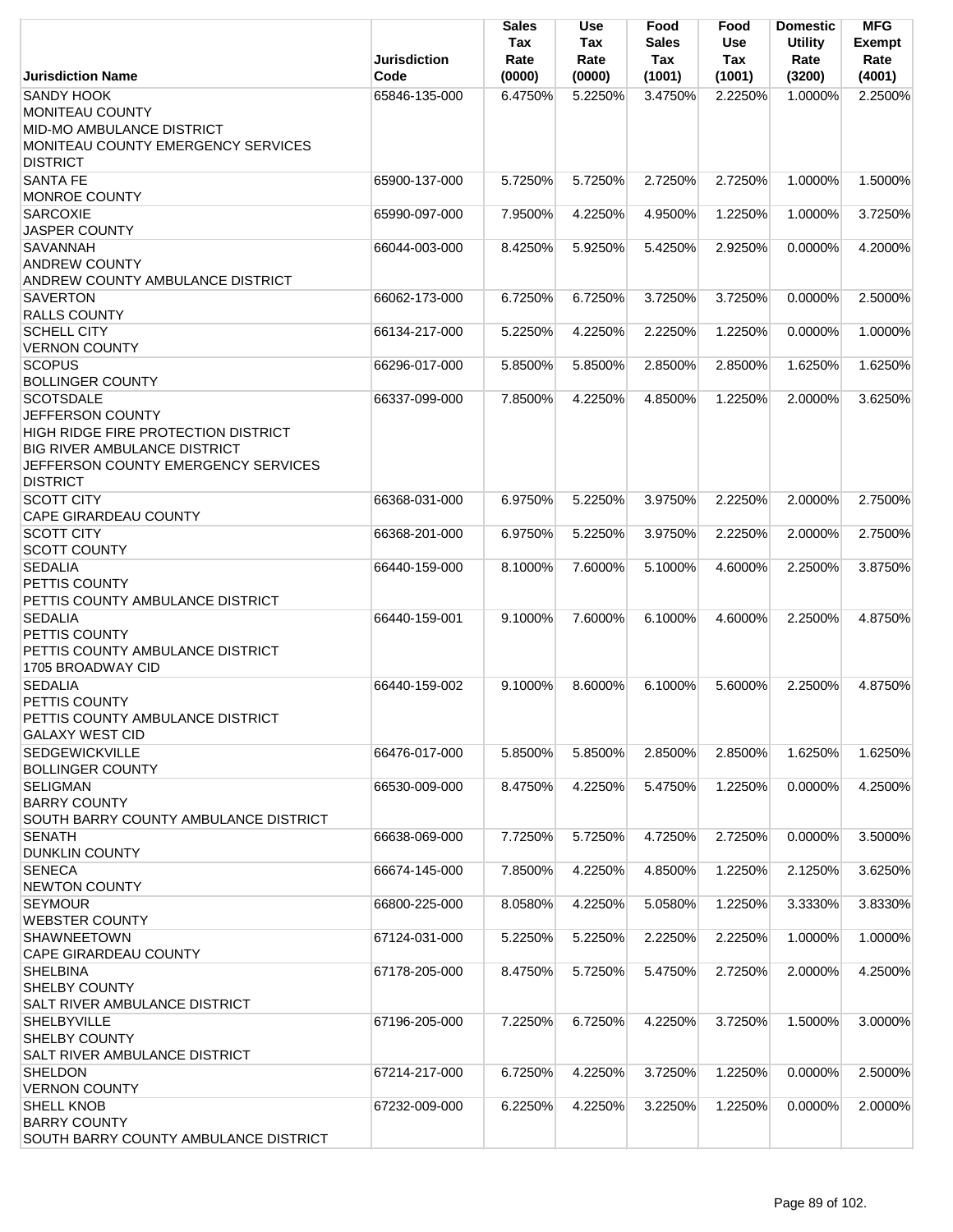| Jurisdiction Name | Jurisdiction Code | Sales Tax Rate (0000) | Use Tax Rate (0000) | Food Sales Tax (1001) | Food Use Tax (1001) | Domestic Utility Rate (3200) | MFG Exempt Rate (4001) |
|---|---|---|---|---|---|---|---|
| SANDY HOOK<br>MONITEAU COUNTY<br>MID-MO AMBULANCE DISTRICT<br>MONITEAU COUNTY EMERGENCY SERVICES DISTRICT | 65846-135-000 | 6.4750% | 5.2250% | 3.4750% | 2.2250% | 1.0000% | 2.2500% |
| SANTA FE<br>MONROE COUNTY | 65900-137-000 | 5.7250% | 5.7250% | 2.7250% | 2.7250% | 1.0000% | 1.5000% |
| SARCOXIE<br>JASPER COUNTY | 65990-097-000 | 7.9500% | 4.2250% | 4.9500% | 1.2250% | 1.0000% | 3.7250% |
| SAVANNAH<br>ANDREW COUNTY<br>ANDREW COUNTY AMBULANCE DISTRICT | 66044-003-000 | 8.4250% | 5.9250% | 5.4250% | 2.9250% | 0.0000% | 4.2000% |
| SAVERTON<br>RALLS COUNTY | 66062-173-000 | 6.7250% | 6.7250% | 3.7250% | 3.7250% | 0.0000% | 2.5000% |
| SCHELL CITY<br>VERNON COUNTY | 66134-217-000 | 5.2250% | 4.2250% | 2.2250% | 1.2250% | 0.0000% | 1.0000% |
| SCOPUS<br>BOLLINGER COUNTY | 66296-017-000 | 5.8500% | 5.8500% | 2.8500% | 2.8500% | 1.6250% | 1.6250% |
| SCOTSDALE<br>JEFFERSON COUNTY<br>HIGH RIDGE FIRE PROTECTION DISTRICT<br>BIG RIVER AMBULANCE DISTRICT<br>JEFFERSON COUNTY EMERGENCY SERVICES DISTRICT | 66337-099-000 | 7.8500% | 4.2250% | 4.8500% | 1.2250% | 2.0000% | 3.6250% |
| SCOTT CITY<br>CAPE GIRARDEAU COUNTY | 66368-031-000 | 6.9750% | 5.2250% | 3.9750% | 2.2250% | 2.0000% | 2.7500% |
| SCOTT CITY<br>SCOTT COUNTY | 66368-201-000 | 6.9750% | 5.2250% | 3.9750% | 2.2250% | 2.0000% | 2.7500% |
| SEDALIA<br>PETTIS COUNTY<br>PETTIS COUNTY AMBULANCE DISTRICT | 66440-159-000 | 8.1000% | 7.6000% | 5.1000% | 4.6000% | 2.2500% | 3.8750% |
| SEDALIA<br>PETTIS COUNTY<br>PETTIS COUNTY AMBULANCE DISTRICT<br>1705 BROADWAY CID | 66440-159-001 | 9.1000% | 7.6000% | 6.1000% | 4.6000% | 2.2500% | 4.8750% |
| SEDALIA<br>PETTIS COUNTY<br>PETTIS COUNTY AMBULANCE DISTRICT<br>GALAXY WEST CID | 66440-159-002 | 9.1000% | 8.6000% | 6.1000% | 5.6000% | 2.2500% | 4.8750% |
| SEDGEWICKVILLE<br>BOLLINGER COUNTY | 66476-017-000 | 5.8500% | 5.8500% | 2.8500% | 2.8500% | 1.6250% | 1.6250% |
| SELIGMAN<br>BARRY COUNTY<br>SOUTH BARRY COUNTY AMBULANCE DISTRICT | 66530-009-000 | 8.4750% | 4.2250% | 5.4750% | 1.2250% | 0.0000% | 4.2500% |
| SENATH<br>DUNKLIN COUNTY | 66638-069-000 | 7.7250% | 5.7250% | 4.7250% | 2.7250% | 0.0000% | 3.5000% |
| SENECA<br>NEWTON COUNTY | 66674-145-000 | 7.8500% | 4.2250% | 4.8500% | 1.2250% | 2.1250% | 3.6250% |
| SEYMOUR<br>WEBSTER COUNTY | 66800-225-000 | 8.0580% | 4.2250% | 5.0580% | 1.2250% | 3.3330% | 3.8330% |
| SHAWNEETOWN<br>CAPE GIRARDEAU COUNTY | 67124-031-000 | 5.2250% | 5.2250% | 2.2250% | 2.2250% | 1.0000% | 1.0000% |
| SHELBINA<br>SHELBY COUNTY<br>SALT RIVER AMBULANCE DISTRICT | 67178-205-000 | 8.4750% | 5.7250% | 5.4750% | 2.7250% | 2.0000% | 4.2500% |
| SHELBYVILLE<br>SHELBY COUNTY<br>SALT RIVER AMBULANCE DISTRICT | 67196-205-000 | 7.2250% | 6.7250% | 4.2250% | 3.7250% | 1.5000% | 3.0000% |
| SHELDON<br>VERNON COUNTY | 67214-217-000 | 6.7250% | 4.2250% | 3.7250% | 1.2250% | 0.0000% | 2.5000% |
| SHELL KNOB<br>BARRY COUNTY<br>SOUTH BARRY COUNTY AMBULANCE DISTRICT | 67232-009-000 | 6.2250% | 4.2250% | 3.2250% | 1.2250% | 0.0000% | 2.0000% |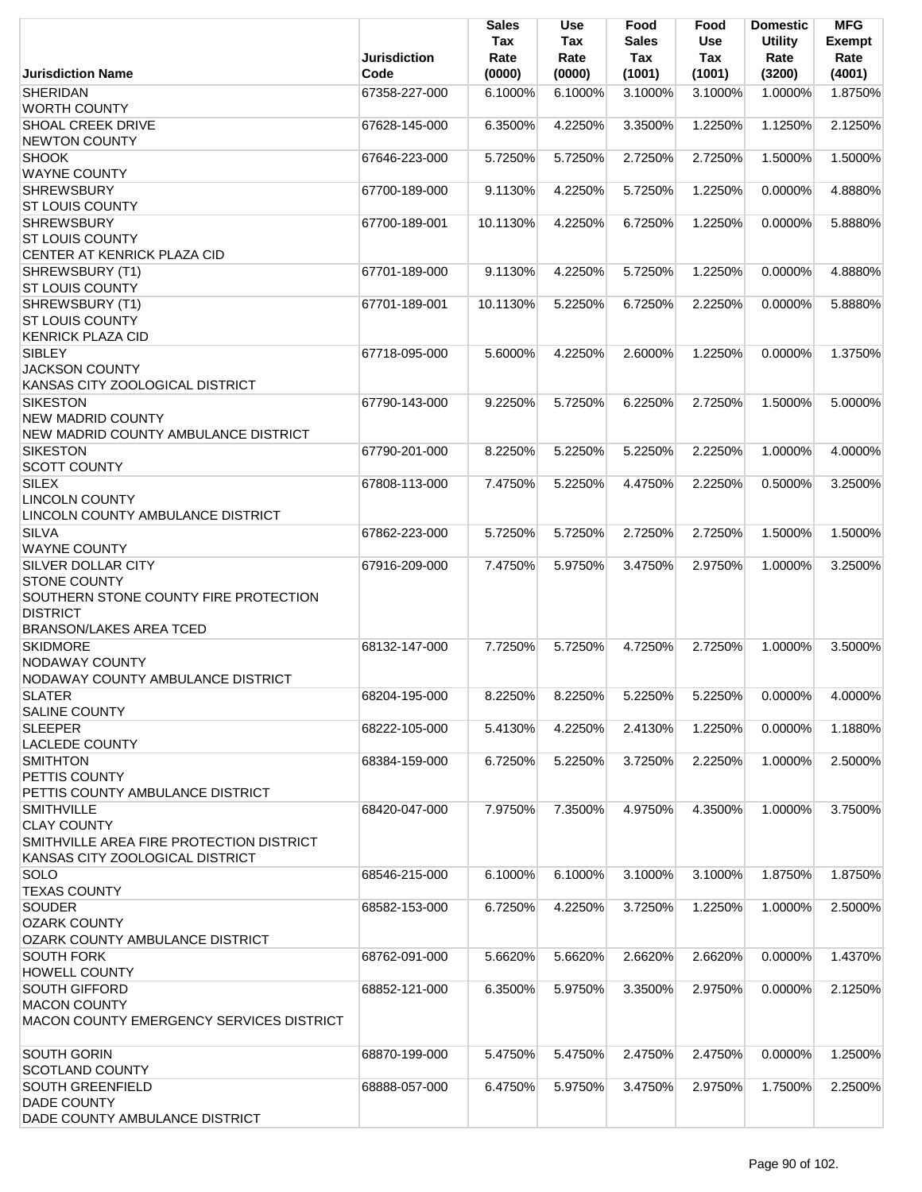| Jurisdiction Name | Jurisdiction Code | Sales Tax Rate (0000) | Use Tax Rate (0000) | Food Sales Tax (1001) | Food Use Tax (1001) | Domestic Utility Rate (3200) | MFG Exempt Rate (4001) |
|---|---|---|---|---|---|---|---|
| SHERIDAN<br>WORTH COUNTY | 67358-227-000 | 6.1000% | 6.1000% | 3.1000% | 3.1000% | 1.0000% | 1.8750% |
| SHOAL CREEK DRIVE<br>NEWTON COUNTY | 67628-145-000 | 6.3500% | 4.2250% | 3.3500% | 1.2250% | 1.1250% | 2.1250% |
| SHOOK<br>WAYNE COUNTY | 67646-223-000 | 5.7250% | 5.7250% | 2.7250% | 2.7250% | 1.5000% | 1.5000% |
| SHREWSBURY<br>ST LOUIS COUNTY | 67700-189-000 | 9.1130% | 4.2250% | 5.7250% | 1.2250% | 0.0000% | 4.8880% |
| SHREWSBURY<br>ST LOUIS COUNTY<br>CENTER AT KENRICK PLAZA CID | 67700-189-001 | 10.1130% | 4.2250% | 6.7250% | 1.2250% | 0.0000% | 5.8880% |
| SHREWSBURY (T1)<br>ST LOUIS COUNTY | 67701-189-000 | 9.1130% | 4.2250% | 5.7250% | 1.2250% | 0.0000% | 4.8880% |
| SHREWSBURY (T1)<br>ST LOUIS COUNTY<br>KENRICK PLAZA CID | 67701-189-001 | 10.1130% | 5.2250% | 6.7250% | 2.2250% | 0.0000% | 5.8880% |
| SIBLEY<br>JACKSON COUNTY<br>KANSAS CITY ZOOLOGICAL DISTRICT | 67718-095-000 | 5.6000% | 4.2250% | 2.6000% | 1.2250% | 0.0000% | 1.3750% |
| SIKESTON<br>NEW MADRID COUNTY<br>NEW MADRID COUNTY AMBULANCE DISTRICT | 67790-143-000 | 9.2250% | 5.7250% | 6.2250% | 2.7250% | 1.5000% | 5.0000% |
| SIKESTON<br>SCOTT COUNTY | 67790-201-000 | 8.2250% | 5.2250% | 5.2250% | 2.2250% | 1.0000% | 4.0000% |
| SILEX<br>LINCOLN COUNTY<br>LINCOLN COUNTY AMBULANCE DISTRICT | 67808-113-000 | 7.4750% | 5.2250% | 4.4750% | 2.2250% | 0.5000% | 3.2500% |
| SILVA<br>WAYNE COUNTY | 67862-223-000 | 5.7250% | 5.7250% | 2.7250% | 2.7250% | 1.5000% | 1.5000% |
| SILVER DOLLAR CITY<br>STONE COUNTY<br>SOUTHERN STONE COUNTY FIRE PROTECTION DISTRICT<br>BRANSON/LAKES AREA TCED | 67916-209-000 | 7.4750% | 5.9750% | 3.4750% | 2.9750% | 1.0000% | 3.2500% |
| SKIDMORE<br>NODAWAY COUNTY<br>NODAWAY COUNTY AMBULANCE DISTRICT | 68132-147-000 | 7.7250% | 5.7250% | 4.7250% | 2.7250% | 1.0000% | 3.5000% |
| SLATER<br>SALINE COUNTY | 68204-195-000 | 8.2250% | 8.2250% | 5.2250% | 5.2250% | 0.0000% | 4.0000% |
| SLEEPER<br>LACLEDE COUNTY | 68222-105-000 | 5.4130% | 4.2250% | 2.4130% | 1.2250% | 0.0000% | 1.1880% |
| SMITHTON<br>PETTIS COUNTY<br>PETTIS COUNTY AMBULANCE DISTRICT | 68384-159-000 | 6.7250% | 5.2250% | 3.7250% | 2.2250% | 1.0000% | 2.5000% |
| SMITHVILLE<br>CLAY COUNTY<br>SMITHVILLE AREA FIRE PROTECTION DISTRICT<br>KANSAS CITY ZOOLOGICAL DISTRICT | 68420-047-000 | 7.9750% | 7.3500% | 4.9750% | 4.3500% | 1.0000% | 3.7500% |
| SOLO<br>TEXAS COUNTY | 68546-215-000 | 6.1000% | 6.1000% | 3.1000% | 3.1000% | 1.8750% | 1.8750% |
| SOUDER<br>OZARK COUNTY<br>OZARK COUNTY AMBULANCE DISTRICT | 68582-153-000 | 6.7250% | 4.2250% | 3.7250% | 1.2250% | 1.0000% | 2.5000% |
| SOUTH FORK<br>HOWELL COUNTY | 68762-091-000 | 5.6620% | 5.6620% | 2.6620% | 2.6620% | 0.0000% | 1.4370% |
| SOUTH GIFFORD<br>MACON COUNTY<br>MACON COUNTY EMERGENCY SERVICES DISTRICT | 68852-121-000 | 6.3500% | 5.9750% | 3.3500% | 2.9750% | 0.0000% | 2.1250% |
| SOUTH GORIN<br>SCOTLAND COUNTY | 68870-199-000 | 5.4750% | 5.4750% | 2.4750% | 2.4750% | 0.0000% | 1.2500% |
| SOUTH GREENFIELD<br>DADE COUNTY<br>DADE COUNTY AMBULANCE DISTRICT | 68888-057-000 | 6.4750% | 5.9750% | 3.4750% | 2.9750% | 1.7500% | 2.2500% |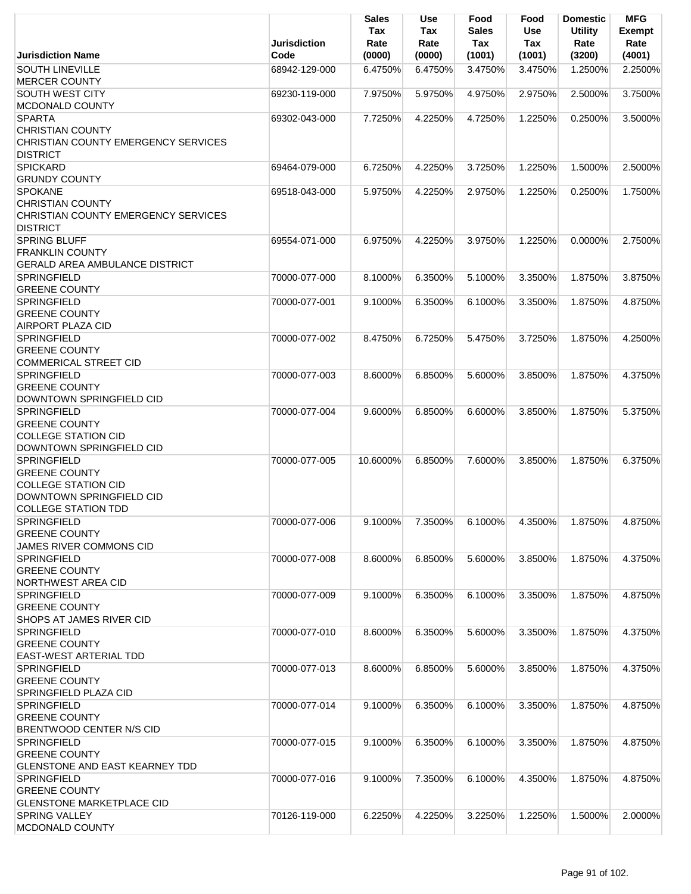| Jurisdiction Name | Jurisdiction Code | Sales Tax Rate (0000) | Use Tax Rate (0000) | Food Sales Tax (1001) | Food Use Tax (1001) | Domestic Utility Rate (3200) | MFG Exempt Rate (4001) |
|---|---|---|---|---|---|---|---|
| SOUTH LINEVILLE<br>MERCER COUNTY | 68942-129-000 | 6.4750% | 6.4750% | 3.4750% | 3.4750% | 1.2500% | 2.2500% |
| SOUTH WEST CITY<br>MCDONALD COUNTY | 69230-119-000 | 7.9750% | 5.9750% | 4.9750% | 2.9750% | 2.5000% | 3.7500% |
| SPARTA<br>CHRISTIAN COUNTY<br>CHRISTIAN COUNTY EMERGENCY SERVICES DISTRICT | 69302-043-000 | 7.7250% | 4.2250% | 4.7250% | 1.2250% | 0.2500% | 3.5000% |
| SPICKARD<br>GRUNDY COUNTY | 69464-079-000 | 6.7250% | 4.2250% | 3.7250% | 1.2250% | 1.5000% | 2.5000% |
| SPOKANE<br>CHRISTIAN COUNTY<br>CHRISTIAN COUNTY EMERGENCY SERVICES DISTRICT | 69518-043-000 | 5.9750% | 4.2250% | 2.9750% | 1.2250% | 0.2500% | 1.7500% |
| SPRING BLUFF<br>FRANKLIN COUNTY<br>GERALD AREA AMBULANCE DISTRICT | 69554-071-000 | 6.9750% | 4.2250% | 3.9750% | 1.2250% | 0.0000% | 2.7500% |
| SPRINGFIELD<br>GREENE COUNTY | 70000-077-000 | 8.1000% | 6.3500% | 5.1000% | 3.3500% | 1.8750% | 3.8750% |
| SPRINGFIELD<br>GREENE COUNTY<br>AIRPORT PLAZA CID | 70000-077-001 | 9.1000% | 6.3500% | 6.1000% | 3.3500% | 1.8750% | 4.8750% |
| SPRINGFIELD<br>GREENE COUNTY<br>COMMERICAL STREET CID | 70000-077-002 | 8.4750% | 6.7250% | 5.4750% | 3.7250% | 1.8750% | 4.2500% |
| SPRINGFIELD<br>GREENE COUNTY<br>DOWNTOWN SPRINGFIELD CID | 70000-077-003 | 8.6000% | 6.8500% | 5.6000% | 3.8500% | 1.8750% | 4.3750% |
| SPRINGFIELD<br>GREENE COUNTY<br>COLLEGE STATION CID<br>DOWNTOWN SPRINGFIELD CID | 70000-077-004 | 9.6000% | 6.8500% | 6.6000% | 3.8500% | 1.8750% | 5.3750% |
| SPRINGFIELD<br>GREENE COUNTY<br>COLLEGE STATION CID<br>DOWNTOWN SPRINGFIELD CID<br>COLLEGE STATION TDD | 70000-077-005 | 10.6000% | 6.8500% | 7.6000% | 3.8500% | 1.8750% | 6.3750% |
| SPRINGFIELD<br>GREENE COUNTY<br>JAMES RIVER COMMONS CID | 70000-077-006 | 9.1000% | 7.3500% | 6.1000% | 4.3500% | 1.8750% | 4.8750% |
| SPRINGFIELD<br>GREENE COUNTY<br>NORTHWEST AREA CID | 70000-077-008 | 8.6000% | 6.8500% | 5.6000% | 3.8500% | 1.8750% | 4.3750% |
| SPRINGFIELD<br>GREENE COUNTY<br>SHOPS AT JAMES RIVER CID | 70000-077-009 | 9.1000% | 6.3500% | 6.1000% | 3.3500% | 1.8750% | 4.8750% |
| SPRINGFIELD<br>GREENE COUNTY<br>EAST-WEST ARTERIAL TDD | 70000-077-010 | 8.6000% | 6.3500% | 5.6000% | 3.3500% | 1.8750% | 4.3750% |
| SPRINGFIELD<br>GREENE COUNTY<br>SPRINGFIELD PLAZA CID | 70000-077-013 | 8.6000% | 6.8500% | 5.6000% | 3.8500% | 1.8750% | 4.3750% |
| SPRINGFIELD<br>GREENE COUNTY<br>BRENTWOOD CENTER N/S CID | 70000-077-014 | 9.1000% | 6.3500% | 6.1000% | 3.3500% | 1.8750% | 4.8750% |
| SPRINGFIELD<br>GREENE COUNTY<br>GLENSTONE AND EAST KEARNEY TDD | 70000-077-015 | 9.1000% | 6.3500% | 6.1000% | 3.3500% | 1.8750% | 4.8750% |
| SPRINGFIELD<br>GREENE COUNTY<br>GLENSTONE MARKETPLACE CID | 70000-077-016 | 9.1000% | 7.3500% | 6.1000% | 4.3500% | 1.8750% | 4.8750% |
| SPRING VALLEY<br>MCDONALD COUNTY | 70126-119-000 | 6.2250% | 4.2250% | 3.2250% | 1.2250% | 1.5000% | 2.0000% |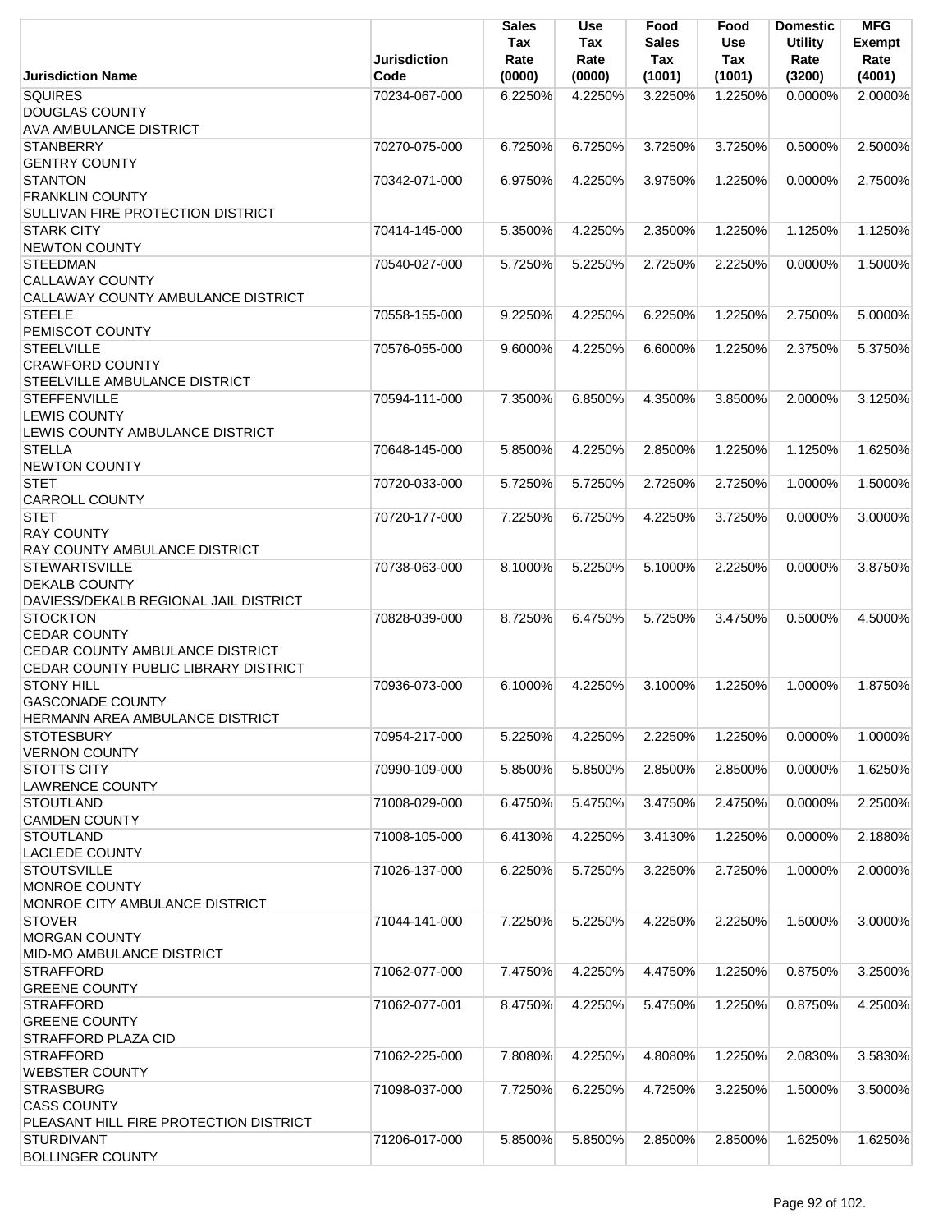| Jurisdiction Name | Jurisdiction Code | Sales Tax Rate (0000) | Use Tax Rate (0000) | Food Sales Tax (1001) | Food Use Tax (1001) | Domestic Utility Rate (3200) | MFG Exempt Rate (4001) |
|---|---|---|---|---|---|---|---|
| SQUIRES<br>DOUGLAS COUNTY<br>AVA AMBULANCE DISTRICT | 70234-067-000 | 6.2250% | 4.2250% | 3.2250% | 1.2250% | 0.0000% | 2.0000% |
| STANBERRY<br>GENTRY COUNTY | 70270-075-000 | 6.7250% | 6.7250% | 3.7250% | 3.7250% | 0.5000% | 2.5000% |
| STANTON<br>FRANKLIN COUNTY<br>SULLIVAN FIRE PROTECTION DISTRICT | 70342-071-000 | 6.9750% | 4.2250% | 3.9750% | 1.2250% | 0.0000% | 2.7500% |
| STARK CITY<br>NEWTON COUNTY | 70414-145-000 | 5.3500% | 4.2250% | 2.3500% | 1.2250% | 1.1250% | 1.1250% |
| STEEDMAN<br>CALLAWAY COUNTY<br>CALLAWAY COUNTY AMBULANCE DISTRICT | 70540-027-000 | 5.7250% | 5.2250% | 2.7250% | 2.2250% | 0.0000% | 1.5000% |
| STEELE<br>PEMISCOT COUNTY | 70558-155-000 | 9.2250% | 4.2250% | 6.2250% | 1.2250% | 2.7500% | 5.0000% |
| STEELVILLE<br>CRAWFORD COUNTY<br>STEELVILLE AMBULANCE DISTRICT | 70576-055-000 | 9.6000% | 4.2250% | 6.6000% | 1.2250% | 2.3750% | 5.3750% |
| STEFFENVILLE<br>LEWIS COUNTY<br>LEWIS COUNTY AMBULANCE DISTRICT | 70594-111-000 | 7.3500% | 6.8500% | 4.3500% | 3.8500% | 2.0000% | 3.1250% |
| STELLA<br>NEWTON COUNTY | 70648-145-000 | 5.8500% | 4.2250% | 2.8500% | 1.2250% | 1.1250% | 1.6250% |
| STET<br>CARROLL COUNTY | 70720-033-000 | 5.7250% | 5.7250% | 2.7250% | 2.7250% | 1.0000% | 1.5000% |
| STET<br>RAY COUNTY<br>RAY COUNTY AMBULANCE DISTRICT | 70720-177-000 | 7.2250% | 6.7250% | 4.2250% | 3.7250% | 0.0000% | 3.0000% |
| STEWARTSVILLE<br>DEKALB COUNTY<br>DAVIESS/DEKALB REGIONAL JAIL DISTRICT | 70738-063-000 | 8.1000% | 5.2250% | 5.1000% | 2.2250% | 0.0000% | 3.8750% |
| STOCKTON<br>CEDAR COUNTY<br>CEDAR COUNTY AMBULANCE DISTRICT<br>CEDAR COUNTY PUBLIC LIBRARY DISTRICT | 70828-039-000 | 8.7250% | 6.4750% | 5.7250% | 3.4750% | 0.5000% | 4.5000% |
| STONY HILL<br>GASCONADE COUNTY<br>HERMANN AREA AMBULANCE DISTRICT | 70936-073-000 | 6.1000% | 4.2250% | 3.1000% | 1.2250% | 1.0000% | 1.8750% |
| STOTESBURY<br>VERNON COUNTY | 70954-217-000 | 5.2250% | 4.2250% | 2.2250% | 1.2250% | 0.0000% | 1.0000% |
| STOTTS CITY<br>LAWRENCE COUNTY | 70990-109-000 | 5.8500% | 5.8500% | 2.8500% | 2.8500% | 0.0000% | 1.6250% |
| STOUTLAND<br>CAMDEN COUNTY | 71008-029-000 | 6.4750% | 5.4750% | 3.4750% | 2.4750% | 0.0000% | 2.2500% |
| STOUTLAND<br>LACLEDE COUNTY | 71008-105-000 | 6.4130% | 4.2250% | 3.4130% | 1.2250% | 0.0000% | 2.1880% |
| STOUTSVILLE<br>MONROE COUNTY<br>MONROE CITY AMBULANCE DISTRICT | 71026-137-000 | 6.2250% | 5.7250% | 3.2250% | 2.7250% | 1.0000% | 2.0000% |
| STOVER<br>MORGAN COUNTY<br>MID-MO AMBULANCE DISTRICT | 71044-141-000 | 7.2250% | 5.2250% | 4.2250% | 2.2250% | 1.5000% | 3.0000% |
| STRAFFORD<br>GREENE COUNTY | 71062-077-000 | 7.4750% | 4.2250% | 4.4750% | 1.2250% | 0.8750% | 3.2500% |
| STRAFFORD<br>GREENE COUNTY<br>STRAFFORD PLAZA CID | 71062-077-001 | 8.4750% | 4.2250% | 5.4750% | 1.2250% | 0.8750% | 4.2500% |
| STRAFFORD<br>WEBSTER COUNTY | 71062-225-000 | 7.8080% | 4.2250% | 4.8080% | 1.2250% | 2.0830% | 3.5830% |
| STRASBURG<br>CASS COUNTY<br>PLEASANT HILL FIRE PROTECTION DISTRICT | 71098-037-000 | 7.7250% | 6.2250% | 4.7250% | 3.2250% | 1.5000% | 3.5000% |
| STURDIVANT<br>BOLLINGER COUNTY | 71206-017-000 | 5.8500% | 5.8500% | 2.8500% | 2.8500% | 1.6250% | 1.6250% |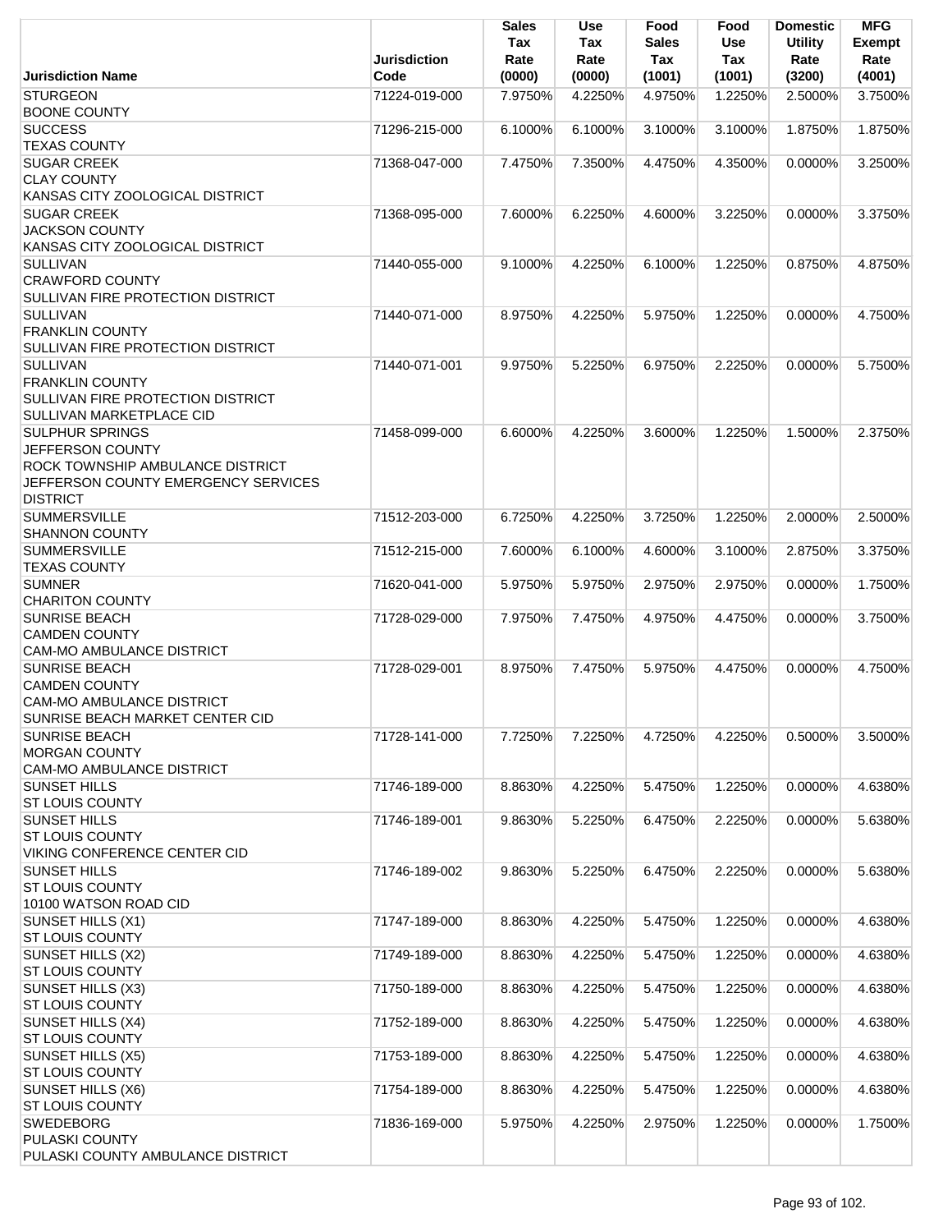| Jurisdiction Name | Jurisdiction Code | Sales Tax Rate (0000) | Use Tax Rate (0000) | Food Sales Tax (1001) | Food Use Tax (1001) | Domestic Utility Rate (3200) | MFG Exempt Rate (4001) |
|---|---|---|---|---|---|---|---|
| STURGEON<br>BOONE COUNTY | 71224-019-000 | 7.9750% | 4.2250% | 4.9750% | 1.2250% | 2.5000% | 3.7500% |
| SUCCESS<br>TEXAS COUNTY | 71296-215-000 | 6.1000% | 6.1000% | 3.1000% | 3.1000% | 1.8750% | 1.8750% |
| SUGAR CREEK<br>CLAY COUNTY<br>KANSAS CITY ZOOLOGICAL DISTRICT | 71368-047-000 | 7.4750% | 7.3500% | 4.4750% | 4.3500% | 0.0000% | 3.2500% |
| SUGAR CREEK<br>JACKSON COUNTY<br>KANSAS CITY ZOOLOGICAL DISTRICT | 71368-095-000 | 7.6000% | 6.2250% | 4.6000% | 3.2250% | 0.0000% | 3.3750% |
| SULLIVAN<br>CRAWFORD COUNTY<br>SULLIVAN FIRE PROTECTION DISTRICT | 71440-055-000 | 9.1000% | 4.2250% | 6.1000% | 1.2250% | 0.8750% | 4.8750% |
| SULLIVAN<br>FRANKLIN COUNTY<br>SULLIVAN FIRE PROTECTION DISTRICT | 71440-071-000 | 8.9750% | 4.2250% | 5.9750% | 1.2250% | 0.0000% | 4.7500% |
| SULLIVAN<br>FRANKLIN COUNTY<br>SULLIVAN FIRE PROTECTION DISTRICT<br>SULLIVAN MARKETPLACE CID | 71440-071-001 | 9.9750% | 5.2250% | 6.9750% | 2.2250% | 0.0000% | 5.7500% |
| SULPHUR SPRINGS<br>JEFFERSON COUNTY<br>ROCK TOWNSHIP AMBULANCE DISTRICT<br>JEFFERSON COUNTY EMERGENCY SERVICES DISTRICT | 71458-099-000 | 6.6000% | 4.2250% | 3.6000% | 1.2250% | 1.5000% | 2.3750% |
| SUMMERSVILLE<br>SHANNON COUNTY | 71512-203-000 | 6.7250% | 4.2250% | 3.7250% | 1.2250% | 2.0000% | 2.5000% |
| SUMMERSVILLE<br>TEXAS COUNTY | 71512-215-000 | 7.6000% | 6.1000% | 4.6000% | 3.1000% | 2.8750% | 3.3750% |
| SUMNER<br>CHARITON COUNTY | 71620-041-000 | 5.9750% | 5.9750% | 2.9750% | 2.9750% | 0.0000% | 1.7500% |
| SUNRISE BEACH<br>CAMDEN COUNTY<br>CAM-MO AMBULANCE DISTRICT | 71728-029-000 | 7.9750% | 7.4750% | 4.9750% | 4.4750% | 0.0000% | 3.7500% |
| SUNRISE BEACH<br>CAMDEN COUNTY<br>CAM-MO AMBULANCE DISTRICT<br>SUNRISE BEACH MARKET CENTER CID | 71728-029-001 | 8.9750% | 7.4750% | 5.9750% | 4.4750% | 0.0000% | 4.7500% |
| SUNRISE BEACH<br>MORGAN COUNTY<br>CAM-MO AMBULANCE DISTRICT | 71728-141-000 | 7.7250% | 7.2250% | 4.7250% | 4.2250% | 0.5000% | 3.5000% |
| SUNSET HILLS<br>ST LOUIS COUNTY | 71746-189-000 | 8.8630% | 4.2250% | 5.4750% | 1.2250% | 0.0000% | 4.6380% |
| SUNSET HILLS<br>ST LOUIS COUNTY<br>VIKING CONFERENCE CENTER CID | 71746-189-001 | 9.8630% | 5.2250% | 6.4750% | 2.2250% | 0.0000% | 5.6380% |
| SUNSET HILLS<br>ST LOUIS COUNTY<br>10100 WATSON ROAD CID | 71746-189-002 | 9.8630% | 5.2250% | 6.4750% | 2.2250% | 0.0000% | 5.6380% |
| SUNSET HILLS (X1)<br>ST LOUIS COUNTY | 71747-189-000 | 8.8630% | 4.2250% | 5.4750% | 1.2250% | 0.0000% | 4.6380% |
| SUNSET HILLS (X2)<br>ST LOUIS COUNTY | 71749-189-000 | 8.8630% | 4.2250% | 5.4750% | 1.2250% | 0.0000% | 4.6380% |
| SUNSET HILLS (X3)<br>ST LOUIS COUNTY | 71750-189-000 | 8.8630% | 4.2250% | 5.4750% | 1.2250% | 0.0000% | 4.6380% |
| SUNSET HILLS (X4)<br>ST LOUIS COUNTY | 71752-189-000 | 8.8630% | 4.2250% | 5.4750% | 1.2250% | 0.0000% | 4.6380% |
| SUNSET HILLS (X5)<br>ST LOUIS COUNTY | 71753-189-000 | 8.8630% | 4.2250% | 5.4750% | 1.2250% | 0.0000% | 4.6380% |
| SUNSET HILLS (X6)<br>ST LOUIS COUNTY | 71754-189-000 | 8.8630% | 4.2250% | 5.4750% | 1.2250% | 0.0000% | 4.6380% |
| SWEDEBORG<br>PULASKI COUNTY<br>PULASKI COUNTY AMBULANCE DISTRICT | 71836-169-000 | 5.9750% | 4.2250% | 2.9750% | 1.2250% | 0.0000% | 1.7500% |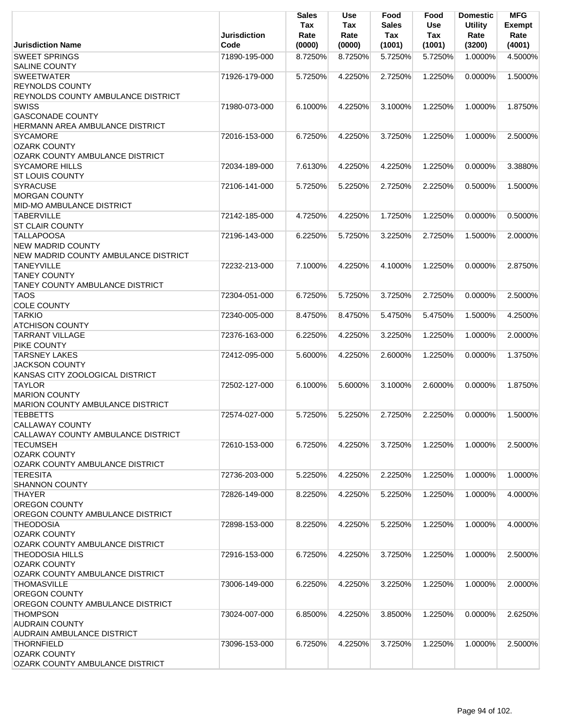| Jurisdiction Name | Jurisdiction Code | Sales Tax Rate (0000) | Use Tax Rate (0000) | Food Sales Tax (1001) | Food Use Tax (1001) | Domestic Utility Rate (3200) | MFG Exempt Rate (4001) |
|---|---|---|---|---|---|---|---|
| SWEET SPRINGS<br>SALINE COUNTY | 71890-195-000 | 8.7250% | 8.7250% | 5.7250% | 5.7250% | 1.0000% | 4.5000% |
| SWEETWATER<br>REYNOLDS COUNTY<br>REYNOLDS COUNTY AMBULANCE DISTRICT | 71926-179-000 | 5.7250% | 4.2250% | 2.7250% | 1.2250% | 0.0000% | 1.5000% |
| SWISS<br>GASCONADE COUNTY<br>HERMANN AREA AMBULANCE DISTRICT | 71980-073-000 | 6.1000% | 4.2250% | 3.1000% | 1.2250% | 1.0000% | 1.8750% |
| SYCAMORE<br>OZARK COUNTY<br>OZARK COUNTY AMBULANCE DISTRICT | 72016-153-000 | 6.7250% | 4.2250% | 3.7250% | 1.2250% | 1.0000% | 2.5000% |
| SYCAMORE HILLS<br>ST LOUIS COUNTY | 72034-189-000 | 7.6130% | 4.2250% | 4.2250% | 1.2250% | 0.0000% | 3.3880% |
| SYRACUSE<br>MORGAN COUNTY<br>MID-MO AMBULANCE DISTRICT | 72106-141-000 | 5.7250% | 5.2250% | 2.7250% | 2.2250% | 0.5000% | 1.5000% |
| TABERVILLE<br>ST CLAIR COUNTY | 72142-185-000 | 4.7250% | 4.2250% | 1.7250% | 1.2250% | 0.0000% | 0.5000% |
| TALLAPOOSA<br>NEW MADRID COUNTY<br>NEW MADRID COUNTY AMBULANCE DISTRICT | 72196-143-000 | 6.2250% | 5.7250% | 3.2250% | 2.7250% | 1.5000% | 2.0000% |
| TANEYVILLE<br>TANEY COUNTY<br>TANEY COUNTY AMBULANCE DISTRICT | 72232-213-000 | 7.1000% | 4.2250% | 4.1000% | 1.2250% | 0.0000% | 2.8750% |
| TAOS<br>COLE COUNTY | 72304-051-000 | 6.7250% | 5.7250% | 3.7250% | 2.7250% | 0.0000% | 2.5000% |
| TARKIO<br>ATCHISON COUNTY | 72340-005-000 | 8.4750% | 8.4750% | 5.4750% | 5.4750% | 1.5000% | 4.2500% |
| TARRANT VILLAGE<br>PIKE COUNTY | 72376-163-000 | 6.2250% | 4.2250% | 3.2250% | 1.2250% | 1.0000% | 2.0000% |
| TARSNEY LAKES<br>JACKSON COUNTY<br>KANSAS CITY ZOOLOGICAL DISTRICT | 72412-095-000 | 5.6000% | 4.2250% | 2.6000% | 1.2250% | 0.0000% | 1.3750% |
| TAYLOR<br>MARION COUNTY<br>MARION COUNTY AMBULANCE DISTRICT | 72502-127-000 | 6.1000% | 5.6000% | 3.1000% | 2.6000% | 0.0000% | 1.8750% |
| TEBBETTS<br>CALLAWAY COUNTY<br>CALLAWAY COUNTY AMBULANCE DISTRICT | 72574-027-000 | 5.7250% | 5.2250% | 2.7250% | 2.2250% | 0.0000% | 1.5000% |
| TECUMSEH<br>OZARK COUNTY<br>OZARK COUNTY AMBULANCE DISTRICT | 72610-153-000 | 6.7250% | 4.2250% | 3.7250% | 1.2250% | 1.0000% | 2.5000% |
| TERESITA<br>SHANNON COUNTY | 72736-203-000 | 5.2250% | 4.2250% | 2.2250% | 1.2250% | 1.0000% | 1.0000% |
| THAYER<br>OREGON COUNTY<br>OREGON COUNTY AMBULANCE DISTRICT | 72826-149-000 | 8.2250% | 4.2250% | 5.2250% | 1.2250% | 1.0000% | 4.0000% |
| THEODOSIA<br>OZARK COUNTY<br>OZARK COUNTY AMBULANCE DISTRICT | 72898-153-000 | 8.2250% | 4.2250% | 5.2250% | 1.2250% | 1.0000% | 4.0000% |
| THEODOSIA HILLS<br>OZARK COUNTY<br>OZARK COUNTY AMBULANCE DISTRICT | 72916-153-000 | 6.7250% | 4.2250% | 3.7250% | 1.2250% | 1.0000% | 2.5000% |
| THOMASVILLE<br>OREGON COUNTY<br>OREGON COUNTY AMBULANCE DISTRICT | 73006-149-000 | 6.2250% | 4.2250% | 3.2250% | 1.2250% | 1.0000% | 2.0000% |
| THOMPSON<br>AUDRAIN COUNTY<br>AUDRAIN AMBULANCE DISTRICT | 73024-007-000 | 6.8500% | 4.2250% | 3.8500% | 1.2250% | 0.0000% | 2.6250% |
| THORNFIELD<br>OZARK COUNTY<br>OZARK COUNTY AMBULANCE DISTRICT | 73096-153-000 | 6.7250% | 4.2250% | 3.7250% | 1.2250% | 1.0000% | 2.5000% |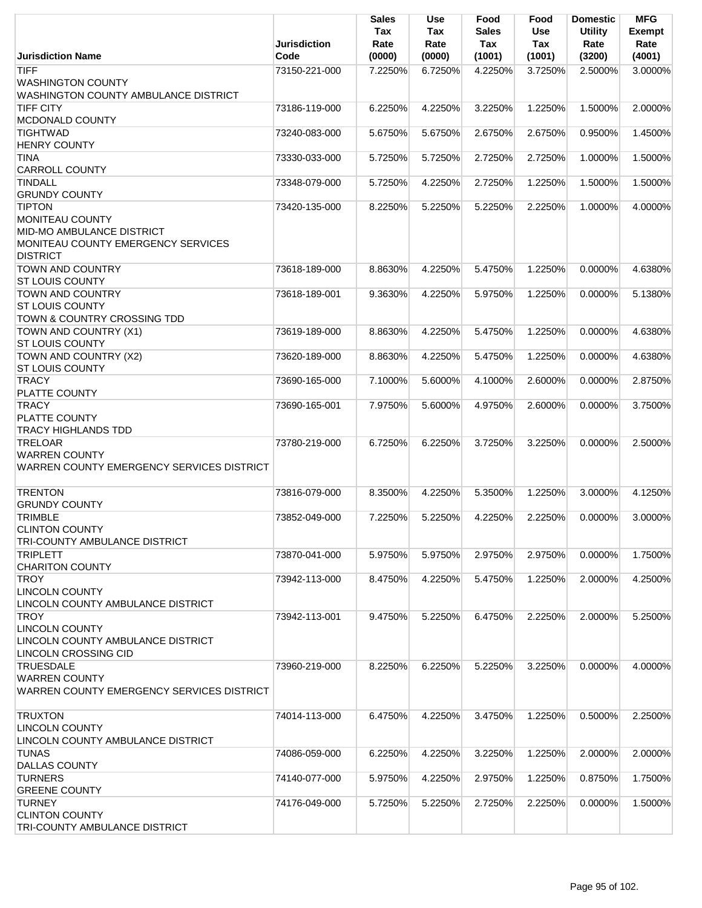| Jurisdiction Name | Jurisdiction Code | Sales Tax Rate (0000) | Use Tax Rate (0000) | Food Sales Tax (1001) | Food Use Tax (1001) | Domestic Utility Rate (3200) | MFG Exempt Rate (4001) |
|---|---|---|---|---|---|---|---|
| TIFF<br>WASHINGTON COUNTY<br>WASHINGTON COUNTY AMBULANCE DISTRICT | 73150-221-000 | 7.2250% | 6.7250% | 4.2250% | 3.7250% | 2.5000% | 3.0000% |
| TIFF CITY<br>MCDONALD COUNTY | 73186-119-000 | 6.2250% | 4.2250% | 3.2250% | 1.2250% | 1.5000% | 2.0000% |
| TIGHTWAD<br>HENRY COUNTY | 73240-083-000 | 5.6750% | 5.6750% | 2.6750% | 2.6750% | 0.9500% | 1.4500% |
| TINA<br>CARROLL COUNTY | 73330-033-000 | 5.7250% | 5.7250% | 2.7250% | 2.7250% | 1.0000% | 1.5000% |
| TINDALL<br>GRUNDY COUNTY | 73348-079-000 | 5.7250% | 4.2250% | 2.7250% | 1.2250% | 1.5000% | 1.5000% |
| TIPTON<br>MONITEAU COUNTY<br>MID-MO AMBULANCE DISTRICT<br>MONITEAU COUNTY EMERGENCY SERVICES DISTRICT | 73420-135-000 | 8.2250% | 5.2250% | 5.2250% | 2.2250% | 1.0000% | 4.0000% |
| TOWN AND COUNTRY<br>ST LOUIS COUNTY | 73618-189-000 | 8.8630% | 4.2250% | 5.4750% | 1.2250% | 0.0000% | 4.6380% |
| TOWN AND COUNTRY<br>ST LOUIS COUNTY<br>TOWN & COUNTRY CROSSING TDD | 73618-189-001 | 9.3630% | 4.2250% | 5.9750% | 1.2250% | 0.0000% | 5.1380% |
| TOWN AND COUNTRY (X1)<br>ST LOUIS COUNTY | 73619-189-000 | 8.8630% | 4.2250% | 5.4750% | 1.2250% | 0.0000% | 4.6380% |
| TOWN AND COUNTRY (X2)<br>ST LOUIS COUNTY | 73620-189-000 | 8.8630% | 4.2250% | 5.4750% | 1.2250% | 0.0000% | 4.6380% |
| TRACY<br>PLATTE COUNTY | 73690-165-000 | 7.1000% | 5.6000% | 4.1000% | 2.6000% | 0.0000% | 2.8750% |
| TRACY<br>PLATTE COUNTY<br>TRACY HIGHLANDS TDD | 73690-165-001 | 7.9750% | 5.6000% | 4.9750% | 2.6000% | 0.0000% | 3.7500% |
| TRELOAR<br>WARREN COUNTY<br>WARREN COUNTY EMERGENCY SERVICES DISTRICT | 73780-219-000 | 6.7250% | 6.2250% | 3.7250% | 3.2250% | 0.0000% | 2.5000% |
| TRENTON<br>GRUNDY COUNTY | 73816-079-000 | 8.3500% | 4.2250% | 5.3500% | 1.2250% | 3.0000% | 4.1250% |
| TRIMBLE<br>CLINTON COUNTY<br>TRI-COUNTY AMBULANCE DISTRICT | 73852-049-000 | 7.2250% | 5.2250% | 4.2250% | 2.2250% | 0.0000% | 3.0000% |
| TRIPLETT<br>CHARITON COUNTY | 73870-041-000 | 5.9750% | 5.9750% | 2.9750% | 2.9750% | 0.0000% | 1.7500% |
| TROY<br>LINCOLN COUNTY<br>LINCOLN COUNTY AMBULANCE DISTRICT | 73942-113-000 | 8.4750% | 4.2250% | 5.4750% | 1.2250% | 2.0000% | 4.2500% |
| TROY<br>LINCOLN COUNTY<br>LINCOLN COUNTY AMBULANCE DISTRICT<br>LINCOLN CROSSING CID | 73942-113-001 | 9.4750% | 5.2250% | 6.4750% | 2.2250% | 2.0000% | 5.2500% |
| TRUESDALE<br>WARREN COUNTY<br>WARREN COUNTY EMERGENCY SERVICES DISTRICT | 73960-219-000 | 8.2250% | 6.2250% | 5.2250% | 3.2250% | 0.0000% | 4.0000% |
| TRUXTON<br>LINCOLN COUNTY<br>LINCOLN COUNTY AMBULANCE DISTRICT | 74014-113-000 | 6.4750% | 4.2250% | 3.4750% | 1.2250% | 0.5000% | 2.2500% |
| TUNAS<br>DALLAS COUNTY | 74086-059-000 | 6.2250% | 4.2250% | 3.2250% | 1.2250% | 2.0000% | 2.0000% |
| TURNERS<br>GREENE COUNTY | 74140-077-000 | 5.9750% | 4.2250% | 2.9750% | 1.2250% | 0.8750% | 1.7500% |
| TURNEY<br>CLINTON COUNTY<br>TRI-COUNTY AMBULANCE DISTRICT | 74176-049-000 | 5.7250% | 5.2250% | 2.7250% | 2.2250% | 0.0000% | 1.5000% |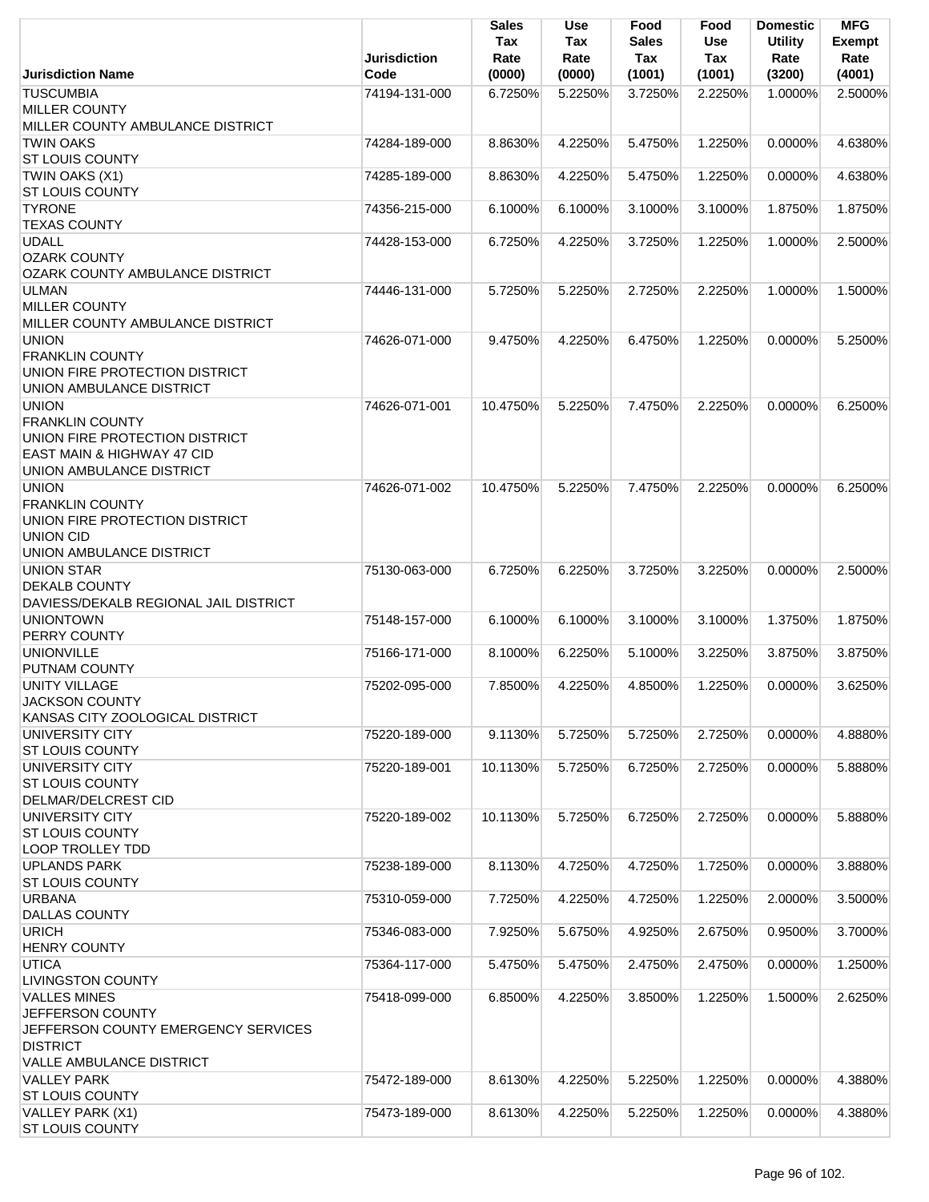| Jurisdiction Name | Jurisdiction Code | Sales Tax Rate (0000) | Use Tax Rate (0000) | Food Sales Tax (1001) | Food Use Tax (1001) | Domestic Utility Rate (3200) | MFG Exempt Rate (4001) |
|---|---|---|---|---|---|---|---|
| TUSCUMBIA<br>MILLER COUNTY<br>MILLER COUNTY AMBULANCE DISTRICT | 74194-131-000 | 6.7250% | 5.2250% | 3.7250% | 2.2250% | 1.0000% | 2.5000% |
| TWIN OAKS<br>ST LOUIS COUNTY | 74284-189-000 | 8.8630% | 4.2250% | 5.4750% | 1.2250% | 0.0000% | 4.6380% |
| TWIN OAKS (X1)<br>ST LOUIS COUNTY | 74285-189-000 | 8.8630% | 4.2250% | 5.4750% | 1.2250% | 0.0000% | 4.6380% |
| TYRONE<br>TEXAS COUNTY | 74356-215-000 | 6.1000% | 6.1000% | 3.1000% | 3.1000% | 1.8750% | 1.8750% |
| UDALL<br>OZARK COUNTY<br>OZARK COUNTY AMBULANCE DISTRICT | 74428-153-000 | 6.7250% | 4.2250% | 3.7250% | 1.2250% | 1.0000% | 2.5000% |
| ULMAN<br>MILLER COUNTY<br>MILLER COUNTY AMBULANCE DISTRICT | 74446-131-000 | 5.7250% | 5.2250% | 2.7250% | 2.2250% | 1.0000% | 1.5000% |
| UNION<br>FRANKLIN COUNTY<br>UNION FIRE PROTECTION DISTRICT<br>UNION AMBULANCE DISTRICT | 74626-071-000 | 9.4750% | 4.2250% | 6.4750% | 1.2250% | 0.0000% | 5.2500% |
| UNION<br>FRANKLIN COUNTY<br>UNION FIRE PROTECTION DISTRICT<br>EAST MAIN & HIGHWAY 47 CID<br>UNION AMBULANCE DISTRICT | 74626-071-001 | 10.4750% | 5.2250% | 7.4750% | 2.2250% | 0.0000% | 6.2500% |
| UNION<br>FRANKLIN COUNTY<br>UNION FIRE PROTECTION DISTRICT<br>UNION CID<br>UNION AMBULANCE DISTRICT | 74626-071-002 | 10.4750% | 5.2250% | 7.4750% | 2.2250% | 0.0000% | 6.2500% |
| UNION STAR<br>DEKALB COUNTY<br>DAVIESS/DEKALB REGIONAL JAIL DISTRICT | 75130-063-000 | 6.7250% | 6.2250% | 3.7250% | 3.2250% | 0.0000% | 2.5000% |
| UNIONTOWN<br>PERRY COUNTY | 75148-157-000 | 6.1000% | 6.1000% | 3.1000% | 3.1000% | 1.3750% | 1.8750% |
| UNIONVILLE<br>PUTNAM COUNTY | 75166-171-000 | 8.1000% | 6.2250% | 5.1000% | 3.2250% | 3.8750% | 3.8750% |
| UNITY VILLAGE<br>JACKSON COUNTY<br>KANSAS CITY ZOOLOGICAL DISTRICT | 75202-095-000 | 7.8500% | 4.2250% | 4.8500% | 1.2250% | 0.0000% | 3.6250% |
| UNIVERSITY CITY<br>ST LOUIS COUNTY | 75220-189-000 | 9.1130% | 5.7250% | 5.7250% | 2.7250% | 0.0000% | 4.8880% |
| UNIVERSITY CITY<br>ST LOUIS COUNTY<br>DELMAR/DELCREST CID | 75220-189-001 | 10.1130% | 5.7250% | 6.7250% | 2.7250% | 0.0000% | 5.8880% |
| UNIVERSITY CITY<br>ST LOUIS COUNTY<br>LOOP TROLLEY TDD | 75220-189-002 | 10.1130% | 5.7250% | 6.7250% | 2.7250% | 0.0000% | 5.8880% |
| UPLANDS PARK<br>ST LOUIS COUNTY | 75238-189-000 | 8.1130% | 4.7250% | 4.7250% | 1.7250% | 0.0000% | 3.8880% |
| URBANA<br>DALLAS COUNTY | 75310-059-000 | 7.7250% | 4.2250% | 4.7250% | 1.2250% | 2.0000% | 3.5000% |
| URICH<br>HENRY COUNTY | 75346-083-000 | 7.9250% | 5.6750% | 4.9250% | 2.6750% | 0.9500% | 3.7000% |
| UTICA<br>LIVINGSTON COUNTY | 75364-117-000 | 5.4750% | 5.4750% | 2.4750% | 2.4750% | 0.0000% | 1.2500% |
| VALLES MINES<br>JEFFERSON COUNTY<br>JEFFERSON COUNTY EMERGENCY SERVICES DISTRICT<br>VALLE AMBULANCE DISTRICT | 75418-099-000 | 6.8500% | 4.2250% | 3.8500% | 1.2250% | 1.5000% | 2.6250% |
| VALLEY PARK<br>ST LOUIS COUNTY | 75472-189-000 | 8.6130% | 4.2250% | 5.2250% | 1.2250% | 0.0000% | 4.3880% |
| VALLEY PARK (X1)<br>ST LOUIS COUNTY | 75473-189-000 | 8.6130% | 4.2250% | 5.2250% | 1.2250% | 0.0000% | 4.3880% |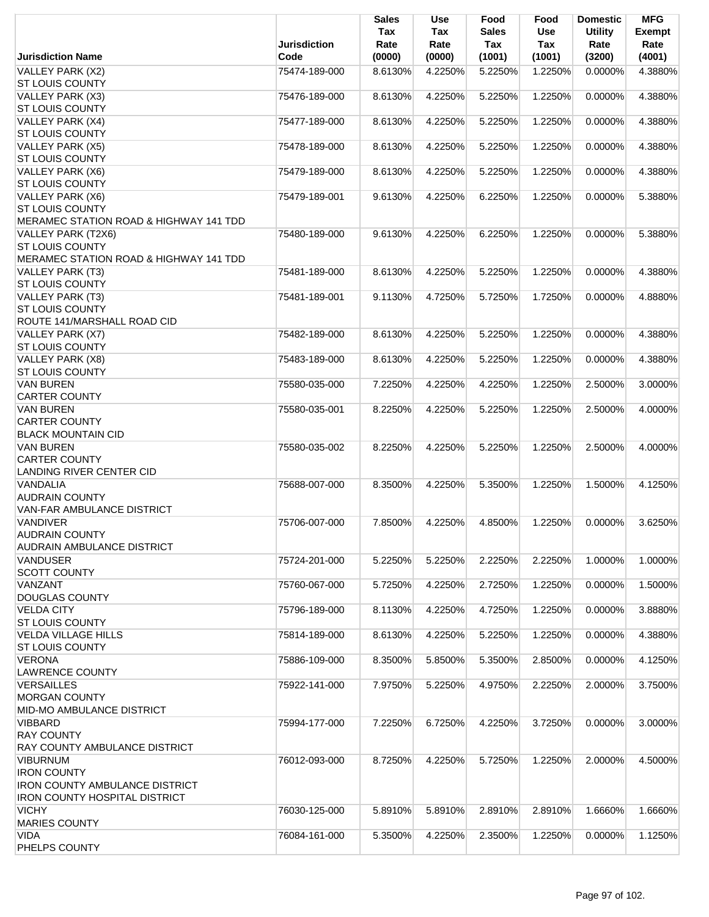| Jurisdiction Name | Jurisdiction Code | Sales Tax Rate (0000) | Use Tax Rate (0000) | Food Sales Tax (1001) | Food Use Tax (1001) | Domestic Utility Rate (3200) | MFG Exempt Rate (4001) |
|---|---|---|---|---|---|---|---|
| VALLEY PARK (X2)<br>ST LOUIS COUNTY | 75474-189-000 | 8.6130% | 4.2250% | 5.2250% | 1.2250% | 0.0000% | 4.3880% |
| VALLEY PARK (X3)<br>ST LOUIS COUNTY | 75476-189-000 | 8.6130% | 4.2250% | 5.2250% | 1.2250% | 0.0000% | 4.3880% |
| VALLEY PARK (X4)<br>ST LOUIS COUNTY | 75477-189-000 | 8.6130% | 4.2250% | 5.2250% | 1.2250% | 0.0000% | 4.3880% |
| VALLEY PARK (X5)<br>ST LOUIS COUNTY | 75478-189-000 | 8.6130% | 4.2250% | 5.2250% | 1.2250% | 0.0000% | 4.3880% |
| VALLEY PARK (X6)<br>ST LOUIS COUNTY | 75479-189-000 | 8.6130% | 4.2250% | 5.2250% | 1.2250% | 0.0000% | 4.3880% |
| VALLEY PARK (X6)<br>ST LOUIS COUNTY<br>MERAMEC STATION ROAD & HIGHWAY 141 TDD | 75479-189-001 | 9.6130% | 4.2250% | 6.2250% | 1.2250% | 0.0000% | 5.3880% |
| VALLEY PARK (T2X6)<br>ST LOUIS COUNTY<br>MERAMEC STATION ROAD & HIGHWAY 141 TDD | 75480-189-000 | 9.6130% | 4.2250% | 6.2250% | 1.2250% | 0.0000% | 5.3880% |
| VALLEY PARK (T3)<br>ST LOUIS COUNTY | 75481-189-000 | 8.6130% | 4.2250% | 5.2250% | 1.2250% | 0.0000% | 4.3880% |
| VALLEY PARK (T3)<br>ST LOUIS COUNTY<br>ROUTE 141/MARSHALL ROAD CID | 75481-189-001 | 9.1130% | 4.7250% | 5.7250% | 1.7250% | 0.0000% | 4.8880% |
| VALLEY PARK (X7)<br>ST LOUIS COUNTY | 75482-189-000 | 8.6130% | 4.2250% | 5.2250% | 1.2250% | 0.0000% | 4.3880% |
| VALLEY PARK (X8)<br>ST LOUIS COUNTY | 75483-189-000 | 8.6130% | 4.2250% | 5.2250% | 1.2250% | 0.0000% | 4.3880% |
| VAN BUREN<br>CARTER COUNTY | 75580-035-000 | 7.2250% | 4.2250% | 4.2250% | 1.2250% | 2.5000% | 3.0000% |
| VAN BUREN<br>CARTER COUNTY<br>BLACK MOUNTAIN CID | 75580-035-001 | 8.2250% | 4.2250% | 5.2250% | 1.2250% | 2.5000% | 4.0000% |
| VAN BUREN<br>CARTER COUNTY<br>LANDING RIVER CENTER CID | 75580-035-002 | 8.2250% | 4.2250% | 5.2250% | 1.2250% | 2.5000% | 4.0000% |
| VANDALIA<br>AUDRAIN COUNTY<br>VAN-FAR AMBULANCE DISTRICT | 75688-007-000 | 8.3500% | 4.2250% | 5.3500% | 1.2250% | 1.5000% | 4.1250% |
| VANDIVER<br>AUDRAIN COUNTY<br>AUDRAIN AMBULANCE DISTRICT | 75706-007-000 | 7.8500% | 4.2250% | 4.8500% | 1.2250% | 0.0000% | 3.6250% |
| VANDUSER<br>SCOTT COUNTY | 75724-201-000 | 5.2250% | 5.2250% | 2.2250% | 2.2250% | 1.0000% | 1.0000% |
| VANZANT<br>DOUGLAS COUNTY | 75760-067-000 | 5.7250% | 4.2250% | 2.7250% | 1.2250% | 0.0000% | 1.5000% |
| VELDA CITY<br>ST LOUIS COUNTY | 75796-189-000 | 8.1130% | 4.2250% | 4.7250% | 1.2250% | 0.0000% | 3.8880% |
| VELDA VILLAGE HILLS<br>ST LOUIS COUNTY | 75814-189-000 | 8.6130% | 4.2250% | 5.2250% | 1.2250% | 0.0000% | 4.3880% |
| VERONA<br>LAWRENCE COUNTY | 75886-109-000 | 8.3500% | 5.8500% | 5.3500% | 2.8500% | 0.0000% | 4.1250% |
| VERSAILLES<br>MORGAN COUNTY<br>MID-MO AMBULANCE DISTRICT | 75922-141-000 | 7.9750% | 5.2250% | 4.9750% | 2.2250% | 2.0000% | 3.7500% |
| VIBBARD<br>RAY COUNTY<br>RAY COUNTY AMBULANCE DISTRICT | 75994-177-000 | 7.2250% | 6.7250% | 4.2250% | 3.7250% | 0.0000% | 3.0000% |
| VIBURNUM<br>IRON COUNTY<br>IRON COUNTY AMBULANCE DISTRICT<br>IRON COUNTY HOSPITAL DISTRICT | 76012-093-000 | 8.7250% | 4.2250% | 5.7250% | 1.2250% | 2.0000% | 4.5000% |
| VICHY<br>MARIES COUNTY | 76030-125-000 | 5.8910% | 5.8910% | 2.8910% | 2.8910% | 1.6660% | 1.6660% |
| VIDA<br>PHELPS COUNTY | 76084-161-000 | 5.3500% | 4.2250% | 2.3500% | 1.2250% | 0.0000% | 1.1250% |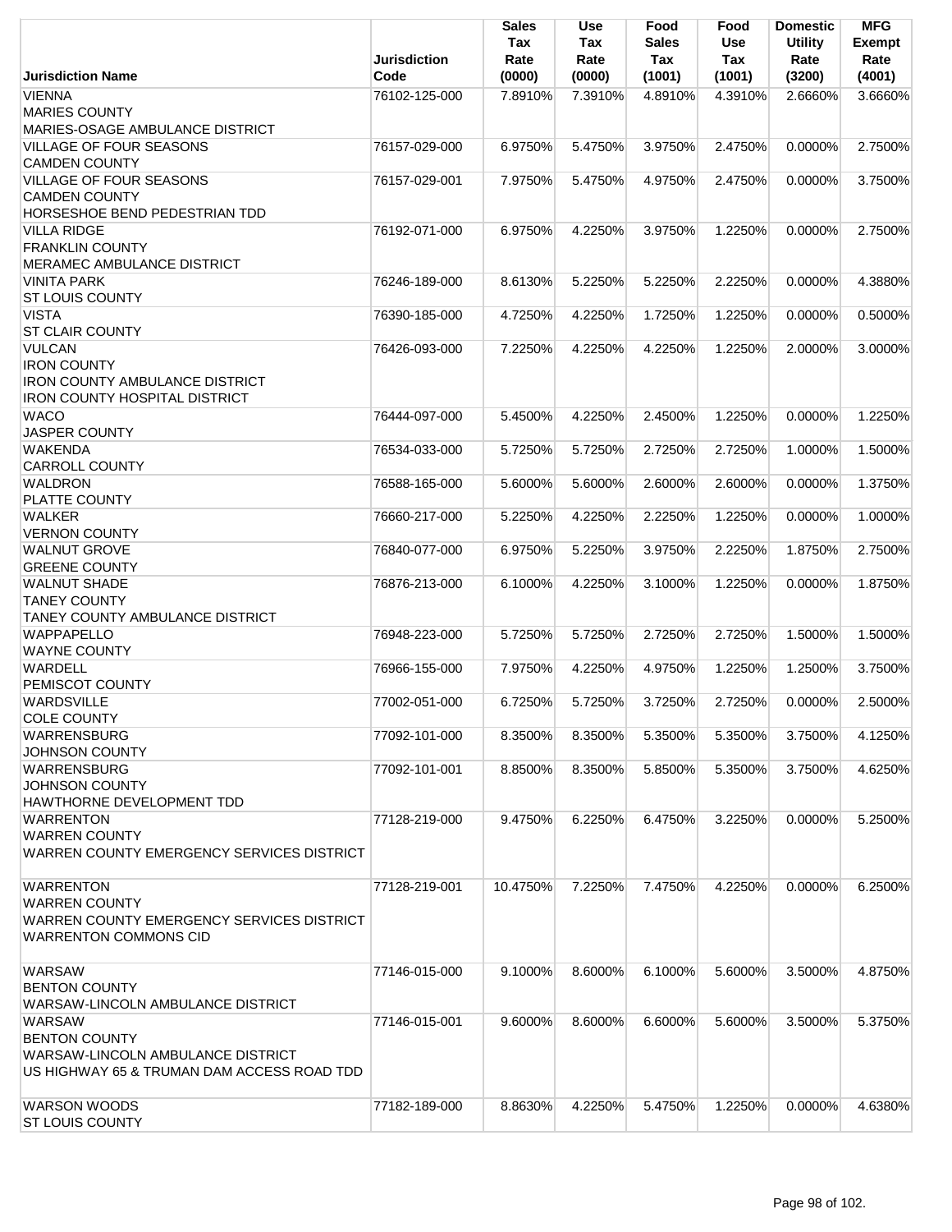| Jurisdiction Name | Jurisdiction Code | Sales Tax Rate (0000) | Use Tax Rate (0000) | Food Sales Tax (1001) | Food Use Tax (1001) | Domestic Utility Rate (3200) | MFG Exempt Rate (4001) |
|---|---|---|---|---|---|---|---|
| VIENNA<br>MARIES COUNTY<br>MARIES-OSAGE AMBULANCE DISTRICT | 76102-125-000 | 7.8910% | 7.3910% | 4.8910% | 4.3910% | 2.6660% | 3.6660% |
| VILLAGE OF FOUR SEASONS<br>CAMDEN COUNTY | 76157-029-000 | 6.9750% | 5.4750% | 3.9750% | 2.4750% | 0.0000% | 2.7500% |
| VILLAGE OF FOUR SEASONS<br>CAMDEN COUNTY<br>HORSESHOE BEND PEDESTRIAN TDD | 76157-029-001 | 7.9750% | 5.4750% | 4.9750% | 2.4750% | 0.0000% | 3.7500% |
| VILLA RIDGE<br>FRANKLIN COUNTY<br>MERAMEC AMBULANCE DISTRICT | 76192-071-000 | 6.9750% | 4.2250% | 3.9750% | 1.2250% | 0.0000% | 2.7500% |
| VINITA PARK<br>ST LOUIS COUNTY | 76246-189-000 | 8.6130% | 5.2250% | 5.2250% | 2.2250% | 0.0000% | 4.3880% |
| VISTA<br>ST CLAIR COUNTY | 76390-185-000 | 4.7250% | 4.2250% | 1.7250% | 1.2250% | 0.0000% | 0.5000% |
| VULCAN<br>IRON COUNTY<br>IRON COUNTY AMBULANCE DISTRICT<br>IRON COUNTY HOSPITAL DISTRICT | 76426-093-000 | 7.2250% | 4.2250% | 4.2250% | 1.2250% | 2.0000% | 3.0000% |
| WACO<br>JASPER COUNTY | 76444-097-000 | 5.4500% | 4.2250% | 2.4500% | 1.2250% | 0.0000% | 1.2250% |
| WAKENDA<br>CARROLL COUNTY | 76534-033-000 | 5.7250% | 5.7250% | 2.7250% | 2.7250% | 1.0000% | 1.5000% |
| WALDRON<br>PLATTE COUNTY | 76588-165-000 | 5.6000% | 5.6000% | 2.6000% | 2.6000% | 0.0000% | 1.3750% |
| WALKER<br>VERNON COUNTY | 76660-217-000 | 5.2250% | 4.2250% | 2.2250% | 1.2250% | 0.0000% | 1.0000% |
| WALNUT GROVE<br>GREENE COUNTY | 76840-077-000 | 6.9750% | 5.2250% | 3.9750% | 2.2250% | 1.8750% | 2.7500% |
| WALNUT SHADE<br>TANEY COUNTY<br>TANEY COUNTY AMBULANCE DISTRICT | 76876-213-000 | 6.1000% | 4.2250% | 3.1000% | 1.2250% | 0.0000% | 1.8750% |
| WAPPAPELLO<br>WAYNE COUNTY | 76948-223-000 | 5.7250% | 5.7250% | 2.7250% | 2.7250% | 1.5000% | 1.5000% |
| WARDELL<br>PEMISCOT COUNTY | 76966-155-000 | 7.9750% | 4.2250% | 4.9750% | 1.2250% | 1.2500% | 3.7500% |
| WARDSVILLE<br>COLE COUNTY | 77002-051-000 | 6.7250% | 5.7250% | 3.7250% | 2.7250% | 0.0000% | 2.5000% |
| WARRENSBURG<br>JOHNSON COUNTY | 77092-101-000 | 8.3500% | 8.3500% | 5.3500% | 5.3500% | 3.7500% | 4.1250% |
| WARRENSBURG<br>JOHNSON COUNTY<br>HAWTHORNE DEVELOPMENT TDD | 77092-101-001 | 8.8500% | 8.3500% | 5.8500% | 5.3500% | 3.7500% | 4.6250% |
| WARRENTON<br>WARREN COUNTY<br>WARREN COUNTY EMERGENCY SERVICES DISTRICT | 77128-219-000 | 9.4750% | 6.2250% | 6.4750% | 3.2250% | 0.0000% | 5.2500% |
| WARRENTON<br>WARREN COUNTY<br>WARREN COUNTY EMERGENCY SERVICES DISTRICT<br>WARRENTON COMMONS CID | 77128-219-001 | 10.4750% | 7.2250% | 7.4750% | 4.2250% | 0.0000% | 6.2500% |
| WARSAW<br>BENTON COUNTY<br>WARSAW-LINCOLN AMBULANCE DISTRICT | 77146-015-000 | 9.1000% | 8.6000% | 6.1000% | 5.6000% | 3.5000% | 4.8750% |
| WARSAW<br>BENTON COUNTY<br>WARSAW-LINCOLN AMBULANCE DISTRICT<br>US HIGHWAY 65 & TRUMAN DAM ACCESS ROAD TDD | 77146-015-001 | 9.6000% | 8.6000% | 6.6000% | 5.6000% | 3.5000% | 5.3750% |
| WARSON WOODS<br>ST LOUIS COUNTY | 77182-189-000 | 8.8630% | 4.2250% | 5.4750% | 1.2250% | 0.0000% | 4.6380% |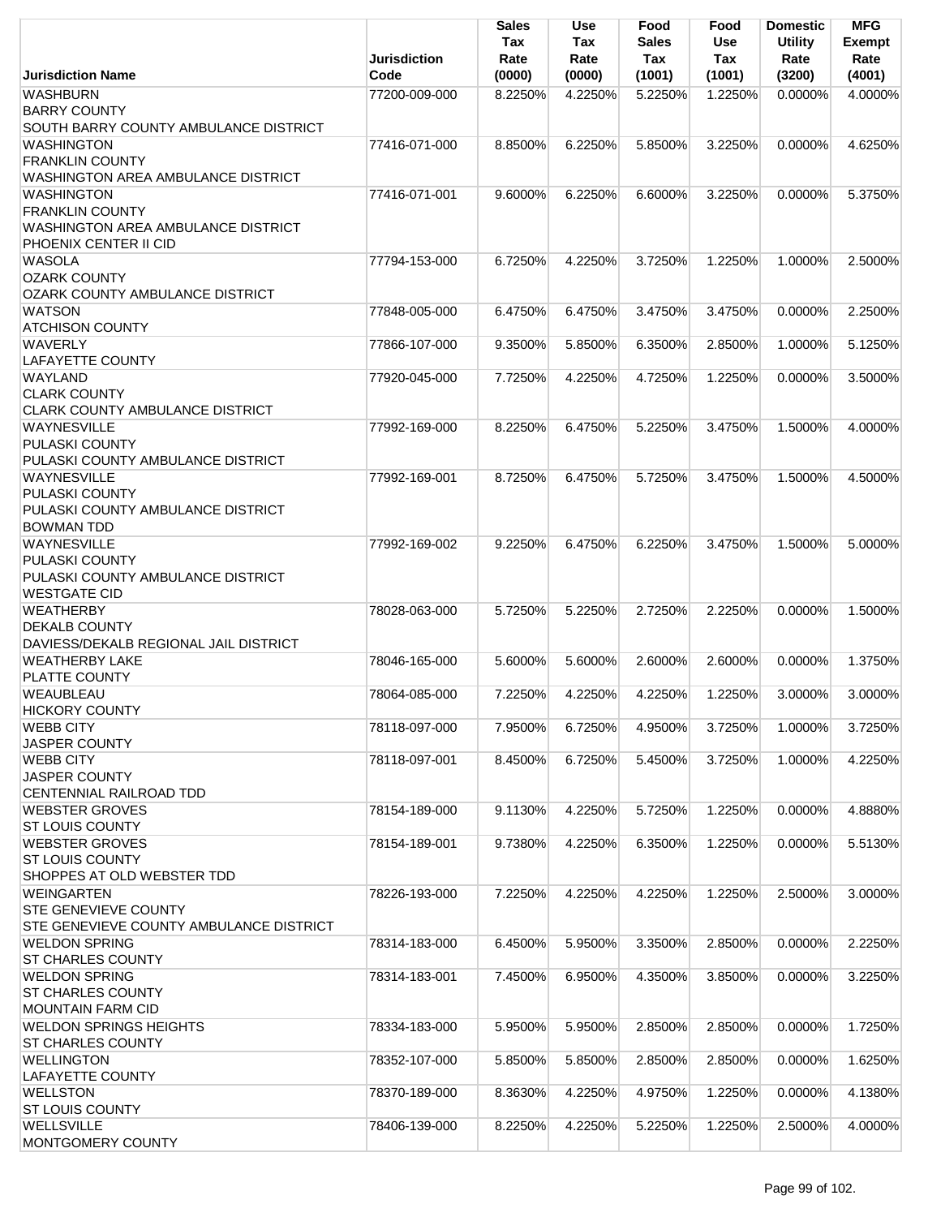| Jurisdiction Name | Jurisdiction Code | Sales Tax Rate (0000) | Use Tax Rate (0000) | Food Sales Tax (1001) | Food Use Tax (1001) | Domestic Utility Rate (3200) | MFG Exempt Rate (4001) |
|---|---|---|---|---|---|---|---|
| WASHBURN<br>BARRY COUNTY<br>SOUTH BARRY COUNTY AMBULANCE DISTRICT | 77200-009-000 | 8.2250% | 4.2250% | 5.2250% | 1.2250% | 0.0000% | 4.0000% |
| WASHINGTON<br>FRANKLIN COUNTY<br>WASHINGTON AREA AMBULANCE DISTRICT | 77416-071-000 | 8.8500% | 6.2250% | 5.8500% | 3.2250% | 0.0000% | 4.6250% |
| WASHINGTON<br>FRANKLIN COUNTY<br>WASHINGTON AREA AMBULANCE DISTRICT<br>PHOENIX CENTER II CID | 77416-071-001 | 9.6000% | 6.2250% | 6.6000% | 3.2250% | 0.0000% | 5.3750% |
| WASOLA<br>OZARK COUNTY<br>OZARK COUNTY AMBULANCE DISTRICT | 77794-153-000 | 6.7250% | 4.2250% | 3.7250% | 1.2250% | 1.0000% | 2.5000% |
| WATSON<br>ATCHISON COUNTY | 77848-005-000 | 6.4750% | 6.4750% | 3.4750% | 3.4750% | 0.0000% | 2.2500% |
| WAVERLY<br>LAFAYETTE COUNTY | 77866-107-000 | 9.3500% | 5.8500% | 6.3500% | 2.8500% | 1.0000% | 5.1250% |
| WAYLAND<br>CLARK COUNTY<br>CLARK COUNTY AMBULANCE DISTRICT | 77920-045-000 | 7.7250% | 4.2250% | 4.7250% | 1.2250% | 0.0000% | 3.5000% |
| WAYNESVILLE<br>PULASKI COUNTY<br>PULASKI COUNTY AMBULANCE DISTRICT | 77992-169-000 | 8.2250% | 6.4750% | 5.2250% | 3.4750% | 1.5000% | 4.0000% |
| WAYNESVILLE<br>PULASKI COUNTY<br>PULASKI COUNTY AMBULANCE DISTRICT<br>BOWMAN TDD | 77992-169-001 | 8.7250% | 6.4750% | 5.7250% | 3.4750% | 1.5000% | 4.5000% |
| WAYNESVILLE<br>PULASKI COUNTY<br>PULASKI COUNTY AMBULANCE DISTRICT<br>WESTGATE CID | 77992-169-002 | 9.2250% | 6.4750% | 6.2250% | 3.4750% | 1.5000% | 5.0000% |
| WEATHERBY<br>DEKALB COUNTY<br>DAVIESS/DEKALB REGIONAL JAIL DISTRICT | 78028-063-000 | 5.7250% | 5.2250% | 2.7250% | 2.2250% | 0.0000% | 1.5000% |
| WEATHERBY LAKE<br>PLATTE COUNTY | 78046-165-000 | 5.6000% | 5.6000% | 2.6000% | 2.6000% | 0.0000% | 1.3750% |
| WEAUBLEAU<br>HICKORY COUNTY | 78064-085-000 | 7.2250% | 4.2250% | 4.2250% | 1.2250% | 3.0000% | 3.0000% |
| WEBB CITY<br>JASPER COUNTY | 78118-097-000 | 7.9500% | 6.7250% | 4.9500% | 3.7250% | 1.0000% | 3.7250% |
| WEBB CITY<br>JASPER COUNTY<br>CENTENNIAL RAILROAD TDD | 78118-097-001 | 8.4500% | 6.7250% | 5.4500% | 3.7250% | 1.0000% | 4.2250% |
| WEBSTER GROVES<br>ST LOUIS COUNTY | 78154-189-000 | 9.1130% | 4.2250% | 5.7250% | 1.2250% | 0.0000% | 4.8880% |
| WEBSTER GROVES<br>ST LOUIS COUNTY<br>SHOPPES AT OLD WEBSTER TDD | 78154-189-001 | 9.7380% | 4.2250% | 6.3500% | 1.2250% | 0.0000% | 5.5130% |
| WEINGARTEN<br>STE GENEVIEVE COUNTY<br>STE GENEVIEVE COUNTY AMBULANCE DISTRICT | 78226-193-000 | 7.2250% | 4.2250% | 4.2250% | 1.2250% | 2.5000% | 3.0000% |
| WELDON SPRING<br>ST CHARLES COUNTY | 78314-183-000 | 6.4500% | 5.9500% | 3.3500% | 2.8500% | 0.0000% | 2.2250% |
| WELDON SPRING<br>ST CHARLES COUNTY<br>MOUNTAIN FARM CID | 78314-183-001 | 7.4500% | 6.9500% | 4.3500% | 3.8500% | 0.0000% | 3.2250% |
| WELDON SPRINGS HEIGHTS<br>ST CHARLES COUNTY | 78334-183-000 | 5.9500% | 5.9500% | 2.8500% | 2.8500% | 0.0000% | 1.7250% |
| WELLINGTON<br>LAFAYETTE COUNTY | 78352-107-000 | 5.8500% | 5.8500% | 2.8500% | 2.8500% | 0.0000% | 1.6250% |
| WELLSTON<br>ST LOUIS COUNTY | 78370-189-000 | 8.3630% | 4.2250% | 4.9750% | 1.2250% | 0.0000% | 4.1380% |
| WELLSVILLE<br>MONTGOMERY COUNTY | 78406-139-000 | 8.2250% | 4.2250% | 5.2250% | 1.2250% | 2.5000% | 4.0000% |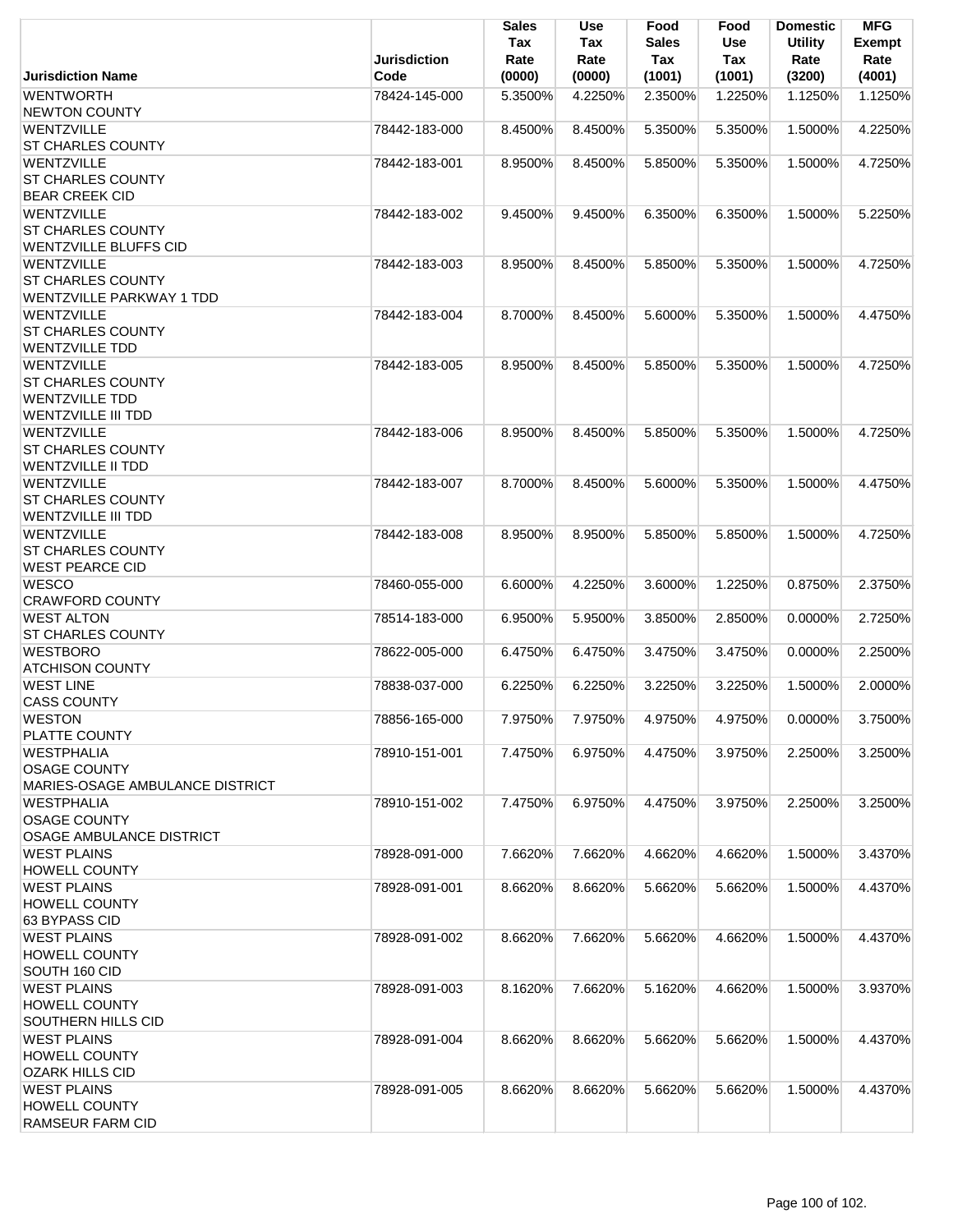| Jurisdiction Name | Jurisdiction Code | Sales Tax Rate (0000) | Use Tax Rate (0000) | Food Sales Tax (1001) | Food Use Tax (1001) | Domestic Utility Rate (3200) | MFG Exempt Rate (4001) |
|---|---|---|---|---|---|---|---|
| WENTWORTH<br>NEWTON COUNTY | 78424-145-000 | 5.3500% | 4.2250% | 2.3500% | 1.2250% | 1.1250% | 1.1250% |
| WENTZVILLE<br>ST CHARLES COUNTY | 78442-183-000 | 8.4500% | 8.4500% | 5.3500% | 5.3500% | 1.5000% | 4.2250% |
| WENTZVILLE<br>ST CHARLES COUNTY<br>BEAR CREEK CID | 78442-183-001 | 8.9500% | 8.4500% | 5.8500% | 5.3500% | 1.5000% | 4.7250% |
| WENTZVILLE<br>ST CHARLES COUNTY<br>WENTZVILLE BLUFFS CID | 78442-183-002 | 9.4500% | 9.4500% | 6.3500% | 6.3500% | 1.5000% | 5.2250% |
| WENTZVILLE<br>ST CHARLES COUNTY<br>WENTZVILLE PARKWAY 1 TDD | 78442-183-003 | 8.9500% | 8.4500% | 5.8500% | 5.3500% | 1.5000% | 4.7250% |
| WENTZVILLE<br>ST CHARLES COUNTY<br>WENTZVILLE TDD | 78442-183-004 | 8.7000% | 8.4500% | 5.6000% | 5.3500% | 1.5000% | 4.4750% |
| WENTZVILLE<br>ST CHARLES COUNTY<br>WENTZVILLE TDD<br>WENTZVILLE III TDD | 78442-183-005 | 8.9500% | 8.4500% | 5.8500% | 5.3500% | 1.5000% | 4.7250% |
| WENTZVILLE<br>ST CHARLES COUNTY<br>WENTZVILLE II TDD | 78442-183-006 | 8.9500% | 8.4500% | 5.8500% | 5.3500% | 1.5000% | 4.7250% |
| WENTZVILLE<br>ST CHARLES COUNTY<br>WENTZVILLE III TDD | 78442-183-007 | 8.7000% | 8.4500% | 5.6000% | 5.3500% | 1.5000% | 4.4750% |
| WENTZVILLE<br>ST CHARLES COUNTY<br>WEST PEARCE CID | 78442-183-008 | 8.9500% | 8.9500% | 5.8500% | 5.8500% | 1.5000% | 4.7250% |
| WESCO<br>CRAWFORD COUNTY | 78460-055-000 | 6.6000% | 4.2250% | 3.6000% | 1.2250% | 0.8750% | 2.3750% |
| WEST ALTON<br>ST CHARLES COUNTY | 78514-183-000 | 6.9500% | 5.9500% | 3.8500% | 2.8500% | 0.0000% | 2.7250% |
| WESTBORO<br>ATCHISON COUNTY | 78622-005-000 | 6.4750% | 6.4750% | 3.4750% | 3.4750% | 0.0000% | 2.2500% |
| WEST LINE<br>CASS COUNTY | 78838-037-000 | 6.2250% | 6.2250% | 3.2250% | 3.2250% | 1.5000% | 2.0000% |
| WESTON<br>PLATTE COUNTY | 78856-165-000 | 7.9750% | 7.9750% | 4.9750% | 4.9750% | 0.0000% | 3.7500% |
| WESTPHALIA<br>OSAGE COUNTY<br>MARIES-OSAGE AMBULANCE DISTRICT | 78910-151-001 | 7.4750% | 6.9750% | 4.4750% | 3.9750% | 2.2500% | 3.2500% |
| WESTPHALIA<br>OSAGE COUNTY<br>OSAGE AMBULANCE DISTRICT | 78910-151-002 | 7.4750% | 6.9750% | 4.4750% | 3.9750% | 2.2500% | 3.2500% |
| WEST PLAINS<br>HOWELL COUNTY | 78928-091-000 | 7.6620% | 7.6620% | 4.6620% | 4.6620% | 1.5000% | 3.4370% |
| WEST PLAINS<br>HOWELL COUNTY<br>63 BYPASS CID | 78928-091-001 | 8.6620% | 8.6620% | 5.6620% | 5.6620% | 1.5000% | 4.4370% |
| WEST PLAINS<br>HOWELL COUNTY<br>SOUTH 160 CID | 78928-091-002 | 8.6620% | 7.6620% | 5.6620% | 4.6620% | 1.5000% | 4.4370% |
| WEST PLAINS<br>HOWELL COUNTY<br>SOUTHERN HILLS CID | 78928-091-003 | 8.1620% | 7.6620% | 5.1620% | 4.6620% | 1.5000% | 3.9370% |
| WEST PLAINS<br>HOWELL COUNTY<br>OZARK HILLS CID | 78928-091-004 | 8.6620% | 8.6620% | 5.6620% | 5.6620% | 1.5000% | 4.4370% |
| WEST PLAINS<br>HOWELL COUNTY<br>RAMSEUR FARM CID | 78928-091-005 | 8.6620% | 8.6620% | 5.6620% | 5.6620% | 1.5000% | 4.4370% |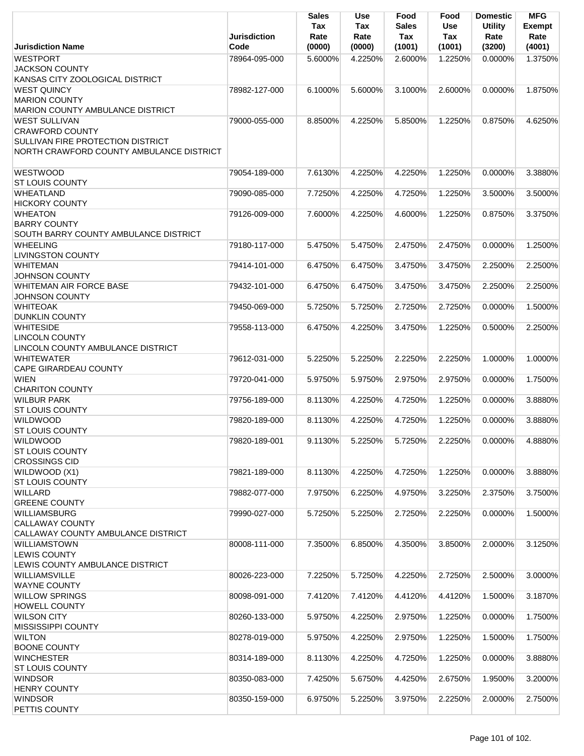| Jurisdiction Name | Jurisdiction Code | Sales Tax Rate (0000) | Use Tax Rate (0000) | Food Sales Tax (1001) | Food Use Tax (1001) | Domestic Utility Rate (3200) | MFG Exempt Rate (4001) |
|---|---|---|---|---|---|---|---|
| WESTPORT<br>JACKSON COUNTY<br>KANSAS CITY ZOOLOGICAL DISTRICT | 78964-095-000 | 5.6000% | 4.2250% | 2.6000% | 1.2250% | 0.0000% | 1.3750% |
| WEST QUINCY<br>MARION COUNTY<br>MARION COUNTY AMBULANCE DISTRICT | 78982-127-000 | 6.1000% | 5.6000% | 3.1000% | 2.6000% | 0.0000% | 1.8750% |
| WEST SULLIVAN<br>CRAWFORD COUNTY<br>SULLIVAN FIRE PROTECTION DISTRICT<br>NORTH CRAWFORD COUNTY AMBULANCE DISTRICT | 79000-055-000 | 8.8500% | 4.2250% | 5.8500% | 1.2250% | 0.8750% | 4.6250% |
| WESTWOOD<br>ST LOUIS COUNTY | 79054-189-000 | 7.6130% | 4.2250% | 4.2250% | 1.2250% | 0.0000% | 3.3880% |
| WHEATLAND<br>HICKORY COUNTY | 79090-085-000 | 7.7250% | 4.2250% | 4.7250% | 1.2250% | 3.5000% | 3.5000% |
| WHEATON<br>BARRY COUNTY<br>SOUTH BARRY COUNTY AMBULANCE DISTRICT | 79126-009-000 | 7.6000% | 4.2250% | 4.6000% | 1.2250% | 0.8750% | 3.3750% |
| WHEELING<br>LIVINGSTON COUNTY | 79180-117-000 | 5.4750% | 5.4750% | 2.4750% | 2.4750% | 0.0000% | 1.2500% |
| WHITEMAN<br>JOHNSON COUNTY | 79414-101-000 | 6.4750% | 6.4750% | 3.4750% | 3.4750% | 2.2500% | 2.2500% |
| WHITEMAN AIR FORCE BASE<br>JOHNSON COUNTY | 79432-101-000 | 6.4750% | 6.4750% | 3.4750% | 3.4750% | 2.2500% | 2.2500% |
| WHITEOAK<br>DUNKLIN COUNTY | 79450-069-000 | 5.7250% | 5.7250% | 2.7250% | 2.7250% | 0.0000% | 1.5000% |
| WHITESIDE<br>LINCOLN COUNTY<br>LINCOLN COUNTY AMBULANCE DISTRICT | 79558-113-000 | 6.4750% | 4.2250% | 3.4750% | 1.2250% | 0.5000% | 2.2500% |
| WHITEWATER<br>CAPE GIRARDEAU COUNTY | 79612-031-000 | 5.2250% | 5.2250% | 2.2250% | 2.2250% | 1.0000% | 1.0000% |
| WIEN<br>CHARITON COUNTY | 79720-041-000 | 5.9750% | 5.9750% | 2.9750% | 2.9750% | 0.0000% | 1.7500% |
| WILBUR PARK<br>ST LOUIS COUNTY | 79756-189-000 | 8.1130% | 4.2250% | 4.7250% | 1.2250% | 0.0000% | 3.8880% |
| WILDWOOD<br>ST LOUIS COUNTY | 79820-189-000 | 8.1130% | 4.2250% | 4.7250% | 1.2250% | 0.0000% | 3.8880% |
| WILDWOOD<br>ST LOUIS COUNTY<br>CROSSINGS CID | 79820-189-001 | 9.1130% | 5.2250% | 5.7250% | 2.2250% | 0.0000% | 4.8880% |
| WILDWOOD (X1)<br>ST LOUIS COUNTY | 79821-189-000 | 8.1130% | 4.2250% | 4.7250% | 1.2250% | 0.0000% | 3.8880% |
| WILLARD<br>GREENE COUNTY | 79882-077-000 | 7.9750% | 6.2250% | 4.9750% | 3.2250% | 2.3750% | 3.7500% |
| WILLIAMSBURG<br>CALLAWAY COUNTY<br>CALLAWAY COUNTY AMBULANCE DISTRICT | 79990-027-000 | 5.7250% | 5.2250% | 2.7250% | 2.2250% | 0.0000% | 1.5000% |
| WILLIAMSTOWN<br>LEWIS COUNTY<br>LEWIS COUNTY AMBULANCE DISTRICT | 80008-111-000 | 7.3500% | 6.8500% | 4.3500% | 3.8500% | 2.0000% | 3.1250% |
| WILLIAMSVILLE<br>WAYNE COUNTY | 80026-223-000 | 7.2250% | 5.7250% | 4.2250% | 2.7250% | 2.5000% | 3.0000% |
| WILLOW SPRINGS<br>HOWELL COUNTY | 80098-091-000 | 7.4120% | 7.4120% | 4.4120% | 4.4120% | 1.5000% | 3.1870% |
| WILSON CITY<br>MISSISSIPPI COUNTY | 80260-133-000 | 5.9750% | 4.2250% | 2.9750% | 1.2250% | 0.0000% | 1.7500% |
| WILTON<br>BOONE COUNTY | 80278-019-000 | 5.9750% | 4.2250% | 2.9750% | 1.2250% | 1.5000% | 1.7500% |
| WINCHESTER<br>ST LOUIS COUNTY | 80314-189-000 | 8.1130% | 4.2250% | 4.7250% | 1.2250% | 0.0000% | 3.8880% |
| WINDSOR<br>HENRY COUNTY | 80350-083-000 | 7.4250% | 5.6750% | 4.4250% | 2.6750% | 1.9500% | 3.2000% |
| WINDSOR<br>PETTIS COUNTY | 80350-159-000 | 6.9750% | 5.2250% | 3.9750% | 2.2250% | 2.0000% | 2.7500% |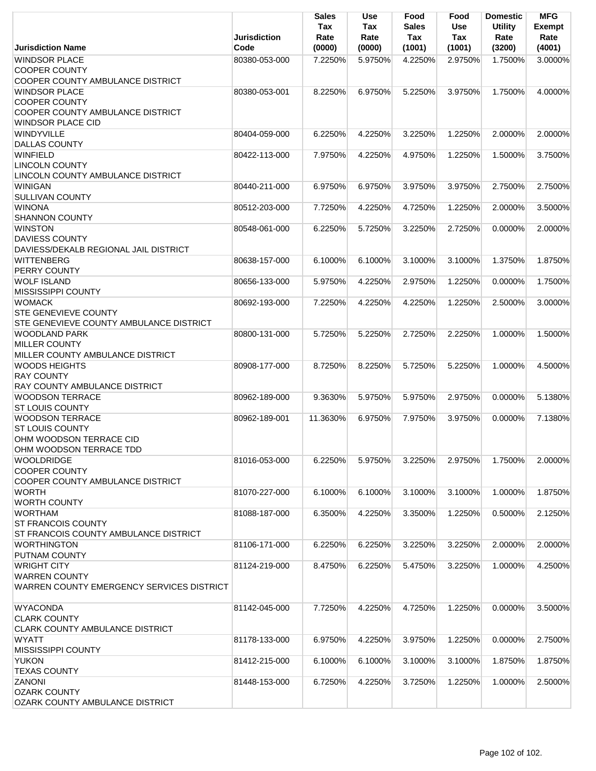| Jurisdiction Name | Jurisdiction Code | Sales Tax Rate (0000) | Use Tax Rate (0000) | Food Sales Tax (1001) | Food Use Tax (1001) | Domestic Utility Rate (3200) | MFG Exempt Rate (4001) |
|---|---|---|---|---|---|---|---|
| WINDSOR PLACE<br>COOPER COUNTY<br>COOPER COUNTY AMBULANCE DISTRICT | 80380-053-000 | 7.2250% | 5.9750% | 4.2250% | 2.9750% | 1.7500% | 3.0000% |
| WINDSOR PLACE<br>COOPER COUNTY<br>COOPER COUNTY AMBULANCE DISTRICT<br>WINDSOR PLACE CID | 80380-053-001 | 8.2250% | 6.9750% | 5.2250% | 3.9750% | 1.7500% | 4.0000% |
| WINDYVILLE<br>DALLAS COUNTY | 80404-059-000 | 6.2250% | 4.2250% | 3.2250% | 1.2250% | 2.0000% | 2.0000% |
| WINFIELD<br>LINCOLN COUNTY<br>LINCOLN COUNTY AMBULANCE DISTRICT | 80422-113-000 | 7.9750% | 4.2250% | 4.9750% | 1.2250% | 1.5000% | 3.7500% |
| WINIGAN<br>SULLIVAN COUNTY | 80440-211-000 | 6.9750% | 6.9750% | 3.9750% | 3.9750% | 2.7500% | 2.7500% |
| WINONA<br>SHANNON COUNTY | 80512-203-000 | 7.7250% | 4.2250% | 4.7250% | 1.2250% | 2.0000% | 3.5000% |
| WINSTON<br>DAVIESS COUNTY<br>DAVIESS/DEKALB REGIONAL JAIL DISTRICT | 80548-061-000 | 6.2250% | 5.7250% | 3.2250% | 2.7250% | 0.0000% | 2.0000% |
| WITTENBERG<br>PERRY COUNTY | 80638-157-000 | 6.1000% | 6.1000% | 3.1000% | 3.1000% | 1.3750% | 1.8750% |
| WOLF ISLAND<br>MISSISSIPPI COUNTY | 80656-133-000 | 5.9750% | 4.2250% | 2.9750% | 1.2250% | 0.0000% | 1.7500% |
| WOMACK<br>STE GENEVIEVE COUNTY<br>STE GENEVIEVE COUNTY AMBULANCE DISTRICT | 80692-193-000 | 7.2250% | 4.2250% | 4.2250% | 1.2250% | 2.5000% | 3.0000% |
| WOODLAND PARK<br>MILLER COUNTY<br>MILLER COUNTY AMBULANCE DISTRICT | 80800-131-000 | 5.7250% | 5.2250% | 2.7250% | 2.2250% | 1.0000% | 1.5000% |
| WOODS HEIGHTS<br>RAY COUNTY<br>RAY COUNTY AMBULANCE DISTRICT | 80908-177-000 | 8.7250% | 8.2250% | 5.7250% | 5.2250% | 1.0000% | 4.5000% |
| WOODSON TERRACE<br>ST LOUIS COUNTY | 80962-189-000 | 9.3630% | 5.9750% | 5.9750% | 2.9750% | 0.0000% | 5.1380% |
| WOODSON TERRACE<br>ST LOUIS COUNTY<br>OHM WOODSON TERRACE CID<br>OHM WOODSON TERRACE TDD | 80962-189-001 | 11.3630% | 6.9750% | 7.9750% | 3.9750% | 0.0000% | 7.1380% |
| WOOLDRIDGE<br>COOPER COUNTY<br>COOPER COUNTY AMBULANCE DISTRICT | 81016-053-000 | 6.2250% | 5.9750% | 3.2250% | 2.9750% | 1.7500% | 2.0000% |
| WORTH<br>WORTH COUNTY | 81070-227-000 | 6.1000% | 6.1000% | 3.1000% | 3.1000% | 1.0000% | 1.8750% |
| WORTHAM<br>ST FRANCOIS COUNTY<br>ST FRANCOIS COUNTY AMBULANCE DISTRICT | 81088-187-000 | 6.3500% | 4.2250% | 3.3500% | 1.2250% | 0.5000% | 2.1250% |
| WORTHINGTON<br>PUTNAM COUNTY | 81106-171-000 | 6.2250% | 6.2250% | 3.2250% | 3.2250% | 2.0000% | 2.0000% |
| WRIGHT CITY<br>WARREN COUNTY<br>WARREN COUNTY EMERGENCY SERVICES DISTRICT | 81124-219-000 | 8.4750% | 6.2250% | 5.4750% | 3.2250% | 1.0000% | 4.2500% |
| WYACONDA<br>CLARK COUNTY<br>CLARK COUNTY AMBULANCE DISTRICT | 81142-045-000 | 7.7250% | 4.2250% | 4.7250% | 1.2250% | 0.0000% | 3.5000% |
| WYATT<br>MISSISSIPPI COUNTY | 81178-133-000 | 6.9750% | 4.2250% | 3.9750% | 1.2250% | 0.0000% | 2.7500% |
| YUKON<br>TEXAS COUNTY | 81412-215-000 | 6.1000% | 6.1000% | 3.1000% | 3.1000% | 1.8750% | 1.8750% |
| ZANONI<br>OZARK COUNTY<br>OZARK COUNTY AMBULANCE DISTRICT | 81448-153-000 | 6.7250% | 4.2250% | 3.7250% | 1.2250% | 1.0000% | 2.5000% |